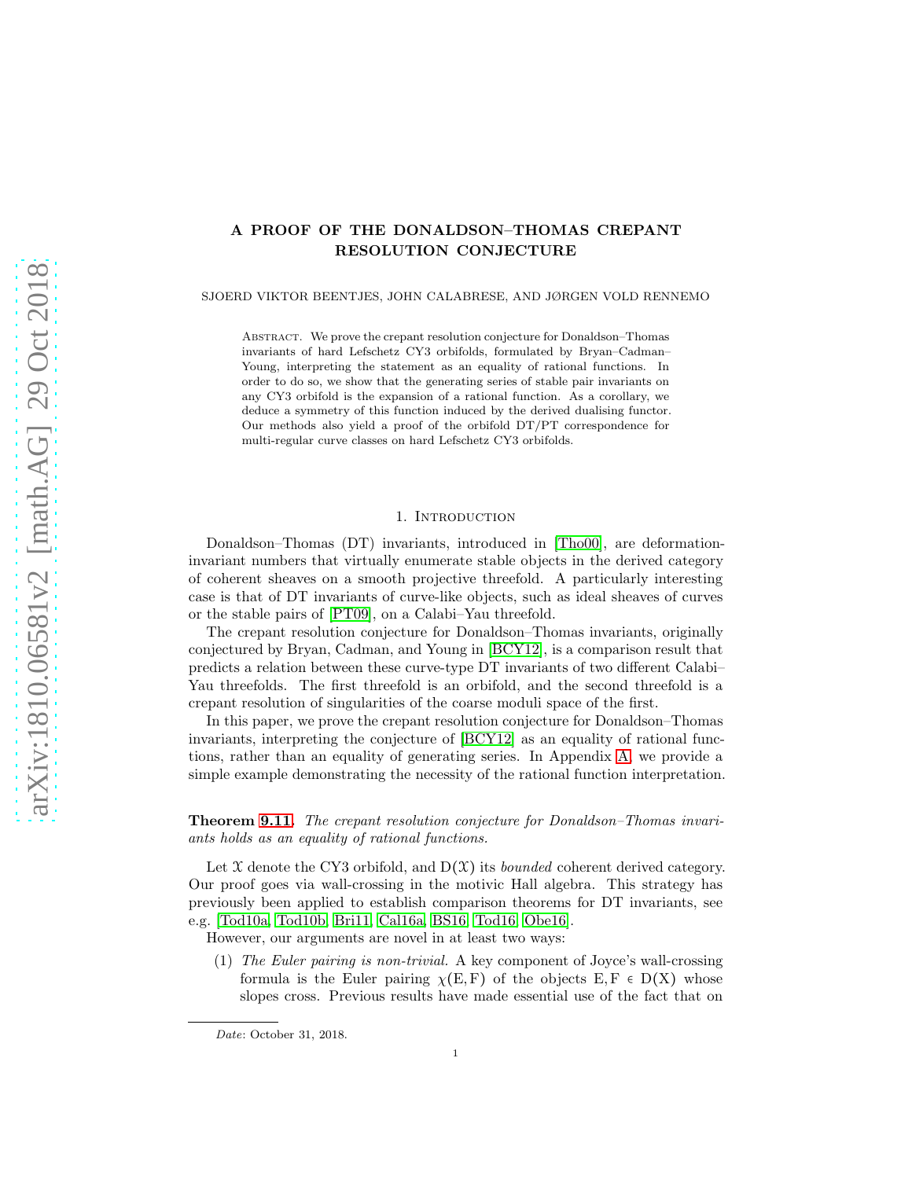# A PROOF OF THE DONALDSON–THOMAS CREPANT RESOLUTION CONJECTURE

SJOERD VIKTOR BEENTJES, JOHN CALABRESE, AND JØRGEN VOLD RENNEMO

Abstract. We prove the crepant resolution conjecture for Donaldson–Thomas invariants of hard Lefschetz CY3 orbifolds, formulated by Bryan–Cadman–Young, interpreting the statement as an equality of rational functions. In order to do so, we show that the generating series of stable pair invariants on any CY3 orbifold is the expansion of a rational function. As a corollary, we deduce a symmetry of this function induced by the derived dualising functor. Our methods also yield a proof of the orbifold DT/PT correspondence for multi-regular curve classes on hard Lefschetz CY3 orbifolds.

## 1. Introduction

Donaldson–Thomas (DT) invariants, introduced in [Tho00], are deformation-invariant numbers that virtually enumerate stable objects in the derived category of coherent sheaves on a smooth projective threefold. A particularly interesting case is that of DT invariants of curve-like objects, such as ideal sheaves of curves or the stable pairs of [PT09], on a Calabi–Yau threefold.

The crepant resolution conjecture for Donaldson–Thomas invariants, originally conjectured by Bryan, Cadman, and Young in [BCY12], is a comparison result that predicts a relation between these curve-type DT invariants of two different Calabi–Yau threefolds. The first threefold is an orbifold, and the second threefold is a crepant resolution of singularities of the coarse moduli space of the first.

In this paper, we prove the crepant resolution conjecture for Donaldson–Thomas invariants, interpreting the conjecture of [BCY12] as an equality of rational functions, rather than an equality of generating series. In Appendix A, we provide a simple example demonstrating the necessity of the rational function interpretation.

**Theorem 9.11.** *The crepant resolution conjecture for Donaldson–Thomas invariants holds as an equality of rational functions.*

Let $\mathcal{X}$ denote the CY3 orbifold, and $\mathrm{D}(\mathcal{X})$ its *bounded* coherent derived category. Our proof goes via wall-crossing in the motivic Hall algebra. This strategy has previously been applied to establish comparison theorems for DT invariants, see e.g. [Tod10a, Tod10b, Bri11, Cal16a, BS16, Tod16, Obe16].

However, our arguments are novel in at least two ways:

(1) *The Euler pairing is non-trivial.* A key component of Joyce's wall-crossing formula is the Euler pairing $\chi(\mathrm{E}, \mathrm{F})$ of the objects $\mathrm{E}, \mathrm{F} \in \mathrm{D}(\mathrm{X})$ whose slopes cross. Previous results have made essential use of the fact that on

*Date*: October 31, 2018.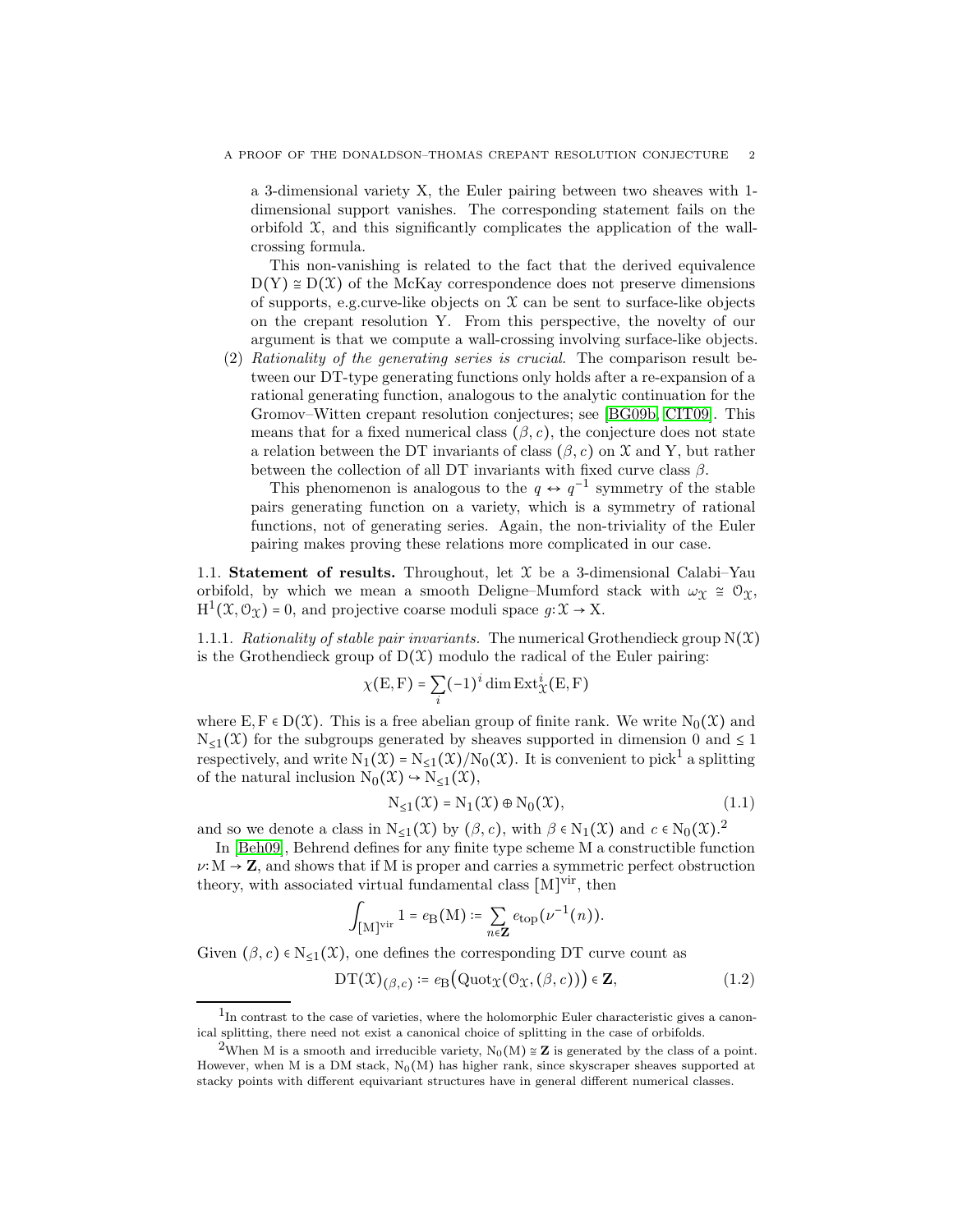a 3-dimensional variety X, the Euler pairing between two sheaves with 1-dimensional support vanishes. The corresponding statement fails on the orbifold $\mathcal{X}$, and this significantly complicates the application of the wall-crossing formula.

This non-vanishing is related to the fact that the derived equivalence $D(Y) \cong D(\mathcal{X})$ of the McKay correspondence does not preserve dimensions of supports, e.g.curve-like objects on $\mathcal{X}$ can be sent to surface-like objects on the crepant resolution Y. From this perspective, the novelty of our argument is that we compute a wall-crossing involving surface-like objects.

(2) *Rationality of the generating series is crucial.* The comparison result between our DT-type generating functions only holds after a re-expansion of a rational generating function, analogous to the analytic continuation for the Gromov–Witten crepant resolution conjectures; see [BG09b, CIT09]. This means that for a fixed numerical class $(\beta, c)$, the conjecture does not state a relation between the DT invariants of class $(\beta, c)$ on $\mathcal{X}$ and Y, but rather between the collection of all DT invariants with fixed curve class $\beta$.

This phenomenon is analogous to the $q \leftrightarrow q^{-1}$ symmetry of the stable pairs generating function on a variety, which is a symmetry of rational functions, not of generating series. Again, the non-triviality of the Euler pairing makes proving these relations more complicated in our case.

## 1.1. Statement of results.

Throughout, let $\mathcal{X}$ be a 3-dimensional Calabi–Yau orbifold, by which we mean a smooth Deligne–Mumford stack with $\omega_{\mathcal{X}} \cong \mathcal{O}_{\mathcal{X}}$, $H^1(\mathcal{X}, \mathcal{O}_{\mathcal{X}}) = 0$, and projective coarse moduli space $g: \mathcal{X} \to X$.

### 1.1.1. *Rationality of stable pair invariants.*

The numerical Grothendieck group $N(\mathcal{X})$ is the Grothendieck group of $D(\mathcal{X})$ modulo the radical of the Euler pairing:

$$\chi(E, F) = \sum_i (-1)^i \dim \operatorname{Ext}^i_{\mathcal{X}}(E, F)$$

where $E, F \in D(\mathcal{X})$. This is a free abelian group of finite rank. We write $N_0(\mathcal{X})$ and $N_{\leq 1}(\mathcal{X})$ for the subgroups generated by sheaves supported in dimension 0 and $\leq 1$ respectively, and write $N_1(\mathcal{X}) = N_{\leq 1}(\mathcal{X})/N_0(\mathcal{X})$. It is convenient to pick[1] a splitting of the natural inclusion $N_0(\mathcal{X}) \hookrightarrow N_{\leq 1}(\mathcal{X})$,

$$N_{\leq 1}(\mathcal{X}) = N_1(\mathcal{X}) \oplus N_0(\mathcal{X}), \tag{1.1}$$

and so we denote a class in $N_{\leq 1}(\mathcal{X})$ by $(\beta, c)$, with $\beta \in N_1(\mathcal{X})$ and $c \in N_0(\mathcal{X})$.[2]

In [Beh09], Behrend defines for any finite type scheme M a constructible function $\nu: M \to \mathbf{Z}$, and shows that if M is proper and carries a symmetric perfect obstruction theory, with associated virtual fundamental class $[M]^{\mathrm{vir}}$, then

$$\int_{[M]^{\mathrm{vir}}} 1 = e_B(M) := \sum_{n \in \mathbf{Z}} e_{\mathrm{top}}(\nu^{-1}(n)).$$

Given $(\beta, c) \in N_{\leq 1}(\mathcal{X})$, one defines the corresponding DT curve count as

$$\mathrm{DT}(\mathcal{X})_{(\beta, c)} := e_B\big(\mathrm{Quot}_{\mathcal{X}}(\mathcal{O}_{\mathcal{X}}, (\beta, c))\big) \in \mathbf{Z}, \tag{1.2}$$

[1] In contrast to the case of varieties, where the holomorphic Euler characteristic gives a canonical splitting, there need not exist a canonical choice of splitting in the case of orbifolds.

[2] When M is a smooth and irreducible variety, $N_0(M) \cong \mathbf{Z}$ is generated by the class of a point. However, when M is a DM stack, $N_0(M)$ has higher rank, since skyscraper sheaves supported at stacky points with different equivariant structures have in general different numerical classes.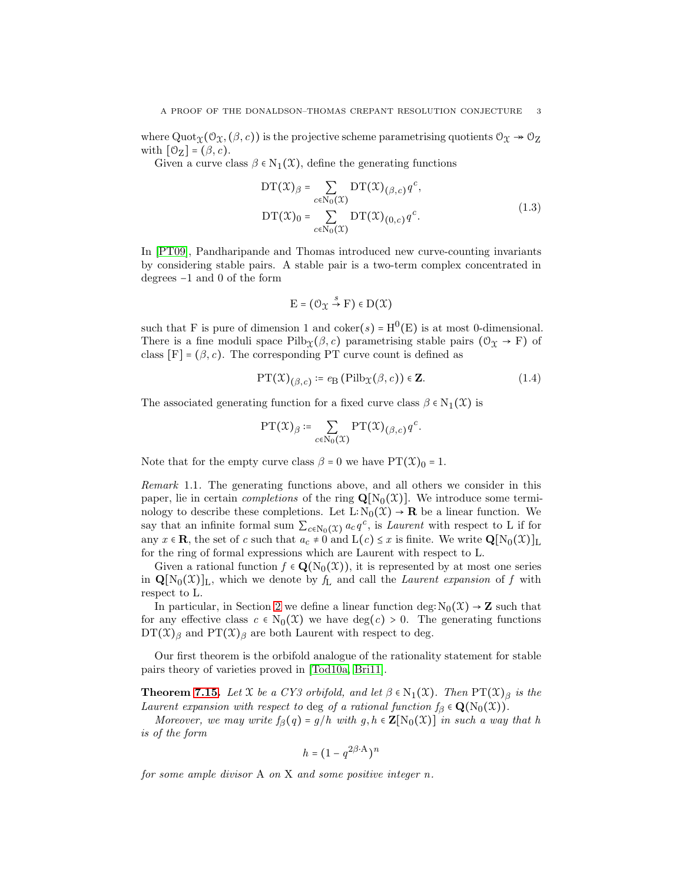where $\mathrm{Quot}_{\mathcal{X}}(\mathcal{O}_{\mathcal{X}}, (\beta, c))$ is the projective scheme parametrising quotients $\mathcal{O}_{\mathcal{X}} \twoheadrightarrow \mathcal{O}_{\mathrm{Z}}$ with $[\mathcal{O}_{\mathrm{Z}}] = (\beta, c)$.

Given a curve class $\beta \in \mathrm{N}_1(\mathcal{X})$, define the generating functions

$$
\begin{aligned}
\mathrm{DT}(\mathcal{X})_\beta &= \sum_{c \in \mathrm{N}_0(\mathcal{X})} \mathrm{DT}(\mathcal{X})_{(\beta,c)} q^c, \\
\mathrm{DT}(\mathcal{X})_0 &= \sum_{c \in \mathrm{N}_0(\mathcal{X})} \mathrm{DT}(\mathcal{X})_{(0,c)} q^c.
\end{aligned}
\tag{1.3}
$$

In [PT09], Pandharipande and Thomas introduced new curve-counting invariants by considering stable pairs. A stable pair is a two-term complex concentrated in degrees $-1$ and $0$ of the form

$$
\mathrm{E} = (\mathcal{O}_{\mathcal{X}} \xrightarrow{s} \mathrm{F}) \in \mathrm{D}(\mathcal{X})
$$

such that F is pure of dimension 1 and $\mathrm{coker}(s) = \mathrm{H}^0(\mathrm{E})$ is at most 0-dimensional. There is a fine moduli space $\mathrm{Pilb}_{\mathcal{X}}(\beta, c)$ parametrising stable pairs $(\mathcal{O}_{\mathcal{X}} \to \mathrm{F})$ of class $[\mathrm{F}] = (\beta, c)$. The corresponding PT curve count is defined as

$$
\mathrm{PT}(\mathcal{X})_{(\beta,c)} := e_{\mathrm{B}}\left(\mathrm{Pilb}_{\mathcal{X}}(\beta, c)\right) \in \mathbf{Z}. \tag{1.4}
$$

The associated generating function for a fixed curve class $\beta \in \mathrm{N}_1(\mathcal{X})$ is

$$
\mathrm{PT}(\mathcal{X})_\beta := \sum_{c \in \mathrm{N}_0(\mathcal{X})} \mathrm{PT}(\mathcal{X})_{(\beta,c)} q^c.
$$

Note that for the empty curve class $\beta = 0$ we have $\mathrm{PT}(\mathcal{X})_0 = 1$.

*Remark* 1.1. The generating functions above, and all others we consider in this paper, lie in certain *completions* of the ring $\mathbf{Q}[\mathrm{N}_0(\mathcal{X})]$. We introduce some terminology to describe these completions. Let $\mathrm{L}\colon \mathrm{N}_0(\mathcal{X}) \to \mathbf{R}$ be a linear function. We say that an infinite formal sum $\sum_{c \in \mathrm{N}_0(\mathcal{X})} a_c q^c$, is *Laurent* with respect to L if for any $x \in \mathbf{R}$, the set of $c$ such that $a_c \neq 0$ and $\mathrm{L}(c) \leq x$ is finite. We write $\mathbf{Q}[\mathrm{N}_0(\mathcal{X})]_{\mathrm{L}}$ for the ring of formal expressions which are Laurent with respect to L.

Given a rational function $f \in \mathbf{Q}(\mathrm{N}_0(\mathcal{X}))$, it is represented by at most one series in $\mathbf{Q}[\mathrm{N}_0(\mathcal{X})]_{\mathrm{L}}$, which we denote by $f_{\mathrm{L}}$ and call the *Laurent expansion* of $f$ with respect to L.

In particular, in Section 2 we define a linear function $\deg\colon \mathrm{N}_0(\mathcal{X}) \to \mathbf{Z}$ such that for any effective class $c \in \mathrm{N}_0(\mathcal{X})$ we have $\deg(c) > 0$. The generating functions $\mathrm{DT}(\mathcal{X})_\beta$ and $\mathrm{PT}(\mathcal{X})_\beta$ are both Laurent with respect to deg.

Our first theorem is the orbifold analogue of the rationality statement for stable pairs theory of varieties proved in [Tod10a, Bri11].

**Theorem 7.15.** *Let $\mathcal{X}$ be a CY3 orbifold, and let $\beta \in \mathrm{N}_1(\mathcal{X})$. Then $\mathrm{PT}(\mathcal{X})_\beta$ is the Laurent expansion with respect to* deg *of a rational function $f_\beta \in \mathbf{Q}(\mathrm{N}_0(\mathcal{X}))$.*

*Moreover, we may write $f_\beta(q) = g/h$ with $g, h \in \mathbf{Z}[\mathrm{N}_0(\mathcal{X})]$ in such a way that $h$ is of the form*

$$
h = (1 - q^{2\beta \cdot \mathrm{A}})^n
$$

*for some ample divisor A on X and some positive integer $n$.*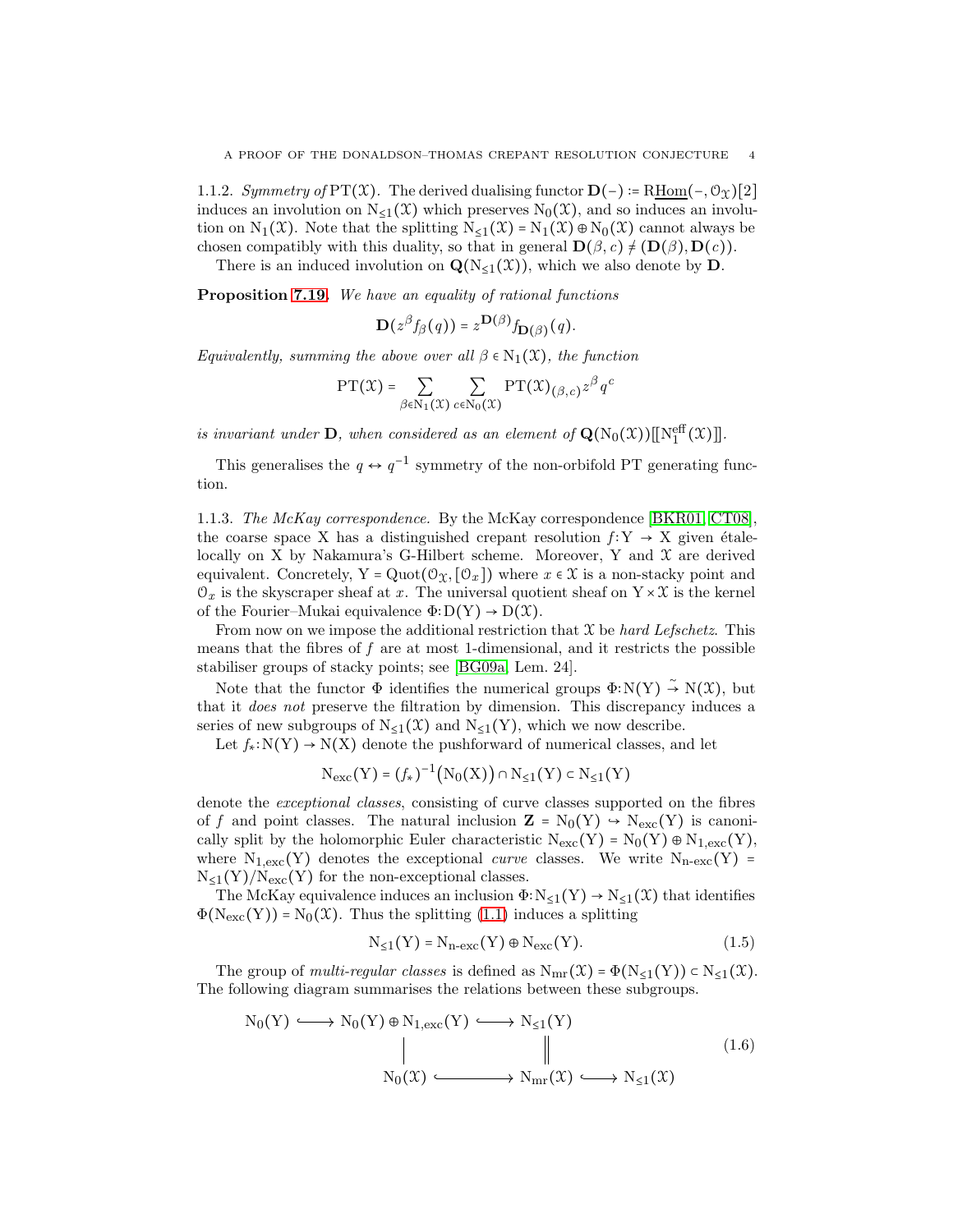1.1.2. *Symmetry of* $\mathrm{PT}(\mathcal{X})$. The derived dualising functor $\mathbf{D}(-) := \mathrm{R}\underline{\mathrm{Hom}}(-, \mathcal{O}_{\mathcal{X}})[2]$ induces an involution on $\mathrm{N}_{\leq 1}(\mathcal{X})$ which preserves $\mathrm{N}_0(\mathcal{X})$, and so induces an involution on $\mathrm{N}_1(\mathcal{X})$. Note that the splitting $\mathrm{N}_{\leq 1}(\mathcal{X}) = \mathrm{N}_1(\mathcal{X}) \oplus \mathrm{N}_0(\mathcal{X})$ cannot always be chosen compatibly with this duality, so that in general $\mathbf{D}(\beta, c) \neq (\mathbf{D}(\beta), \mathbf{D}(c))$.

There is an induced involution on $\mathbf{Q}(\mathrm{N}_{\leq 1}(\mathcal{X}))$, which we also denote by $\mathbf{D}$.

**Proposition 7.19.** *We have an equality of rational functions*

$$\mathbf{D}(z^{\beta} f_{\beta}(q)) = z^{\mathbf{D}(\beta)} f_{\mathbf{D}(\beta)}(q).$$

*Equivalently, summing the above over all* $\beta \in \mathrm{N}_1(\mathcal{X})$*, the function*

$$\mathrm{PT}(\mathcal{X}) = \sum_{\beta \in \mathrm{N}_1(\mathcal{X})} \sum_{c \in \mathrm{N}_0(\mathcal{X})} \mathrm{PT}(\mathcal{X})_{(\beta,c)} z^{\beta} q^{c}$$

*is invariant under* $\mathbf{D}$*, when considered as an element of* $\mathbf{Q}(\mathrm{N}_0(\mathcal{X}))[\![\mathrm{N}_1^{\mathrm{eff}}(\mathcal{X})]\!]$.

This generalises the $q \leftrightarrow q^{-1}$ symmetry of the non-orbifold PT generating function.

1.1.3. *The McKay correspondence.* By the McKay correspondence [BKR01, CT08], the coarse space X has a distinguished crepant resolution $f\colon \mathrm{Y} \to \mathrm{X}$ given étale-locally on X by Nakamura's G-Hilbert scheme. Moreover, Y and $\mathcal{X}$ are derived equivalent. Concretely, $\mathrm{Y} = \mathrm{Quot}(\mathcal{O}_{\mathcal{X}}, [\mathcal{O}_x])$ where $x \in \mathcal{X}$ is a non-stacky point and $\mathcal{O}_x$ is the skyscraper sheaf at $x$. The universal quotient sheaf on $\mathrm{Y} \times \mathcal{X}$ is the kernel of the Fourier–Mukai equivalence $\Phi\colon \mathrm{D}(\mathrm{Y}) \to \mathrm{D}(\mathcal{X})$.

From now on we impose the additional restriction that $\mathcal{X}$ be *hard Lefschetz*. This means that the fibres of $f$ are at most 1-dimensional, and it restricts the possible stabiliser groups of stacky points; see [BG09a, Lem. 24].

Note that the functor $\Phi$ identifies the numerical groups $\Phi\colon \mathrm{N}(\mathrm{Y}) \xrightarrow{\sim} \mathrm{N}(\mathcal{X})$, but that it *does not* preserve the filtration by dimension. This discrepancy induces a series of new subgroups of $\mathrm{N}_{\leq 1}(\mathcal{X})$ and $\mathrm{N}_{\leq 1}(\mathrm{Y})$, which we now describe.

Let $f_*\colon \mathrm{N}(\mathrm{Y}) \to \mathrm{N}(\mathrm{X})$ denote the pushforward of numerical classes, and let

$$\mathrm{N}_{\mathrm{exc}}(\mathrm{Y}) = (f_*)^{-1}\big(\mathrm{N}_0(\mathrm{X})\big) \cap \mathrm{N}_{\leq 1}(\mathrm{Y}) \subset \mathrm{N}_{\leq 1}(\mathrm{Y})$$

denote the *exceptional classes*, consisting of curve classes supported on the fibres of $f$ and point classes. The natural inclusion $\mathbf{Z} = \mathrm{N}_0(\mathrm{Y}) \hookrightarrow \mathrm{N}_{\mathrm{exc}}(\mathrm{Y})$ is canonically split by the holomorphic Euler characteristic $\mathrm{N}_{\mathrm{exc}}(\mathrm{Y}) = \mathrm{N}_0(\mathrm{Y}) \oplus \mathrm{N}_{1,\mathrm{exc}}(\mathrm{Y})$, where $\mathrm{N}_{1,\mathrm{exc}}(\mathrm{Y})$ denotes the exceptional *curve* classes. We write $\mathrm{N}_{\text{n-exc}}(\mathrm{Y}) = \mathrm{N}_{\leq 1}(\mathrm{Y})/\mathrm{N}_{\mathrm{exc}}(\mathrm{Y})$ for the non-exceptional classes.

The McKay equivalence induces an inclusion $\Phi\colon \mathrm{N}_{\leq 1}(\mathrm{Y}) \to \mathrm{N}_{\leq 1}(\mathcal{X})$ that identifies $\Phi(\mathrm{N}_{\mathrm{exc}}(\mathrm{Y})) = \mathrm{N}_0(\mathcal{X})$. Thus the splitting (1.1) induces a splitting

$$\mathrm{N}_{\leq 1}(\mathrm{Y}) = \mathrm{N}_{\text{n-exc}}(\mathrm{Y}) \oplus \mathrm{N}_{\mathrm{exc}}(\mathrm{Y}). \tag{1.5}$$

The group of *multi-regular classes* is defined as $\mathrm{N}_{\mathrm{mr}}(\mathcal{X}) = \Phi(\mathrm{N}_{\leq 1}(\mathrm{Y})) \subset \mathrm{N}_{\leq 1}(\mathcal{X})$. The following diagram summarises the relations between these subgroups.

$$\begin{array}{ccccc}
\mathrm{N}_0(\mathrm{Y}) & \hookrightarrow & \mathrm{N}_0(\mathrm{Y}) \oplus \mathrm{N}_{1,\mathrm{exc}}(\mathrm{Y}) & \hookrightarrow & \mathrm{N}_{\leq 1}(\mathrm{Y}) \\
 & & \Big| & & \Big\| \\
 & & \mathrm{N}_0(\mathcal{X}) & \hookrightarrow & \mathrm{N}_{\mathrm{mr}}(\mathcal{X}) \hookrightarrow \mathrm{N}_{\leq 1}(\mathcal{X})
\end{array} \tag{1.6}$$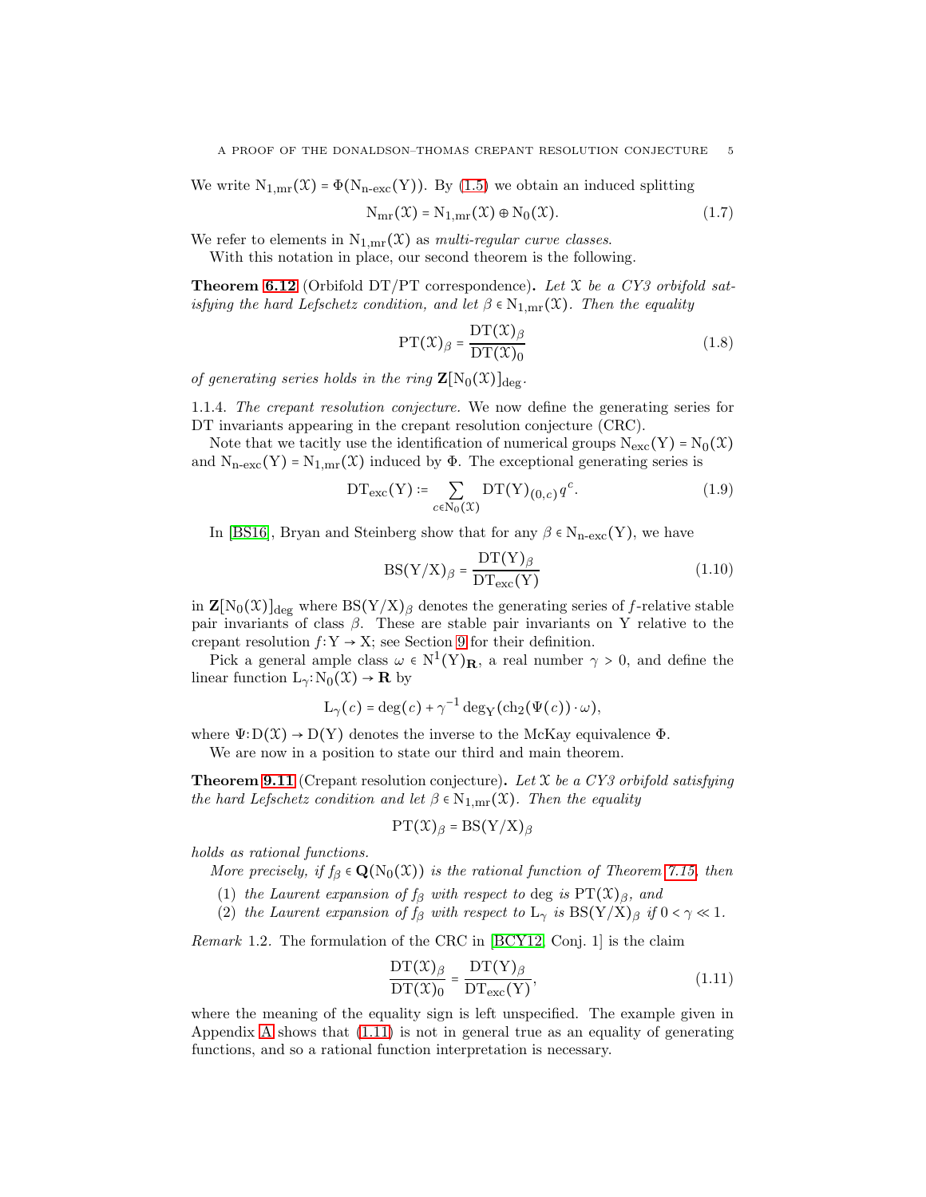We write $\mathrm{N}_{1,\mathrm{mr}}(\mathcal{X}) = \Phi(\mathrm{N}_{\text{n-exc}}(\mathrm{Y}))$. By (1.5) we obtain an induced splitting

$$\mathrm{N}_{\mathrm{mr}}(\mathcal{X}) = \mathrm{N}_{1,\mathrm{mr}}(\mathcal{X}) \oplus \mathrm{N}_0(\mathcal{X}). \tag{1.7}$$

We refer to elements in $\mathrm{N}_{1,\mathrm{mr}}(\mathcal{X})$ as *multi-regular curve classes*.

With this notation in place, our second theorem is the following.

**Theorem 6.12** (Orbifold DT/PT correspondence)**.** *Let $\mathcal{X}$ be a CY3 orbifold satisfying the hard Lefschetz condition, and let $\beta \in \mathrm{N}_{1,\mathrm{mr}}(\mathcal{X})$. Then the equality*

$$\mathrm{PT}(\mathcal{X})_\beta = \frac{\mathrm{DT}(\mathcal{X})_\beta}{\mathrm{DT}(\mathcal{X})_0} \tag{1.8}$$

*of generating series holds in the ring $\mathbf{Z}[\mathrm{N}_0(\mathcal{X})]_{\deg}$.*

1.1.4. *The crepant resolution conjecture.* We now define the generating series for DT invariants appearing in the crepant resolution conjecture (CRC).

Note that we tacitly use the identification of numerical groups $\mathrm{N}_{\mathrm{exc}}(\mathrm{Y}) = \mathrm{N}_0(\mathcal{X})$ and $\mathrm{N}_{\text{n-exc}}(\mathrm{Y}) = \mathrm{N}_{1,\mathrm{mr}}(\mathcal{X})$ induced by $\Phi$. The exceptional generating series is

$$\mathrm{DT}_{\mathrm{exc}}(\mathrm{Y}) := \sum_{c \in \mathrm{N}_0(\mathcal{X})} \mathrm{DT}(\mathrm{Y})_{(0,c)}\, q^c. \tag{1.9}$$

In [BS16], Bryan and Steinberg show that for any $\beta \in \mathrm{N}_{\text{n-exc}}(\mathrm{Y})$, we have

$$\mathrm{BS}(\mathrm{Y}/\mathrm{X})_\beta = \frac{\mathrm{DT}(\mathrm{Y})_\beta}{\mathrm{DT}_{\mathrm{exc}}(\mathrm{Y})} \tag{1.10}$$

in $\mathbf{Z}[\mathrm{N}_0(\mathcal{X})]_{\deg}$ where $\mathrm{BS}(\mathrm{Y}/\mathrm{X})_\beta$ denotes the generating series of $f$-relative stable pair invariants of class $\beta$. These are stable pair invariants on Y relative to the crepant resolution $f\colon \mathrm{Y} \to \mathrm{X}$; see Section 9 for their definition.

Pick a general ample class $\omega \in \mathrm{N}^1(\mathrm{Y})_{\mathbf{R}}$, a real number $\gamma > 0$, and define the linear function $\mathrm{L}_\gamma\colon \mathrm{N}_0(\mathcal{X}) \to \mathbf{R}$ by

$$\mathrm{L}_\gamma(c) = \deg(c) + \gamma^{-1} \deg_{\mathrm{Y}}(\mathrm{ch}_2(\Psi(c)) \cdot \omega),$$

where $\Psi\colon \mathrm{D}(\mathcal{X}) \to \mathrm{D}(\mathrm{Y})$ denotes the inverse to the McKay equivalence $\Phi$.

We are now in a position to state our third and main theorem.

**Theorem 9.11** (Crepant resolution conjecture)**.** *Let $\mathcal{X}$ be a CY3 orbifold satisfying the hard Lefschetz condition and let $\beta \in \mathrm{N}_{1,\mathrm{mr}}(\mathcal{X})$. Then the equality*

$$\mathrm{PT}(\mathcal{X})_\beta = \mathrm{BS}(\mathrm{Y}/\mathrm{X})_\beta$$

*holds as rational functions.*

*More precisely, if $f_\beta \in \mathbf{Q}(\mathrm{N}_0(\mathcal{X}))$ is the rational function of Theorem 7.15, then*

1. *the Laurent expansion of $f_\beta$ with respect to* deg *is $\mathrm{PT}(\mathcal{X})_\beta$, and*
2. *the Laurent expansion of $f_\beta$ with respect to $\mathrm{L}_\gamma$ is $\mathrm{BS}(\mathrm{Y}/\mathrm{X})_\beta$ if $0 < \gamma \ll 1$.*

*Remark* 1.2. The formulation of the CRC in [BCY12, Conj. 1] is the claim

$$\frac{\mathrm{DT}(\mathcal{X})_\beta}{\mathrm{DT}(\mathcal{X})_0} = \frac{\mathrm{DT}(\mathrm{Y})_\beta}{\mathrm{DT}_{\mathrm{exc}}(\mathrm{Y})}, \tag{1.11}$$

where the meaning of the equality sign is left unspecified. The example given in Appendix A shows that (1.11) is not in general true as an equality of generating functions, and so a rational function interpretation is necessary.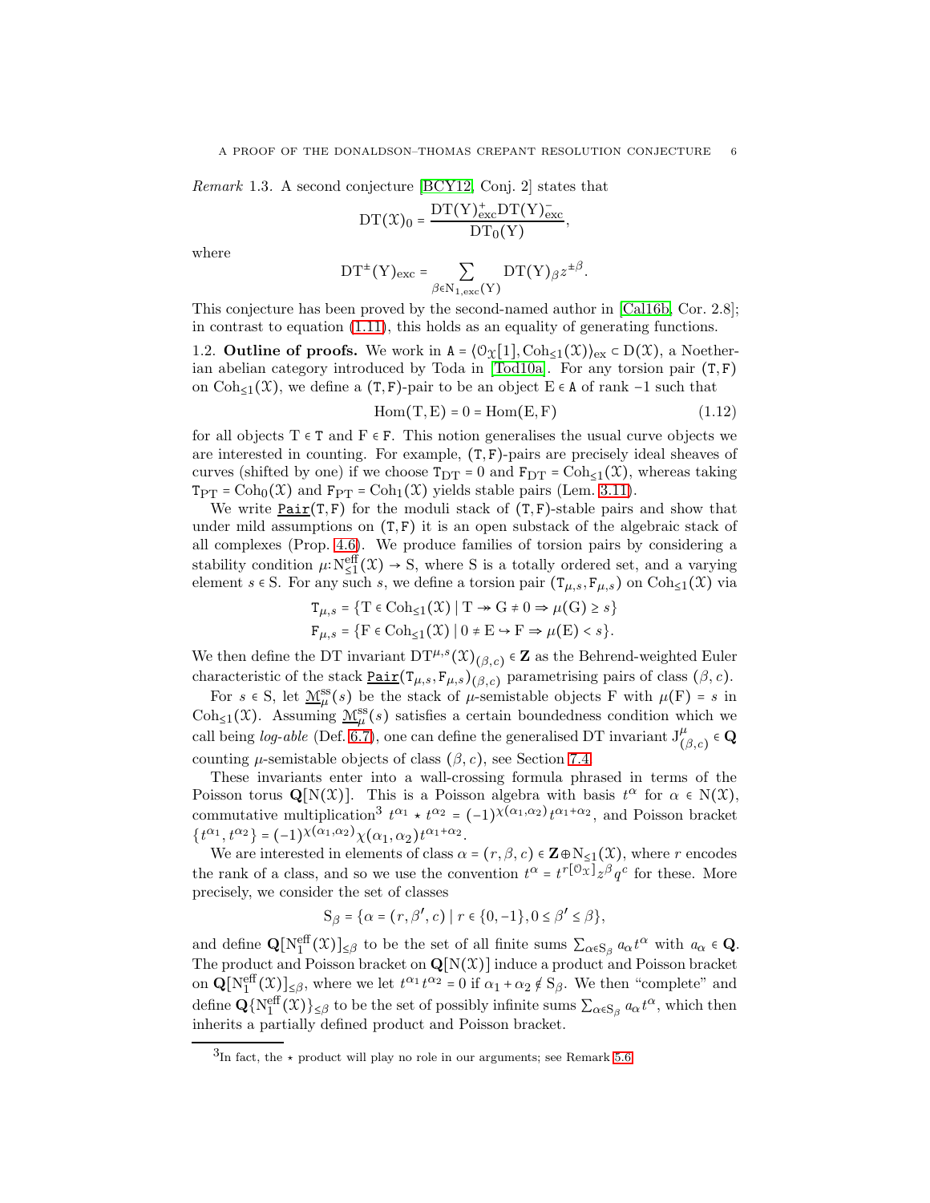*Remark* 1.3. A second conjecture [BCY12, Conj. 2] states that

$$\mathrm{DT}(\mathcal{X})_0 = \frac{\mathrm{DT}(\mathrm{Y})^{+}_{\mathrm{exc}}\mathrm{DT}(\mathrm{Y})^{-}_{\mathrm{exc}}}{\mathrm{DT}_0(\mathrm{Y})},$$

where

$$\mathrm{DT}^{\pm}(\mathrm{Y})_{\mathrm{exc}} = \sum_{\beta \in \mathrm{N}_{1,\mathrm{exc}}(\mathrm{Y})} \mathrm{DT}(\mathrm{Y})_{\beta} z^{\pm\beta}.$$

This conjecture has been proved by the second-named author in [Cal16b, Cor. 2.8]; in contrast to equation (1.11), this holds as an equality of generating functions.

## 1.2. Outline of proofs.

We work in $\mathtt{A} = \langle \mathcal{O}_{\mathcal{X}}[1], \mathrm{Coh}_{\leq 1}(\mathcal{X})\rangle_{\mathrm{ex}} \subset \mathrm{D}(\mathcal{X})$, a Noetherian abelian category introduced by Toda in [Tod10a]. For any torsion pair $(\mathtt{T}, \mathtt{F})$ on $\mathrm{Coh}_{\leq 1}(\mathcal{X})$, we define a $(\mathtt{T},\mathtt{F})$-pair to be an object $\mathrm{E} \in \mathtt{A}$ of rank $-1$ such that

$$\mathrm{Hom}(\mathrm{T}, \mathrm{E}) = 0 = \mathrm{Hom}(\mathrm{E}, \mathrm{F}) \tag{1.12}$$

for all objects $\mathrm{T} \in \mathtt{T}$ and $\mathrm{F} \in \mathtt{F}$. This notion generalises the usual curve objects we are interested in counting. For example, $(\mathtt{T},\mathtt{F})$-pairs are precisely ideal sheaves of curves (shifted by one) if we choose $\mathtt{T}_{\mathrm{DT}} = 0$ and $\mathtt{F}_{\mathrm{DT}} = \mathrm{Coh}_{\leq 1}(\mathcal{X})$, whereas taking $\mathtt{T}_{\mathrm{PT}} = \mathrm{Coh}_0(\mathcal{X})$ and $\mathtt{F}_{\mathrm{PT}} = \mathrm{Coh}_1(\mathcal{X})$ yields stable pairs (Lem. 3.11).

We write $\underline{\mathtt{Pair}}(\mathtt{T},\mathtt{F})$ for the moduli stack of $(\mathtt{T},\mathtt{F})$-stable pairs and show that under mild assumptions on $(\mathtt{T},\mathtt{F})$ it is an open substack of the algebraic stack of all complexes (Prop. 4.6). We produce families of torsion pairs by considering a stability condition $\mu\colon \mathrm{N}^{\mathrm{eff}}_{\leq 1}(\mathcal{X}) \to \mathrm{S}$, where $\mathrm{S}$ is a totally ordered set, and a varying element $s \in \mathrm{S}$. For any such $s$, we define a torsion pair $(\mathtt{T}_{\mu,s}, \mathtt{F}_{\mu,s})$ on $\mathrm{Coh}_{\leq 1}(\mathcal{X})$ via

$$\mathtt{T}_{\mu,s} = \{\mathrm{T} \in \mathrm{Coh}_{\leq 1}(\mathcal{X}) \mid \mathrm{T} \twoheadrightarrow \mathrm{G} \neq 0 \Rightarrow \mu(\mathrm{G}) \geq s\}$$
$$\mathtt{F}_{\mu,s} = \{\mathrm{F} \in \mathrm{Coh}_{\leq 1}(\mathcal{X}) \mid 0 \neq \mathrm{E} \hookrightarrow \mathrm{F} \Rightarrow \mu(\mathrm{E}) < s\}.$$

We then define the DT invariant $\mathrm{DT}^{\mu,s}(\mathcal{X})_{(\beta,c)} \in \mathbf{Z}$ as the Behrend-weighted Euler characteristic of the stack $\underline{\mathtt{Pair}}(\mathtt{T}_{\mu,s},\mathtt{F}_{\mu,s})_{(\beta,c)}$ parametrising pairs of class $(\beta, c)$.

For $s \in \mathrm{S}$, let $\underline{\mathcal{M}}^{\mathrm{ss}}_{\mu}(s)$ be the stack of $\mu$-semistable objects $\mathrm{F}$ with $\mu(\mathrm{F}) = s$ in $\mathrm{Coh}_{\leq 1}(\mathcal{X})$. Assuming $\underline{\mathcal{M}}^{\mathrm{ss}}_{\mu}(s)$ satisfies a certain boundedness condition which we call being *log-able* (Def. 6.7), one can define the generalised DT invariant $\mathrm{J}^{\mu}_{(\beta,c)} \in \mathbf{Q}$ counting $\mu$-semistable objects of class $(\beta, c)$, see Section 7.4.

These invariants enter into a wall-crossing formula phrased in terms of the Poisson torus $\mathbf{Q}[\mathrm{N}(\mathcal{X})]$. This is a Poisson algebra with basis $t^{\alpha}$ for $\alpha \in \mathrm{N}(\mathcal{X})$, commutative multiplication[3] $t^{\alpha_1} \star t^{\alpha_2} = (-1)^{\chi(\alpha_1,\alpha_2)} t^{\alpha_1+\alpha_2}$, and Poisson bracket $\{t^{\alpha_1}, t^{\alpha_2}\} = (-1)^{\chi(\alpha_1,\alpha_2)}\chi(\alpha_1,\alpha_2) t^{\alpha_1+\alpha_2}$.

We are interested in elements of class $\alpha = (r, \beta, c) \in \mathbf{Z} \oplus \mathrm{N}_{\leq 1}(\mathcal{X})$, where $r$ encodes the rank of a class, and so we use the convention $t^{\alpha} = t^{r[\mathcal{O}_{\mathcal{X}}]} z^{\beta} q^{c}$ for these. More precisely, we consider the set of classes

$$\mathrm{S}_{\beta} = \{\alpha = (r, \beta', c) \mid r \in \{0, -1\}, 0 \leq \beta' \leq \beta\},$$

and define $\mathbf{Q}[\mathrm{N}^{\mathrm{eff}}_{1}(\mathcal{X})]_{\leq \beta}$ to be the set of all finite sums $\sum_{\alpha \in \mathrm{S}_{\beta}} a_{\alpha} t^{\alpha}$ with $a_{\alpha} \in \mathbf{Q}$. The product and Poisson bracket on $\mathbf{Q}[\mathrm{N}(\mathcal{X})]$ induce a product and Poisson bracket on $\mathbf{Q}[\mathrm{N}^{\mathrm{eff}}_{1}(\mathcal{X})]_{\leq \beta}$, where we let $t^{\alpha_1} t^{\alpha_2} = 0$ if $\alpha_1 + \alpha_2 \notin \mathrm{S}_{\beta}$. We then "complete" and define $\mathbf{Q}\{\mathrm{N}^{\mathrm{eff}}_{1}(\mathcal{X})\}_{\leq \beta}$ to be the set of possibly infinite sums $\sum_{\alpha \in \mathrm{S}_{\beta}} a_{\alpha} t^{\alpha}$, which then inherits a partially defined product and Poisson bracket.

[3] In fact, the $\star$ product will play no role in our arguments; see Remark 5.6.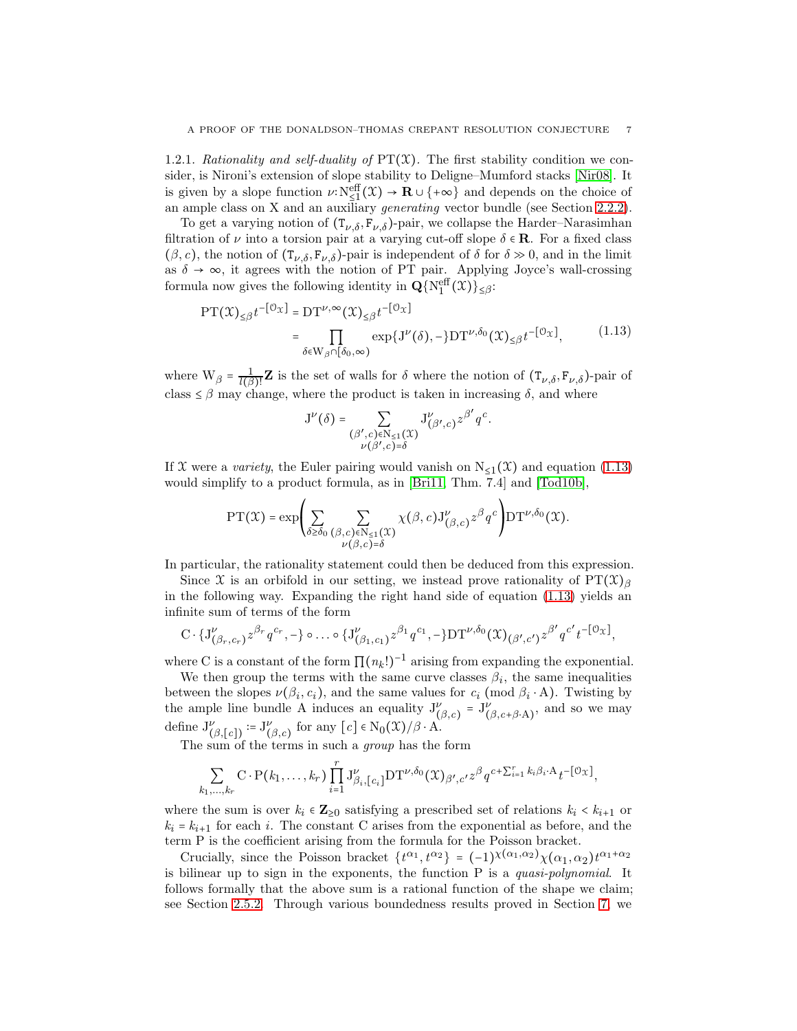1.2.1. *Rationality and self-duality of* $\mathrm{PT}(\mathcal{X})$. The first stability condition we consider, is Nironi's extension of slope stability to Deligne–Mumford stacks [Nir08]. It is given by a slope function $\nu\colon \mathrm{N}^{\mathrm{eff}}_{\leq 1}(\mathcal{X}) \to \mathbf{R} \cup \{+\infty\}$ and depends on the choice of an ample class on X and an auxiliary *generating* vector bundle (see Section 2.2.2).

To get a varying notion of $(\mathtt{T}_{\nu,\delta}, \mathtt{F}_{\nu,\delta})$-pair, we collapse the Harder–Narasimhan filtration of $\nu$ into a torsion pair at a varying cut-off slope $\delta \in \mathbf{R}$. For a fixed class $(\beta, c)$, the notion of $(\mathtt{T}_{\nu,\delta}, \mathtt{F}_{\nu,\delta})$-pair is independent of $\delta$ for $\delta \gg 0$, and in the limit as $\delta \to \infty$, it agrees with the notion of PT pair. Applying Joyce's wall-crossing formula now gives the following identity in $\mathbf{Q}\{\mathrm{N}^{\mathrm{eff}}_1(\mathcal{X})\}_{\leq\beta}$:

$$\begin{aligned}
\mathrm{PT}(\mathcal{X})_{\leq\beta} t^{-[\mathcal{O}_\mathcal{X}]} &= \mathrm{DT}^{\nu,\infty}(\mathcal{X})_{\leq\beta} t^{-[\mathcal{O}_\mathcal{X}]} \\
&= \prod_{\delta \in \mathrm{W}_\beta \cap [\delta_0, \infty)} \exp\{\mathrm{J}^\nu(\delta), -\} \mathrm{DT}^{\nu,\delta_0}(\mathcal{X})_{\leq\beta} t^{-[\mathcal{O}_\mathcal{X}]},
\end{aligned} \tag{1.13}$$

where $\mathrm{W}_\beta = \frac{1}{l(\beta)!}\mathbf{Z}$ is the set of walls for $\delta$ where the notion of $(\mathtt{T}_{\nu,\delta}, \mathtt{F}_{\nu,\delta})$-pair of class $\leq \beta$ may change, where the product is taken in increasing $\delta$, and where

$$\mathrm{J}^\nu(\delta) = \sum_{\substack{(\beta',c)\in \mathrm{N}_{\leq 1}(\mathcal{X}) \\ \nu(\beta',c)=\delta}} \mathrm{J}^\nu_{(\beta',c)} z^{\beta'} q^c.$$

If $\mathcal{X}$ were a *variety*, the Euler pairing would vanish on $\mathrm{N}_{\leq 1}(\mathcal{X})$ and equation (1.13) would simplify to a product formula, as in [Bri11, Thm. 7.4] and [Tod10b],

$$\mathrm{PT}(\mathcal{X}) = \exp\left( \sum_{\delta \geq \delta_0} \sum_{\substack{(\beta,c)\in \mathrm{N}_{\leq 1}(\mathcal{X}) \\ \nu(\beta,c)=\delta}} \chi(\beta,c) \mathrm{J}^\nu_{(\beta,c)} z^\beta q^c \right) \mathrm{DT}^{\nu,\delta_0}(\mathcal{X}).$$

In particular, the rationality statement could then be deduced from this expression.

Since $\mathcal{X}$ is an orbifold in our setting, we instead prove rationality of $\mathrm{PT}(\mathcal{X})_\beta$ in the following way. Expanding the right hand side of equation (1.13) yields an infinite sum of terms of the form

$$\mathrm{C} \cdot \{\mathrm{J}^\nu_{(\beta_r,c_r)} z^{\beta_r} q^{c_r}, -\} \circ \ldots \circ \{\mathrm{J}^\nu_{(\beta_1,c_1)} z^{\beta_1} q^{c_1}, -\} \mathrm{DT}^{\nu,\delta_0}(\mathcal{X})_{(\beta',c')} z^{\beta'} q^{c'} t^{-[\mathcal{O}_\mathcal{X}]},$$

where C is a constant of the form $\prod (n_k!)^{-1}$ arising from expanding the exponential.

We then group the terms with the same curve classes $\beta_i$, the same inequalities between the slopes $\nu(\beta_i, c_i)$, and the same values for $c_i \pmod{\beta_i \cdot \mathrm{A}}$. Twisting by the ample line bundle A induces an equality $\mathrm{J}^\nu_{(\beta,c)} = \mathrm{J}^\nu_{(\beta, c+\beta\cdot\mathrm{A})}$, and so we may define $\mathrm{J}^\nu_{(\beta,[c])} \coloneqq \mathrm{J}^\nu_{(\beta,c)}$ for any $[c] \in \mathrm{N}_0(\mathcal{X})/\beta\cdot\mathrm{A}$.

The sum of the terms in such a *group* has the form

$$\sum_{k_1,\ldots,k_r} \mathrm{C} \cdot \mathrm{P}(k_1, \ldots, k_r) \prod_{i=1}^r \mathrm{J}^\nu_{\beta_i,[c_i]} \mathrm{DT}^{\nu,\delta_0}(\mathcal{X})_{\beta',c'} z^\beta q^{c + \sum_{i=1}^r k_i \beta_i \cdot \mathrm{A}} t^{-[\mathcal{O}_\mathcal{X}]},$$

where the sum is over $k_i \in \mathbf{Z}_{\geq 0}$ satisfying a prescribed set of relations $k_i < k_{i+1}$ or $k_i = k_{i+1}$ for each $i$. The constant C arises from the exponential as before, and the term P is the coefficient arising from the formula for the Poisson bracket.

Crucially, since the Poisson bracket $\{t^{\alpha_1}, t^{\alpha_2}\} = (-1)^{\chi(\alpha_1,\alpha_2)} \chi(\alpha_1,\alpha_2) t^{\alpha_1+\alpha_2}$ is bilinear up to sign in the exponents, the function P is a *quasi-polynomial*. It follows formally that the above sum is a rational function of the shape we claim; see Section 2.5.2. Through various boundedness results proved in Section 7, we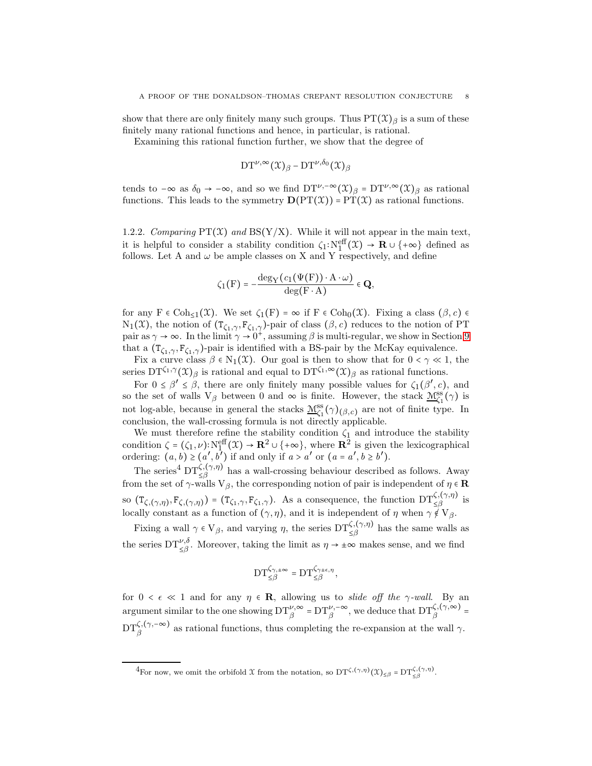show that there are only finitely many such groups. Thus $\mathrm{PT}(\mathfrak{X})_\beta$ is a sum of these finitely many rational functions and hence, in particular, is rational.

Examining this rational function further, we show that the degree of

$$\mathrm{DT}^{\nu,\infty}(\mathfrak{X})_\beta - \mathrm{DT}^{\nu,\delta_0}(\mathfrak{X})_\beta$$

tends to $-\infty$ as $\delta_0 \to -\infty$, and so we find $\mathrm{DT}^{\nu,-\infty}(\mathfrak{X})_\beta = \mathrm{DT}^{\nu,\infty}(\mathfrak{X})_\beta$ as rational functions. This leads to the symmetry $\mathbf{D}(\mathrm{PT}(\mathfrak{X})) = \mathrm{PT}(\mathfrak{X})$ as rational functions.

1.2.2. *Comparing* $\mathrm{PT}(\mathfrak{X})$ *and* $\mathrm{BS}(\mathrm{Y}/\mathrm{X})$. While it will not appear in the main text, it is helpful to consider a stability condition $\zeta_1\colon \mathrm{N}_1^{\mathrm{eff}}(\mathfrak{X}) \to \mathbf{R} \cup \{+\infty\}$ defined as follows. Let A and $\omega$ be ample classes on X and Y respectively, and define

$$\zeta_1(\mathrm{F}) = -\frac{\deg_{\mathrm{Y}}(c_1(\Psi(\mathrm{F}))\cdot \mathrm{A}\cdot\omega)}{\deg(\mathrm{F}\cdot\mathrm{A})} \in \mathbf{Q},$$

for any $\mathrm{F} \in \mathrm{Coh}_{\leq 1}(\mathfrak{X})$. We set $\zeta_1(\mathrm{F}) = \infty$ if $\mathrm{F} \in \mathrm{Coh}_0(\mathfrak{X})$. Fixing a class $(\beta, c) \in \mathrm{N}_1(\mathfrak{X})$, the notion of $(\mathtt{T}_{\zeta_1,\gamma}, \mathtt{F}_{\zeta_1,\gamma})$-pair of class $(\beta, c)$ reduces to the notion of PT pair as $\gamma \to \infty$. In the limit $\gamma \to 0^+$, assuming $\beta$ is multi-regular, we show in Section 9 that a $(\mathtt{T}_{\zeta_1,\gamma}, \mathtt{F}_{\zeta_1,\gamma})$-pair is identified with a BS-pair by the McKay equivalence.

Fix a curve class $\beta \in \mathrm{N}_1(\mathfrak{X})$. Our goal is then to show that for $0 < \gamma \ll 1$, the series $\mathrm{DT}^{\zeta_1,\gamma}(\mathfrak{X})_\beta$ is rational and equal to $\mathrm{DT}^{\zeta_1,\infty}(\mathfrak{X})_\beta$ as rational functions.

For $0 \leq \beta' \leq \beta$, there are only finitely many possible values for $\zeta_1(\beta', c)$, and so the set of walls $\mathrm{V}_\beta$ between 0 and $\infty$ is finite. However, the stack $\underline{\mathfrak{M}}^{\mathrm{ss}}_{\zeta_1}(\gamma)$ is not log-able, because in general the stacks $\underline{\mathfrak{M}}^{\mathrm{ss}}_{\zeta_1}(\gamma)_{(\beta,c)}$ are not of finite type. In conclusion, the wall-crossing formula is not directly applicable.

We must therefore refine the stability condition $\zeta_1$ and introduce the stability condition $\zeta = (\zeta_1, \nu)\colon \mathrm{N}_1^{\mathrm{eff}}(\mathfrak{X}) \to \mathbf{R}^2 \cup \{+\infty\}$, where $\mathbf{R}^2$ is given the lexicographical ordering: $(a, b) \geq (a', b')$ if and only if $a > a'$ or $(a = a', b \geq b')$.

The series[4] $\mathrm{DT}^{\zeta,(\gamma,\eta)}_{\leq\beta}$ has a wall-crossing behaviour described as follows. Away from the set of $\gamma$-walls $\mathrm{V}_\beta$, the corresponding notion of pair is independent of $\eta \in \mathbf{R}$ so $(\mathtt{T}_{\zeta,(\gamma,\eta)}, \mathtt{F}_{\zeta,(\gamma,\eta)}) = (\mathtt{T}_{\zeta_1,\gamma}, \mathtt{F}_{\zeta_1,\gamma})$. As a consequence, the function $\mathrm{DT}^{\zeta,(\gamma,\eta)}_{\leq\beta}$ is locally constant as a function of $(\gamma,\eta)$, and it is independent of $\eta$ when $\gamma \notin \mathrm{V}_\beta$.

Fixing a wall $\gamma \in \mathrm{V}_\beta$, and varying $\eta$, the series $\mathrm{DT}^{\zeta,(\gamma,\eta)}_{\leq\beta}$ has the same walls as the series $\mathrm{DT}^{\nu,\delta}_{\leq\beta}$. Moreover, taking the limit as $\eta \to \pm\infty$ makes sense, and we find

$$\mathrm{DT}^{\zeta_{\gamma,\pm\infty}}_{\leq\beta} = \mathrm{DT}^{\zeta_{\gamma\pm\epsilon,\eta}}_{\leq\beta},$$

for $0 < \epsilon \ll 1$ and for any $\eta \in \mathbf{R}$, allowing us to *slide off the* $\gamma$*-wall*. By an argument similar to the one showing $\mathrm{DT}^{\nu,\infty}_\beta = \mathrm{DT}^{\nu,-\infty}_\beta$, we deduce that $\mathrm{DT}^{\zeta,(\gamma,\infty)}_\beta = \mathrm{DT}^{\zeta,(\gamma,-\infty)}_\beta$ as rational functions, thus completing the re-expansion at the wall $\gamma$.

[4] For now, we omit the orbifold $\mathfrak{X}$ from the notation, so $\mathrm{DT}^{\zeta,(\gamma,\eta)}(\mathfrak{X})_{\leq\beta} = \mathrm{DT}^{\zeta,(\gamma,\eta)}_{\leq\beta}$.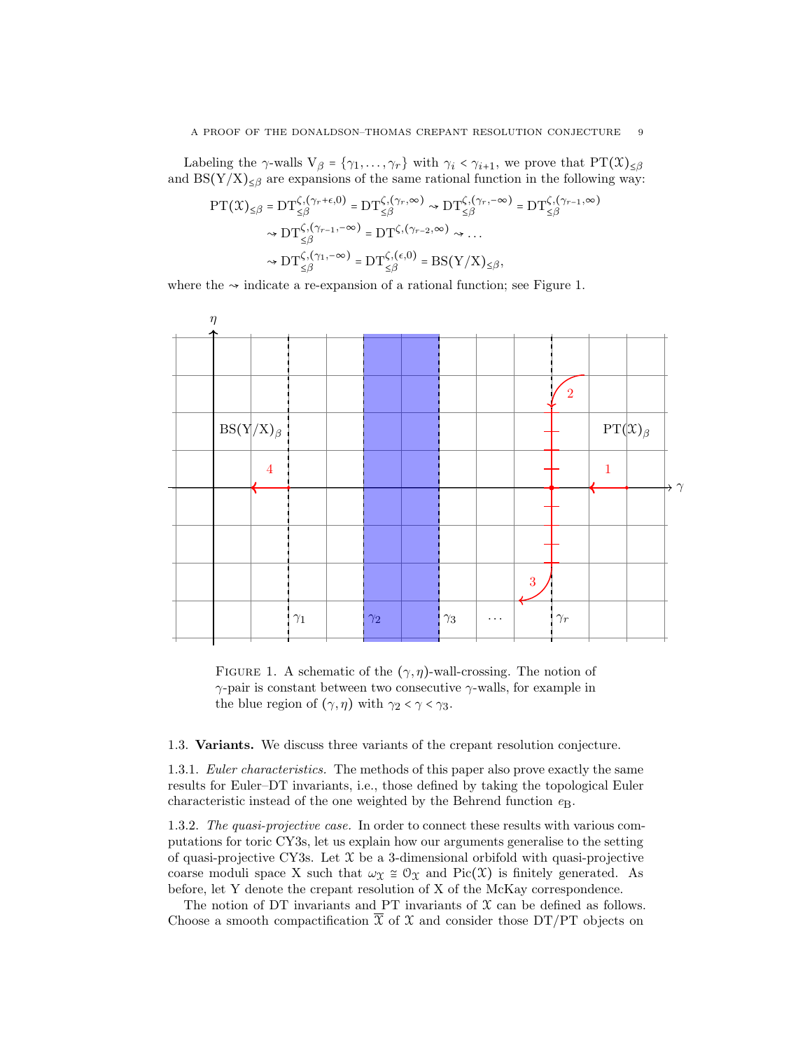Labeling the $\gamma$-walls $V_\beta = \{\gamma_1, \ldots, \gamma_r\}$ with $\gamma_i < \gamma_{i+1}$, we prove that $\mathrm{PT}(\mathcal{X})_{\leq\beta}$ and $\mathrm{BS}(Y/X)_{\leq\beta}$ are expansions of the same rational function in the following way:

$$
\begin{aligned}
\mathrm{PT}(\mathcal{X})_{\leq\beta} = \mathrm{DT}^{\zeta,(\gamma_r+\epsilon,0)}_{\leq\beta} = \mathrm{DT}^{\zeta,(\gamma_r,\infty)}_{\leq\beta} &\rightsquigarrow \mathrm{DT}^{\zeta,(\gamma_r,-\infty)}_{\leq\beta} = \mathrm{DT}^{\zeta,(\gamma_{r-1},\infty)}_{\leq\beta} \\
&\rightsquigarrow \mathrm{DT}^{\zeta,(\gamma_{r-1},-\infty)}_{\leq\beta} = \mathrm{DT}^{\zeta,(\gamma_{r-2},\infty)} \rightsquigarrow \ldots \\
&\rightsquigarrow \mathrm{DT}^{\zeta,(\gamma_1,-\infty)}_{\leq\beta} = \mathrm{DT}^{\zeta,(\epsilon,0)}_{\leq\beta} = \mathrm{BS}(Y/X)_{\leq\beta},
\end{aligned}
$$

where the $\rightsquigarrow$ indicate a re-expansion of a rational function; see Figure 1.

Figure 1. A schematic of the $(\gamma,\eta)$-wall-crossing. The notion of $\gamma$-pair is constant between two consecutive $\gamma$-walls, for example in the blue region of $(\gamma,\eta)$ with $\gamma_2 < \gamma < \gamma_3$.

### 1.3. Variants.

We discuss three variants of the crepant resolution conjecture.

#### 1.3.1. *Euler characteristics.*

The methods of this paper also prove exactly the same results for Euler–DT invariants, i.e., those defined by taking the topological Euler characteristic instead of the one weighted by the Behrend function $e_{\mathrm{B}}$.

#### 1.3.2. *The quasi-projective case.*

In order to connect these results with various computations for toric CY3s, let us explain how our arguments generalise to the setting of quasi-projective CY3s. Let $\mathcal{X}$ be a 3-dimensional orbifold with quasi-projective coarse moduli space X such that $\omega_{\mathcal{X}} \cong \mathcal{O}_{\mathcal{X}}$ and $\mathrm{Pic}(\mathcal{X})$ is finitely generated. As before, let Y denote the crepant resolution of X of the McKay correspondence.

The notion of DT invariants and PT invariants of $\mathcal{X}$ can be defined as follows. Choose a smooth compactification $\overline{\mathcal{X}}$ of $\mathcal{X}$ and consider those DT/PT objects on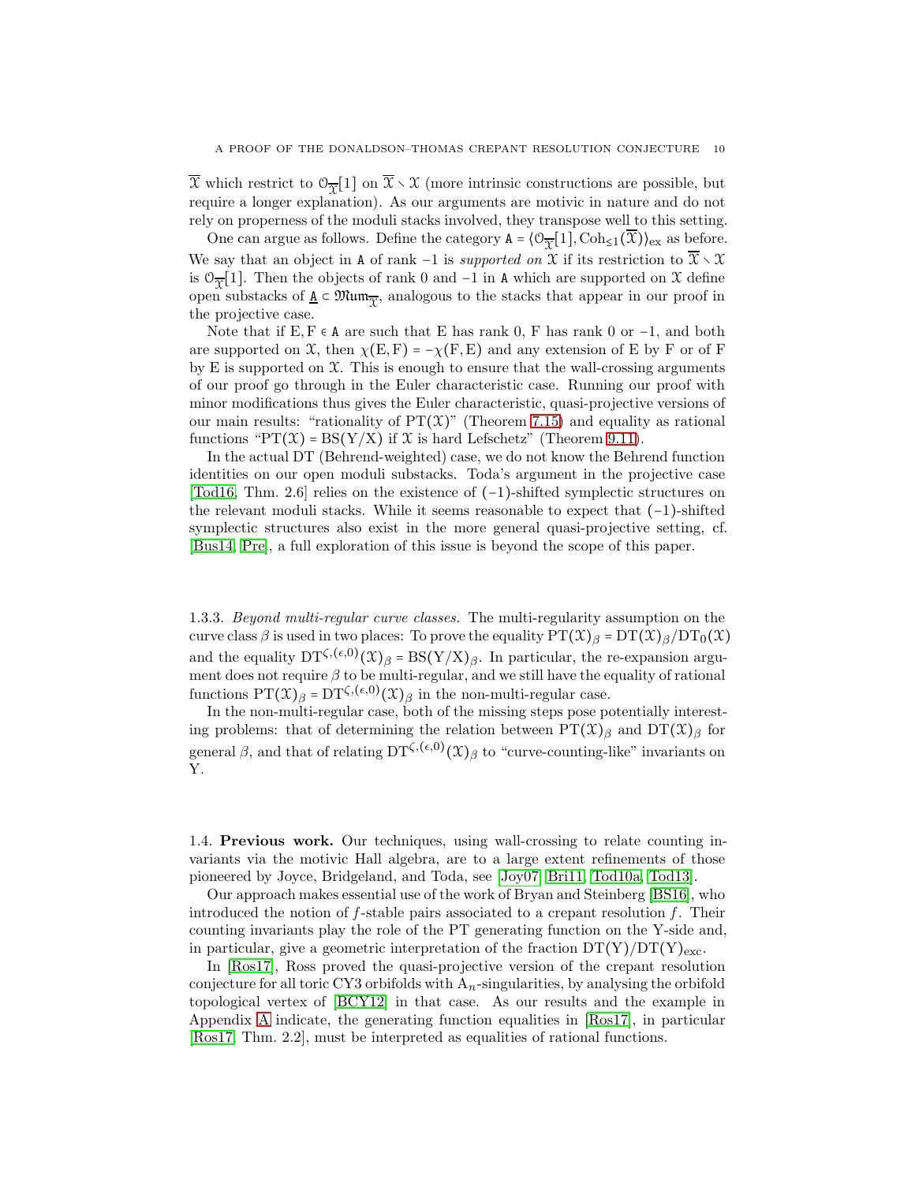$\overline{\mathfrak{X}}$ which restrict to $\mathcal{O}_{\overline{\mathfrak{X}}}[1]$ on $\overline{\mathfrak{X}} \setminus \mathfrak{X}$ (more intrinsic constructions are possible, but require a longer explanation). As our arguments are motivic in nature and do not rely on properness of the moduli stacks involved, they transpose well to this setting.

One can argue as follows. Define the category $\mathtt{A} = \langle \mathcal{O}_{\overline{\mathfrak{X}}}[1], \mathrm{Coh}_{\leq 1}(\overline{\mathfrak{X}})\rangle_{\mathrm{ex}}$ as before. We say that an object in $\mathtt{A}$ of rank $-1$ is *supported on* $\mathfrak{X}$ if its restriction to $\overline{\mathfrak{X}} \setminus \mathfrak{X}$ is $\mathcal{O}_{\overline{\mathfrak{X}}}[1]$. Then the objects of rank 0 and $-1$ in $\mathtt{A}$ which are supported on $\mathfrak{X}$ define open substacks of $\underline{\mathtt{A}} \subset \mathfrak{Mum}_{\overline{\mathfrak{X}}}$, analogous to the stacks that appear in our proof in the projective case.

Note that if $\mathrm{E}, \mathrm{F} \in \mathtt{A}$ are such that E has rank 0, F has rank 0 or $-1$, and both are supported on $\mathfrak{X}$, then $\chi(\mathrm{E},\mathrm{F}) = -\chi(\mathrm{F},\mathrm{E})$ and any extension of E by F or of F by E is supported on $\mathfrak{X}$. This is enough to ensure that the wall-crossing arguments of our proof go through in the Euler characteristic case. Running our proof with minor modifications thus gives the Euler characteristic, quasi-projective versions of our main results: "rationality of $\mathrm{PT}(\mathfrak{X})$" (Theorem 7.15) and equality as rational functions "$\mathrm{PT}(\mathfrak{X}) = \mathrm{BS}(\mathrm{Y}/\mathrm{X})$ if $\mathfrak{X}$ is hard Lefschetz" (Theorem 9.11).

In the actual DT (Behrend-weighted) case, we do not know the Behrend function identities on our open moduli substacks. Toda's argument in the projective case [Tod16, Thm. 2.6] relies on the existence of $(-1)$-shifted symplectic structures on the relevant moduli stacks. While it seems reasonable to expect that $(-1)$-shifted symplectic structures also exist in the more general quasi-projective setting, cf. [Bus14, Pre], a full exploration of this issue is beyond the scope of this paper.

#### 1.3.3. *Beyond multi-regular curve classes.*

The multi-regularity assumption on the curve class $\beta$ is used in two places: To prove the equality $\mathrm{PT}(\mathfrak{X})_\beta = \mathrm{DT}(\mathfrak{X})_\beta/\mathrm{DT}_0(\mathfrak{X})$ and the equality $\mathrm{DT}^{\zeta,(\epsilon,0)}(\mathfrak{X})_\beta = \mathrm{BS}(\mathrm{Y}/\mathrm{X})_\beta$. In particular, the re-expansion argument does not require $\beta$ to be multi-regular, and we still have the equality of rational functions $\mathrm{PT}(\mathfrak{X})_\beta = \mathrm{DT}^{\zeta,(\epsilon,0)}(\mathfrak{X})_\beta$ in the non-multi-regular case.

In the non-multi-regular case, both of the missing steps pose potentially interesting problems: that of determining the relation between $\mathrm{PT}(\mathfrak{X})_\beta$ and $\mathrm{DT}(\mathfrak{X})_\beta$ for general $\beta$, and that of relating $\mathrm{DT}^{\zeta,(\epsilon,0)}(\mathfrak{X})_\beta$ to "curve-counting-like" invariants on Y.

### 1.4. **Previous work.**

Our techniques, using wall-crossing to relate counting invariants via the motivic Hall algebra, are to a large extent refinements of those pioneered by Joyce, Bridgeland, and Toda, see [Joy07, Bri11, Tod10a, Tod13].

Our approach makes essential use of the work of Bryan and Steinberg [BS16], who introduced the notion of $f$-stable pairs associated to a crepant resolution $f$. Their counting invariants play the role of the PT generating function on the Y-side and, in particular, give a geometric interpretation of the fraction $\mathrm{DT}(\mathrm{Y})/\mathrm{DT}(\mathrm{Y})_{\mathrm{exc}}$.

In [Ros17], Ross proved the quasi-projective version of the crepant resolution conjecture for all toric CY3 orbifolds with $\mathrm{A}_n$-singularities, by analysing the orbifold topological vertex of [BCY12] in that case. As our results and the example in Appendix A indicate, the generating function equalities in [Ros17], in particular [Ros17, Thm. 2.2], must be interpreted as equalities of rational functions.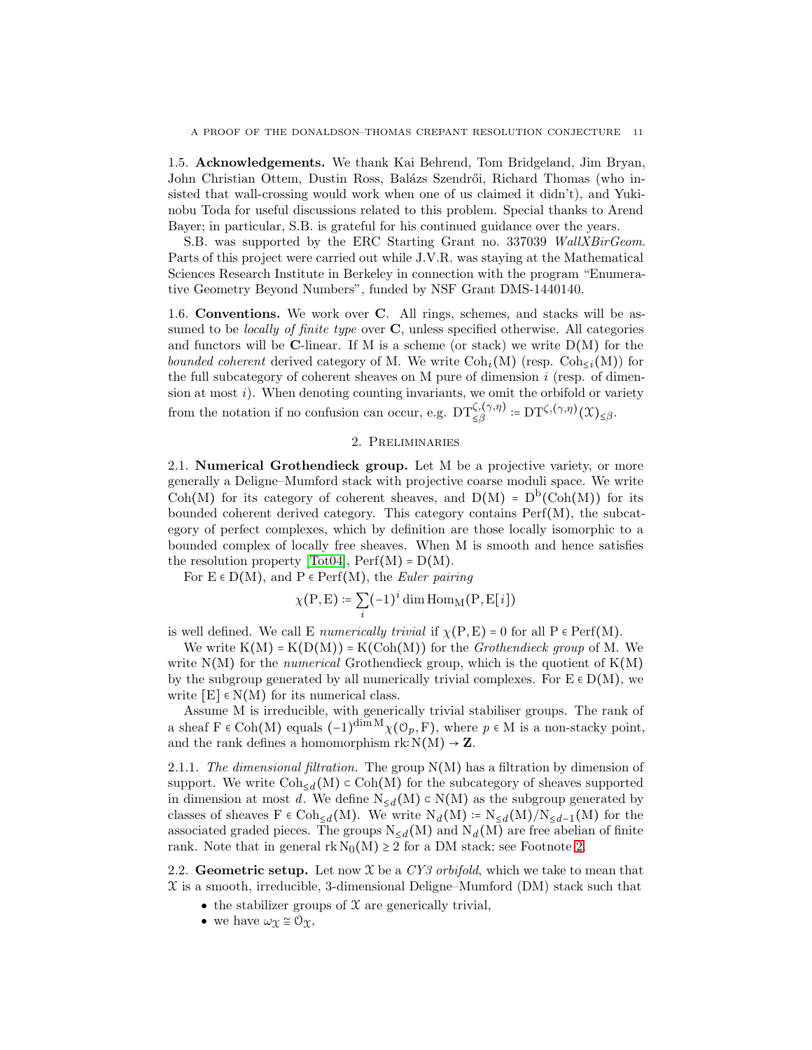**1.5. Acknowledgements.** We thank Kai Behrend, Tom Bridgeland, Jim Bryan, John Christian Ottem, Dustin Ross, Balázs Szendrői, Richard Thomas (who insisted that wall-crossing would work when one of us claimed it didn't), and Yukinobu Toda for useful discussions related to this problem. Special thanks to Arend Bayer; in particular, S.B. is grateful for his continued guidance over the years.

S.B. was supported by the ERC Starting Grant no. 337039 *WallXBirGeom*. Parts of this project were carried out while J.V.R. was staying at the Mathematical Sciences Research Institute in Berkeley in connection with the program "Enumerative Geometry Beyond Numbers", funded by NSF Grant DMS-1440140.

**1.6. Conventions.** We work over $\mathbf{C}$. All rings, schemes, and stacks will be assumed to be *locally of finite type* over $\mathbf{C}$, unless specified otherwise. All categories and functors will be $\mathbf{C}$-linear. If $\mathrm{M}$ is a scheme (or stack) we write $\mathrm{D(M)}$ for the *bounded coherent* derived category of $\mathrm{M}$. We write $\mathrm{Coh}_i(\mathrm{M})$ (resp. $\mathrm{Coh}_{\leq i}(\mathrm{M})$) for the full subcategory of coherent sheaves on $\mathrm{M}$ pure of dimension $i$ (resp. of dimension at most $i$). When denoting counting invariants, we omit the orbifold or variety from the notation if no confusion can occur, e.g. $\mathrm{DT}^{\zeta,(\gamma,\eta)}_{\leq\beta} \coloneqq \mathrm{DT}^{\zeta,(\gamma,\eta)}(\mathcal{X})_{\leq\beta}$.

## 2. Preliminaries

**2.1. Numerical Grothendieck group.** Let $\mathrm{M}$ be a projective variety, or more generally a Deligne–Mumford stack with projective coarse moduli space. We write $\mathrm{Coh(M)}$ for its category of coherent sheaves, and $\mathrm{D(M)} = \mathrm{D^b(Coh(M))}$ for its bounded coherent derived category. This category contains $\mathrm{Perf(M)}$, the subcategory of perfect complexes, which by definition are those locally isomorphic to a bounded complex of locally free sheaves. When $\mathrm{M}$ is smooth and hence satisfies the resolution property [Tot04], $\mathrm{Perf(M)} = \mathrm{D(M)}$.

For $\mathrm{E} \in \mathrm{D(M)}$, and $\mathrm{P} \in \mathrm{Perf(M)}$, the *Euler pairing*

$$\chi(\mathrm{P},\mathrm{E}) \coloneqq \sum_i (-1)^i \dim \mathrm{Hom_M}(\mathrm{P}, \mathrm{E}[i])$$

is well defined. We call $\mathrm{E}$ *numerically trivial* if $\chi(\mathrm{P},\mathrm{E}) = 0$ for all $\mathrm{P} \in \mathrm{Perf(M)}$.

We write $\mathrm{K(M)} = \mathrm{K(D(M))} = \mathrm{K(Coh(M))}$ for the *Grothendieck group* of $\mathrm{M}$. We write $\mathrm{N(M)}$ for the *numerical* Grothendieck group, which is the quotient of $\mathrm{K(M)}$ by the subgroup generated by all numerically trivial complexes. For $\mathrm{E} \in \mathrm{D(M)}$, we write $[\mathrm{E}] \in \mathrm{N(M)}$ for its numerical class.

Assume $\mathrm{M}$ is irreducible, with generically trivial stabiliser groups. The rank of a sheaf $\mathrm{F} \in \mathrm{Coh(M)}$ equals $(-1)^{\dim \mathrm{M}}\chi(\mathcal{O}_p, \mathrm{F})$, where $p \in \mathrm{M}$ is a non-stacky point, and the rank defines a homomorphism $\mathrm{rk}\colon \mathrm{N(M)} \to \mathbf{Z}$.

*2.1.1. The dimensional filtration.* The group $\mathrm{N(M)}$ has a filtration by dimension of support. We write $\mathrm{Coh}_{\leq d}(\mathrm{M}) \subset \mathrm{Coh(M)}$ for the subcategory of sheaves supported in dimension at most $d$. We define $\mathrm{N}_{\leq d}(\mathrm{M}) \subset \mathrm{N(M)}$ as the subgroup generated by classes of sheaves $\mathrm{F} \in \mathrm{Coh}_{\leq d}(\mathrm{M})$. We write $\mathrm{N}_d(\mathrm{M}) \coloneqq \mathrm{N}_{\leq d}(\mathrm{M})/\mathrm{N}_{\leq d-1}(\mathrm{M})$ for the associated graded pieces. The groups $\mathrm{N}_{\leq d}(\mathrm{M})$ and $\mathrm{N}_d(\mathrm{M})$ are free abelian of finite rank. Note that in general $\mathrm{rk}\, \mathrm{N}_0(\mathrm{M}) \geq 2$ for a DM stack; see Footnote 2.

**2.2. Geometric setup.** Let now $\mathcal{X}$ be a *CY3 orbifold*, which we take to mean that $\mathcal{X}$ is a smooth, irreducible, 3-dimensional Deligne–Mumford (DM) stack such that

- the stabilizer groups of $\mathcal{X}$ are generically trivial,
- we have $\omega_{\mathcal{X}} \cong \mathcal{O}_{\mathcal{X}}$,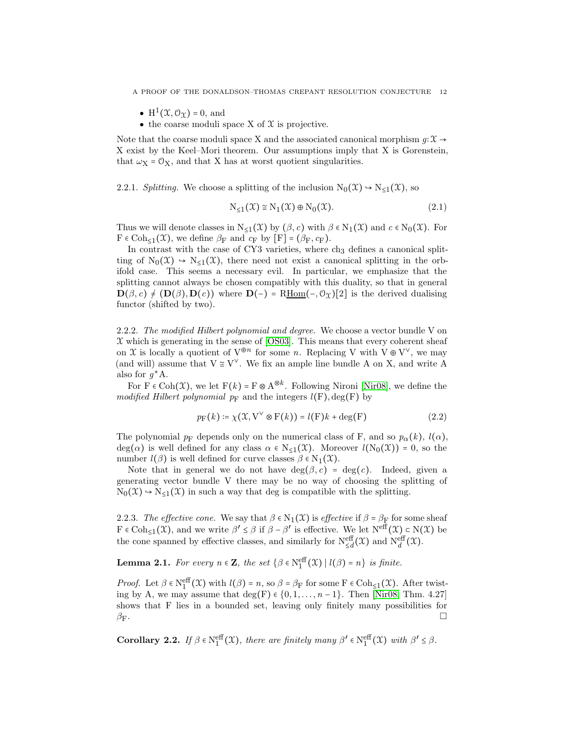- $\mathrm{H}^1(\mathcal{X}, \mathcal{O}_{\mathcal{X}}) = 0$, and
- the coarse moduli space X of $\mathcal{X}$ is projective.

Note that the coarse moduli space X and the associated canonical morphism $g\colon \mathcal{X} \to \mathrm{X}$ exist by the Keel–Mori theorem. Our assumptions imply that X is Gorenstein, that $\omega_{\mathrm{X}} = \mathcal{O}_{\mathrm{X}}$, and that X has at worst quotient singularities.

2.2.1. *Splitting.* We choose a splitting of the inclusion $\mathrm{N}_0(\mathcal{X}) \hookrightarrow \mathrm{N}_{\leq 1}(\mathcal{X})$, so

$$\mathrm{N}_{\leq 1}(\mathcal{X}) \cong \mathrm{N}_1(\mathcal{X}) \oplus \mathrm{N}_0(\mathcal{X}). \tag{2.1}$$

Thus we will denote classes in $\mathrm{N}_{\leq 1}(\mathcal{X})$ by $(\beta, c)$ with $\beta \in \mathrm{N}_1(\mathcal{X})$ and $c \in \mathrm{N}_0(\mathcal{X})$. For $\mathrm{F} \in \mathrm{Coh}_{\leq 1}(\mathcal{X})$, we define $\beta_{\mathrm{F}}$ and $c_{\mathrm{F}}$ by $[\mathrm{F}] = (\beta_{\mathrm{F}}, c_{\mathrm{F}})$.

In contrast with the case of CY3 varieties, where $\mathrm{ch}_3$ defines a canonical splitting of $\mathrm{N}_0(\mathcal{X}) \hookrightarrow \mathrm{N}_{\leq 1}(\mathcal{X})$, there need not exist a canonical splitting in the orbifold case. This seems a necessary evil. In particular, we emphasize that the splitting cannot always be chosen compatibly with this duality, so that in general $\mathbf{D}(\beta, c) \neq (\mathbf{D}(\beta), \mathbf{D}(c))$ where $\mathbf{D}(-) = \mathrm{R}\underline{\mathrm{Hom}}(-, \mathcal{O}_{\mathcal{X}})[2]$ is the derived dualising functor (shifted by two).

2.2.2. *The modified Hilbert polynomial and degree.* We choose a vector bundle V on $\mathcal{X}$ which is generating in the sense of [OS03]. This means that every coherent sheaf on $\mathcal{X}$ is locally a quotient of $\mathrm{V}^{\oplus n}$ for some $n$. Replacing V with $\mathrm{V} \oplus \mathrm{V}^{\vee}$, we may (and will) assume that $\mathrm{V} \cong \mathrm{V}^{\vee}$. We fix an ample line bundle A on X, and write A also for $g^*\mathrm{A}$.

For $\mathrm{F} \in \mathrm{Coh}(\mathcal{X})$, we let $\mathrm{F}(k) = \mathrm{F} \otimes \mathrm{A}^{\otimes k}$. Following Nironi [Nir08], we define the *modified Hilbert polynomial* $p_{\mathrm{F}}$ and the integers $l(\mathrm{F}), \deg(\mathrm{F})$ by

$$p_{\mathrm{F}}(k) \coloneqq \chi(\mathcal{X}, \mathrm{V}^{\vee} \otimes \mathrm{F}(k)) = l(\mathrm{F})k + \deg(\mathrm{F}) \tag{2.2}$$

The polynomial $p_{\mathrm{F}}$ depends only on the numerical class of F, and so $p_\alpha(k)$, $l(\alpha)$, $\deg(\alpha)$ is well defined for any class $\alpha \in \mathrm{N}_{\leq 1}(\mathcal{X})$. Moreover $l(\mathrm{N}_0(\mathcal{X})) = 0$, so the number $l(\beta)$ is well defined for curve classes $\beta \in \mathrm{N}_1(\mathcal{X})$.

Note that in general we do not have $\deg(\beta, c) = \deg(c)$. Indeed, given a generating vector bundle V there may be no way of choosing the splitting of $\mathrm{N}_0(\mathcal{X}) \hookrightarrow \mathrm{N}_{\leq 1}(\mathcal{X})$ in such a way that deg is compatible with the splitting.

2.2.3. *The effective cone.* We say that $\beta \in \mathrm{N}_1(\mathcal{X})$ is *effective* if $\beta = \beta_{\mathrm{F}}$ for some sheaf $\mathrm{F} \in \mathrm{Coh}_{\leq 1}(\mathcal{X})$, and we write $\beta' \leq \beta$ if $\beta - \beta'$ is effective. We let $\mathrm{N}^{\mathrm{eff}}(\mathcal{X}) \subset \mathrm{N}(\mathcal{X})$ be the cone spanned by effective classes, and similarly for $\mathrm{N}^{\mathrm{eff}}_{\leq d}(\mathcal{X})$ and $\mathrm{N}^{\mathrm{eff}}_d(\mathcal{X})$.

**Lemma 2.1.** *For every $n \in \mathbf{Z}$, the set $\{\beta \in \mathrm{N}^{\mathrm{eff}}_1(\mathcal{X}) \mid l(\beta) = n\}$ is finite.*

*Proof.* Let $\beta \in \mathrm{N}^{\mathrm{eff}}_1(\mathcal{X})$ with $l(\beta) = n$, so $\beta = \beta_{\mathrm{F}}$ for some $\mathrm{F} \in \mathrm{Coh}_{\leq 1}(\mathcal{X})$. After twisting by A, we may assume that $\deg(\mathrm{F}) \in \{0, 1, \ldots, n-1\}$. Then [Nir08, Thm. 4.27] shows that F lies in a bounded set, leaving only finitely many possibilities for $\beta_{\mathrm{F}}$. □

**Corollary 2.2.** *If $\beta \in \mathrm{N}^{\mathrm{eff}}_1(\mathcal{X})$, there are finitely many $\beta' \in \mathrm{N}^{\mathrm{eff}}_1(\mathcal{X})$ with $\beta' \leq \beta$.*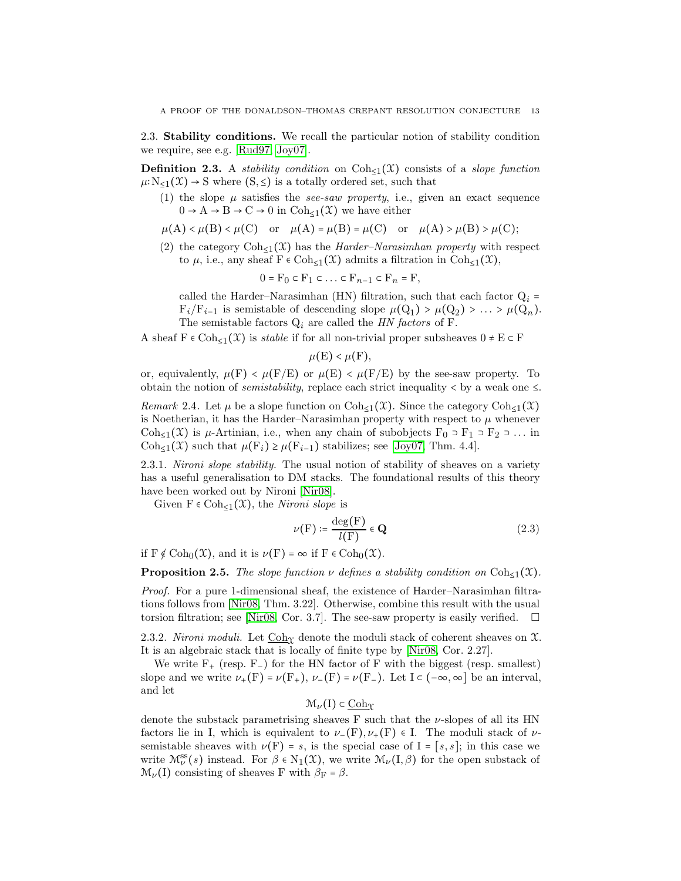## 2.3. Stability conditions.

We recall the particular notion of stability condition we require, see e.g. [Rud97, Joy07].

**Definition 2.3.** A *stability condition* on $\mathrm{Coh}_{\leq 1}(\mathcal{X})$ consists of a *slope function* $\mu\colon \mathrm{N}_{\leq 1}(\mathcal{X}) \to \mathrm{S}$ where $(\mathrm{S}, \leq)$ is a totally ordered set, such that

(1) the slope $\mu$ satisfies the *see-saw property*, i.e., given an exact sequence $0 \to \mathrm{A} \to \mathrm{B} \to \mathrm{C} \to 0$ in $\mathrm{Coh}_{\leq 1}(\mathcal{X})$ we have either

$$\mu(\mathrm{A}) < \mu(\mathrm{B}) < \mu(\mathrm{C}) \quad \text{or} \quad \mu(\mathrm{A}) = \mu(\mathrm{B}) = \mu(\mathrm{C}) \quad \text{or} \quad \mu(\mathrm{A}) > \mu(\mathrm{B}) > \mu(\mathrm{C});$$

(2) the category $\mathrm{Coh}_{\leq 1}(\mathcal{X})$ has the *Harder–Narasimhan property* with respect to $\mu$, i.e., any sheaf $\mathrm{F} \in \mathrm{Coh}_{\leq 1}(\mathcal{X})$ admits a filtration in $\mathrm{Coh}_{\leq 1}(\mathcal{X})$,

$$0 = \mathrm{F}_0 \subset \mathrm{F}_1 \subset \ldots \subset \mathrm{F}_{n-1} \subset \mathrm{F}_n = \mathrm{F},$$

called the Harder–Narasimhan (HN) filtration, such that each factor $\mathrm{Q}_i = \mathrm{F}_i/\mathrm{F}_{i-1}$ is semistable of descending slope $\mu(\mathrm{Q}_1) > \mu(\mathrm{Q}_2) > \ldots > \mu(\mathrm{Q}_n)$. The semistable factors $\mathrm{Q}_i$ are called the *HN factors* of F.

A sheaf $\mathrm{F} \in \mathrm{Coh}_{\leq 1}(\mathcal{X})$ is *stable* if for all non-trivial proper subsheaves $0 \neq \mathrm{E} \subset \mathrm{F}$

$$\mu(\mathrm{E}) < \mu(\mathrm{F}),$$

or, equivalently, $\mu(\mathrm{F}) < \mu(\mathrm{F}/\mathrm{E})$ or $\mu(\mathrm{E}) < \mu(\mathrm{F}/\mathrm{E})$ by the see-saw property. To obtain the notion of *semistability*, replace each strict inequality $<$ by a weak one $\leq$.

*Remark* 2.4. Let $\mu$ be a slope function on $\mathrm{Coh}_{\leq 1}(\mathcal{X})$. Since the category $\mathrm{Coh}_{\leq 1}(\mathcal{X})$ is Noetherian, it has the Harder–Narasimhan property with respect to $\mu$ whenever $\mathrm{Coh}_{\leq 1}(\mathcal{X})$ is $\mu$-Artinian, i.e., when any chain of subobjects $\mathrm{F}_0 \supset \mathrm{F}_1 \supset \mathrm{F}_2 \supset \ldots$ in $\mathrm{Coh}_{\leq 1}(\mathcal{X})$ such that $\mu(\mathrm{F}_i) \geq \mu(\mathrm{F}_{i-1})$ stabilizes; see [Joy07, Thm. 4.4].

### 2.3.1. *Nironi slope stability.*

The usual notion of stability of sheaves on a variety has a useful generalisation to DM stacks. The foundational results of this theory have been worked out by Nironi [Nir08].

Given $\mathrm{F} \in \mathrm{Coh}_{\leq 1}(\mathcal{X})$, the *Nironi slope* is

$$\nu(\mathrm{F}) \coloneqq \frac{\deg(\mathrm{F})}{l(\mathrm{F})} \in \mathbf{Q} \tag{2.3}$$

if $\mathrm{F} \notin \mathrm{Coh}_0(\mathcal{X})$, and it is $\nu(\mathrm{F}) = \infty$ if $\mathrm{F} \in \mathrm{Coh}_0(\mathcal{X})$.

**Proposition 2.5.** *The slope function $\nu$ defines a stability condition on $\mathrm{Coh}_{\leq 1}(\mathcal{X})$.*

*Proof.* For a pure 1-dimensional sheaf, the existence of Harder–Narasimhan filtrations follows from [Nir08, Thm. 3.22]. Otherwise, combine this result with the usual torsion filtration; see [Nir08, Cor. 3.7]. The see-saw property is easily verified. □

### 2.3.2. *Nironi moduli.*

Let $\underline{\mathrm{Coh}}_{\mathcal{X}}$ denote the moduli stack of coherent sheaves on $\mathcal{X}$. It is an algebraic stack that is locally of finite type by [Nir08, Cor. 2.27].

We write $\mathrm{F}_+$ (resp. $\mathrm{F}_-$) for the HN factor of F with the biggest (resp. smallest) slope and we write $\nu_+(\mathrm{F}) = \nu(\mathrm{F}_+)$, $\nu_-(\mathrm{F}) = \nu(\mathrm{F}_-)$. Let $\mathrm{I} \subset (-\infty, \infty]$ be an interval, and let

$$\mathcal{M}_\nu(\mathrm{I}) \subset \underline{\mathrm{Coh}}_{\mathcal{X}}$$

denote the substack parametrising sheaves F such that the $\nu$-slopes of all its HN factors lie in I, which is equivalent to $\nu_-(\mathrm{F}), \nu_+(\mathrm{F}) \in \mathrm{I}$. The moduli stack of $\nu$-semistable sheaves with $\nu(\mathrm{F}) = s$, is the special case of $\mathrm{I} = [s, s]$; in this case we write $\mathcal{M}_\nu^{\mathrm{ss}}(s)$ instead. For $\beta \in \mathrm{N}_1(\mathcal{X})$, we write $\mathcal{M}_\nu(\mathrm{I}, \beta)$ for the open substack of $\mathcal{M}_\nu(\mathrm{I})$ consisting of sheaves F with $\beta_{\mathrm{F}} = \beta$.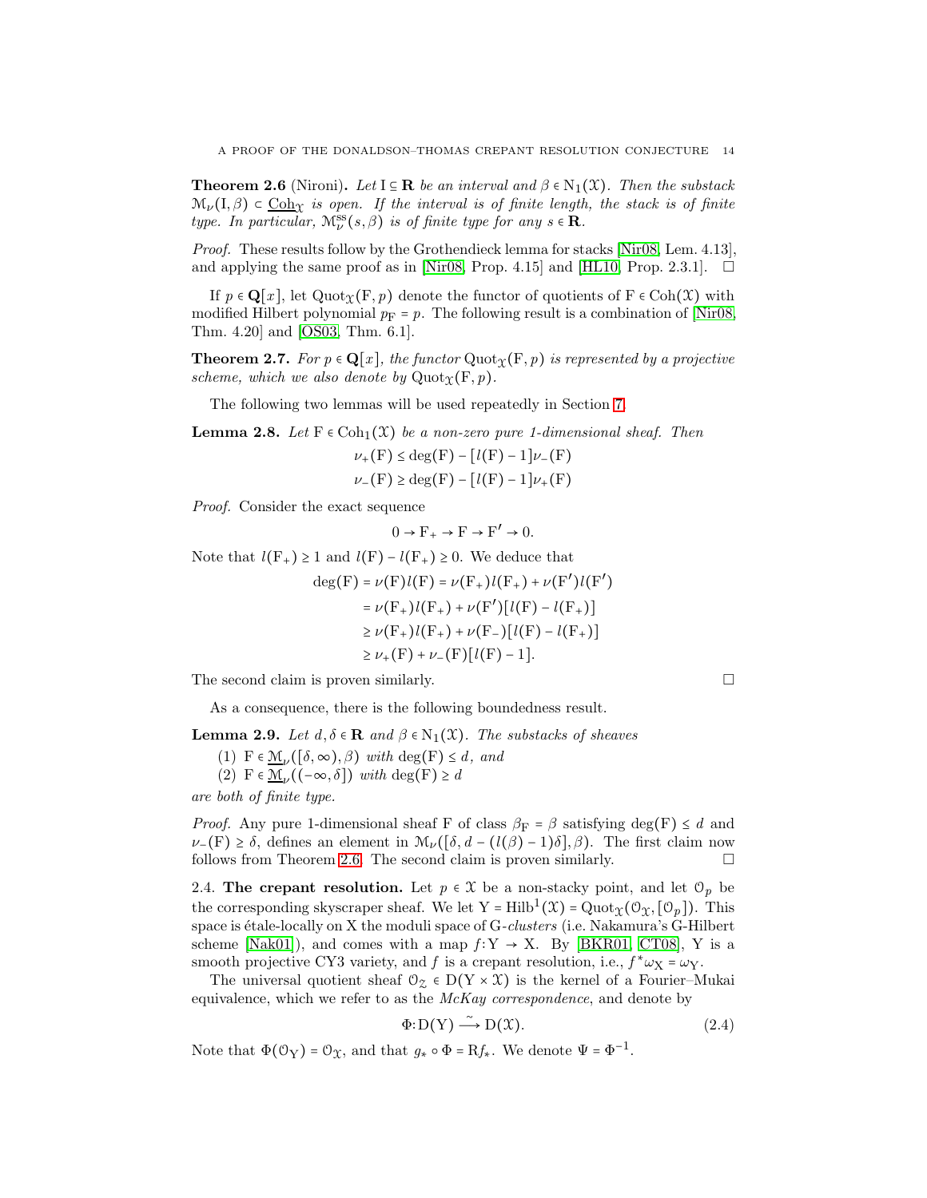**Theorem 2.6** (Nironi)**.** *Let $\mathrm{I} \subseteq \mathbf{R}$ be an interval and $\beta \in \mathrm{N}_1(\mathcal{X})$. Then the substack $\mathcal{M}_\nu(\mathrm{I}, \beta) \subset \underline{\mathrm{Coh}}_{\mathcal{X}}$ is open. If the interval is of finite length, the stack is of finite type. In particular, $\mathcal{M}_\nu^{\mathrm{ss}}(s, \beta)$ is of finite type for any $s \in \mathbf{R}$.*

*Proof.* These results follow by the Grothendieck lemma for stacks [Nir08, Lem. 4.13], and applying the same proof as in [Nir08, Prop. 4.15] and [HL10, Prop. 2.3.1]. □

If $p \in \mathbf{Q}[x]$, let $\mathrm{Quot}_{\mathcal{X}}(\mathrm{F}, p)$ denote the functor of quotients of $\mathrm{F} \in \mathrm{Coh}(\mathcal{X})$ with modified Hilbert polynomial $p_{\mathrm{F}} = p$. The following result is a combination of [Nir08, Thm. 4.20] and [OS03, Thm. 6.1].

**Theorem 2.7.** *For $p \in \mathbf{Q}[x]$, the functor $\mathrm{Quot}_{\mathcal{X}}(\mathrm{F}, p)$ is represented by a projective scheme, which we also denote by $\mathrm{Quot}_{\mathcal{X}}(\mathrm{F}, p)$.*

The following two lemmas will be used repeatedly in Section 7.

**Lemma 2.8.** *Let $\mathrm{F} \in \mathrm{Coh}_1(\mathcal{X})$ be a non-zero pure 1-dimensional sheaf. Then*

$$\nu_+(\mathrm{F}) \leq \deg(\mathrm{F}) - [l(\mathrm{F}) - 1]\nu_-(\mathrm{F})$$
$$\nu_-(\mathrm{F}) \geq \deg(\mathrm{F}) - [l(\mathrm{F}) - 1]\nu_+(\mathrm{F})$$

*Proof.* Consider the exact sequence

$$0 \to \mathrm{F}_+ \to \mathrm{F} \to \mathrm{F}' \to 0.$$

Note that $l(\mathrm{F}_+) \geq 1$ and $l(\mathrm{F}) - l(\mathrm{F}_+) \geq 0$. We deduce that

$$\begin{aligned}
\deg(\mathrm{F}) = \nu(\mathrm{F})l(\mathrm{F}) &= \nu(\mathrm{F}_+)l(\mathrm{F}_+) + \nu(\mathrm{F}')l(\mathrm{F}') \\
&= \nu(\mathrm{F}_+)l(\mathrm{F}_+) + \nu(\mathrm{F}')[l(\mathrm{F}) - l(\mathrm{F}_+)] \\
&\geq \nu(\mathrm{F}_+)l(\mathrm{F}_+) + \nu(\mathrm{F}_-)[l(\mathrm{F}) - l(\mathrm{F}_+)] \\
&\geq \nu_+(\mathrm{F}) + \nu_-(\mathrm{F})[l(\mathrm{F}) - 1].
\end{aligned}$$

The second claim is proven similarly. □

As a consequence, there is the following boundedness result.

**Lemma 2.9.** *Let $d, \delta \in \mathbf{R}$ and $\beta \in \mathrm{N}_1(\mathcal{X})$. The substacks of sheaves*

1. *$\mathrm{F} \in \underline{\mathcal{M}}_\nu([\delta, \infty), \beta)$ with $\deg(\mathrm{F}) \leq d$, and*
2. *$\mathrm{F} \in \underline{\mathcal{M}}_\nu((-\infty, \delta])$ with $\deg(\mathrm{F}) \geq d$*

*are both of finite type.*

*Proof.* Any pure 1-dimensional sheaf F of class $\beta_{\mathrm{F}} = \beta$ satisfying $\deg(\mathrm{F}) \leq d$ and $\nu_-(\mathrm{F}) \geq \delta$, defines an element in $\mathcal{M}_\nu([\delta, d - (l(\beta) - 1)\delta], \beta)$. The first claim now follows from Theorem 2.6. The second claim is proven similarly. □

2.4. **The crepant resolution.** Let $p \in \mathcal{X}$ be a non-stacky point, and let $\mathcal{O}_p$ be the corresponding skyscraper sheaf. We let $\mathrm{Y} = \mathrm{Hilb}^1(\mathcal{X}) = \mathrm{Quot}_{\mathcal{X}}(\mathcal{O}_{\mathcal{X}}, [\mathcal{O}_p])$. This space is étale-locally on X the moduli space of G-*clusters* (i.e. Nakamura's G-Hilbert scheme [Nak01]), and comes with a map $f\colon \mathrm{Y} \to \mathrm{X}$. By [BKR01, CT08], Y is a smooth projective CY3 variety, and $f$ is a crepant resolution, i.e., $f^*\omega_{\mathrm{X}} = \omega_{\mathrm{Y}}$.

The universal quotient sheaf $\mathcal{O}_{\mathcal{Z}} \in \mathrm{D}(\mathrm{Y} \times \mathcal{X})$ is the kernel of a Fourier–Mukai equivalence, which we refer to as the *McKay correspondence*, and denote by

$$\Phi\colon \mathrm{D}(\mathrm{Y}) \xrightarrow{\sim} \mathrm{D}(\mathcal{X}). \tag{2.4}$$

Note that $\Phi(\mathcal{O}_{\mathrm{Y}}) = \mathcal{O}_{\mathcal{X}}$, and that $g_* \circ \Phi = \mathrm{R}f_*$. We denote $\Psi = \Phi^{-1}$.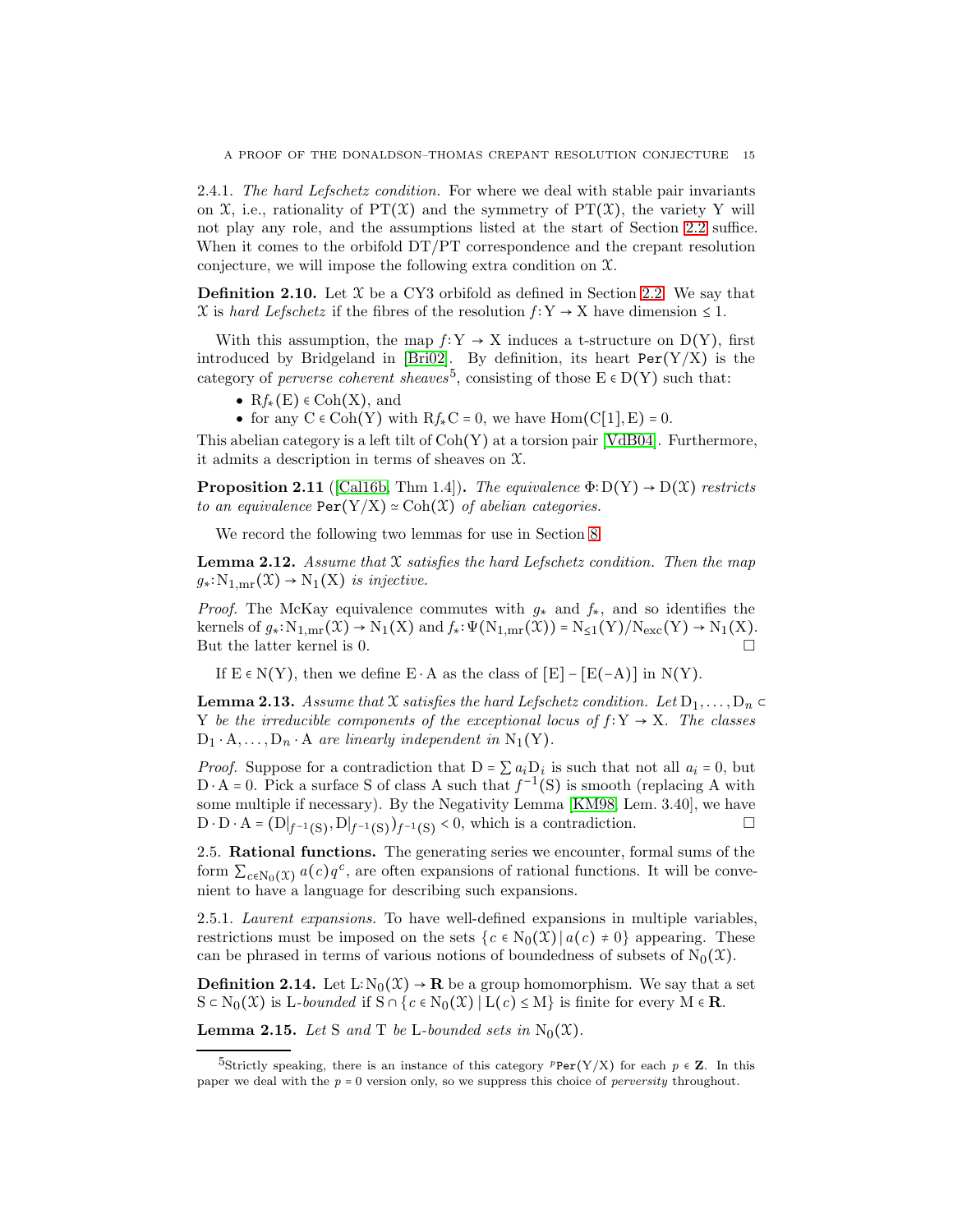2.4.1. *The hard Lefschetz condition.* For where we deal with stable pair invariants on $\mathcal{X}$, i.e., rationality of $\mathrm{PT}(\mathcal{X})$ and the symmetry of $\mathrm{PT}(\mathcal{X})$, the variety $\mathrm{Y}$ will not play any role, and the assumptions listed at the start of Section 2.2 suffice. When it comes to the orbifold DT/PT correspondence and the crepant resolution conjecture, we will impose the following extra condition on $\mathcal{X}$.

**Definition 2.10.** Let $\mathcal{X}$ be a CY3 orbifold as defined in Section 2.2. We say that $\mathcal{X}$ is *hard Lefschetz* if the fibres of the resolution $f\colon \mathrm{Y} \to \mathrm{X}$ have dimension $\leq 1$.

With this assumption, the map $f\colon \mathrm{Y} \to \mathrm{X}$ induces a t-structure on $\mathrm{D}(\mathrm{Y})$, first introduced by Bridgeland in [Bri02]. By definition, its heart $\mathtt{Per}(\mathrm{Y}/\mathrm{X})$ is the category of *perverse coherent sheaves*[5], consisting of those $\mathrm{E} \in \mathrm{D}(\mathrm{Y})$ such that:

- $\mathrm{R}f_*(\mathrm{E}) \in \mathrm{Coh}(\mathrm{X})$, and
- for any $\mathrm{C} \in \mathrm{Coh}(\mathrm{Y})$ with $\mathrm{R}f_*\mathrm{C} = 0$, we have $\mathrm{Hom}(\mathrm{C}[1], \mathrm{E}) = 0$.

This abelian category is a left tilt of $\mathrm{Coh}(\mathrm{Y})$ at a torsion pair [VdB04]. Furthermore, it admits a description in terms of sheaves on $\mathcal{X}$.

**Proposition 2.11** ([Cal16b, Thm 1.4])**.** *The equivalence $\Phi\colon \mathrm{D}(\mathrm{Y}) \to \mathrm{D}(\mathcal{X})$ restricts to an equivalence $\mathtt{Per}(\mathrm{Y}/\mathrm{X}) \simeq \mathrm{Coh}(\mathcal{X})$ of abelian categories.*

We record the following two lemmas for use in Section 8.

**Lemma 2.12.** *Assume that $\mathcal{X}$ satisfies the hard Lefschetz condition. Then the map $g_*\colon \mathrm{N}_{1,\mathrm{mr}}(\mathcal{X}) \to \mathrm{N}_1(\mathrm{X})$ is injective.*

*Proof.* The McKay equivalence commutes with $g_*$ and $f_*$, and so identifies the kernels of $g_*\colon \mathrm{N}_{1,\mathrm{mr}}(\mathcal{X}) \to \mathrm{N}_1(\mathrm{X})$ and $f_*\colon \Psi(\mathrm{N}_{1,\mathrm{mr}}(\mathcal{X})) = \mathrm{N}_{\leq 1}(\mathrm{Y})/\mathrm{N}_{\mathrm{exc}}(\mathrm{Y}) \to \mathrm{N}_1(\mathrm{X})$. But the latter kernel is 0. □

If $\mathrm{E} \in \mathrm{N}(\mathrm{Y})$, then we define $\mathrm{E} \cdot \mathrm{A}$ as the class of $[\mathrm{E}] - [\mathrm{E}(-\mathrm{A})]$ in $\mathrm{N}(\mathrm{Y})$.

**Lemma 2.13.** *Assume that $\mathcal{X}$ satisfies the hard Lefschetz condition. Let $\mathrm{D}_1, \dots, \mathrm{D}_n \subset \mathrm{Y}$ be the irreducible components of the exceptional locus of $f\colon \mathrm{Y} \to \mathrm{X}$. The classes $\mathrm{D}_1 \cdot \mathrm{A}, \dots, \mathrm{D}_n \cdot \mathrm{A}$ are linearly independent in $\mathrm{N}_1(\mathrm{Y})$.*

*Proof.* Suppose for a contradiction that $\mathrm{D} = \sum a_i \mathrm{D}_i$ is such that not all $a_i = 0$, but $\mathrm{D} \cdot \mathrm{A} = 0$. Pick a surface $\mathrm{S}$ of class $\mathrm{A}$ such that $f^{-1}(\mathrm{S})$ is smooth (replacing $\mathrm{A}$ with some multiple if necessary). By the Negativity Lemma [KM98, Lem. 3.40], we have $\mathrm{D} \cdot \mathrm{D} \cdot \mathrm{A} = (\mathrm{D}|_{f^{-1}(\mathrm{S})}, \mathrm{D}|_{f^{-1}(\mathrm{S})})_{f^{-1}(\mathrm{S})} < 0$, which is a contradiction. □

### 2.5. Rational functions.

The generating series we encounter, formal sums of the form $\sum_{c \in \mathrm{N}_0(\mathcal{X})} a(c) q^c$, are often expansions of rational functions. It will be convenient to have a language for describing such expansions.

2.5.1. *Laurent expansions.* To have well-defined expansions in multiple variables, restrictions must be imposed on the sets $\{c \in \mathrm{N}_0(\mathcal{X}) \mid a(c) \neq 0\}$ appearing. These can be phrased in terms of various notions of boundedness of subsets of $\mathrm{N}_0(\mathcal{X})$.

**Definition 2.14.** Let $\mathrm{L}\colon \mathrm{N}_0(\mathcal{X}) \to \mathbf{R}$ be a group homomorphism. We say that a set $\mathrm{S} \subset \mathrm{N}_0(\mathcal{X})$ is $\mathrm{L}$*-bounded* if $\mathrm{S} \cap \{c \in \mathrm{N}_0(\mathcal{X}) \mid \mathrm{L}(c) \leq \mathrm{M}\}$ is finite for every $\mathrm{M} \in \mathbf{R}$.

**Lemma 2.15.** *Let $\mathrm{S}$ and $\mathrm{T}$ be $\mathrm{L}$-bounded sets in $\mathrm{N}_0(\mathcal{X})$.*

[5] Strictly speaking, there is an instance of this category ${}^p\mathtt{Per}(\mathrm{Y}/\mathrm{X})$ for each $p \in \mathbf{Z}$. In this paper we deal with the $p = 0$ version only, so we suppress this choice of *perversity* throughout.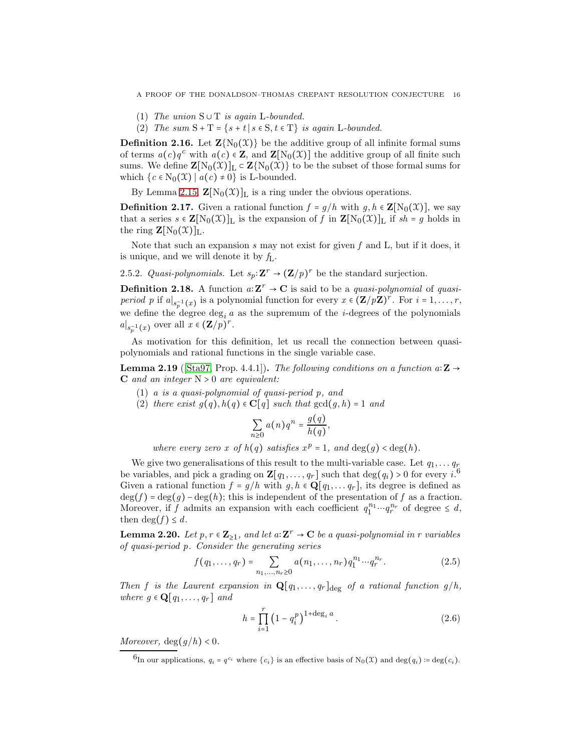(1) *The union* $\mathrm{S} \cup \mathrm{T}$ *is again* L*-bounded.*
(2) *The sum* $\mathrm{S} + \mathrm{T} = \{s + t \mid s \in \mathrm{S}, t \in \mathrm{T}\}$ *is again* L*-bounded.*

**Definition 2.16.** Let $\mathbf{Z}\{\mathrm{N}_0(\mathfrak{X})\}$ be the additive group of all infinite formal sums of terms $a(c)q^c$ with $a(c) \in \mathbf{Z}$, and $\mathbf{Z}[\mathrm{N}_0(\mathfrak{X})]$ the additive group of all finite such sums. We define $\mathbf{Z}[\mathrm{N}_0(\mathfrak{X})]_{\mathrm{L}} \subset \mathbf{Z}\{\mathrm{N}_0(\mathfrak{X})\}$ to be the subset of those formal sums for which $\{c \in \mathrm{N}_0(\mathfrak{X}) \mid a(c) \neq 0\}$ is L-bounded.

By Lemma 2.15, $\mathbf{Z}[\mathrm{N}_0(\mathfrak{X})]_{\mathrm{L}}$ is a ring under the obvious operations.

**Definition 2.17.** Given a rational function $f = g/h$ with $g, h \in \mathbf{Z}[\mathrm{N}_0(\mathfrak{X})]$, we say that a series $s \in \mathbf{Z}[\mathrm{N}_0(\mathfrak{X})]_{\mathrm{L}}$ is the expansion of $f$ in $\mathbf{Z}[\mathrm{N}_0(\mathfrak{X})]_{\mathrm{L}}$ if $sh = g$ holds in the ring $\mathbf{Z}[\mathrm{N}_0(\mathfrak{X})]_{\mathrm{L}}$.

Note that such an expansion $s$ may not exist for given $f$ and L, but if it does, it is unique, and we will denote it by $f_{\mathrm{L}}$.

2.5.2. *Quasi-polynomials.* Let $s_p\colon \mathbf{Z}^r \to (\mathbf{Z}/p)^r$ be the standard surjection.

**Definition 2.18.** A function $a\colon \mathbf{Z}^r \to \mathbf{C}$ is said to be a *quasi-polynomial* of *quasi-period* $p$ if $a|_{s_p^{-1}(x)}$ is a polynomial function for every $x \in (\mathbf{Z}/p\mathbf{Z})^r$. For $i = 1, \ldots, r$, we define the degree $\deg_i a$ as the supremum of the $i$-degrees of the polynomials $a|_{s_p^{-1}(x)}$ over all $x \in (\mathbf{Z}/p)^r$.

As motivation for this definition, let us recall the connection between quasi-polynomials and rational functions in the single variable case.

**Lemma 2.19** ([Sta97, Prop. 4.4.1])**.** *The following conditions on a function* $a\colon \mathbf{Z} \to \mathbf{C}$ *and an integer* $\mathrm{N} > 0$ *are equivalent:*

(1) *$a$ is a quasi-polynomial of quasi-period $p$, and*
(2) *there exist $g(q), h(q) \in \mathbf{C}[q]$ such that $\gcd(g, h) = 1$ and*

$$\sum_{n \geq 0} a(n) q^n = \frac{g(q)}{h(q)},$$

*where every zero $x$ of $h(q)$ satisfies $x^p = 1$, and $\deg(g) < \deg(h)$.*

We give two generalisations of this result to the multi-variable case. Let $q_1, \ldots q_r$ be variables, and pick a grading on $\mathbf{Z}[q_1, \ldots, q_r]$ such that $\deg(q_i) > 0$ for every $i$.[6] Given a rational function $f = g/h$ with $g, h \in \mathbf{Q}[q_1, \ldots q_r]$, its degree is defined as $\deg(f) = \deg(g) - \deg(h)$; this is independent of the presentation of $f$ as a fraction. Moreover, if $f$ admits an expansion with each coefficient $q_1^{n_1} \cdots q_r^{n_r}$ of degree $\leq d$, then $\deg(f) \leq d$.

**Lemma 2.20.** *Let $p, r \in \mathbf{Z}_{\geq 1}$, and let $a\colon \mathbf{Z}^r \to \mathbf{C}$ be a quasi-polynomial in $r$ variables of quasi-period $p$. Consider the generating series*

$$f(q_1, \ldots, q_r) = \sum_{n_1, \ldots, n_r \geq 0} a(n_1, \ldots, n_r) q_1^{n_1} \cdots q_r^{n_r}. \tag{2.5}$$

*Then $f$ is the Laurent expansion in $\mathbf{Q}[q_1, \ldots, q_r]_{\deg}$ of a rational function $g/h$, where $g \in \mathbf{Q}[q_1, \ldots, q_r]$ and*

$$h = \prod_{i=1}^{r} \left(1 - q_i^p\right)^{1 + \deg_i a}. \tag{2.6}$$

*Moreover,* $\deg(g/h) < 0$.

---

[6] In our applications, $q_i = q^{c_i}$ where $\{c_i\}$ is an effective basis of $\mathrm{N}_0(\mathfrak{X})$ and $\deg(q_i) := \deg(c_i)$.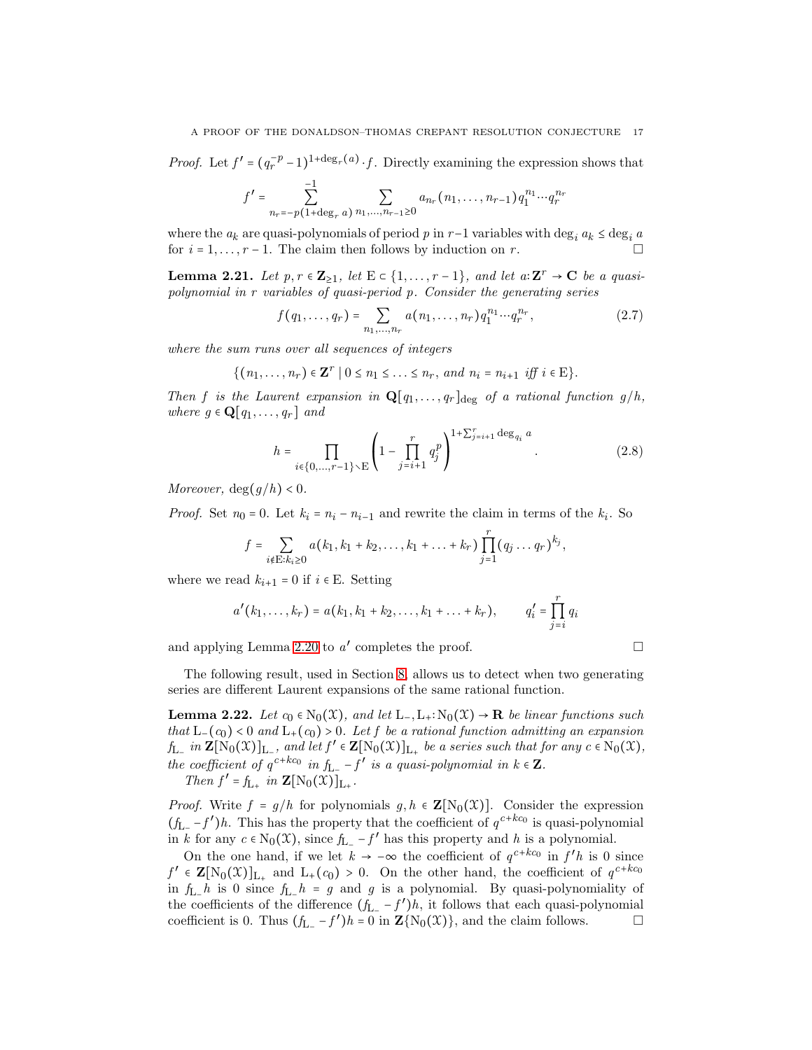*Proof.* Let $f' = (q_r^{-p} - 1)^{1+\deg_r(a)} \cdot f$. Directly examining the expression shows that

$$f' = \sum_{n_r = -p(1+\deg_r a)}^{-1} \sum_{n_1,\dots,n_{r-1} \geq 0} a_{n_r}(n_1, \dots, n_{r-1}) q_1^{n_1} \cdots q_r^{n_r}$$

where the $a_k$ are quasi-polynomials of period $p$ in $r-1$ variables with $\deg_i a_k \leq \deg_i a$ for $i = 1, \dots, r-1$. The claim then follows by induction on $r$. $\square$

**Lemma 2.21.** *Let $p, r \in \mathbf{Z}_{\geq 1}$, let $\mathrm{E} \subset \{1, \dots, r-1\}$, and let $a\colon \mathbf{Z}^r \to \mathbf{C}$ be a quasi-polynomial in $r$ variables of quasi-period $p$. Consider the generating series*

$$f(q_1, \dots, q_r) = \sum_{n_1, \dots, n_r} a(n_1, \dots, n_r) q_1^{n_1} \cdots q_r^{n_r}, \tag{2.7}$$

*where the sum runs over all sequences of integers*

$$\{(n_1, \dots, n_r) \in \mathbf{Z}^r \mid 0 \leq n_1 \leq \dots \leq n_r, \text{ and } n_i = n_{i+1} \text{ iff } i \in \mathrm{E}\}.$$

*Then $f$ is the Laurent expansion in $\mathbf{Q}[q_1, \dots, q_r]_{\deg}$ of a rational function $g/h$, where $g \in \mathbf{Q}[q_1, \dots, q_r]$ and*

$$h = \prod_{i \in \{0, \dots, r-1\} \setminus \mathrm{E}} \left(1 - \prod_{j=i+1}^{r} q_j^p\right)^{1 + \sum_{j=i+1}^{r} \deg_{q_i} a}. \tag{2.8}$$

*Moreover, $\deg(g/h) < 0$.*

*Proof.* Set $n_0 = 0$. Let $k_i = n_i - n_{i-1}$ and rewrite the claim in terms of the $k_i$. So

$$f = \sum_{i \notin \mathrm{E} : k_i \geq 0} a(k_1, k_1 + k_2, \dots, k_1 + \dots + k_r) \prod_{j=1}^{r} (q_j \dots q_r)^{k_j},$$

where we read $k_{i+1} = 0$ if $i \in \mathrm{E}$. Setting

$$a'(k_1, \dots, k_r) = a(k_1, k_1 + k_2, \dots, k_1 + \dots + k_r), \qquad q_i' = \prod_{j=i}^{r} q_i$$

and applying Lemma 2.20 to $a'$ completes the proof. $\square$

The following result, used in Section 8, allows us to detect when two generating series are different Laurent expansions of the same rational function.

**Lemma 2.22.** *Let $c_0 \in \mathrm{N}_0(\mathcal{X})$, and let $\mathrm{L}_-, \mathrm{L}_+ \colon \mathrm{N}_0(\mathcal{X}) \to \mathbf{R}$ be linear functions such that $\mathrm{L}_-(c_0) < 0$ and $\mathrm{L}_+(c_0) > 0$. Let $f$ be a rational function admitting an expansion $f_{\mathrm{L}_-}$ in $\mathbf{Z}[\mathrm{N}_0(\mathcal{X})]_{\mathrm{L}_-}$, and let $f' \in \mathbf{Z}[\mathrm{N}_0(\mathcal{X})]_{\mathrm{L}_+}$ be a series such that for any $c \in \mathrm{N}_0(\mathcal{X})$, the coefficient of $q^{c + kc_0}$ in $f_{\mathrm{L}_-} - f'$ is a quasi-polynomial in $k \in \mathbf{Z}$.*

*Then $f' = f_{\mathrm{L}_+}$ in $\mathbf{Z}[\mathrm{N}_0(\mathcal{X})]_{\mathrm{L}_+}$.*

*Proof.* Write $f = g/h$ for polynomials $g, h \in \mathbf{Z}[\mathrm{N}_0(\mathcal{X})]$. Consider the expression $(f_{\mathrm{L}_-} - f')h$. This has the property that the coefficient of $q^{c+kc_0}$ is quasi-polynomial in $k$ for any $c \in \mathrm{N}_0(\mathcal{X})$, since $f_{\mathrm{L}_-} - f'$ has this property and $h$ is a polynomial.

On the one hand, if we let $k \to -\infty$ the coefficient of $q^{c+kc_0}$ in $f'h$ is 0 since $f' \in \mathbf{Z}[\mathrm{N}_0(\mathcal{X})]_{\mathrm{L}_+}$ and $\mathrm{L}_+(c_0) > 0$. On the other hand, the coefficient of $q^{c+kc_0}$ in $f_{\mathrm{L}_-}h$ is 0 since $f_{\mathrm{L}_-}h = g$ and $g$ is a polynomial. By quasi-polynomiality of the coefficients of the difference $(f_{\mathrm{L}_-} - f')h$, it follows that each quasi-polynomial coefficient is 0. Thus $(f_{\mathrm{L}_-} - f')h = 0$ in $\mathbf{Z}\{\mathrm{N}_0(\mathcal{X})\}$, and the claim follows. $\square$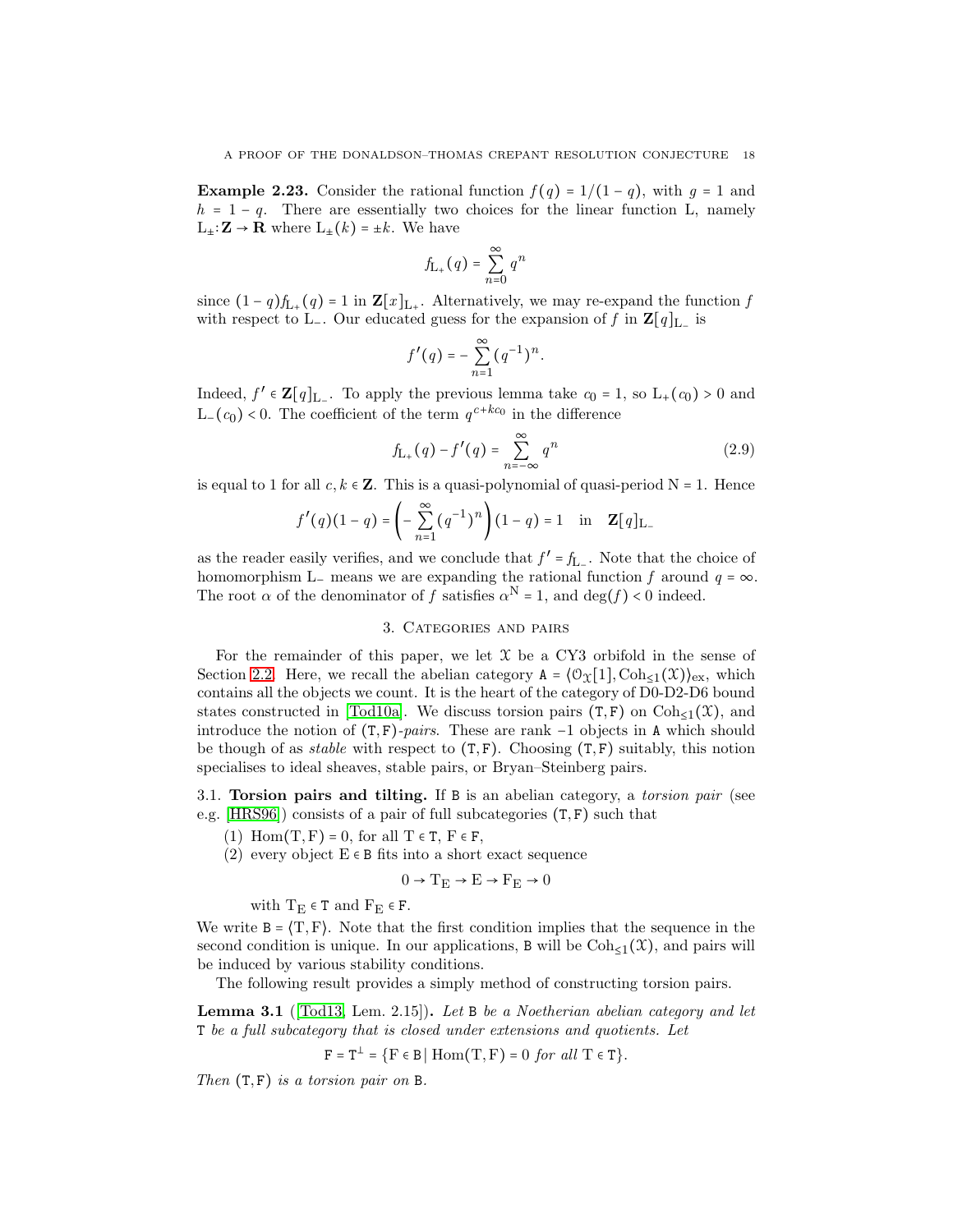**Example 2.23.** Consider the rational function $f(q) = 1/(1-q)$, with $g = 1$ and $h = 1 - q$. There are essentially two choices for the linear function L, namely $\mathrm{L}_\pm : \mathbf{Z} \to \mathbf{R}$ where $\mathrm{L}_\pm(k) = \pm k$. We have

$$f_{\mathrm{L}_+}(q) = \sum_{n=0}^{\infty} q^n$$

since $(1-q) f_{\mathrm{L}_+}(q) = 1$ in $\mathbf{Z}[x]_{\mathrm{L}_+}$. Alternatively, we may re-expand the function $f$ with respect to $\mathrm{L}_-$. Our educated guess for the expansion of $f$ in $\mathbf{Z}[q]_{\mathrm{L}_-}$ is

$$f'(q) = -\sum_{n=1}^{\infty} (q^{-1})^n.$$

Indeed, $f' \in \mathbf{Z}[q]_{\mathrm{L}_-}$. To apply the previous lemma take $c_0 = 1$, so $\mathrm{L}_+(c_0) > 0$ and $\mathrm{L}_-(c_0) < 0$. The coefficient of the term $q^{c+kc_0}$ in the difference

$$f_{\mathrm{L}_+}(q) - f'(q) = \sum_{n=-\infty}^{\infty} q^n \tag{2.9}$$

is equal to 1 for all $c, k \in \mathbf{Z}$. This is a quasi-polynomial of quasi-period $\mathrm{N} = 1$. Hence

$$f'(q)(1-q) = \left(-\sum_{n=1}^{\infty} (q^{-1})^n\right)(1-q) = 1 \quad \text{in} \quad \mathbf{Z}[q]_{\mathrm{L}_-}$$

as the reader easily verifies, and we conclude that $f' = f_{\mathrm{L}_-}$. Note that the choice of homomorphism $\mathrm{L}_-$ means we are expanding the rational function $f$ around $q = \infty$. The root $\alpha$ of the denominator of $f$ satisfies $\alpha^{\mathrm{N}} = 1$, and $\deg(f) < 0$ indeed.

## 3. Categories and pairs

For the remainder of this paper, we let $\mathcal{X}$ be a CY3 orbifold in the sense of Section 2.2. Here, we recall the abelian category $\mathtt{A} = \langle \mathcal{O}_{\mathcal{X}}[1], \mathrm{Coh}_{\leq 1}(\mathcal{X})\rangle_{\mathrm{ex}}$, which contains all the objects we count. It is the heart of the category of D0-D2-D6 bound states constructed in [Tod10a]. We discuss torsion pairs $(\mathtt{T}, \mathtt{F})$ on $\mathrm{Coh}_{\leq 1}(\mathcal{X})$, and introduce the notion of $(\mathtt{T}, \mathtt{F})$*-pairs*. These are rank $-1$ objects in $\mathtt{A}$ which should be though of as *stable* with respect to $(\mathtt{T}, \mathtt{F})$. Choosing $(\mathtt{T}, \mathtt{F})$ suitably, this notion specialises to ideal sheaves, stable pairs, or Bryan–Steinberg pairs.

### 3.1. Torsion pairs and tilting.

If $\mathtt{B}$ is an abelian category, a *torsion pair* (see e.g. [HRS96]) consists of a pair of full subcategories $(\mathtt{T}, \mathtt{F})$ such that

1. $\mathrm{Hom}(\mathrm{T}, \mathrm{F}) = 0$, for all $\mathrm{T} \in \mathtt{T}$, $\mathrm{F} \in \mathtt{F}$,
2. every object $\mathrm{E} \in \mathtt{B}$ fits into a short exact sequence

$$0 \to \mathrm{T}_{\mathrm{E}} \to \mathrm{E} \to \mathrm{F}_{\mathrm{E}} \to 0$$

with $\mathrm{T}_{\mathrm{E}} \in \mathtt{T}$ and $\mathrm{F}_{\mathrm{E}} \in \mathtt{F}$.

We write $\mathtt{B} = \langle \mathtt{T}, \mathtt{F}\rangle$. Note that the first condition implies that the sequence in the second condition is unique. In our applications, $\mathtt{B}$ will be $\mathrm{Coh}_{\leq 1}(\mathcal{X})$, and pairs will be induced by various stability conditions.

The following result provides a simply method of constructing torsion pairs.

**Lemma 3.1** ([Tod13, Lem. 2.15])**.** *Let $\mathtt{B}$ be a Noetherian abelian category and let $\mathtt{T}$ be a full subcategory that is closed under extensions and quotients. Let*

$$\mathtt{F} = \mathtt{T}^{\perp} = \{\mathrm{F} \in \mathtt{B} \mid \mathrm{Hom}(\mathrm{T}, \mathrm{F}) = 0 \text{ for all } \mathrm{T} \in \mathtt{T}\}.$$

*Then $(\mathtt{T}, \mathtt{F})$ is a torsion pair on $\mathtt{B}$.*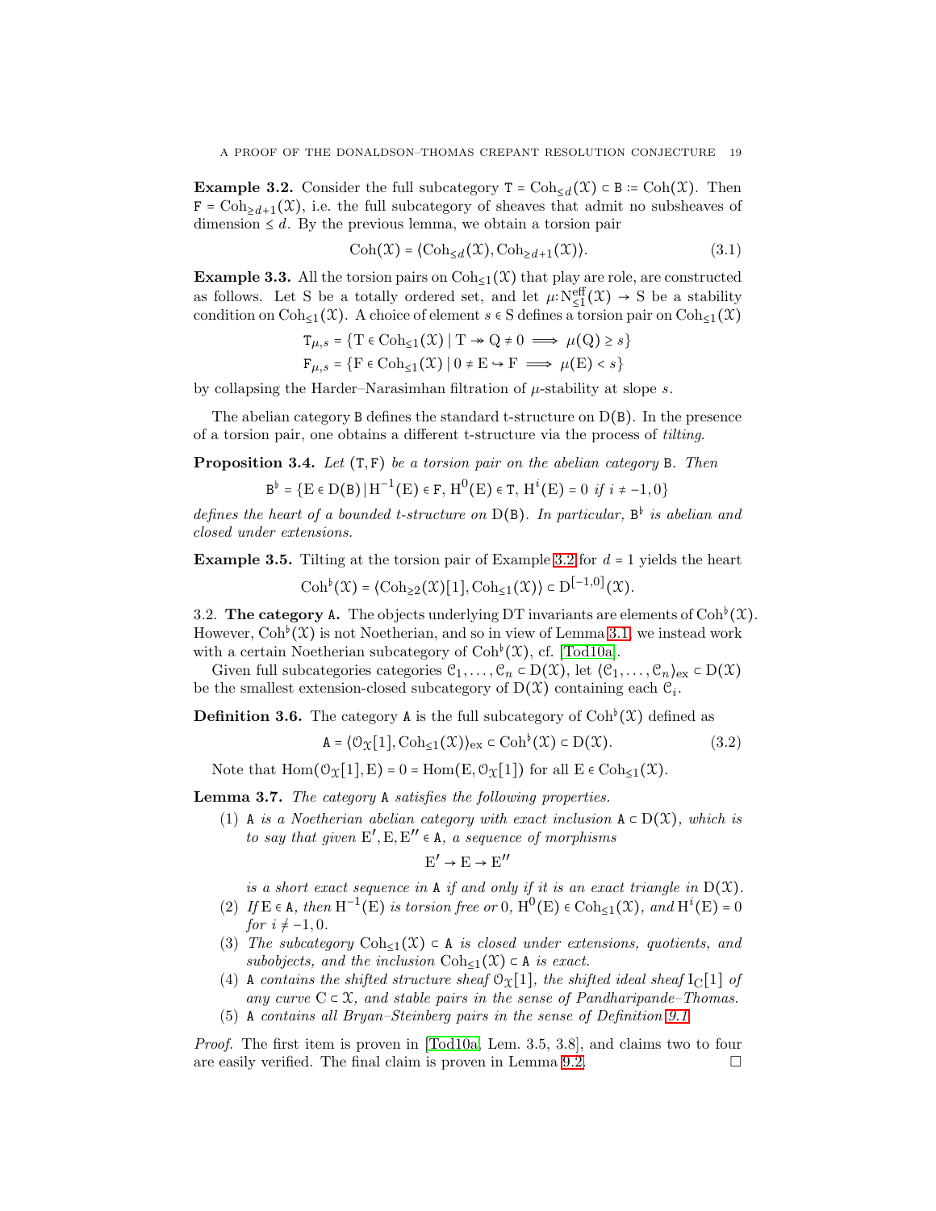**Example 3.2.** Consider the full subcategory $\mathtt{T} = \mathrm{Coh}_{\leq d}(\mathcal{X}) \subset \mathtt{B} := \mathrm{Coh}(\mathcal{X})$. Then $\mathtt{F} = \mathrm{Coh}_{\geq d+1}(\mathcal{X})$, i.e. the full subcategory of sheaves that admit no subsheaves of dimension $\leq d$. By the previous lemma, we obtain a torsion pair

$$\mathrm{Coh}(\mathcal{X}) = \langle \mathrm{Coh}_{\leq d}(\mathcal{X}), \mathrm{Coh}_{\geq d+1}(\mathcal{X})\rangle. \tag{3.1}$$

**Example 3.3.** All the torsion pairs on $\mathrm{Coh}_{\leq 1}(\mathcal{X})$ that play are role, are constructed as follows. Let S be a totally ordered set, and let $\mu \colon \mathrm{N}^{\mathrm{eff}}_{\leq 1}(\mathcal{X}) \to \mathrm{S}$ be a stability condition on $\mathrm{Coh}_{\leq 1}(\mathcal{X})$. A choice of element $s \in \mathrm{S}$ defines a torsion pair on $\mathrm{Coh}_{\leq 1}(\mathcal{X})$

$$\mathtt{T}_{\mu,s} = \{\mathrm{T} \in \mathrm{Coh}_{\leq 1}(\mathcal{X}) \mid \mathrm{T} \twoheadrightarrow \mathrm{Q} \neq 0 \implies \mu(\mathrm{Q}) \geq s\}$$
$$\mathtt{F}_{\mu,s} = \{\mathrm{F} \in \mathrm{Coh}_{\leq 1}(\mathcal{X}) \mid 0 \neq \mathrm{E} \hookrightarrow \mathrm{F} \implies \mu(\mathrm{E}) < s\}$$

by collapsing the Harder–Narasimhan filtration of $\mu$-stability at slope $s$.

The abelian category B defines the standard t-structure on $\mathrm{D}(\mathtt{B})$. In the presence of a torsion pair, one obtains a different t-structure via the process of *tilting*.

**Proposition 3.4.** *Let* $(\mathtt{T}, \mathtt{F})$ *be a torsion pair on the abelian category* B. *Then*

$$\mathtt{B}^\flat = \{\mathrm{E} \in \mathrm{D}(\mathtt{B}) \mid \mathrm{H}^{-1}(\mathrm{E}) \in \mathtt{F},\, \mathrm{H}^0(\mathrm{E}) \in \mathtt{T},\, \mathrm{H}^i(\mathrm{E}) = 0 \text{ if } i \neq -1, 0\}$$

*defines the heart of a bounded t-structure on* $\mathrm{D}(\mathtt{B})$. *In particular,* $\mathtt{B}^\flat$ *is abelian and closed under extensions.*

**Example 3.5.** Tilting at the torsion pair of Example 3.2 for $d = 1$ yields the heart

$$\mathrm{Coh}^\flat(\mathcal{X}) = \langle \mathrm{Coh}_{\geq 2}(\mathcal{X})[1], \mathrm{Coh}_{\leq 1}(\mathcal{X})\rangle \subset \mathrm{D}^{[-1,0]}(\mathcal{X}).$$

3.2. **The category A.** The objects underlying DT invariants are elements of $\mathrm{Coh}^\flat(\mathcal{X})$. However, $\mathrm{Coh}^\flat(\mathcal{X})$ is not Noetherian, and so in view of Lemma 3.1, we instead work with a certain Noetherian subcategory of $\mathrm{Coh}^\flat(\mathcal{X})$, cf. [Tod10a].

Given full subcategories categories $\mathcal{C}_1, \ldots, \mathcal{C}_n \subset \mathrm{D}(\mathcal{X})$, let $\langle \mathcal{C}_1, \ldots, \mathcal{C}_n\rangle_{\mathrm{ex}} \subset \mathrm{D}(\mathcal{X})$ be the smallest extension-closed subcategory of $\mathrm{D}(\mathcal{X})$ containing each $\mathcal{C}_i$.

**Definition 3.6.** The category A is the full subcategory of $\mathrm{Coh}^\flat(\mathcal{X})$ defined as

$$\mathtt{A} = \langle \mathcal{O}_{\mathcal{X}}[1], \mathrm{Coh}_{\leq 1}(\mathcal{X})\rangle_{\mathrm{ex}} \subset \mathrm{Coh}^\flat(\mathcal{X}) \subset \mathrm{D}(\mathcal{X}). \tag{3.2}$$

Note that $\mathrm{Hom}(\mathcal{O}_{\mathcal{X}}[1], \mathrm{E}) = 0 = \mathrm{Hom}(\mathrm{E}, \mathcal{O}_{\mathcal{X}}[1])$ for all $\mathrm{E} \in \mathrm{Coh}_{\leq 1}(\mathcal{X})$.

**Lemma 3.7.** *The category* A *satisfies the following properties.*

1. A *is a Noetherian abelian category with exact inclusion* $\mathtt{A} \subset \mathrm{D}(\mathcal{X})$, *which is to say that given* $\mathrm{E}', \mathrm{E}, \mathrm{E}'' \in \mathtt{A}$, *a sequence of morphisms*
$$\mathrm{E}' \to \mathrm{E} \to \mathrm{E}''$$
*is a short exact sequence in* A *if and only if it is an exact triangle in* $\mathrm{D}(\mathcal{X})$.
2. *If* $\mathrm{E} \in \mathtt{A}$, *then* $\mathrm{H}^{-1}(\mathrm{E})$ *is torsion free or* $0$, $\mathrm{H}^0(\mathrm{E}) \in \mathrm{Coh}_{\leq 1}(\mathcal{X})$, *and* $\mathrm{H}^i(\mathrm{E}) = 0$ *for* $i \neq -1, 0$.
3. *The subcategory* $\mathrm{Coh}_{\leq 1}(\mathcal{X}) \subset \mathtt{A}$ *is closed under extensions, quotients, and subobjects, and the inclusion* $\mathrm{Coh}_{\leq 1}(\mathcal{X}) \subset \mathtt{A}$ *is exact.*
4. A *contains the shifted structure sheaf* $\mathcal{O}_{\mathcal{X}}[1]$, *the shifted ideal sheaf* $\mathrm{I}_{\mathrm{C}}[1]$ *of any curve* $\mathrm{C} \subset \mathcal{X}$, *and stable pairs in the sense of Pandharipande–Thomas.*
5. A *contains all Bryan–Steinberg pairs in the sense of Definition 9.1.*

*Proof.* The first item is proven in [Tod10a, Lem. 3.5, 3.8], and claims two to four are easily verified. The final claim is proven in Lemma 9.2. □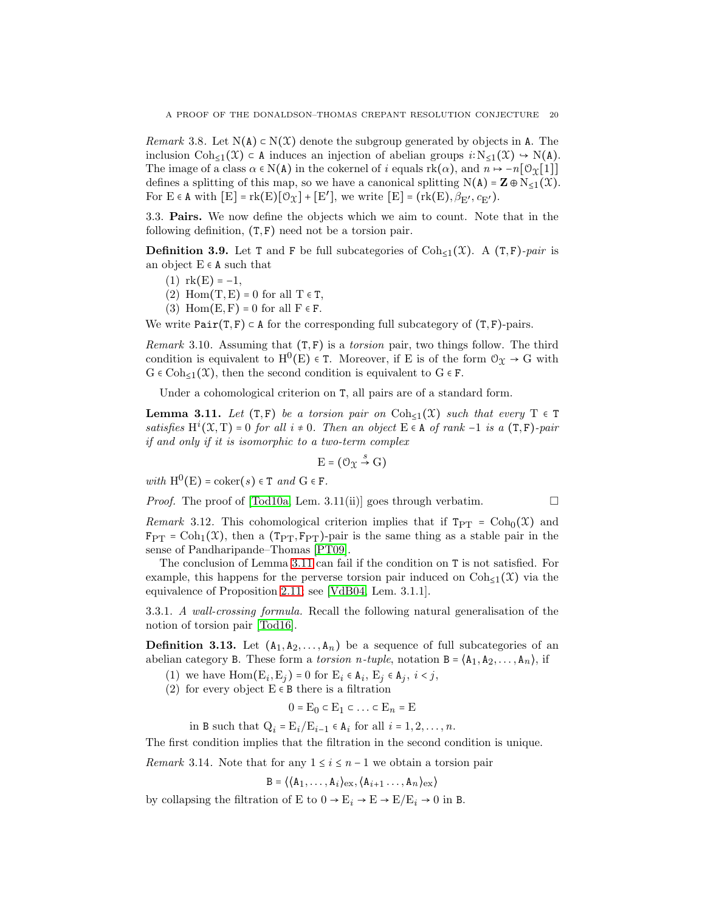*Remark* 3.8. Let $\mathrm{N}(\mathtt{A}) \subset \mathrm{N}(\mathcal{X})$ denote the subgroup generated by objects in $\mathtt{A}$. The inclusion $\mathrm{Coh}_{\le 1}(\mathcal{X}) \subset \mathtt{A}$ induces an injection of abelian groups $i\colon \mathrm{N}_{\le 1}(\mathcal{X}) \hookrightarrow \mathrm{N}(\mathtt{A})$. The image of a class $\alpha \in \mathrm{N}(\mathtt{A})$ in the cokernel of $i$ equals $\mathrm{rk}(\alpha)$, and $n \mapsto -n[\mathcal{O}_{\mathcal{X}}[1]]$ defines a splitting of this map, so we have a canonical splitting $\mathrm{N}(\mathtt{A}) = \mathbf{Z} \oplus \mathrm{N}_{\le 1}(\mathcal{X})$. For $\mathrm{E} \in \mathtt{A}$ with $[\mathrm{E}] = \mathrm{rk}(\mathrm{E})[\mathcal{O}_{\mathcal{X}}] + [\mathrm{E}']$, we write $[\mathrm{E}] = (\mathrm{rk}(\mathrm{E}), \beta_{\mathrm{E}'}, c_{\mathrm{E}'})$.

3.3. **Pairs.** We now define the objects which we aim to count. Note that in the following definition, $(\mathtt{T}, \mathtt{F})$ need not be a torsion pair.

**Definition 3.9.** Let $\mathtt{T}$ and $\mathtt{F}$ be full subcategories of $\mathrm{Coh}_{\le 1}(\mathcal{X})$. A *$(\mathtt{T}, \mathtt{F})$-pair* is an object $\mathrm{E} \in \mathtt{A}$ such that

1. $\mathrm{rk}(\mathrm{E}) = -1$,
2. $\mathrm{Hom}(\mathrm{T}, \mathrm{E}) = 0$ for all $\mathrm{T} \in \mathtt{T}$,
3. $\mathrm{Hom}(\mathrm{E}, \mathrm{F}) = 0$ for all $\mathrm{F} \in \mathtt{F}$.

We write $\mathtt{Pair}(\mathtt{T}, \mathtt{F}) \subset \mathtt{A}$ for the corresponding full subcategory of $(\mathtt{T}, \mathtt{F})$-pairs.

*Remark* 3.10. Assuming that $(\mathtt{T}, \mathtt{F})$ is a *torsion* pair, two things follow. The third condition is equivalent to $\mathrm{H}^0(\mathrm{E}) \in \mathtt{T}$. Moreover, if $\mathrm{E}$ is of the form $\mathcal{O}_{\mathcal{X}} \to \mathrm{G}$ with $\mathrm{G} \in \mathrm{Coh}_{\le 1}(\mathcal{X})$, then the second condition is equivalent to $\mathrm{G} \in \mathtt{F}$.

Under a cohomological criterion on $\mathtt{T}$, all pairs are of a standard form.

**Lemma 3.11.** *Let $(\mathtt{T}, \mathtt{F})$ be a torsion pair on $\mathrm{Coh}_{\le 1}(\mathcal{X})$ such that every $\mathrm{T} \in \mathtt{T}$ satisfies $\mathrm{H}^i(\mathcal{X}, \mathrm{T}) = 0$ for all $i \ne 0$. Then an object $\mathrm{E} \in \mathtt{A}$ of rank $-1$ is a $(\mathtt{T}, \mathtt{F})$-pair if and only if it is isomorphic to a two-term complex*

$$\mathrm{E} = (\mathcal{O}_{\mathcal{X}} \xrightarrow{s} \mathrm{G})$$

*with $\mathrm{H}^0(\mathrm{E}) = \mathrm{coker}(s) \in \mathtt{T}$ and $\mathrm{G} \in \mathtt{F}$.*

*Proof.* The proof of [Tod10a, Lem. 3.11(ii)] goes through verbatim. □

*Remark* 3.12. This cohomological criterion implies that if $\mathtt{T}_{\mathrm{PT}} = \mathrm{Coh}_0(\mathcal{X})$ and $\mathtt{F}_{\mathrm{PT}} = \mathrm{Coh}_1(\mathcal{X})$, then a $(\mathtt{T}_{\mathrm{PT}}, \mathtt{F}_{\mathrm{PT}})$-pair is the same thing as a stable pair in the sense of Pandharipande–Thomas [PT09].

The conclusion of Lemma 3.11 can fail if the condition on $\mathtt{T}$ is not satisfied. For example, this happens for the perverse torsion pair induced on $\mathrm{Coh}_{\le 1}(\mathcal{X})$ via the equivalence of Proposition 2.11; see [VdB04, Lem. 3.1.1].

3.3.1. *A wall-crossing formula.* Recall the following natural generalisation of the notion of torsion pair [Tod16].

**Definition 3.13.** Let $(\mathtt{A}_1, \mathtt{A}_2, \dots, \mathtt{A}_n)$ be a sequence of full subcategories of an abelian category $\mathtt{B}$. These form a *torsion $n$-tuple*, notation $\mathtt{B} = \langle \mathtt{A}_1, \mathtt{A}_2, \dots, \mathtt{A}_n \rangle$, if

1. we have $\mathrm{Hom}(\mathrm{E}_i, \mathrm{E}_j) = 0$ for $\mathrm{E}_i \in \mathtt{A}_i$, $\mathrm{E}_j \in \mathtt{A}_j$, $i < j$,
2. for every object $\mathrm{E} \in \mathtt{B}$ there is a filtration

$$0 = \mathrm{E}_0 \subset \mathrm{E}_1 \subset \dots \subset \mathrm{E}_n = \mathrm{E}$$

   in $\mathtt{B}$ such that $\mathrm{Q}_i = \mathrm{E}_i / \mathrm{E}_{i-1} \in \mathtt{A}_i$ for all $i = 1, 2, \dots, n$.

The first condition implies that the filtration in the second condition is unique.

*Remark* 3.14. Note that for any $1 \le i \le n-1$ we obtain a torsion pair

$$\mathtt{B} = \langle \langle \mathtt{A}_1, \dots, \mathtt{A}_i \rangle_{\mathrm{ex}}, \langle \mathtt{A}_{i+1} \dots, \mathtt{A}_n \rangle_{\mathrm{ex}} \rangle$$

by collapsing the filtration of $\mathrm{E}$ to $0 \to \mathrm{E}_i \to \mathrm{E} \to \mathrm{E}/\mathrm{E}_i \to 0$ in $\mathtt{B}$.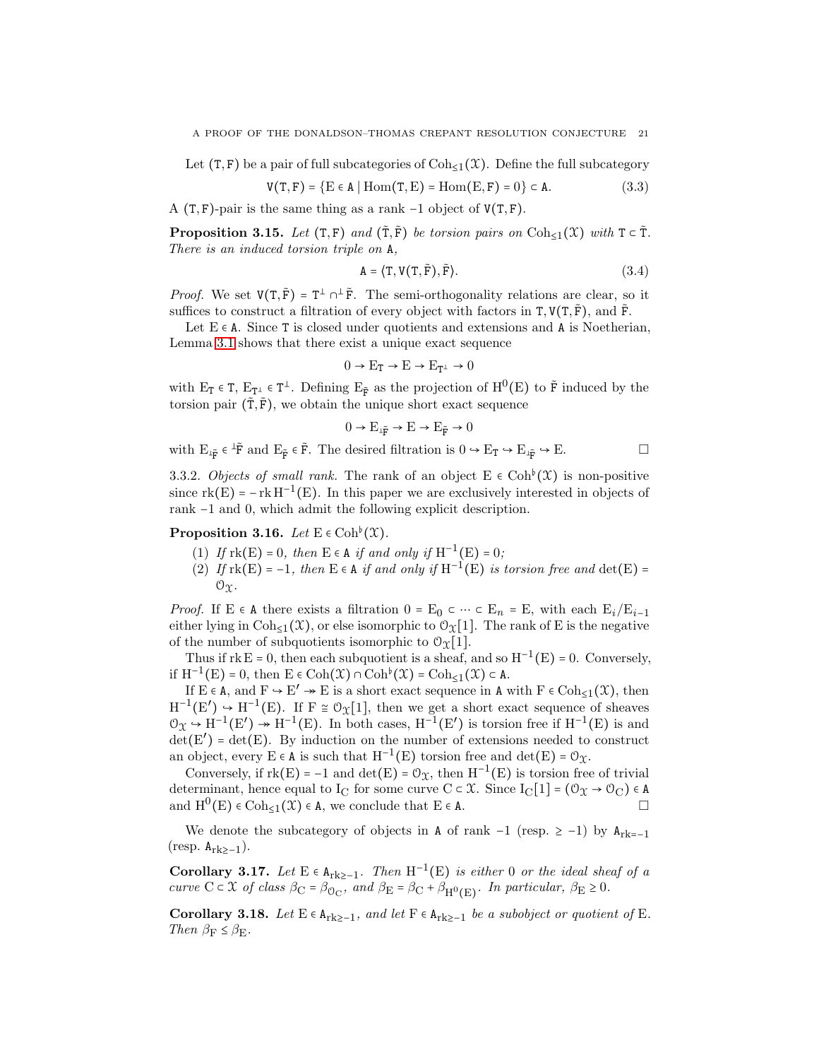Let $(\mathtt{T}, \mathtt{F})$ be a pair of full subcategories of $\mathrm{Coh}_{\leq 1}(\mathcal{X})$. Define the full subcategory

$$\mathtt{V}(\mathtt{T}, \mathtt{F}) = \{\mathrm{E} \in \mathtt{A} \mid \mathrm{Hom}(\mathtt{T}, \mathrm{E}) = \mathrm{Hom}(\mathrm{E}, \mathtt{F}) = 0\} \subset \mathtt{A}. \tag{3.3}$$

A $(\mathtt{T}, \mathtt{F})$-pair is the same thing as a rank $-1$ object of $\mathtt{V}(\mathtt{T}, \mathtt{F})$.

**Proposition 3.15.** *Let $(\mathtt{T}, \mathtt{F})$ and $(\tilde{\mathtt{T}}, \tilde{\mathtt{F}})$ be torsion pairs on $\mathrm{Coh}_{\leq 1}(\mathcal{X})$ with $\mathtt{T} \subset \tilde{\mathtt{T}}$. There is an induced torsion triple on $\mathtt{A}$,*

$$\mathtt{A} = \langle \mathtt{T}, \mathtt{V}(\mathtt{T}, \tilde{\mathtt{F}}), \tilde{\mathtt{F}} \rangle. \tag{3.4}$$

*Proof.* We set $\mathtt{V}(\mathtt{T}, \tilde{\mathtt{F}}) = \mathtt{T}^{\perp} \cap {}^{\perp}\tilde{\mathtt{F}}$. The semi-orthogonality relations are clear, so it suffices to construct a filtration of every object with factors in $\mathtt{T}, \mathtt{V}(\mathtt{T}, \tilde{\mathtt{F}})$, and $\tilde{\mathtt{F}}$.

Let $\mathrm{E} \in \mathtt{A}$. Since $\mathtt{T}$ is closed under quotients and extensions and $\mathtt{A}$ is Noetherian, Lemma 3.1 shows that there exist a unique exact sequence

$$0 \to \mathrm{E}_{\mathtt{T}} \to \mathrm{E} \to \mathrm{E}_{\mathtt{T}^{\perp}} \to 0$$

with $\mathrm{E}_{\mathtt{T}} \in \mathtt{T}$, $\mathrm{E}_{\mathtt{T}^{\perp}} \in \mathtt{T}^{\perp}$. Defining $\mathrm{E}_{\tilde{\mathtt{F}}}$ as the projection of $\mathrm{H}^0(\mathrm{E})$ to $\tilde{\mathtt{F}}$ induced by the torsion pair $(\tilde{\mathtt{T}}, \tilde{\mathtt{F}})$, we obtain the unique short exact sequence

$$0 \to \mathrm{E}_{{}^{\perp}\tilde{\mathtt{F}}} \to \mathrm{E} \to \mathrm{E}_{\tilde{\mathtt{F}}} \to 0$$

with $\mathrm{E}_{{}^{\perp}\tilde{\mathtt{F}}} \in {}^{\perp}\tilde{\mathtt{F}}$ and $\mathrm{E}_{\tilde{\mathtt{F}}} \in \tilde{\mathtt{F}}$. The desired filtration is $0 \hookrightarrow \mathrm{E}_{\mathtt{T}} \hookrightarrow \mathrm{E}_{{}^{\perp}\tilde{\mathtt{F}}} \hookrightarrow \mathrm{E}$. □

3.3.2. *Objects of small rank.* The rank of an object $\mathrm{E} \in \mathrm{Coh}^{\flat}(\mathcal{X})$ is non-positive since $\mathrm{rk}(\mathrm{E}) = -\mathrm{rk}\,\mathrm{H}^{-1}(\mathrm{E})$. In this paper we are exclusively interested in objects of rank $-1$ and $0$, which admit the following explicit description.

**Proposition 3.16.** *Let $\mathrm{E} \in \mathrm{Coh}^{\flat}(\mathcal{X})$.*

1. *If $\mathrm{rk}(\mathrm{E}) = 0$, then $\mathrm{E} \in \mathtt{A}$ if and only if $\mathrm{H}^{-1}(\mathrm{E}) = 0$;*
2. *If $\mathrm{rk}(\mathrm{E}) = -1$, then $\mathrm{E} \in \mathtt{A}$ if and only if $\mathrm{H}^{-1}(\mathrm{E})$ is torsion free and $\det(\mathrm{E}) = \mathcal{O}_{\mathcal{X}}$.*

*Proof.* If $\mathrm{E} \in \mathtt{A}$ there exists a filtration $0 = \mathrm{E}_0 \subset \cdots \subset \mathrm{E}_n = \mathrm{E}$, with each $\mathrm{E}_i/\mathrm{E}_{i-1}$ either lying in $\mathrm{Coh}_{\leq 1}(\mathcal{X})$, or else isomorphic to $\mathcal{O}_{\mathcal{X}}[1]$. The rank of E is the negative of the number of subquotients isomorphic to $\mathcal{O}_{\mathcal{X}}[1]$.

Thus if $\mathrm{rk}\,\mathrm{E} = 0$, then each subquotient is a sheaf, and so $\mathrm{H}^{-1}(\mathrm{E}) = 0$. Conversely, if $\mathrm{H}^{-1}(\mathrm{E}) = 0$, then $\mathrm{E} \in \mathrm{Coh}(\mathcal{X}) \cap \mathrm{Coh}^{\flat}(\mathcal{X}) = \mathrm{Coh}_{\leq 1}(\mathcal{X}) \subset \mathtt{A}$.

If $\mathrm{E} \in \mathtt{A}$, and $\mathrm{F} \hookrightarrow \mathrm{E}' \twoheadrightarrow \mathrm{E}$ is a short exact sequence in $\mathtt{A}$ with $\mathrm{F} \in \mathrm{Coh}_{\leq 1}(\mathcal{X})$, then $\mathrm{H}^{-1}(\mathrm{E}') \hookrightarrow \mathrm{H}^{-1}(\mathrm{E})$. If $\mathrm{F} \cong \mathcal{O}_{\mathcal{X}}[1]$, then we get a short exact sequence of sheaves $\mathcal{O}_{\mathcal{X}} \hookrightarrow \mathrm{H}^{-1}(\mathrm{E}') \twoheadrightarrow \mathrm{H}^{-1}(\mathrm{E})$. In both cases, $\mathrm{H}^{-1}(\mathrm{E}')$ is torsion free if $\mathrm{H}^{-1}(\mathrm{E})$ is and $\det(\mathrm{E}') = \det(\mathrm{E})$. By induction on the number of extensions needed to construct an object, every $\mathrm{E} \in \mathtt{A}$ is such that $\mathrm{H}^{-1}(\mathrm{E})$ torsion free and $\det(\mathrm{E}) = \mathcal{O}_{\mathcal{X}}$.

Conversely, if $\mathrm{rk}(\mathrm{E}) = -1$ and $\det(\mathrm{E}) = \mathcal{O}_{\mathcal{X}}$, then $\mathrm{H}^{-1}(\mathrm{E})$ is torsion free of trivial determinant, hence equal to $\mathrm{I}_{\mathrm{C}}$ for some curve $\mathrm{C} \subset \mathcal{X}$. Since $\mathrm{I}_{\mathrm{C}}[1] = (\mathcal{O}_{\mathcal{X}} \to \mathcal{O}_{\mathrm{C}}) \in \mathtt{A}$ and $\mathrm{H}^0(\mathrm{E}) \in \mathrm{Coh}_{\leq 1}(\mathcal{X}) \in \mathtt{A}$, we conclude that $\mathrm{E} \in \mathtt{A}$. □

We denote the subcategory of objects in $\mathtt{A}$ of rank $-1$ (resp. $\geq -1$) by $\mathtt{A}_{\mathrm{rk}=-1}$ (resp. $\mathtt{A}_{\mathrm{rk}\geq -1}$).

**Corollary 3.17.** *Let $\mathrm{E} \in \mathtt{A}_{\mathrm{rk}\geq -1}$. Then $\mathrm{H}^{-1}(\mathrm{E})$ is either $0$ or the ideal sheaf of a curve $\mathrm{C} \subset \mathcal{X}$ of class $\beta_{\mathrm{C}} = \beta_{\mathcal{O}_{\mathrm{C}}}$, and $\beta_{\mathrm{E}} = \beta_{\mathrm{C}} + \beta_{\mathrm{H}^0(\mathrm{E})}$. In particular, $\beta_{\mathrm{E}} \geq 0$.*

**Corollary 3.18.** *Let $\mathrm{E} \in \mathtt{A}_{\mathrm{rk}\geq -1}$, and let $\mathrm{F} \in \mathtt{A}_{\mathrm{rk}\geq -1}$ be a subobject or quotient of E. Then $\beta_{\mathrm{F}} \leq \beta_{\mathrm{E}}$.*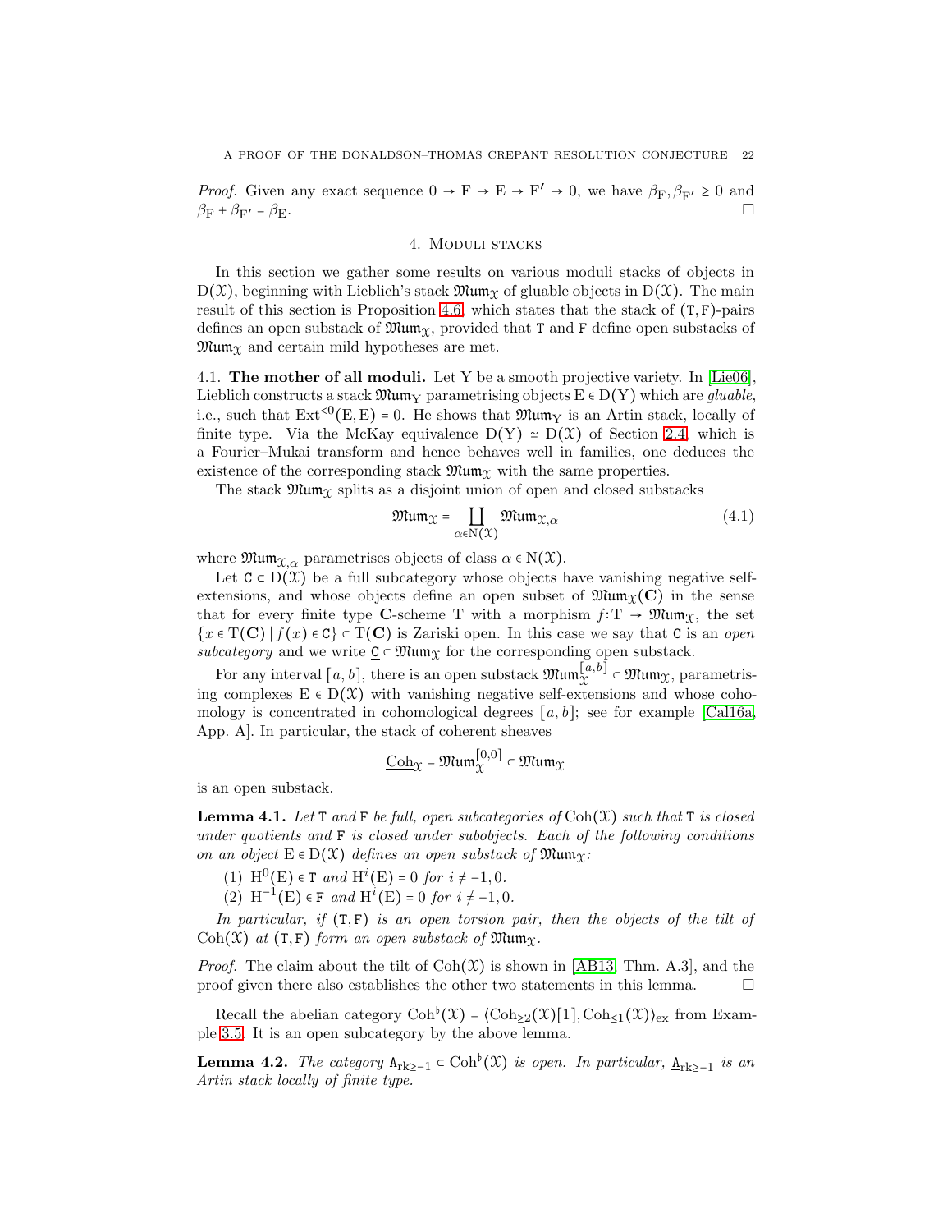*Proof.* Given any exact sequence $0 \to \mathrm{F} \to \mathrm{E} \to \mathrm{F}' \to 0$, we have $\beta_{\mathrm{F}}, \beta_{\mathrm{F}'} \geq 0$ and $\beta_{\mathrm{F}} + \beta_{\mathrm{F}'} = \beta_{\mathrm{E}}$. □

## 4. Moduli stacks

In this section we gather some results on various moduli stacks of objects in $\mathrm{D}(\mathcal{X})$, beginning with Lieblich's stack $\mathfrak{Mum}_{\mathcal{X}}$ of gluable objects in $\mathrm{D}(\mathcal{X})$. The main result of this section is Proposition 4.6, which states that the stack of $(\mathtt{T}, \mathtt{F})$-pairs defines an open substack of $\mathfrak{Mum}_{\mathcal{X}}$, provided that $\mathtt{T}$ and $\mathtt{F}$ define open substacks of $\mathfrak{Mum}_{\mathcal{X}}$ and certain mild hypotheses are met.

4.1. **The mother of all moduli.** Let Y be a smooth projective variety. In [Lie06], Lieblich constructs a stack $\mathfrak{Mum}_{\mathrm{Y}}$ parametrising objects $\mathrm{E} \in \mathrm{D}(\mathrm{Y})$ which are *gluable*, i.e., such that $\mathrm{Ext}^{<0}(\mathrm{E}, \mathrm{E}) = 0$. He shows that $\mathfrak{Mum}_{\mathrm{Y}}$ is an Artin stack, locally of finite type. Via the McKay equivalence $\mathrm{D}(\mathrm{Y}) \simeq \mathrm{D}(\mathcal{X})$ of Section 2.4, which is a Fourier–Mukai transform and hence behaves well in families, one deduces the existence of the corresponding stack $\mathfrak{Mum}_{\mathcal{X}}$ with the same properties.

The stack $\mathfrak{Mum}_{\mathcal{X}}$ splits as a disjoint union of open and closed substacks

$$\mathfrak{Mum}_{\mathcal{X}} = \coprod_{\alpha \in \mathrm{N}(\mathcal{X})} \mathfrak{Mum}_{\mathcal{X}, \alpha} \tag{4.1}$$

where $\mathfrak{Mum}_{\mathcal{X}, \alpha}$ parametrises objects of class $\alpha \in \mathrm{N}(\mathcal{X})$.

Let $\mathtt{C} \subset \mathrm{D}(\mathcal{X})$ be a full subcategory whose objects have vanishing negative self-extensions, and whose objects define an open subset of $\mathfrak{Mum}_{\mathcal{X}}(\mathbf{C})$ in the sense that for every finite type $\mathbf{C}$-scheme T with a morphism $f \colon \mathrm{T} \to \mathfrak{Mum}_{\mathcal{X}}$, the set $\{x \in \mathrm{T}(\mathbf{C}) \mid f(x) \in \mathtt{C}\} \subset \mathrm{T}(\mathbf{C})$ is Zariski open. In this case we say that $\mathtt{C}$ is an *open subcategory* and we write $\underline{\mathtt{C}} \subset \mathfrak{Mum}_{\mathcal{X}}$ for the corresponding open substack.

For any interval $[a, b]$, there is an open substack $\mathfrak{Mum}_{\mathcal{X}}^{[a,b]} \subset \mathfrak{Mum}_{\mathcal{X}}$, parametrising complexes $\mathrm{E} \in \mathrm{D}(\mathcal{X})$ with vanishing negative self-extensions and whose cohomology is concentrated in cohomological degrees $[a, b]$; see for example [Cal16a, App. A]. In particular, the stack of coherent sheaves

$$\underline{\mathrm{Coh}}_{\mathcal{X}} = \mathfrak{Mum}_{\mathcal{X}}^{[0,0]} \subset \mathfrak{Mum}_{\mathcal{X}}$$

is an open substack.

**Lemma 4.1.** *Let $\mathtt{T}$ and $\mathtt{F}$ be full, open subcategories of $\mathrm{Coh}(\mathcal{X})$ such that $\mathtt{T}$ is closed under quotients and $\mathtt{F}$ is closed under subobjects. Each of the following conditions on an object $\mathrm{E} \in \mathrm{D}(\mathcal{X})$ defines an open substack of $\mathfrak{Mum}_{\mathcal{X}}$:*

1. *$\mathrm{H}^0(\mathrm{E}) \in \mathtt{T}$ and $\mathrm{H}^i(\mathrm{E}) = 0$ for $i \neq -1, 0$.*
2. *$\mathrm{H}^{-1}(\mathrm{E}) \in \mathtt{F}$ and $\mathrm{H}^i(\mathrm{E}) = 0$ for $i \neq -1, 0$.*

*In particular, if $(\mathtt{T}, \mathtt{F})$ is an open torsion pair, then the objects of the tilt of $\mathrm{Coh}(\mathcal{X})$ at $(\mathtt{T}, \mathtt{F})$ form an open substack of $\mathfrak{Mum}_{\mathcal{X}}$.*

*Proof.* The claim about the tilt of $\mathrm{Coh}(\mathcal{X})$ is shown in [AB13, Thm. A.3], and the proof given there also establishes the other two statements in this lemma. □

Recall the abelian category $\mathrm{Coh}^\flat(\mathcal{X}) = \langle \mathrm{Coh}_{\geq 2}(\mathcal{X})[1], \mathrm{Coh}_{\leq 1}(\mathcal{X}) \rangle_{\mathrm{ex}}$ from Example 3.5. It is an open subcategory by the above lemma.

**Lemma 4.2.** *The category $\mathtt{A}_{\mathrm{rk} \geq -1} \subset \mathrm{Coh}^\flat(\mathcal{X})$ is open. In particular, $\underline{\mathtt{A}}_{\mathrm{rk} \geq -1}$ is an Artin stack locally of finite type.*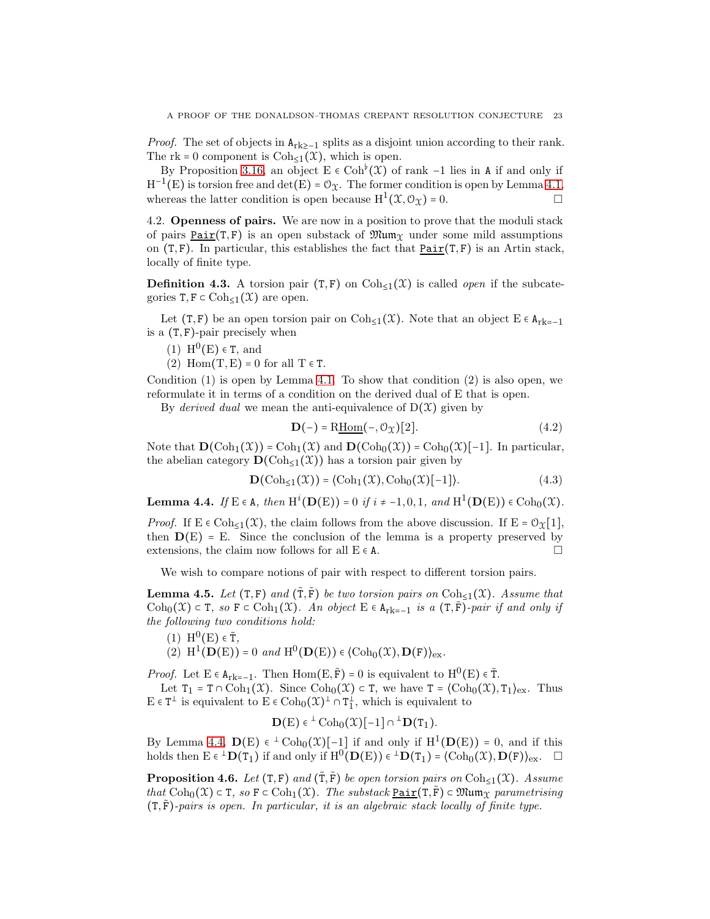*Proof.* The set of objects in $\mathtt{A}_{\mathrm{rk}\geq -1}$ splits as a disjoint union according to their rank. The rk = 0 component is $\mathrm{Coh}_{\leq 1}(\mathcal{X})$, which is open.

By Proposition 3.16, an object $\mathrm{E} \in \mathrm{Coh}^{\flat}(\mathcal{X})$ of rank $-1$ lies in $\mathtt{A}$ if and only if $\mathrm{H}^{-1}(\mathrm{E})$ is torsion free and $\det(\mathrm{E}) = \mathcal{O}_{\mathcal{X}}$. The former condition is open by Lemma 4.1, whereas the latter condition is open because $\mathrm{H}^1(\mathcal{X}, \mathcal{O}_{\mathcal{X}}) = 0$. □

4.2. **Openness of pairs.** We are now in a position to prove that the moduli stack of pairs $\underline{\mathtt{Pair}}(\mathtt{T},\mathtt{F})$ is an open substack of $\mathfrak{Mum}_{\mathcal{X}}$ under some mild assumptions on $(\mathtt{T},\mathtt{F})$. In particular, this establishes the fact that $\underline{\mathtt{Pair}}(\mathtt{T},\mathtt{F})$ is an Artin stack, locally of finite type.

**Definition 4.3.** A torsion pair $(\mathtt{T},\mathtt{F})$ on $\mathrm{Coh}_{\leq 1}(\mathcal{X})$ is called *open* if the subcategories $\mathtt{T},\mathtt{F} \subset \mathrm{Coh}_{\leq 1}(\mathcal{X})$ are open.

Let $(\mathtt{T},\mathtt{F})$ be an open torsion pair on $\mathrm{Coh}_{\leq 1}(\mathcal{X})$. Note that an object $\mathrm{E} \in \mathtt{A}_{\mathrm{rk}=-1}$ is a $(\mathtt{T},\mathtt{F})$-pair precisely when

1. $\mathrm{H}^0(\mathrm{E}) \in \mathtt{T}$, and
2. $\mathrm{Hom}(\mathrm{T},\mathrm{E}) = 0$ for all $\mathrm{T} \in \mathtt{T}$.

Condition (1) is open by Lemma 4.1. To show that condition (2) is also open, we reformulate it in terms of a condition on the derived dual of E that is open.

By *derived dual* we mean the anti-equivalence of $\mathrm{D}(\mathcal{X})$ given by

$$\mathbf{D}(-) = \mathrm{R}\underline{\mathrm{Hom}}(-, \mathcal{O}_{\mathcal{X}})[2]. \tag{4.2}$$

Note that $\mathbf{D}(\mathrm{Coh}_1(\mathcal{X})) = \mathrm{Coh}_1(\mathcal{X})$ and $\mathbf{D}(\mathrm{Coh}_0(\mathcal{X})) = \mathrm{Coh}_0(\mathcal{X})[-1]$. In particular, the abelian category $\mathbf{D}(\mathrm{Coh}_{\leq 1}(\mathcal{X}))$ has a torsion pair given by

$$\mathbf{D}(\mathrm{Coh}_{\leq 1}(\mathcal{X})) = \langle \mathrm{Coh}_1(\mathcal{X}), \mathrm{Coh}_0(\mathcal{X})[-1] \rangle. \tag{4.3}$$

**Lemma 4.4.** *If* $\mathrm{E} \in \mathtt{A}$*, then* $\mathrm{H}^i(\mathbf{D}(\mathrm{E})) = 0$ *if* $i \neq -1, 0, 1$*, and* $\mathrm{H}^1(\mathbf{D}(\mathrm{E})) \in \mathrm{Coh}_0(\mathcal{X})$.

*Proof.* If $\mathrm{E} \in \mathrm{Coh}_{\leq 1}(\mathcal{X})$, the claim follows from the above discussion. If $\mathrm{E} = \mathcal{O}_{\mathcal{X}}[1]$, then $\mathbf{D}(\mathrm{E}) = \mathrm{E}$. Since the conclusion of the lemma is a property preserved by extensions, the claim now follows for all $\mathrm{E} \in \mathtt{A}$. □

We wish to compare notions of pair with respect to different torsion pairs.

**Lemma 4.5.** *Let* $(\mathtt{T},\mathtt{F})$ *and* $(\tilde{\mathtt{T}},\tilde{\mathtt{F}})$ *be two torsion pairs on* $\mathrm{Coh}_{\leq 1}(\mathcal{X})$*. Assume that* $\mathrm{Coh}_0(\mathcal{X}) \subset \mathtt{T}$*, so* $\mathtt{F} \subset \mathrm{Coh}_1(\mathcal{X})$*. An object* $\mathrm{E} \in \mathtt{A}_{\mathrm{rk}=-1}$ *is a* $(\mathtt{T},\tilde{\mathtt{F}})$*-pair if and only if the following two conditions hold:*

1. $\mathrm{H}^0(\mathrm{E}) \in \tilde{\mathtt{T}}$,
2. $\mathrm{H}^1(\mathbf{D}(\mathrm{E})) = 0$ *and* $\mathrm{H}^0(\mathbf{D}(\mathrm{E})) \in \langle \mathrm{Coh}_0(\mathcal{X}), \mathbf{D}(\mathtt{F}) \rangle_{\mathrm{ex}}$.

*Proof.* Let $\mathrm{E} \in \mathtt{A}_{\mathrm{rk}=-1}$. Then $\mathrm{Hom}(\mathrm{E}, \tilde{\mathtt{F}}) = 0$ is equivalent to $\mathrm{H}^0(\mathrm{E}) \in \tilde{\mathtt{T}}$.

Let $\mathtt{T}_1 = \mathtt{T} \cap \mathrm{Coh}_1(\mathcal{X})$. Since $\mathrm{Coh}_0(\mathcal{X}) \subset \mathtt{T}$, we have $\mathtt{T} = \langle \mathrm{Coh}_0(\mathcal{X}), \mathtt{T}_1 \rangle_{\mathrm{ex}}$. Thus $\mathrm{E} \in \mathtt{T}^{\perp}$ is equivalent to $\mathrm{E} \in \mathrm{Coh}_0(\mathcal{X})^{\perp} \cap \mathtt{T}_1^{\perp}$, which is equivalent to

$$\mathbf{D}(\mathrm{E}) \in {}^{\perp}\mathrm{Coh}_0(\mathcal{X})[-1] \cap {}^{\perp}\mathbf{D}(\mathtt{T}_1).$$

By Lemma 4.4, $\mathbf{D}(\mathrm{E}) \in {}^{\perp}\mathrm{Coh}_0(\mathcal{X})[-1]$ if and only if $\mathrm{H}^1(\mathbf{D}(\mathrm{E})) = 0$, and if this holds then $\mathrm{E} \in {}^{\perp}\mathbf{D}(\mathtt{T}_1)$ if and only if $\mathrm{H}^0(\mathbf{D}(\mathrm{E})) \in {}^{\perp}\mathbf{D}(\mathtt{T}_1) = \langle \mathrm{Coh}_0(\mathcal{X}), \mathbf{D}(\mathtt{F}) \rangle_{\mathrm{ex}}$. □

**Proposition 4.6.** *Let* $(\mathtt{T},\mathtt{F})$ *and* $(\tilde{\mathtt{T}},\tilde{\mathtt{F}})$ *be open torsion pairs on* $\mathrm{Coh}_{\leq 1}(\mathcal{X})$*. Assume that* $\mathrm{Coh}_0(\mathcal{X}) \subset \mathtt{T}$*, so* $\mathtt{F} \subset \mathrm{Coh}_1(\mathcal{X})$*. The substack* $\underline{\mathtt{Pair}}(\mathtt{T},\tilde{\mathtt{F}}) \subset \mathfrak{Mum}_{\mathcal{X}}$ *parametrising* $(\mathtt{T},\tilde{\mathtt{F}})$*-pairs is open. In particular, it is an algebraic stack locally of finite type.*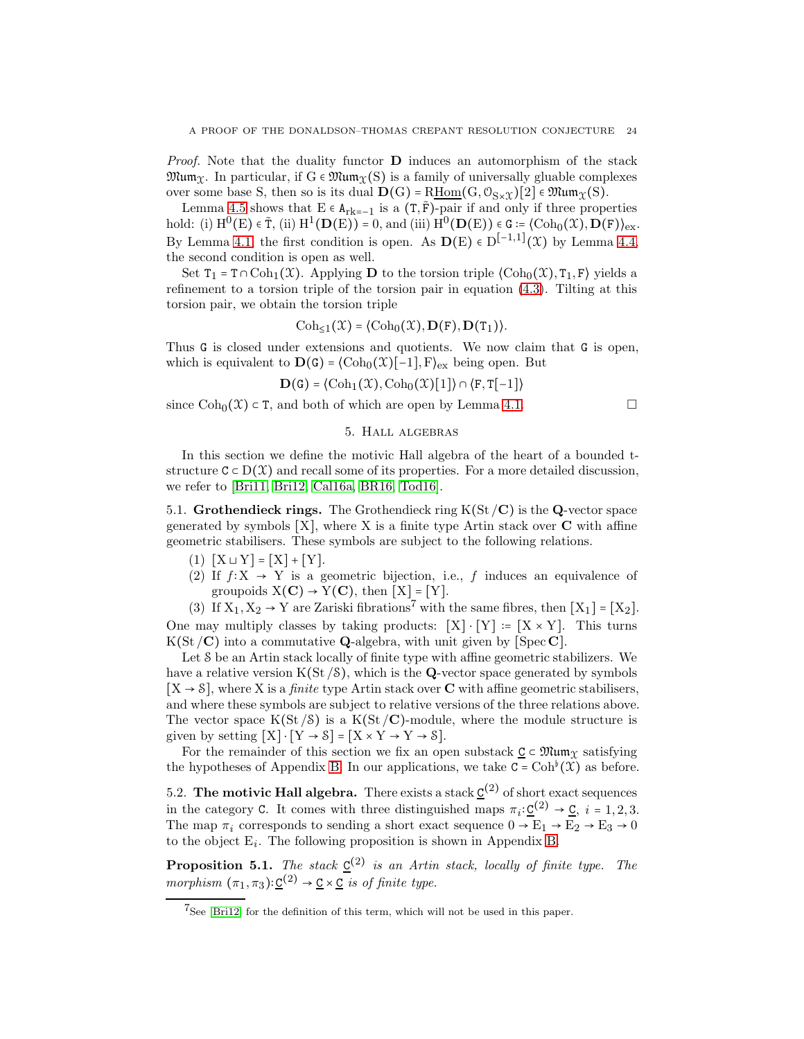*Proof.* Note that the duality functor $\mathbf{D}$ induces an automorphism of the stack $\mathfrak{Mum}_{\mathcal{X}}$. In particular, if $\mathrm{G} \in \mathfrak{Mum}_{\mathcal{X}}(\mathrm{S})$ is a family of universally gluable complexes over some base S, then so is its dual $\mathbf{D}(\mathrm{G}) = \mathrm{R}\underline{\mathrm{Hom}}(\mathrm{G}, \mathcal{O}_{\mathrm{S}\times\mathcal{X}})[2] \in \mathfrak{Mum}_{\mathcal{X}}(\mathrm{S})$.

Lemma 4.5 shows that $\mathrm{E} \in \mathtt{A}_{\mathrm{rk}=-1}$ is a $(\mathtt{T}, \tilde{\mathtt{F}})$-pair if and only if three properties hold: (i) $\mathrm{H}^0(\mathrm{E}) \in \tilde{\mathtt{T}}$, (ii) $\mathrm{H}^1(\mathbf{D}(\mathrm{E})) = 0$, and (iii) $\mathrm{H}^0(\mathbf{D}(\mathrm{E})) \in \mathtt{G} := \langle \mathrm{Coh}_0(\mathcal{X}), \mathbf{D}(\mathtt{F})\rangle_{\mathrm{ex}}$. By Lemma 4.1, the first condition is open. As $\mathbf{D}(\mathrm{E}) \in \mathrm{D}^{[-1,1]}(\mathcal{X})$ by Lemma 4.4, the second condition is open as well.

Set $\mathtt{T}_1 = \mathtt{T} \cap \mathrm{Coh}_1(\mathcal{X})$. Applying $\mathbf{D}$ to the torsion triple $\langle \mathrm{Coh}_0(\mathcal{X}), \mathtt{T}_1, \mathtt{F}\rangle$ yields a refinement to a torsion triple of the torsion pair in equation (4.3). Tilting at this torsion pair, we obtain the torsion triple

$$\mathrm{Coh}_{\leq 1}(\mathcal{X}) = \langle \mathrm{Coh}_0(\mathcal{X}), \mathbf{D}(\mathtt{F}), \mathbf{D}(\mathtt{T}_1)\rangle.$$

Thus $\mathtt{G}$ is closed under extensions and quotients. We now claim that $\mathtt{G}$ is open, which is equivalent to $\mathbf{D}(\mathtt{G}) = \langle \mathrm{Coh}_0(\mathcal{X})[-1], \mathtt{F}\rangle_{\mathrm{ex}}$ being open. But

$$\mathbf{D}(\mathtt{G}) = \langle \mathrm{Coh}_1(\mathcal{X}), \mathrm{Coh}_0(\mathcal{X})[1]\rangle \cap \langle \mathtt{F}, \mathtt{T}[-1]\rangle$$

since $\mathrm{Coh}_0(\mathcal{X}) \subset \mathtt{T}$, and both of which are open by Lemma 4.1. □

## 5. Hall algebras

In this section we define the motivic Hall algebra of the heart of a bounded t-structure $\mathtt{C} \subset \mathrm{D}(\mathcal{X})$ and recall some of its properties. For a more detailed discussion, we refer to [Bri11, Bri12, Cal16a, BR16, Tod16].

**5.1. Grothendieck rings.** The Grothendieck ring $\mathrm{K}(\mathrm{St}/\mathbf{C})$ is the $\mathbf{Q}$-vector space generated by symbols $[\mathrm{X}]$, where X is a finite type Artin stack over $\mathbf{C}$ with affine geometric stabilisers. These symbols are subject to the following relations.

1. $[\mathrm{X} \sqcup \mathrm{Y}] = [\mathrm{X}] + [\mathrm{Y}]$.
2. If $f\colon \mathrm{X} \to \mathrm{Y}$ is a geometric bijection, i.e., $f$ induces an equivalence of groupoids $\mathrm{X}(\mathbf{C}) \to \mathrm{Y}(\mathbf{C})$, then $[\mathrm{X}] = [\mathrm{Y}]$.
3. If $\mathrm{X}_1, \mathrm{X}_2 \to \mathrm{Y}$ are Zariski fibrations[7] with the same fibres, then $[\mathrm{X}_1] = [\mathrm{X}_2]$.

One may multiply classes by taking products: $[\mathrm{X}]\cdot[\mathrm{Y}] := [\mathrm{X}\times\mathrm{Y}]$. This turns $\mathrm{K}(\mathrm{St}/\mathbf{C})$ into a commutative $\mathbf{Q}$-algebra, with unit given by $[\operatorname{Spec}\mathbf{C}]$.

Let $\mathcal{S}$ be an Artin stack locally of finite type with affine geometric stabilizers. We have a relative version $\mathrm{K}(\mathrm{St}/\mathcal{S})$, which is the $\mathbf{Q}$-vector space generated by symbols $[\mathrm{X} \to \mathcal{S}]$, where X is a *finite* type Artin stack over $\mathbf{C}$ with affine geometric stabilisers, and where these symbols are subject to relative versions of the three relations above. The vector space $\mathrm{K}(\mathrm{St}/\mathcal{S})$ is a $\mathrm{K}(\mathrm{St}/\mathbf{C})$-module, where the module structure is given by setting $[\mathrm{X}]\cdot[\mathrm{Y}\to\mathcal{S}] = [\mathrm{X}\times\mathrm{Y}\to\mathrm{Y}\to\mathcal{S}]$.

For the remainder of this section we fix an open substack $\underline{\mathtt{C}} \subset \mathfrak{Mum}_{\mathcal{X}}$ satisfying the hypotheses of Appendix B. In our applications, we take $\mathtt{C} = \mathrm{Coh}^\flat(\mathcal{X})$ as before.

**5.2. The motivic Hall algebra.** There exists a stack $\underline{\mathtt{C}}^{(2)}$ of short exact sequences in the category $\mathtt{C}$. It comes with three distinguished maps $\pi_i\colon \underline{\mathtt{C}}^{(2)} \to \underline{\mathtt{C}}$, $i = 1,2,3$. The map $\pi_i$ corresponds to sending a short exact sequence $0 \to \mathrm{E}_1 \to \mathrm{E}_2 \to \mathrm{E}_3 \to 0$ to the object $\mathrm{E}_i$. The following proposition is shown in Appendix B.

**Proposition 5.1.** *The stack $\underline{\mathtt{C}}^{(2)}$ is an Artin stack, locally of finite type. The morphism $(\pi_1, \pi_3)\colon \underline{\mathtt{C}}^{(2)} \to \underline{\mathtt{C}} \times \underline{\mathtt{C}}$ is of finite type.*

---

[7] See [Bri12] for the definition of this term, which will not be used in this paper.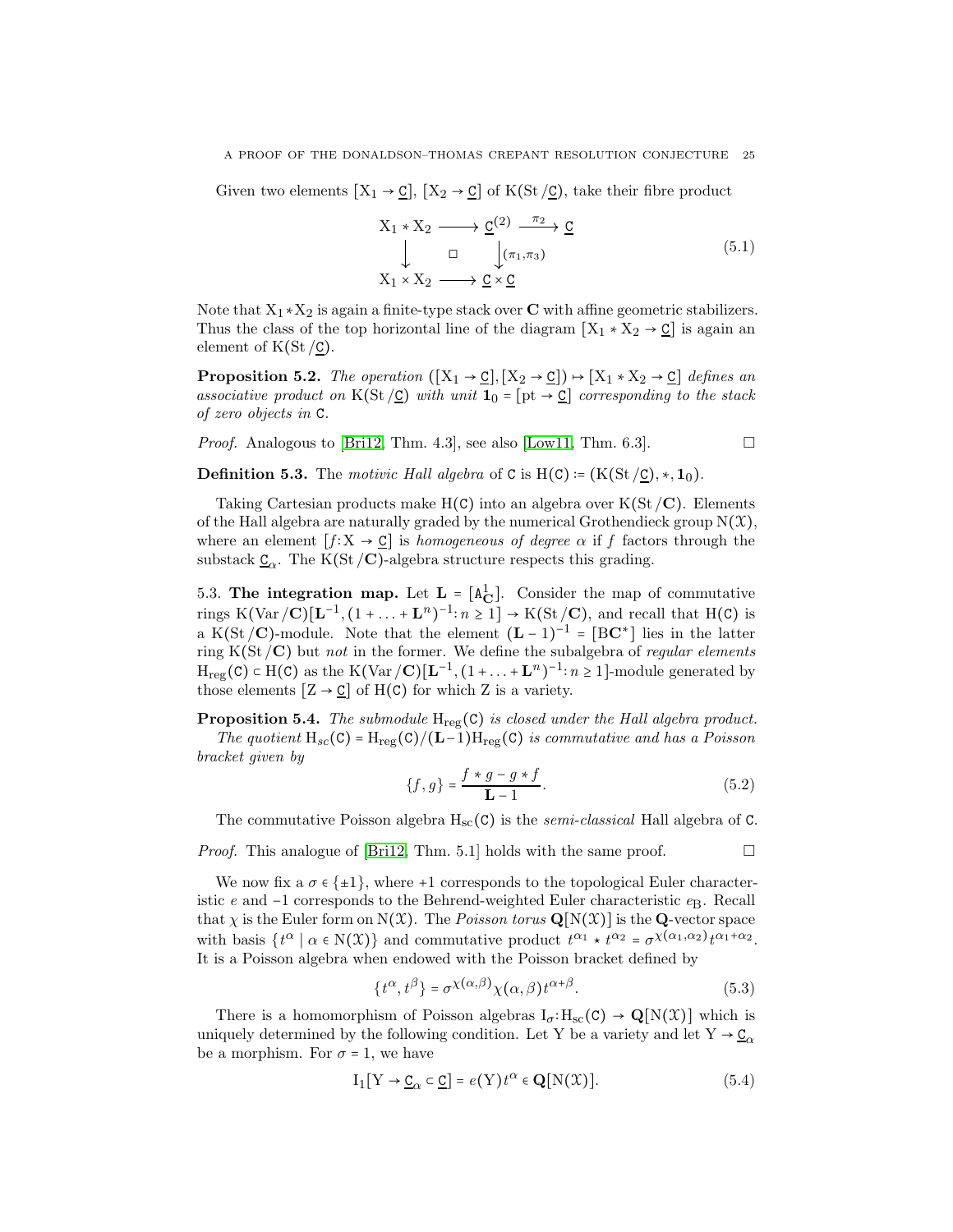Given two elements $[X_1 \to \underline{C}]$, $[X_2 \to \underline{C}]$ of $K(\mathrm{St}/\underline{C})$, take their fibre product

$$
\begin{array}{ccccc}
X_1 * X_2 & \longrightarrow & \underline{C}^{(2)} & \xrightarrow{\pi_2} & \underline{C} \\
\downarrow & \square & \downarrow{\scriptstyle (\pi_1,\pi_3)} & & \\
X_1 \times X_2 & \longrightarrow & \underline{C} \times \underline{C} & &
\end{array}
\tag{5.1}
$$

Note that $X_1 * X_2$ is again a finite-type stack over $\mathbf{C}$ with affine geometric stabilizers. Thus the class of the top horizontal line of the diagram $[X_1 * X_2 \to \underline{C}]$ is again an element of $K(\mathrm{St}/\underline{C})$.

**Proposition 5.2.** *The operation* $([X_1 \to \underline{C}], [X_2 \to \underline{C}]) \mapsto [X_1 * X_2 \to \underline{C}]$ *defines an associative product on* $K(\mathrm{St}/\underline{C})$ *with unit* $\mathbf{1}_0 = [\mathrm{pt} \to \underline{C}]$ *corresponding to the stack of zero objects in* $C$.

*Proof.* Analogous to [Bri12, Thm. 4.3], see also [Low11, Thm. 6.3]. $\square$

**Definition 5.3.** The *motivic Hall algebra* of $C$ is $H(C) := (K(\mathrm{St}/\underline{C}), *, \mathbf{1}_0)$.

Taking Cartesian products make $H(C)$ into an algebra over $K(\mathrm{St}/\mathbf{C})$. Elements of the Hall algebra are naturally graded by the numerical Grothendieck group $N(\mathcal{X})$, where an element $[f{:}X \to \underline{C}]$ is *homogeneous of degree* $\alpha$ if $f$ factors through the substack $\underline{C}_\alpha$. The $K(\mathrm{St}/\mathbf{C})$-algebra structure respects this grading.

5.3. **The integration map.** Let $\mathbf{L} = [\mathbb{A}^1_{\mathbf{C}}]$. Consider the map of commutative rings $K(\mathrm{Var}/\mathbf{C})[\mathbf{L}^{-1}, (1 + \ldots + \mathbf{L}^n)^{-1}{:}\, n \geq 1] \to K(\mathrm{St}/\mathbf{C})$, and recall that $H(C)$ is a $K(\mathrm{St}/\mathbf{C})$-module. Note that the element $(\mathbf{L}-1)^{-1} = [B\mathbf{C}^*]$ lies in the latter ring $K(\mathrm{St}/\mathbf{C})$ but *not* in the former. We define the subalgebra of *regular elements* $H_{\mathrm{reg}}(C) \subset H(C)$ as the $K(\mathrm{Var}/\mathbf{C})[\mathbf{L}^{-1}, (1 + \ldots + \mathbf{L}^n)^{-1}{:}\, n \geq 1]$-module generated by those elements $[Z \to \underline{C}]$ of $H(C)$ for which $Z$ is a variety.

**Proposition 5.4.** *The submodule* $H_{\mathrm{reg}}(C)$ *is closed under the Hall algebra product.*

*The quotient* $H_{sc}(C) = H_{\mathrm{reg}}(C)/(\mathbf{L}-1)H_{\mathrm{reg}}(C)$ *is commutative and has a Poisson bracket given by*

$$
\{f, g\} = \frac{f * g - g * f}{\mathbf{L} - 1}. \tag{5.2}
$$

The commutative Poisson algebra $H_{\mathrm{sc}}(C)$ is the *semi-classical* Hall algebra of $C$.

*Proof.* This analogue of [Bri12, Thm. 5.1] holds with the same proof. $\square$

We now fix a $\sigma \in \{\pm 1\}$, where $+1$ corresponds to the topological Euler characteristic $e$ and $-1$ corresponds to the Behrend-weighted Euler characteristic $e_B$. Recall that $\chi$ is the Euler form on $N(\mathcal{X})$. The *Poisson torus* $\mathbf{Q}[N(\mathcal{X})]$ is the $\mathbf{Q}$-vector space with basis $\{t^\alpha \mid \alpha \in N(\mathcal{X})\}$ and commutative product $t^{\alpha_1} \star t^{\alpha_2} = \sigma^{\chi(\alpha_1,\alpha_2)} t^{\alpha_1+\alpha_2}$. It is a Poisson algebra when endowed with the Poisson bracket defined by

$$
\{t^\alpha, t^\beta\} = \sigma^{\chi(\alpha,\beta)} \chi(\alpha, \beta) t^{\alpha+\beta}. \tag{5.3}
$$

There is a homomorphism of Poisson algebras $I_\sigma{:}\, H_{\mathrm{sc}}(C) \to \mathbf{Q}[N(\mathcal{X})]$ which is uniquely determined by the following condition. Let $Y$ be a variety and let $Y \to \underline{C}_\alpha$ be a morphism. For $\sigma = 1$, we have

$$
I_1[Y \to \underline{C}_\alpha \subset \underline{C}] = e(Y) t^\alpha \in \mathbf{Q}[N(\mathcal{X})]. \tag{5.4}
$$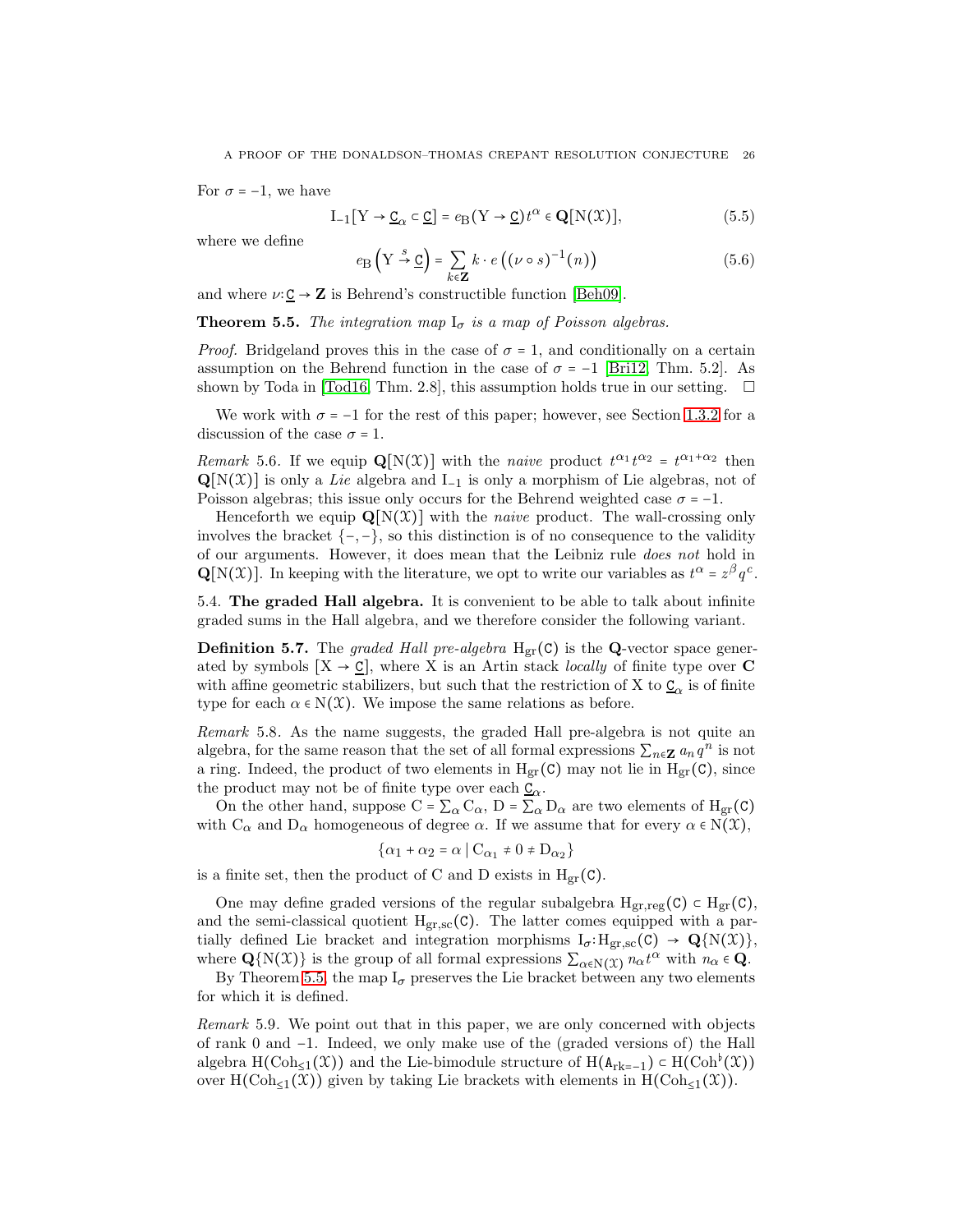For $\sigma = -1$, we have

$$\mathrm{I}_{-1}[\mathrm{Y} \to \underline{\mathtt{C}}_\alpha \subset \underline{\mathtt{C}}] = e_{\mathrm{B}}(\mathrm{Y} \to \underline{\mathtt{C}}) t^\alpha \in \mathbf{Q}[\mathrm{N}(\mathfrak{X})], \tag{5.5}$$

where we define

$$e_{\mathrm{B}}\left(\mathrm{Y} \xrightarrow{s} \underline{\mathtt{C}}\right) = \sum_{k \in \mathbf{Z}} k \cdot e\left((\nu \circ s)^{-1}(n)\right) \tag{5.6}$$

and where $\nu \colon \underline{\mathtt{C}} \to \mathbf{Z}$ is Behrend's constructible function [Beh09].

**Theorem 5.5.** *The integration map* $\mathrm{I}_\sigma$ *is a map of Poisson algebras.*

*Proof.* Bridgeland proves this in the case of $\sigma = 1$, and conditionally on a certain assumption on the Behrend function in the case of $\sigma = -1$ [Bri12, Thm. 5.2]. As shown by Toda in [Tod16, Thm. 2.8], this assumption holds true in our setting. $\square$

We work with $\sigma = -1$ for the rest of this paper; however, see Section 1.3.2 for a discussion of the case $\sigma = 1$.

*Remark* 5.6. If we equip $\mathbf{Q}[\mathrm{N}(\mathfrak{X})]$ with the *naive* product $t^{\alpha_1} t^{\alpha_2} = t^{\alpha_1 + \alpha_2}$ then $\mathbf{Q}[\mathrm{N}(\mathfrak{X})]$ is only a *Lie* algebra and $\mathrm{I}_{-1}$ is only a morphism of Lie algebras, not of Poisson algebras; this issue only occurs for the Behrend weighted case $\sigma = -1$.

Henceforth we equip $\mathbf{Q}[\mathrm{N}(\mathfrak{X})]$ with the *naive* product. The wall-crossing only involves the bracket $\{-,-\}$, so this distinction is of no consequence to the validity of our arguments. However, it does mean that the Leibniz rule *does not* hold in $\mathbf{Q}[\mathrm{N}(\mathfrak{X})]$. In keeping with the literature, we opt to write our variables as $t^\alpha = z^\beta q^c$.

## 5.4. The graded Hall algebra.

It is convenient to be able to talk about infinite graded sums in the Hall algebra, and we therefore consider the following variant.

**Definition 5.7.** The *graded Hall pre-algebra* $\mathrm{H}_{\mathrm{gr}}(\mathtt{C})$ is the $\mathbf{Q}$-vector space generated by symbols $[\mathrm{X} \to \underline{\mathtt{C}}]$, where X is an Artin stack *locally* of finite type over $\mathbf{C}$ with affine geometric stabilizers, but such that the restriction of X to $\underline{\mathtt{C}}_\alpha$ is of finite type for each $\alpha \in \mathrm{N}(\mathfrak{X})$. We impose the same relations as before.

*Remark* 5.8. As the name suggests, the graded Hall pre-algebra is not quite an algebra, for the same reason that the set of all formal expressions $\sum_{n \in \mathbf{Z}} a_n q^n$ is not a ring. Indeed, the product of two elements in $\mathrm{H}_{\mathrm{gr}}(\mathtt{C})$ may not lie in $\mathrm{H}_{\mathrm{gr}}(\mathtt{C})$, since the product may not be of finite type over each $\underline{\mathtt{C}}_\alpha$.

On the other hand, suppose $\mathrm{C} = \sum_\alpha \mathrm{C}_\alpha$, $\mathrm{D} = \sum_\alpha \mathrm{D}_\alpha$ are two elements of $\mathrm{H}_{\mathrm{gr}}(\mathtt{C})$ with $\mathrm{C}_\alpha$ and $\mathrm{D}_\alpha$ homogeneous of degree $\alpha$. If we assume that for every $\alpha \in \mathrm{N}(\mathfrak{X})$,

$$\{\alpha_1 + \alpha_2 = \alpha \mid \mathrm{C}_{\alpha_1} \neq 0 \neq \mathrm{D}_{\alpha_2}\}$$

is a finite set, then the product of C and D exists in $\mathrm{H}_{\mathrm{gr}}(\mathtt{C})$.

One may define graded versions of the regular subalgebra $\mathrm{H}_{\mathrm{gr,reg}}(\mathtt{C}) \subset \mathrm{H}_{\mathrm{gr}}(\mathtt{C})$, and the semi-classical quotient $\mathrm{H}_{\mathrm{gr,sc}}(\mathtt{C})$. The latter comes equipped with a partially defined Lie bracket and integration morphisms $\mathrm{I}_\sigma \colon \mathrm{H}_{\mathrm{gr,sc}}(\mathtt{C}) \to \mathbf{Q}\{\mathrm{N}(\mathfrak{X})\}$, where $\mathbf{Q}\{\mathrm{N}(\mathfrak{X})\}$ is the group of all formal expressions $\sum_{\alpha \in \mathrm{N}(\mathfrak{X})} n_\alpha t^\alpha$ with $n_\alpha \in \mathbf{Q}$.

By Theorem 5.5, the map $\mathrm{I}_\sigma$ preserves the Lie bracket between any two elements for which it is defined.

*Remark* 5.9. We point out that in this paper, we are only concerned with objects of rank 0 and $-1$. Indeed, we only make use of the (graded versions of) the Hall algebra $\mathrm{H}(\mathrm{Coh}_{\leq 1}(\mathfrak{X}))$ and the Lie-bimodule structure of $\mathrm{H}(\mathtt{A}_{\mathrm{rk}=-1}) \subset \mathrm{H}(\mathrm{Coh}^\flat(\mathfrak{X}))$ over $\mathrm{H}(\mathrm{Coh}_{\leq 1}(\mathfrak{X}))$ given by taking Lie brackets with elements in $\mathrm{H}(\mathrm{Coh}_{\leq 1}(\mathfrak{X}))$.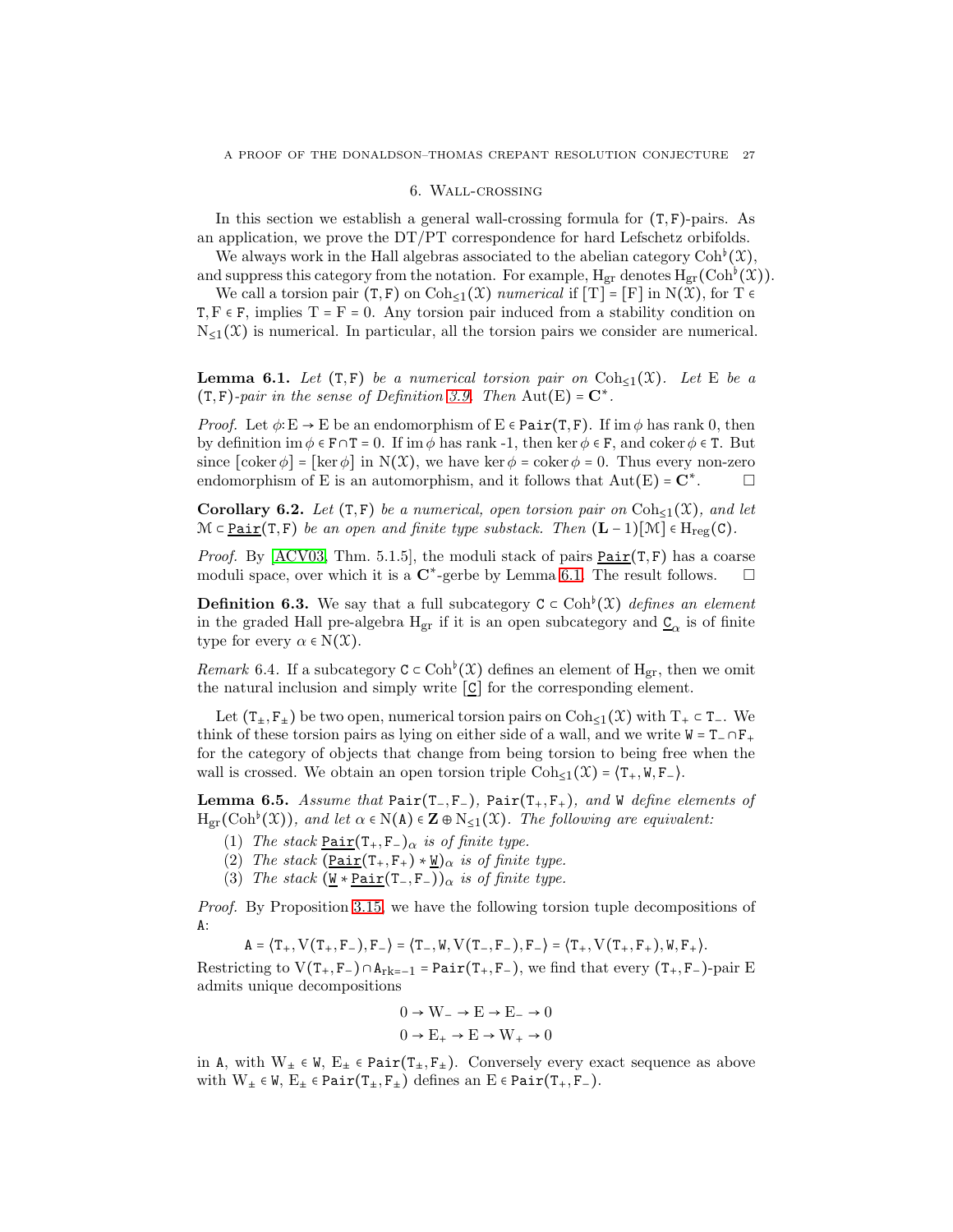## 6. Wall-crossing

In this section we establish a general wall-crossing formula for $(\mathtt{T},\mathtt{F})$-pairs. As an application, we prove the DT/PT correspondence for hard Lefschetz orbifolds.

We always work in the Hall algebras associated to the abelian category $\mathrm{Coh}^\flat(\mathcal{X})$, and suppress this category from the notation. For example, $\mathrm{H}_{\mathrm{gr}}$ denotes $\mathrm{H}_{\mathrm{gr}}(\mathrm{Coh}^\flat(\mathcal{X}))$.

We call a torsion pair $(\mathtt{T},\mathtt{F})$ on $\mathrm{Coh}_{\leq 1}(\mathcal{X})$ *numerical* if $[\mathrm{T}] = [\mathrm{F}]$ in $\mathrm{N}(\mathcal{X})$, for $\mathrm{T} \in \mathtt{T}, \mathrm{F} \in \mathtt{F}$, implies $\mathrm{T} = \mathrm{F} = 0$. Any torsion pair induced from a stability condition on $\mathrm{N}_{\leq 1}(\mathcal{X})$ is numerical. In particular, all the torsion pairs we consider are numerical.

**Lemma 6.1.** *Let $(\mathtt{T},\mathtt{F})$ be a numerical torsion pair on $\mathrm{Coh}_{\leq 1}(\mathcal{X})$. Let $\mathrm{E}$ be a $(\mathtt{T},\mathtt{F})$-pair in the sense of Definition 3.9. Then $\mathrm{Aut}(\mathrm{E}) = \mathbf{C}^*$.*

*Proof.* Let $\phi\colon \mathrm{E} \to \mathrm{E}$ be an endomorphism of $\mathrm{E} \in \mathtt{Pair}(\mathtt{T},\mathtt{F})$. If $\operatorname{im}\phi$ has rank 0, then by definition $\operatorname{im}\phi \in \mathtt{F} \cap \mathtt{T} = 0$. If $\operatorname{im}\phi$ has rank -1, then $\ker\phi \in \mathtt{F}$, and $\operatorname{coker}\phi \in \mathtt{T}$. But since $[\operatorname{coker}\phi] = [\ker\phi]$ in $\mathrm{N}(\mathcal{X})$, we have $\ker\phi = \operatorname{coker}\phi = 0$. Thus every non-zero endomorphism of $\mathrm{E}$ is an automorphism, and it follows that $\mathrm{Aut}(\mathrm{E}) = \mathbf{C}^*$. □

**Corollary 6.2.** *Let $(\mathtt{T},\mathtt{F})$ be a numerical, open torsion pair on $\mathrm{Coh}_{\leq 1}(\mathcal{X})$, and let $\mathcal{M} \subset \underline{\mathtt{Pair}}(\mathtt{T},\mathtt{F})$ be an open and finite type substack. Then $(\mathbf{L}-1)[\mathcal{M}] \in \mathrm{H}_{\mathrm{reg}}(\mathtt{C})$.*

*Proof.* By [ACV03, Thm. 5.1.5], the moduli stack of pairs $\underline{\mathtt{Pair}}(\mathtt{T},\mathtt{F})$ has a coarse moduli space, over which it is a $\mathbf{C}^*$-gerbe by Lemma 6.1. The result follows. □

**Definition 6.3.** We say that a full subcategory $\mathtt{C} \subset \mathrm{Coh}^\flat(\mathcal{X})$ *defines an element* in the graded Hall pre-algebra $\mathrm{H}_{\mathrm{gr}}$ if it is an open subcategory and $\underline{\mathtt{C}}_\alpha$ is of finite type for every $\alpha \in \mathrm{N}(\mathcal{X})$.

*Remark* 6.4. If a subcategory $\mathtt{C} \subset \mathrm{Coh}^\flat(\mathcal{X})$ defines an element of $\mathrm{H}_{\mathrm{gr}}$, then we omit the natural inclusion and simply write $[\underline{\mathtt{C}}]$ for the corresponding element.

Let $(\mathtt{T}_\pm,\mathtt{F}_\pm)$ be two open, numerical torsion pairs on $\mathrm{Coh}_{\leq 1}(\mathcal{X})$ with $\mathtt{T}_+ \subset \mathtt{T}_-$. We think of these torsion pairs as lying on either side of a wall, and we write $\mathtt{W} = \mathtt{T}_- \cap \mathtt{F}_+$ for the category of objects that change from being torsion to being free when the wall is crossed. We obtain an open torsion triple $\mathrm{Coh}_{\leq 1}(\mathcal{X}) = \langle \mathtt{T}_+, \mathtt{W}, \mathtt{F}_- \rangle$.

**Lemma 6.5.** *Assume that $\mathtt{Pair}(\mathtt{T}_-,\mathtt{F}_-)$, $\mathtt{Pair}(\mathtt{T}_+,\mathtt{F}_+)$, and $\mathtt{W}$ define elements of $\mathrm{H}_{\mathrm{gr}}(\mathrm{Coh}^\flat(\mathcal{X}))$, and let $\alpha \in \mathrm{N}(\mathtt{A}) \in \mathbf{Z} \oplus \mathrm{N}_{\leq 1}(\mathcal{X})$. The following are equivalent:*

1. *The stack $\underline{\mathtt{Pair}}(\mathtt{T}_+,\mathtt{F}_-)_\alpha$ is of finite type.*
2. *The stack $(\underline{\mathtt{Pair}}(\mathtt{T}_+,\mathtt{F}_+) * \underline{\mathtt{W}})_\alpha$ is of finite type.*
3. *The stack $(\underline{\mathtt{W}} * \underline{\mathtt{Pair}}(\mathtt{T}_-,\mathtt{F}_-))_\alpha$ is of finite type.*

*Proof.* By Proposition 3.15, we have the following torsion tuple decompositions of $\mathtt{A}$:

$$\mathtt{A} = \langle \mathtt{T}_+, \mathrm{V}(\mathtt{T}_+,\mathtt{F}_-), \mathtt{F}_- \rangle = \langle \mathtt{T}_-, \mathtt{W}, \mathrm{V}(\mathtt{T}_-,\mathtt{F}_-), \mathtt{F}_- \rangle = \langle \mathtt{T}_+, \mathrm{V}(\mathtt{T}_+,\mathtt{F}_+), \mathtt{W}, \mathtt{F}_+ \rangle.$$

Restricting to $\mathrm{V}(\mathtt{T}_+,\mathtt{F}_-) \cap \mathtt{A}_{\mathrm{rk}=-1} = \mathtt{Pair}(\mathtt{T}_+,\mathtt{F}_-)$, we find that every $(\mathtt{T}_+,\mathtt{F}_-)$-pair $\mathrm{E}$ admits unique decompositions

$$0 \to \mathrm{W}_- \to \mathrm{E} \to \mathrm{E}_- \to 0$$
$$0 \to \mathrm{E}_+ \to \mathrm{E} \to \mathrm{W}_+ \to 0$$

in $\mathtt{A}$, with $\mathrm{W}_\pm \in \mathtt{W}$, $\mathrm{E}_\pm \in \mathtt{Pair}(\mathtt{T}_\pm,\mathtt{F}_\pm)$. Conversely every exact sequence as above with $\mathrm{W}_\pm \in \mathtt{W}$, $\mathrm{E}_\pm \in \mathtt{Pair}(\mathtt{T}_\pm,\mathtt{F}_\pm)$ defines an $\mathrm{E} \in \mathtt{Pair}(\mathtt{T}_+,\mathtt{F}_-)$.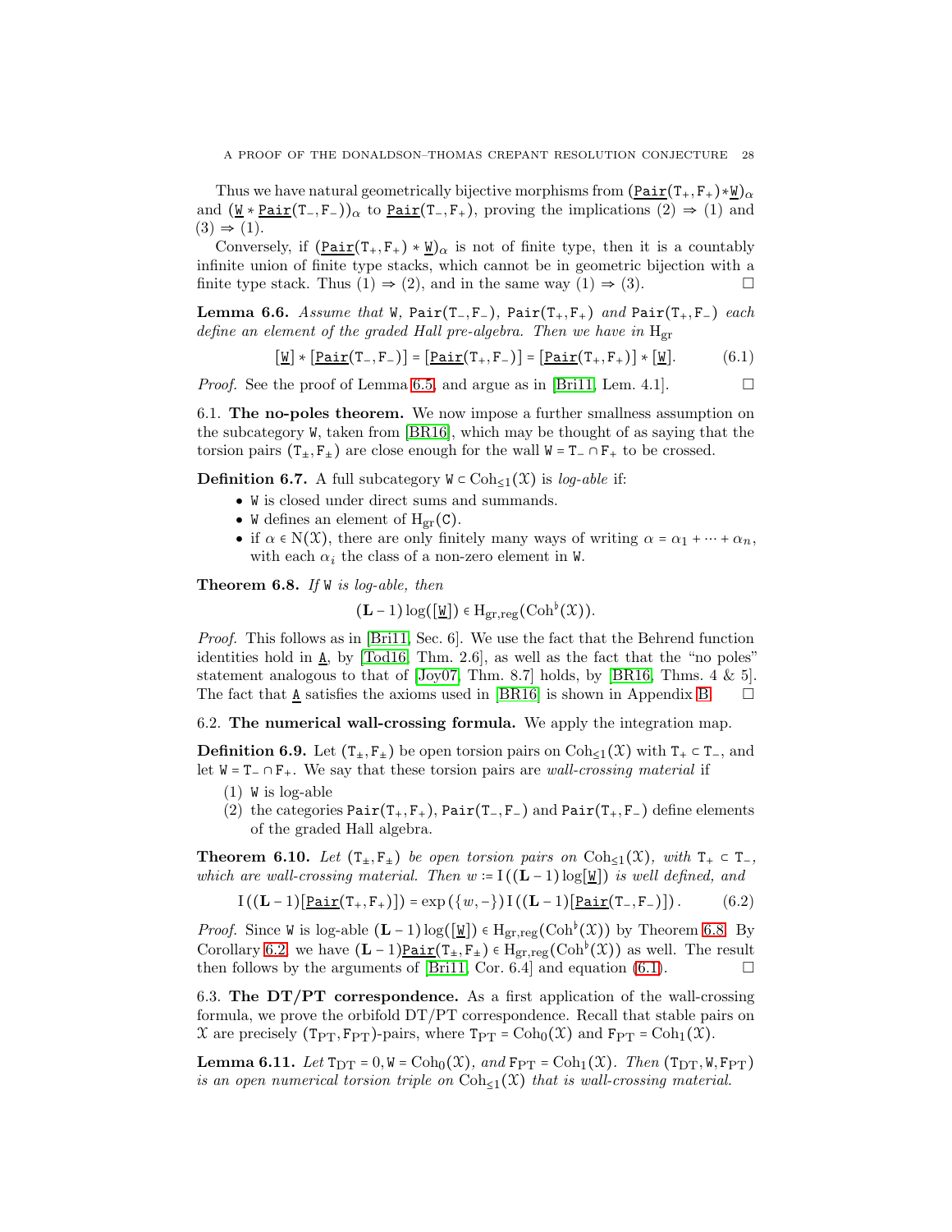Thus we have natural geometrically bijective morphisms from $(\underline{\mathtt{Pair}}(\mathtt{T}_+,\mathtt{F}_+)*\underline{\mathtt{W}})_\alpha$ and $(\underline{\mathtt{W}} * \underline{\mathtt{Pair}}(\mathtt{T}_-,\mathtt{F}_-))_\alpha$ to $\underline{\mathtt{Pair}}(\mathtt{T}_-,\mathtt{F}_+)$, proving the implications (2) ⇒ (1) and (3) ⇒ (1).

Conversely, if $(\underline{\mathtt{Pair}}(\mathtt{T}_+,\mathtt{F}_+) * \underline{\mathtt{W}})_\alpha$ is not of finite type, then it is a countably infinite union of finite type stacks, which cannot be in geometric bijection with a finite type stack. Thus (1) ⇒ (2), and in the same way (1) ⇒ (3). □

**Lemma 6.6.** *Assume that* $\mathtt{W}$, $\mathtt{Pair}(\mathtt{T}_-,\mathtt{F}_-)$, $\mathtt{Pair}(\mathtt{T}_+,\mathtt{F}_+)$ *and* $\mathtt{Pair}(\mathtt{T}_+,\mathtt{F}_-)$ *each define an element of the graded Hall pre-algebra. Then we have in* $\mathrm{H}_{\mathrm{gr}}$

$$[\underline{\mathtt{W}}] * [\underline{\mathtt{Pair}}(\mathtt{T}_-,\mathtt{F}_-)] = [\underline{\mathtt{Pair}}(\mathtt{T}_+,\mathtt{F}_-)] = [\underline{\mathtt{Pair}}(\mathtt{T}_+,\mathtt{F}_+)] * [\underline{\mathtt{W}}]. \tag{6.1}$$

*Proof.* See the proof of Lemma 6.5, and argue as in [Bri11, Lem. 4.1]. □

### 6.1. The no-poles theorem.

We now impose a further smallness assumption on the subcategory $\mathtt{W}$, taken from [BR16], which may be thought of as saying that the torsion pairs $(\mathtt{T}_\pm,\mathtt{F}_\pm)$ are close enough for the wall $\mathtt{W} = \mathtt{T}_- \cap \mathtt{F}_+$ to be crossed.

**Definition 6.7.** A full subcategory $\mathtt{W} \subset \mathrm{Coh}_{\leq 1}(\mathcal{X})$ is *log-able* if:

- $\mathtt{W}$ is closed under direct sums and summands.
- $\mathtt{W}$ defines an element of $\mathrm{H}_{\mathrm{gr}}(\mathtt{C})$.
- if $\alpha \in \mathrm{N}(\mathcal{X})$, there are only finitely many ways of writing $\alpha = \alpha_1 + \cdots + \alpha_n$, with each $\alpha_i$ the class of a non-zero element in $\mathtt{W}$.

**Theorem 6.8.** *If* $\mathtt{W}$ *is log-able, then*

$$(\mathbf{L}-1)\log([\underline{\mathtt{W}}]) \in \mathrm{H}_{\mathrm{gr,reg}}(\mathrm{Coh}^\flat(\mathcal{X})).$$

*Proof.* This follows as in [Bri11, Sec. 6]. We use the fact that the Behrend function identities hold in $\underline{\mathtt{A}}$, by [Tod16, Thm. 2.6], as well as the fact that the "no poles" statement analogous to that of [Joy07, Thm. 8.7] holds, by [BR16, Thms. 4 & 5]. The fact that $\underline{\mathtt{A}}$ satisfies the axioms used in [BR16] is shown in Appendix B. □

### 6.2. The numerical wall-crossing formula.

We apply the integration map.

**Definition 6.9.** Let $(\mathtt{T}_\pm,\mathtt{F}_\pm)$ be open torsion pairs on $\mathrm{Coh}_{\leq 1}(\mathcal{X})$ with $\mathtt{T}_+ \subset \mathtt{T}_-$, and let $\mathtt{W} = \mathtt{T}_- \cap \mathtt{F}_+$. We say that these torsion pairs are *wall-crossing material* if

1. $\mathtt{W}$ is log-able
2. the categories $\mathtt{Pair}(\mathtt{T}_+,\mathtt{F}_+)$, $\mathtt{Pair}(\mathtt{T}_-,\mathtt{F}_-)$ and $\mathtt{Pair}(\mathtt{T}_+,\mathtt{F}_-)$ define elements of the graded Hall algebra.

**Theorem 6.10.** *Let* $(\mathtt{T}_\pm,\mathtt{F}_\pm)$ *be open torsion pairs on* $\mathrm{Coh}_{\leq 1}(\mathcal{X})$*, with* $\mathtt{T}_+ \subset \mathtt{T}_-$*, which are wall-crossing material. Then* $w := \mathrm{I}((\mathbf{L}-1)\log[\underline{\mathtt{W}}])$ *is well defined, and*

$$\mathrm{I}\left((\mathbf{L}-1)[\underline{\mathtt{Pair}}(\mathtt{T}_+,\mathtt{F}_+)]\right) = \exp\left(\{w,-\}\right)\mathrm{I}\left((\mathbf{L}-1)[\underline{\mathtt{Pair}}(\mathtt{T}_-,\mathtt{F}_-)]\right). \tag{6.2}$$

*Proof.* Since $\mathtt{W}$ is log-able $(\mathbf{L}-1)\log([\underline{\mathtt{W}}]) \in \mathrm{H}_{\mathrm{gr,reg}}(\mathrm{Coh}^\flat(\mathcal{X}))$ by Theorem 6.8. By Corollary 6.2, we have $(\mathbf{L}-1)\underline{\mathtt{Pair}}(\mathtt{T}_\pm,\mathtt{F}_\pm) \in \mathrm{H}_{\mathrm{gr,reg}}(\mathrm{Coh}^\flat(\mathcal{X}))$ as well. The result then follows by the arguments of [Bri11, Cor. 6.4] and equation (6.1). □

### 6.3. The DT/PT correspondence.

As a first application of the wall-crossing formula, we prove the orbifold DT/PT correspondence. Recall that stable pairs on $\mathcal{X}$ are precisely $(\mathtt{T}_{\mathrm{PT}},\mathtt{F}_{\mathrm{PT}})$-pairs, where $\mathtt{T}_{\mathrm{PT}} = \mathrm{Coh}_0(\mathcal{X})$ and $\mathtt{F}_{\mathrm{PT}} = \mathrm{Coh}_1(\mathcal{X})$.

**Lemma 6.11.** *Let* $\mathtt{T}_{\mathrm{DT}} = 0, \mathtt{W} = \mathrm{Coh}_0(\mathcal{X})$*, and* $\mathtt{F}_{\mathrm{PT}} = \mathrm{Coh}_1(\mathcal{X})$*. Then* $(\mathtt{T}_{\mathrm{DT}},\mathtt{W},\mathtt{F}_{\mathrm{PT}})$ *is an open numerical torsion triple on* $\mathrm{Coh}_{\leq 1}(\mathcal{X})$ *that is wall-crossing material.*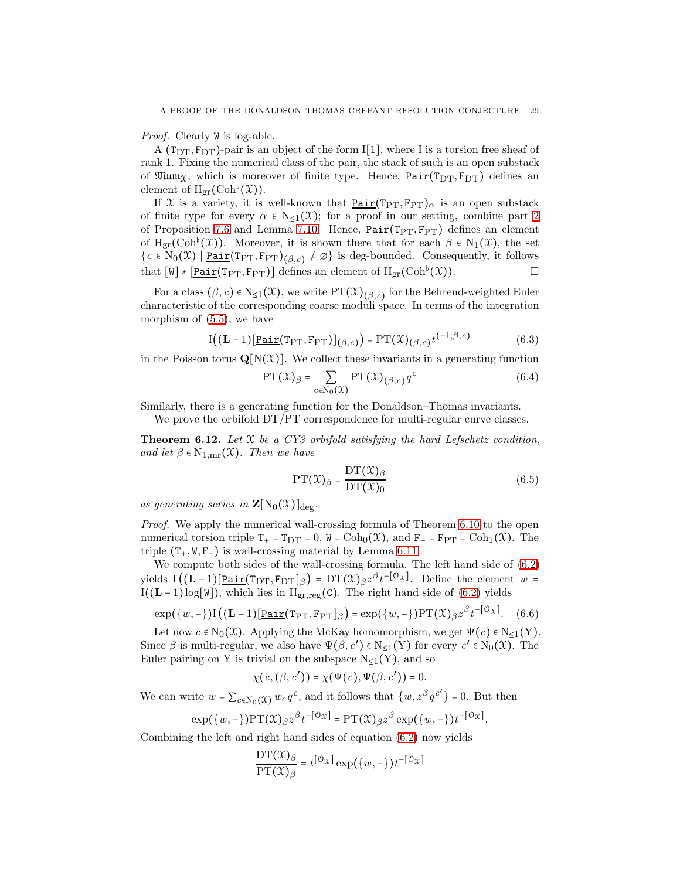*Proof.* Clearly $\mathtt{W}$ is log-able.

A $(\mathtt{T}_{\mathrm{DT}}, \mathtt{F}_{\mathrm{DT}})$-pair is an object of the form $\mathrm{I}[1]$, where $\mathrm{I}$ is a torsion free sheaf of rank 1. Fixing the numerical class of the pair, the stack of such is an open substack of $\mathfrak{Mum}_{\mathcal{X}}$, which is moreover of finite type. Hence, $\mathtt{Pair}(\mathtt{T}_{\mathrm{DT}}, \mathtt{F}_{\mathrm{DT}})$ defines an element of $\mathrm{H}_{\mathrm{gr}}(\mathrm{Coh}^{\flat}(\mathcal{X}))$.

If $\mathcal{X}$ is a variety, it is well-known that $\underline{\mathtt{Pair}}(\mathtt{T}_{\mathrm{PT}}, \mathtt{F}_{\mathrm{PT}})_{\alpha}$ is an open substack of finite type for every $\alpha \in \mathrm{N}_{\leq 1}(\mathcal{X})$; for a proof in our setting, combine part 2 of Proposition 7.6 and Lemma 7.10. Hence, $\mathtt{Pair}(\mathtt{T}_{\mathrm{PT}}, \mathtt{F}_{\mathrm{PT}})$ defines an element of $\mathrm{H}_{\mathrm{gr}}(\mathrm{Coh}^{\flat}(\mathcal{X}))$. Moreover, it is shown there that for each $\beta \in \mathrm{N}_1(\mathcal{X})$, the set $\{c \in \mathrm{N}_0(\mathcal{X}) \mid \underline{\mathtt{Pair}}(\mathtt{T}_{\mathrm{PT}}, \mathtt{F}_{\mathrm{PT}})_{(\beta,c)} \neq \varnothing\}$ is deg-bounded. Consequently, it follows that $[\mathtt{W}] * [\underline{\mathtt{Pair}}(\mathtt{T}_{\mathrm{PT}}, \mathtt{F}_{\mathrm{PT}})]$ defines an element of $\mathrm{H}_{\mathrm{gr}}(\mathrm{Coh}^{\flat}(\mathcal{X}))$. □

For a class $(\beta, c) \in \mathrm{N}_{\leq 1}(\mathcal{X})$, we write $\mathrm{PT}(\mathcal{X})_{(\beta,c)}$ for the Behrend-weighted Euler characteristic of the corresponding coarse moduli space. In terms of the integration morphism of (5.5), we have

$$\mathrm{I}\big((\mathbf{L}-1)[\underline{\mathtt{Pair}}(\mathtt{T}_{\mathrm{PT}}, \mathtt{F}_{\mathrm{PT}})]_{(\beta,c)}\big) = \mathrm{PT}(\mathcal{X})_{(\beta,c)} t^{(-1,\beta,c)} \tag{6.3}$$

in the Poisson torus $\mathbf{Q}[\mathrm{N}(\mathcal{X})]$. We collect these invariants in a generating function

$$\mathrm{PT}(\mathcal{X})_{\beta} = \sum_{c \in \mathrm{N}_0(\mathcal{X})} \mathrm{PT}(\mathcal{X})_{(\beta,c)} q^c \tag{6.4}$$

Similarly, there is a generating function for the Donaldson–Thomas invariants.

We prove the orbifold DT/PT correspondence for multi-regular curve classes.

**Theorem 6.12.** *Let $\mathcal{X}$ be a CY3 orbifold satisfying the hard Lefschetz condition, and let $\beta \in \mathrm{N}_{1,\mathrm{mr}}(\mathcal{X})$. Then we have*

$$\mathrm{PT}(\mathcal{X})_{\beta} = \frac{\mathrm{DT}(\mathcal{X})_{\beta}}{\mathrm{DT}(\mathcal{X})_0} \tag{6.5}$$

*as generating series in $\mathbf{Z}[\mathrm{N}_0(\mathcal{X})]_{\mathrm{deg}}$.*

*Proof.* We apply the numerical wall-crossing formula of Theorem 6.10 to the open numerical torsion triple $\mathtt{T}_+ = \mathtt{T}_{\mathrm{DT}} = 0$, $\mathtt{W} = \mathrm{Coh}_0(\mathcal{X})$, and $\mathtt{F}_- = \mathtt{F}_{\mathrm{PT}} = \mathrm{Coh}_1(\mathcal{X})$. The triple $(\mathtt{T}_+, \mathtt{W}, \mathtt{F}_-)$ is wall-crossing material by Lemma 6.11.

We compute both sides of the wall-crossing formula. The left hand side of (6.2) yields $\mathrm{I}\big((\mathbf{L}-1)[\underline{\mathtt{Pair}}(\mathtt{T}_{\mathrm{DT}}, \mathtt{F}_{\mathrm{DT}}]_{\beta}\big) = \mathrm{DT}(\mathcal{X})_{\beta} z^{\beta} t^{-[\mathcal{O}_{\mathcal{X}}]}$. Define the element $w = \mathrm{I}((\mathbf{L}-1)\log[\underline{\mathtt{W}}])$, which lies in $\mathrm{H}_{\mathrm{gr,reg}}(\mathtt{C})$. The right hand side of (6.2) yields

$$\exp(\{w,-\})\mathrm{I}\big((\mathbf{L}-1)[\underline{\mathtt{Pair}}(\mathtt{T}_{\mathrm{PT}}, \mathtt{F}_{\mathrm{PT}}]_{\beta}\big) = \exp(\{w,-\})\mathrm{PT}(\mathcal{X})_{\beta} z^{\beta} t^{-[\mathcal{O}_{\mathcal{X}}]}. \tag{6.6}$$

Let now $c \in \mathrm{N}_0(\mathcal{X})$. Applying the McKay homomorphism, we get $\Psi(c) \in \mathrm{N}_{\leq 1}(\mathrm{Y})$. Since $\beta$ is multi-regular, we also have $\Psi(\beta, c') \in \mathrm{N}_{\leq 1}(\mathrm{Y})$ for every $c' \in \mathrm{N}_0(\mathcal{X})$. The Euler pairing on $\mathrm{Y}$ is trivial on the subspace $\mathrm{N}_{\leq 1}(\mathrm{Y})$, and so

$$\chi(c, (\beta, c')) = \chi(\Psi(c), \Psi(\beta, c')) = 0.$$

We can write $w = \sum_{c \in \mathrm{N}_0(\mathcal{X})} w_c q^c$, and it follows that $\{w, z^{\beta} q^{c'}\} = 0$. But then

$$\exp(\{w,-\})\mathrm{PT}(\mathcal{X})_{\beta} z^{\beta} t^{-[\mathcal{O}_{\mathcal{X}}]} = \mathrm{PT}(\mathcal{X})_{\beta} z^{\beta} \exp(\{w,-\}) t^{-[\mathcal{O}_{\mathcal{X}}]}.$$

Combining the left and right hand sides of equation (6.2) now yields

$$\frac{\mathrm{DT}(\mathcal{X})_{\beta}}{\mathrm{PT}(\mathcal{X})_{\beta}} = t^{[\mathcal{O}_{\mathcal{X}}]} \exp(\{w,-\}) t^{-[\mathcal{O}_{\mathcal{X}}]}$$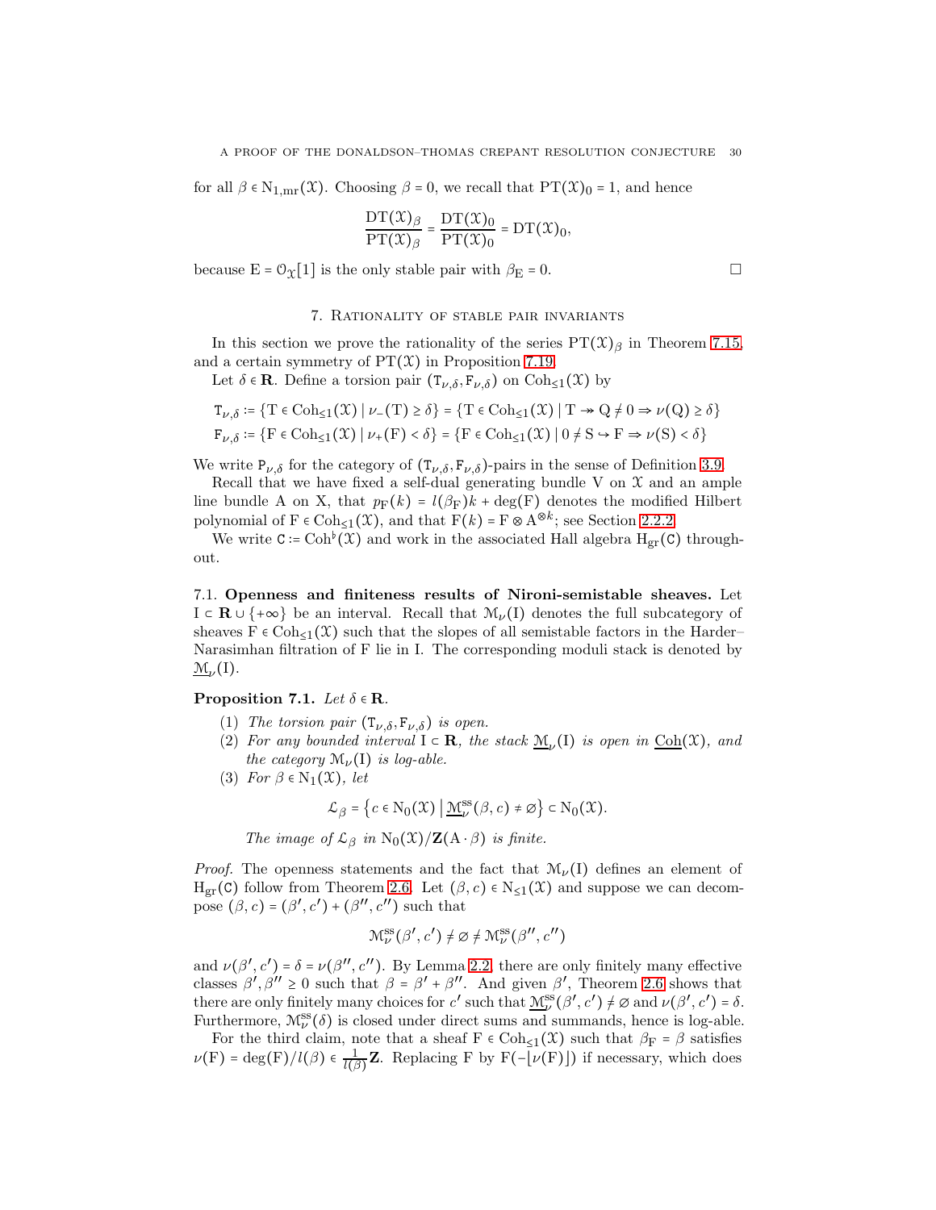for all $\beta \in \mathrm{N}_{1,\mathrm{mr}}(\mathcal{X})$. Choosing $\beta = 0$, we recall that $\mathrm{PT}(\mathcal{X})_0 = 1$, and hence

$$\frac{\mathrm{DT}(\mathcal{X})_\beta}{\mathrm{PT}(\mathcal{X})_\beta} = \frac{\mathrm{DT}(\mathcal{X})_0}{\mathrm{PT}(\mathcal{X})_0} = \mathrm{DT}(\mathcal{X})_0,$$

because $\mathrm{E} = \mathcal{O}_{\mathcal{X}}[1]$ is the only stable pair with $\beta_{\mathrm{E}} = 0$. □

## 7. Rationality of stable pair invariants

In this section we prove the rationality of the series $\mathrm{PT}(\mathcal{X})_\beta$ in Theorem 7.15, and a certain symmetry of $\mathrm{PT}(\mathcal{X})$ in Proposition 7.19.

Let $\delta \in \mathbf{R}$. Define a torsion pair $(\mathtt{T}_{\nu,\delta}, \mathtt{F}_{\nu,\delta})$ on $\mathrm{Coh}_{\leq 1}(\mathcal{X})$ by

$$\mathtt{T}_{\nu,\delta} := \{\mathrm{T} \in \mathrm{Coh}_{\leq 1}(\mathcal{X}) \mid \nu_-(\mathrm{T}) \geq \delta\} = \{\mathrm{T} \in \mathrm{Coh}_{\leq 1}(\mathcal{X}) \mid \mathrm{T} \twoheadrightarrow \mathrm{Q} \neq 0 \Rightarrow \nu(\mathrm{Q}) \geq \delta\}$$
$$\mathtt{F}_{\nu,\delta} := \{\mathrm{F} \in \mathrm{Coh}_{\leq 1}(\mathcal{X}) \mid \nu_+(\mathrm{F}) < \delta\} = \{\mathrm{F} \in \mathrm{Coh}_{\leq 1}(\mathcal{X}) \mid 0 \neq \mathrm{S} \hookrightarrow \mathrm{F} \Rightarrow \nu(\mathrm{S}) < \delta\}$$

We write $\mathtt{P}_{\nu,\delta}$ for the category of $(\mathtt{T}_{\nu,\delta}, \mathtt{F}_{\nu,\delta})$-pairs in the sense of Definition 3.9.

Recall that we have fixed a self-dual generating bundle V on $\mathcal{X}$ and an ample line bundle A on X, that $p_{\mathrm{F}}(k) = l(\beta_{\mathrm{F}})k + \deg(\mathrm{F})$ denotes the modified Hilbert polynomial of $\mathrm{F} \in \mathrm{Coh}_{\leq 1}(\mathcal{X})$, and that $\mathrm{F}(k) = \mathrm{F} \otimes \mathrm{A}^{\otimes k}$; see Section 2.2.2.

We write $\mathtt{C} := \mathrm{Coh}^\flat(\mathcal{X})$ and work in the associated Hall algebra $\mathrm{H}_{\mathrm{gr}}(\mathtt{C})$ throughout.

### 7.1. Openness and finiteness results of Nironi-semistable sheaves.

Let $\mathrm{I} \subset \mathbf{R} \cup \{+\infty\}$ be an interval. Recall that $\mathcal{M}_\nu(\mathrm{I})$ denotes the full subcategory of sheaves $\mathrm{F} \in \mathrm{Coh}_{\leq 1}(\mathcal{X})$ such that the slopes of all semistable factors in the Harder–Narasimhan filtration of F lie in I. The corresponding moduli stack is denoted by $\underline{\mathcal{M}}_\nu(\mathrm{I})$.

**Proposition 7.1.** *Let $\delta \in \mathbf{R}$.*

1. *The torsion pair $(\mathtt{T}_{\nu,\delta}, \mathtt{F}_{\nu,\delta})$ is open.*
2. *For any bounded interval $\mathrm{I} \subset \mathbf{R}$, the stack $\underline{\mathcal{M}}_\nu(\mathrm{I})$ is open in $\underline{\mathrm{Coh}}(\mathcal{X})$, and the category $\mathcal{M}_\nu(\mathrm{I})$ is log-able.*
3. *For $\beta \in \mathrm{N}_1(\mathcal{X})$, let*

$$\mathcal{L}_\beta = \left\{c \in \mathrm{N}_0(\mathcal{X}) \,\middle|\, \underline{\mathcal{M}}^{\mathrm{ss}}_\nu(\beta, c) \neq \varnothing\right\} \subset \mathrm{N}_0(\mathcal{X}).$$

*The image of $\mathcal{L}_\beta$ in $\mathrm{N}_0(\mathcal{X})/\mathbf{Z}(\mathrm{A} \cdot \beta)$ is finite.*

*Proof.* The openness statements and the fact that $\mathcal{M}_\nu(\mathrm{I})$ defines an element of $\mathrm{H}_{\mathrm{gr}}(\mathtt{C})$ follow from Theorem 2.6. Let $(\beta, c) \in \mathrm{N}_{\leq 1}(\mathcal{X})$ and suppose we can decompose $(\beta, c) = (\beta', c') + (\beta'', c'')$ such that

$$\mathcal{M}^{\mathrm{ss}}_\nu(\beta', c') \neq \varnothing \neq \mathcal{M}^{\mathrm{ss}}_\nu(\beta'', c'')$$

and $\nu(\beta', c') = \delta = \nu(\beta'', c'')$. By Lemma 2.2, there are only finitely many effective classes $\beta', \beta'' \geq 0$ such that $\beta = \beta' + \beta''$. And given $\beta'$, Theorem 2.6 shows that there are only finitely many choices for $c'$ such that $\underline{\mathcal{M}}^{\mathrm{ss}}_\nu(\beta', c') \neq \varnothing$ and $\nu(\beta', c') = \delta$. Furthermore, $\mathcal{M}^{\mathrm{ss}}_\nu(\delta)$ is closed under direct sums and summands, hence is log-able.

For the third claim, note that a sheaf $\mathrm{F} \in \mathrm{Coh}_{\leq 1}(\mathcal{X})$ such that $\beta_{\mathrm{F}} = \beta$ satisfies $\nu(\mathrm{F}) = \deg(\mathrm{F})/l(\beta) \in \frac{1}{l(\beta)}\mathbf{Z}$. Replacing F by $\mathrm{F}(-\lfloor \nu(\mathrm{F}) \rfloor)$ if necessary, which does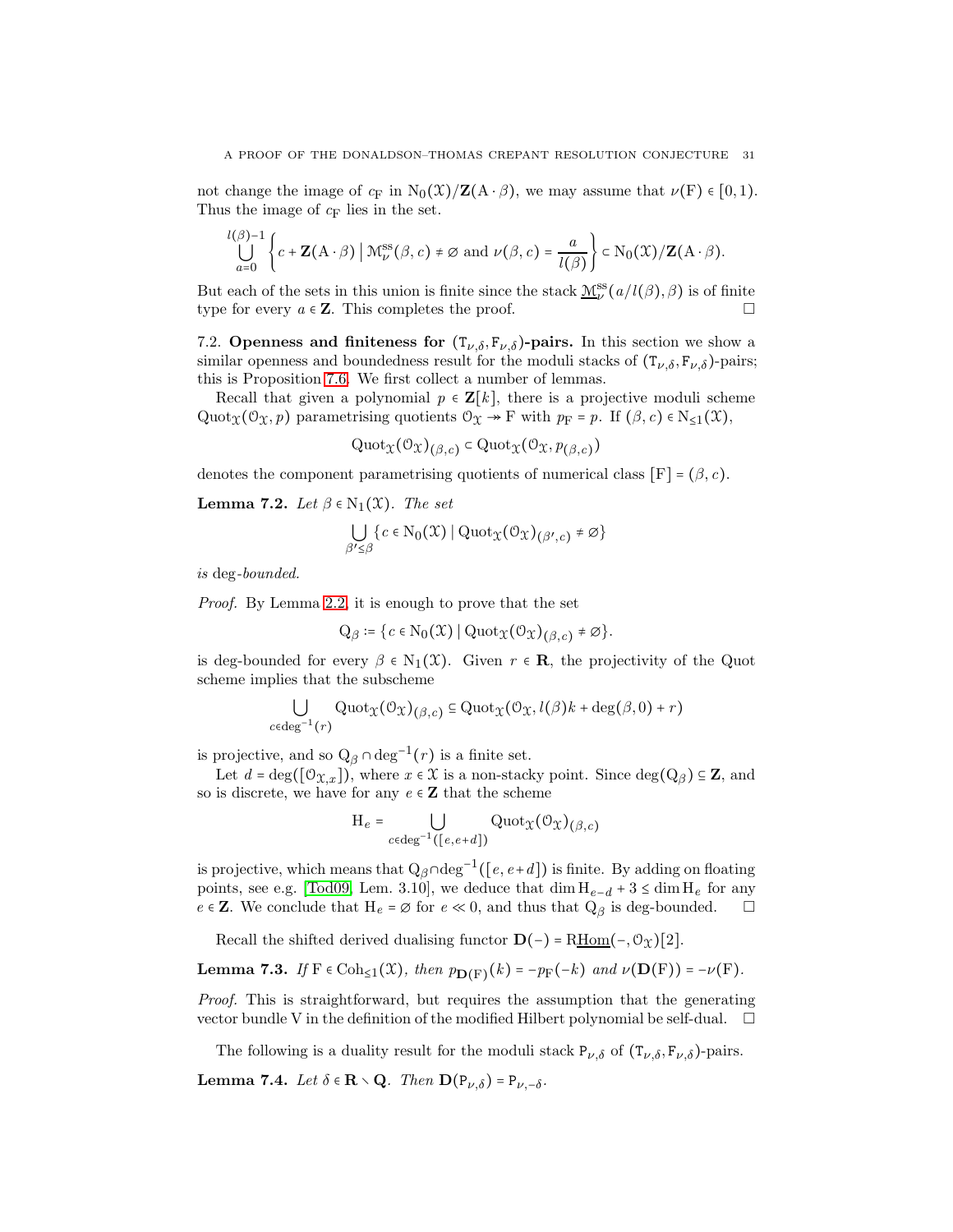not change the image of $c_{\mathrm{F}}$ in $\mathrm{N}_0(\mathcal{X})/\mathbf{Z}(\mathrm{A}\cdot\beta)$, we may assume that $\nu(\mathrm{F}) \in [0,1)$. Thus the image of $c_{\mathrm{F}}$ lies in the set.

$$\bigcup_{a=0}^{l(\beta)-1} \left\{ c + \mathbf{Z}(\mathrm{A}\cdot\beta) \;\middle|\; \mathcal{M}_\nu^{\mathrm{ss}}(\beta, c) \neq \varnothing \text{ and } \nu(\beta, c) = \frac{a}{l(\beta)} \right\} \subset \mathrm{N}_0(\mathcal{X})/\mathbf{Z}(\mathrm{A}\cdot\beta).$$

But each of the sets in this union is finite since the stack $\underline{\mathcal{M}}_\nu^{\mathrm{ss}}(a/l(\beta), \beta)$ is of finite type for every $a \in \mathbf{Z}$. This completes the proof. □

**7.2. Openness and finiteness for $(\mathtt{T}_{\nu,\delta}, \mathtt{F}_{\nu,\delta})$-pairs.** In this section we show a similar openness and boundedness result for the moduli stacks of $(\mathtt{T}_{\nu,\delta}, \mathtt{F}_{\nu,\delta})$-pairs; this is Proposition 7.6. We first collect a number of lemmas.

Recall that given a polynomial $p \in \mathbf{Z}[k]$, there is a projective moduli scheme $\mathrm{Quot}_{\mathcal{X}}(\mathcal{O}_{\mathcal{X}}, p)$ parametrising quotients $\mathcal{O}_{\mathcal{X}} \twoheadrightarrow \mathrm{F}$ with $p_{\mathrm{F}} = p$. If $(\beta, c) \in \mathrm{N}_{\leq 1}(\mathcal{X})$,

$$\mathrm{Quot}_{\mathcal{X}}(\mathcal{O}_{\mathcal{X}})_{(\beta,c)} \subset \mathrm{Quot}_{\mathcal{X}}(\mathcal{O}_{\mathcal{X}}, p_{(\beta,c)})$$

denotes the component parametrising quotients of numerical class $[\mathrm{F}] = (\beta, c)$.

**Lemma 7.2.** *Let $\beta \in \mathrm{N}_1(\mathcal{X})$. The set*

$$\bigcup_{\beta' \leq \beta} \{ c \in \mathrm{N}_0(\mathcal{X}) \mid \mathrm{Quot}_{\mathcal{X}}(\mathcal{O}_{\mathcal{X}})_{(\beta',c)} \neq \varnothing \}$$

*is* deg*-bounded.*

*Proof.* By Lemma 2.2, it is enough to prove that the set

$$\mathrm{Q}_\beta := \{ c \in \mathrm{N}_0(\mathcal{X}) \mid \mathrm{Quot}_{\mathcal{X}}(\mathcal{O}_{\mathcal{X}})_{(\beta,c)} \neq \varnothing \}.$$

is deg-bounded for every $\beta \in \mathrm{N}_1(\mathcal{X})$. Given $r \in \mathbf{R}$, the projectivity of the Quot scheme implies that the subscheme

$$\bigcup_{c \in \deg^{-1}(r)} \mathrm{Quot}_{\mathcal{X}}(\mathcal{O}_{\mathcal{X}})_{(\beta,c)} \subseteq \mathrm{Quot}_{\mathcal{X}}(\mathcal{O}_{\mathcal{X}}, l(\beta)k + \deg(\beta, 0) + r)$$

is projective, and so $\mathrm{Q}_\beta \cap \deg^{-1}(r)$ is a finite set.

Let $d = \deg([\mathcal{O}_{\mathcal{X},x}])$, where $x \in \mathcal{X}$ is a non-stacky point. Since $\deg(\mathrm{Q}_\beta) \subseteq \mathbf{Z}$, and so is discrete, we have for any $e \in \mathbf{Z}$ that the scheme

$$\mathrm{H}_e = \bigcup_{c \in \deg^{-1}([e, e+d])} \mathrm{Quot}_{\mathcal{X}}(\mathcal{O}_{\mathcal{X}})_{(\beta,c)}$$

is projective, which means that $\mathrm{Q}_\beta \cap \deg^{-1}([e, e+d])$ is finite. By adding on floating points, see e.g. [Tod09, Lem. 3.10], we deduce that $\dim \mathrm{H}_{e-d} + 3 \leq \dim \mathrm{H}_e$ for any $e \in \mathbf{Z}$. We conclude that $\mathrm{H}_e = \varnothing$ for $e \ll 0$, and thus that $\mathrm{Q}_\beta$ is deg-bounded. □

Recall the shifted derived dualising functor $\mathbf{D}(-) = \mathrm{R}\underline{\mathrm{Hom}}(-, \mathcal{O}_{\mathcal{X}})[2]$.

**Lemma 7.3.** *If $\mathrm{F} \in \mathrm{Coh}_{\leq 1}(\mathcal{X})$, then $p_{\mathbf{D}(\mathrm{F})}(k) = -p_{\mathrm{F}}(-k)$ and $\nu(\mathbf{D}(\mathrm{F})) = -\nu(\mathrm{F})$.*

*Proof.* This is straightforward, but requires the assumption that the generating vector bundle V in the definition of the modified Hilbert polynomial be self-dual. □

The following is a duality result for the moduli stack $\mathtt{P}_{\nu,\delta}$ of $(\mathtt{T}_{\nu,\delta}, \mathtt{F}_{\nu,\delta})$-pairs.

**Lemma 7.4.** *Let $\delta \in \mathbf{R} \setminus \mathbf{Q}$. Then $\mathbf{D}(\mathtt{P}_{\nu,\delta}) = \mathtt{P}_{\nu,-\delta}$.*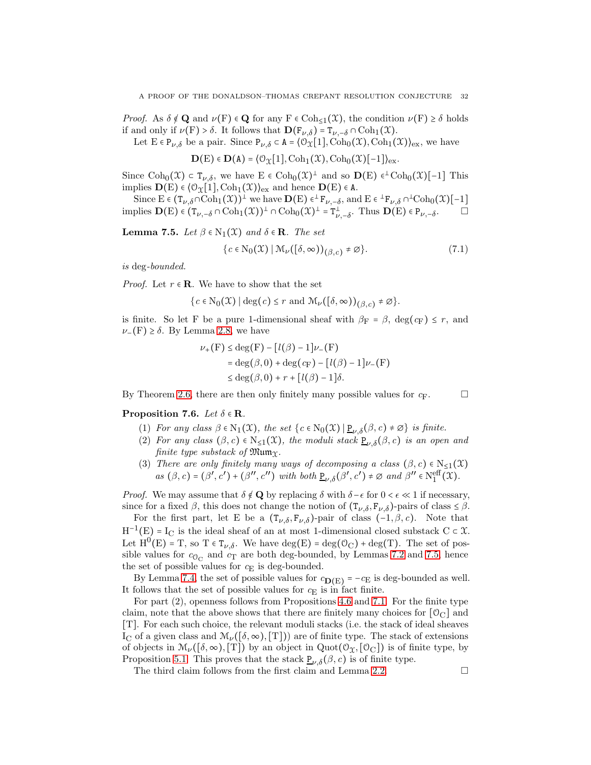*Proof.* As $\delta \notin \mathbf{Q}$ and $\nu(\mathrm{F}) \in \mathbf{Q}$ for any $\mathrm{F} \in \mathrm{Coh}_{\leq 1}(\mathcal{X})$, the condition $\nu(\mathrm{F}) \geq \delta$ holds if and only if $\nu(\mathrm{F}) > \delta$. It follows that $\mathbf{D}(\mathtt{F}_{\nu,\delta}) = \mathtt{T}_{\nu,-\delta} \cap \mathrm{Coh}_1(\mathcal{X})$.

Let $\mathrm{E} \in \mathtt{P}_{\nu,\delta}$ be a pair. Since $\mathtt{P}_{\nu,\delta} \subset \mathtt{A} = \langle \mathcal{O}_{\mathcal{X}}[1], \mathrm{Coh}_0(\mathcal{X}), \mathrm{Coh}_1(\mathcal{X})\rangle_{\mathrm{ex}}$, we have

$$\mathbf{D}(\mathrm{E}) \in \mathbf{D}(\mathtt{A}) = \langle \mathcal{O}_{\mathcal{X}}[1], \mathrm{Coh}_1(\mathcal{X}), \mathrm{Coh}_0(\mathcal{X})[-1]\rangle_{\mathrm{ex}}.$$

Since $\mathrm{Coh}_0(\mathcal{X}) \subset \mathtt{T}_{\nu,\delta}$, we have $\mathrm{E} \in \mathrm{Coh}_0(\mathcal{X})^{\perp}$ and so $\mathbf{D}(\mathrm{E}) \in {}^{\perp}\mathrm{Coh}_0(\mathcal{X})[-1]$ This implies $\mathbf{D}(\mathrm{E}) \in \langle \mathcal{O}_{\mathcal{X}}[1], \mathrm{Coh}_1(\mathcal{X})\rangle_{\mathrm{ex}}$ and hence $\mathbf{D}(\mathrm{E}) \in \mathtt{A}$.

Since $\mathrm{E} \in (\mathtt{T}_{\nu,\delta} \cap \mathrm{Coh}_1(\mathcal{X}))^{\perp}$ we have $\mathbf{D}(\mathrm{E}) \in {}^{\perp}\mathtt{F}_{\nu,-\delta}$, and $\mathrm{E} \in {}^{\perp}\mathtt{F}_{\nu,\delta} \cap {}^{\perp}\mathrm{Coh}_0(\mathcal{X})[-1]$ implies $\mathbf{D}(\mathrm{E}) \in (\mathtt{T}_{\nu,-\delta} \cap \mathrm{Coh}_1(\mathcal{X}))^{\perp} \cap \mathrm{Coh}_0(\mathcal{X})^{\perp} = \mathtt{T}_{\nu,-\delta}^{\perp}$. Thus $\mathbf{D}(\mathrm{E}) \in \mathtt{P}_{\nu,-\delta}$. $\square$

**Lemma 7.5.** *Let $\beta \in \mathrm{N}_1(\mathcal{X})$ and $\delta \in \mathbf{R}$. The set*

$$\{c \in \mathrm{N}_0(\mathcal{X}) \mid \mathcal{M}_{\nu}([\delta, \infty))_{(\beta,c)} \neq \varnothing\}. \tag{7.1}$$

*is* deg*-bounded.*

*Proof.* Let $r \in \mathbf{R}$. We have to show that the set

$$\{c \in \mathrm{N}_0(\mathcal{X}) \mid \deg(c) \leq r \text{ and } \mathcal{M}_{\nu}([\delta, \infty))_{(\beta,c)} \neq \varnothing\}.$$

is finite. So let F be a pure 1-dimensional sheaf with $\beta_{\mathrm{F}} = \beta$, $\deg(c_{\mathrm{F}}) \leq r$, and $\nu_{-}(\mathrm{F}) \geq \delta$. By Lemma 2.8, we have

$$\begin{aligned}
\nu_{+}(\mathrm{F}) &\leq \deg(\mathrm{F}) - [l(\beta) - 1]\nu_{-}(\mathrm{F}) \\
&= \deg(\beta, 0) + \deg(c_{\mathrm{F}}) - [l(\beta) - 1]\nu_{-}(\mathrm{F}) \\
&\leq \deg(\beta, 0) + r + [l(\beta) - 1]\delta.
\end{aligned}$$

By Theorem 2.6, there are then only finitely many possible values for $c_{\mathrm{F}}$. $\square$

**Proposition 7.6.** *Let $\delta \in \mathbf{R}$.*

1. *For any class $\beta \in \mathrm{N}_1(\mathcal{X})$, the set $\{c \in \mathrm{N}_0(\mathcal{X}) \mid \underline{\mathrm{P}}_{\nu,\delta}(\beta, c) \neq \varnothing\}$ is finite.*
2. *For any class $(\beta, c) \in \mathrm{N}_{\leq 1}(\mathcal{X})$, the moduli stack $\underline{\mathrm{P}}_{\nu,\delta}(\beta, c)$ is an open and finite type substack of $\mathfrak{Mum}_{\mathcal{X}}$.*
3. *There are only finitely many ways of decomposing a class $(\beta, c) \in \mathrm{N}_{\leq 1}(\mathcal{X})$ as $(\beta, c) = (\beta', c') + (\beta'', c'')$ with both $\underline{\mathrm{P}}_{\nu,\delta}(\beta', c') \neq \varnothing$ and $\beta'' \in \mathrm{N}_1^{\mathrm{eff}}(\mathcal{X})$.*

*Proof.* We may assume that $\delta \notin \mathbf{Q}$ by replacing $\delta$ with $\delta - \epsilon$ for $0 < \epsilon \ll 1$ if necessary, since for a fixed $\beta$, this does not change the notion of $(\mathtt{T}_{\nu,\delta}, \mathtt{F}_{\nu,\delta})$-pairs of class $\leq \beta$.

For the first part, let E be a $(\mathtt{T}_{\nu,\delta}, \mathtt{F}_{\nu,\delta})$-pair of class $(-1, \beta, c)$. Note that $\mathrm{H}^{-1}(\mathrm{E}) = \mathrm{I}_{\mathrm{C}}$ is the ideal sheaf of an at most 1-dimensional closed substack $\mathrm{C} \subset \mathcal{X}$. Let $\mathrm{H}^0(\mathrm{E}) = \mathrm{T}$, so $\mathrm{T} \in \mathtt{T}_{\nu,\delta}$. We have $\deg(\mathrm{E}) = \deg(\mathcal{O}_{\mathrm{C}}) + \deg(\mathrm{T})$. The set of possible values for $c_{\mathcal{O}_{\mathrm{C}}}$ and $c_{\mathrm{T}}$ are both deg-bounded, by Lemmas 7.2 and 7.5, hence the set of possible values for $c_{\mathrm{E}}$ is deg-bounded.

By Lemma 7.4, the set of possible values for $c_{\mathbf{D}(\mathrm{E})} = -c_{\mathrm{E}}$ is deg-bounded as well. It follows that the set of possible values for $c_{\mathrm{E}}$ is in fact finite.

For part (2), openness follows from Propositions 4.6 and 7.1. For the finite type claim, note that the above shows that there are finitely many choices for $[\mathcal{O}_{\mathrm{C}}]$ and $[\mathrm{T}]$. For each such choice, the relevant moduli stacks (i.e. the stack of ideal sheaves $\mathrm{I}_{\mathrm{C}}$ of a given class and $\mathcal{M}_{\nu}([\delta, \infty), [\mathrm{T}])$) are of finite type. The stack of extensions of objects in $\mathcal{M}_{\nu}([\delta, \infty), [\mathrm{T}])$ by an object in $\mathrm{Quot}(\mathcal{O}_{\mathcal{X}}, [\mathcal{O}_{\mathrm{C}}])$ is of finite type, by Proposition 5.1. This proves that the stack $\underline{\mathrm{P}}_{\nu,\delta}(\beta, c)$ is of finite type.

The third claim follows from the first claim and Lemma 2.2. $\square$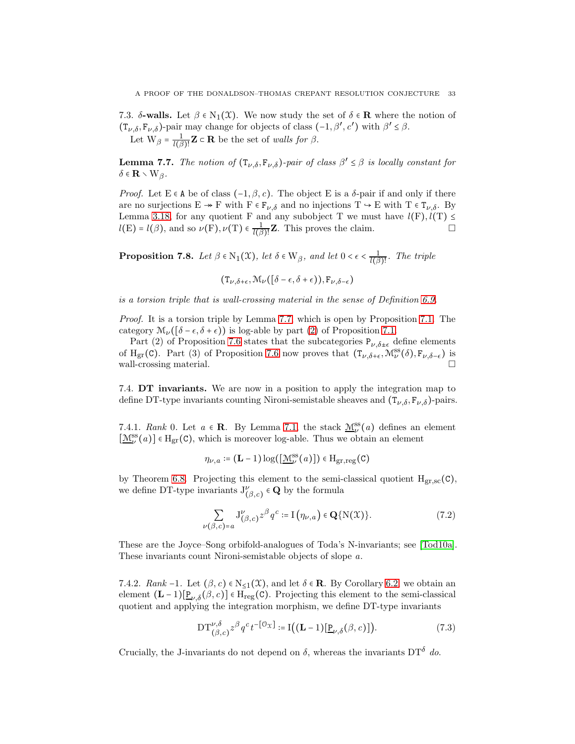7.3. **$\delta$-walls.** Let $\beta \in \mathrm{N}_1(\mathcal{X})$. We now study the set of $\delta \in \mathbf{R}$ where the notion of $(\mathtt{T}_{\nu,\delta}, \mathtt{F}_{\nu,\delta})$-pair may change for objects of class $(-1, \beta', c')$ with $\beta' \leq \beta$.

Let $\mathrm{W}_\beta = \frac{1}{l(\beta)!}\mathbf{Z} \subset \mathbf{R}$ be the set of *walls for* $\beta$.

**Lemma 7.7.** *The notion of $(\mathtt{T}_{\nu,\delta}, \mathtt{F}_{\nu,\delta})$-pair of class $\beta' \leq \beta$ is locally constant for $\delta \in \mathbf{R} \smallsetminus \mathrm{W}_\beta$.*

*Proof.* Let $\mathrm{E} \in \mathtt{A}$ be of class $(-1, \beta, c)$. The object E is a $\delta$-pair if and only if there are no surjections $\mathrm{E} \twoheadrightarrow \mathrm{F}$ with $\mathrm{F} \in \mathtt{F}_{\nu,\delta}$ and no injections $\mathrm{T} \hookrightarrow \mathrm{E}$ with $\mathrm{T} \in \mathtt{T}_{\nu,\delta}$. By Lemma 3.18, for any quotient F and any subobject T we must have $l(\mathrm{F}), l(\mathrm{T}) \leq l(\mathrm{E}) = l(\beta)$, and so $\nu(\mathrm{F}), \nu(\mathrm{T}) \in \frac{1}{l(\beta)!}\mathbf{Z}$. This proves the claim. □

**Proposition 7.8.** *Let $\beta \in \mathrm{N}_1(\mathcal{X})$, let $\delta \in \mathrm{W}_\beta$, and let $0 < \epsilon < \frac{1}{l(\beta)!}$. The triple*

$$(\mathtt{T}_{\nu,\delta+\epsilon}, \mathcal{M}_\nu([\delta-\epsilon, \delta+\epsilon)), \mathtt{F}_{\nu,\delta-\epsilon})$$

*is a torsion triple that is wall-crossing material in the sense of Definition 6.9.*

*Proof.* It is a torsion triple by Lemma 7.7, which is open by Proposition 7.1. The category $\mathcal{M}_\nu([\delta-\epsilon, \delta+\epsilon))$ is log-able by part (2) of Proposition 7.1.

Part (2) of Proposition 7.6 states that the subcategories $\mathtt{P}_{\nu,\delta\pm\epsilon}$ define elements of $\mathrm{H}_{\mathrm{gr}}(\mathtt{C})$. Part (3) of Proposition 7.6 now proves that $(\mathtt{T}_{\nu,\delta+\epsilon}, \mathcal{M}^{\mathrm{ss}}_\nu(\delta), \mathtt{F}_{\nu,\delta-\epsilon})$ is wall-crossing material. □

7.4. **DT invariants.** We are now in a position to apply the integration map to define DT-type invariants counting Nironi-semistable sheaves and $(\mathtt{T}_{\nu,\delta}, \mathtt{F}_{\nu,\delta})$-pairs.

7.4.1. *Rank* 0. Let $a \in \mathbf{R}$. By Lemma 7.1, the stack $\underline{\mathcal{M}}^{\mathrm{ss}}_\nu(a)$ defines an element $[\underline{\mathcal{M}}^{\mathrm{ss}}_\nu(a)] \in \mathrm{H}_{\mathrm{gr}}(\mathtt{C})$, which is moreover log-able. Thus we obtain an element

$$\eta_{\nu,a} := (\mathbf{L}-1)\log([\underline{\mathcal{M}}^{\mathrm{ss}}_\nu(a)]) \in \mathrm{H}_{\mathrm{gr,reg}}(\mathtt{C})$$

by Theorem 6.8. Projecting this element to the semi-classical quotient $\mathrm{H}_{\mathrm{gr,sc}}(\mathtt{C})$, we define DT-type invariants $\mathrm{J}^\nu_{(\beta,c)} \in \mathbf{Q}$ by the formula

$$\sum_{\nu(\beta,c)=a} \mathrm{J}^\nu_{(\beta,c)} z^\beta q^c := \mathrm{I}\left(\eta_{\nu,a}\right) \in \mathbf{Q}\{\mathrm{N}(\mathcal{X})\}. \tag{7.2}$$

These are the Joyce–Song orbifold-analogues of Toda's N-invariants; see [Tod10a]. These invariants count Nironi-semistable objects of slope $a$.

7.4.2. *Rank* $-1$. Let $(\beta, c) \in \mathrm{N}_{\leq 1}(\mathcal{X})$, and let $\delta \in \mathbf{R}$. By Corollary 6.2, we obtain an element $(\mathbf{L}-1)[\underline{\mathtt{P}}_{\nu,\delta}(\beta,c)] \in \mathrm{H}_{\mathrm{reg}}(\mathtt{C})$. Projecting this element to the semi-classical quotient and applying the integration morphism, we define DT-type invariants

$$\mathrm{DT}^{\nu,\delta}_{(\beta,c)} z^\beta q^c t^{-[\mathcal{O}_\mathcal{X}]} := \mathrm{I}\big((\mathbf{L}-1)[\underline{\mathtt{P}}_{\nu,\delta}(\beta,c)]\big). \tag{7.3}$$

Crucially, the J-invariants do not depend on $\delta$, whereas the invariants $\mathrm{DT}^\delta$ *do*.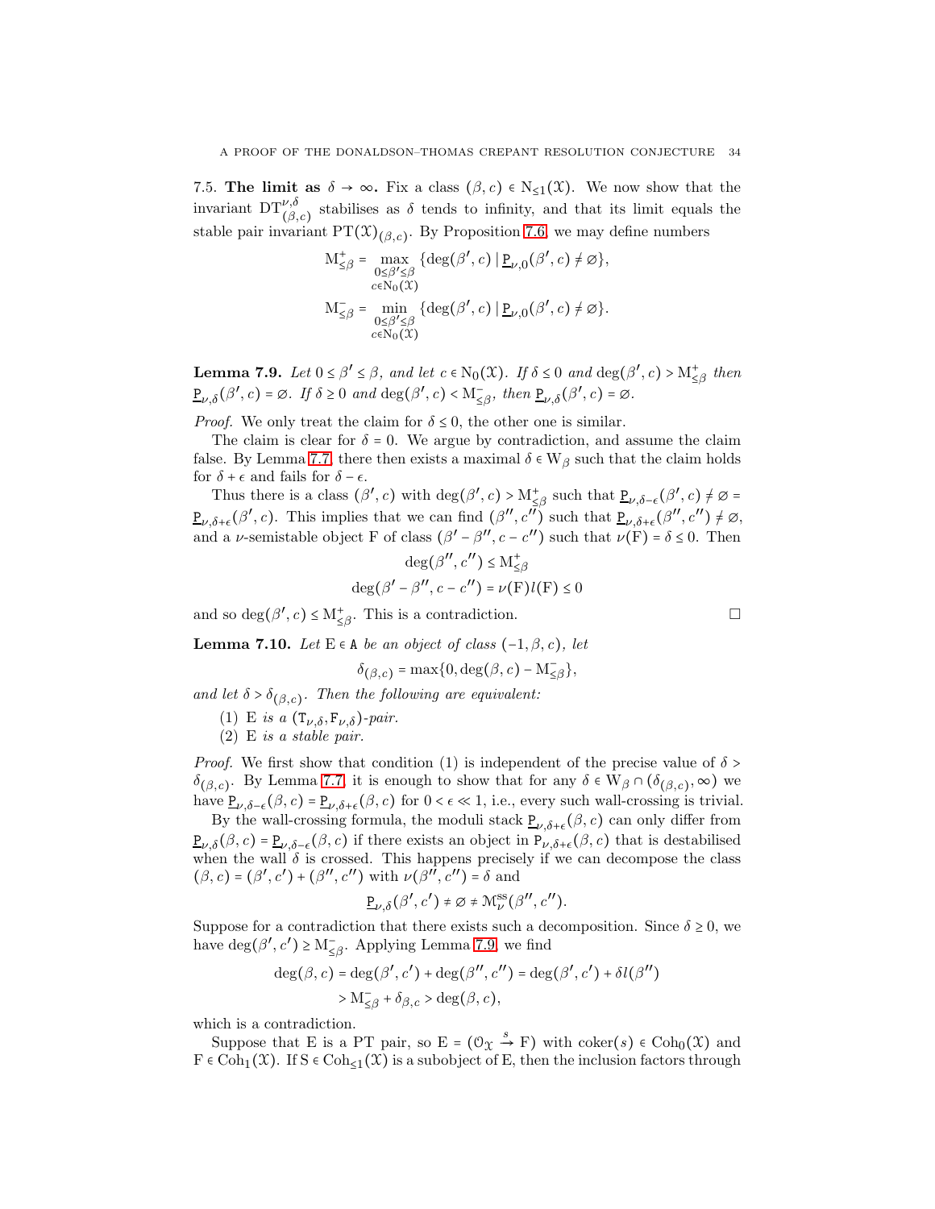**7.5. The limit as $\delta \to \infty$.** Fix a class $(\beta, c) \in \mathrm{N}_{\leq 1}(\mathfrak{X})$. We now show that the invariant $\mathrm{DT}^{\nu,\delta}_{(\beta,c)}$ stabilises as $\delta$ tends to infinity, and that its limit equals the stable pair invariant $\mathrm{PT}(\mathfrak{X})_{(\beta,c)}$. By Proposition 7.6, we may define numbers

$$\mathrm{M}^+_{\leq\beta} = \max_{\substack{0\leq\beta'\leq\beta\\ c\in\mathrm{N}_0(\mathfrak{X})}} \{\deg(\beta', c) \mid \underline{\mathtt{P}}_{\nu,0}(\beta', c) \neq \varnothing\},$$

$$\mathrm{M}^-_{\leq\beta} = \min_{\substack{0\leq\beta'\leq\beta\\ c\in\mathrm{N}_0(\mathfrak{X})}} \{\deg(\beta', c) \mid \underline{\mathtt{P}}_{\nu,0}(\beta', c) \neq \varnothing\}.$$

**Lemma 7.9.** *Let $0 \leq \beta' \leq \beta$, and let $c \in \mathrm{N}_0(\mathfrak{X})$. If $\delta \leq 0$ and $\deg(\beta', c) > \mathrm{M}^+_{\leq\beta}$ then $\underline{\mathtt{P}}_{\nu,\delta}(\beta', c) = \varnothing$. If $\delta \geq 0$ and $\deg(\beta', c) < \mathrm{M}^-_{\leq\beta}$, then $\underline{\mathtt{P}}_{\nu,\delta}(\beta', c) = \varnothing$.*

*Proof.* We only treat the claim for $\delta \leq 0$, the other one is similar.

The claim is clear for $\delta = 0$. We argue by contradiction, and assume the claim false. By Lemma 7.7, there then exists a maximal $\delta \in \mathrm{W}_\beta$ such that the claim holds for $\delta + \epsilon$ and fails for $\delta - \epsilon$.

Thus there is a class $(\beta', c)$ with $\deg(\beta', c) > \mathrm{M}^+_{\leq\beta}$ such that $\underline{\mathtt{P}}_{\nu,\delta-\epsilon}(\beta', c) \neq \varnothing = \underline{\mathtt{P}}_{\nu,\delta+\epsilon}(\beta', c)$. This implies that we can find $(\beta'', c'')$ such that $\underline{\mathtt{P}}_{\nu,\delta+\epsilon}(\beta'', c'') \neq \varnothing$, and a $\nu$-semistable object F of class $(\beta' - \beta'', c - c'')$ such that $\nu(\mathrm{F}) = \delta \leq 0$. Then

$$\deg(\beta'', c'') \leq \mathrm{M}^+_{\leq\beta}$$
$$\deg(\beta' - \beta'', c - c'') = \nu(\mathrm{F})l(\mathrm{F}) \leq 0$$

and so $\deg(\beta', c) \leq \mathrm{M}^+_{\leq\beta}$. This is a contradiction. □

**Lemma 7.10.** *Let $\mathrm{E} \in \mathtt{A}$ be an object of class $(-1, \beta, c)$, let*

$$\delta_{(\beta,c)} = \max\{0, \deg(\beta, c) - \mathrm{M}^-_{\leq\beta}\},$$

*and let $\delta > \delta_{(\beta,c)}$. Then the following are equivalent:*

1. *E is a $(\mathtt{T}_{\nu,\delta}, \mathtt{F}_{\nu,\delta})$-pair.*
2. *E is a stable pair.*

*Proof.* We first show that condition (1) is independent of the precise value of $\delta > \delta_{(\beta,c)}$. By Lemma 7.7, it is enough to show that for any $\delta \in \mathrm{W}_\beta \cap (\delta_{(\beta,c)}, \infty)$ we have $\underline{\mathtt{P}}_{\nu,\delta-\epsilon}(\beta, c) = \underline{\mathtt{P}}_{\nu,\delta+\epsilon}(\beta, c)$ for $0 < \epsilon \ll 1$, i.e., every such wall-crossing is trivial.

By the wall-crossing formula, the moduli stack $\underline{\mathtt{P}}_{\nu,\delta+\epsilon}(\beta, c)$ can only differ from $\underline{\mathtt{P}}_{\nu,\delta}(\beta, c) = \underline{\mathtt{P}}_{\nu,\delta-\epsilon}(\beta, c)$ if there exists an object in $\mathtt{P}_{\nu,\delta+\epsilon}(\beta, c)$ that is destabilised when the wall $\delta$ is crossed. This happens precisely if we can decompose the class $(\beta, c) = (\beta', c') + (\beta'', c'')$ with $\nu(\beta'', c'') = \delta$ and

$$\underline{\mathtt{P}}_{\nu,\delta}(\beta', c') \neq \varnothing \neq \mathcal{M}^{\mathrm{ss}}_\nu(\beta'', c'').$$

Suppose for a contradiction that there exists such a decomposition. Since $\delta \geq 0$, we have $\deg(\beta', c') \geq \mathrm{M}^-_{\leq\beta}$. Applying Lemma 7.9, we find

$$\begin{aligned}\deg(\beta, c) = \deg(\beta', c') + \deg(\beta'', c'') &= \deg(\beta', c') + \delta l(\beta'')\\ &> \mathrm{M}^-_{\leq\beta} + \delta_{\beta,c} > \deg(\beta, c),\end{aligned}$$

which is a contradiction.

Suppose that E is a PT pair, so $\mathrm{E} = (\mathcal{O}_\mathfrak{X} \xrightarrow{s} \mathrm{F})$ with $\mathrm{coker}(s) \in \mathrm{Coh}_0(\mathfrak{X})$ and $\mathrm{F} \in \mathrm{Coh}_1(\mathfrak{X})$. If $\mathrm{S} \in \mathrm{Coh}_{\leq 1}(\mathfrak{X})$ is a subobject of E, then the inclusion factors through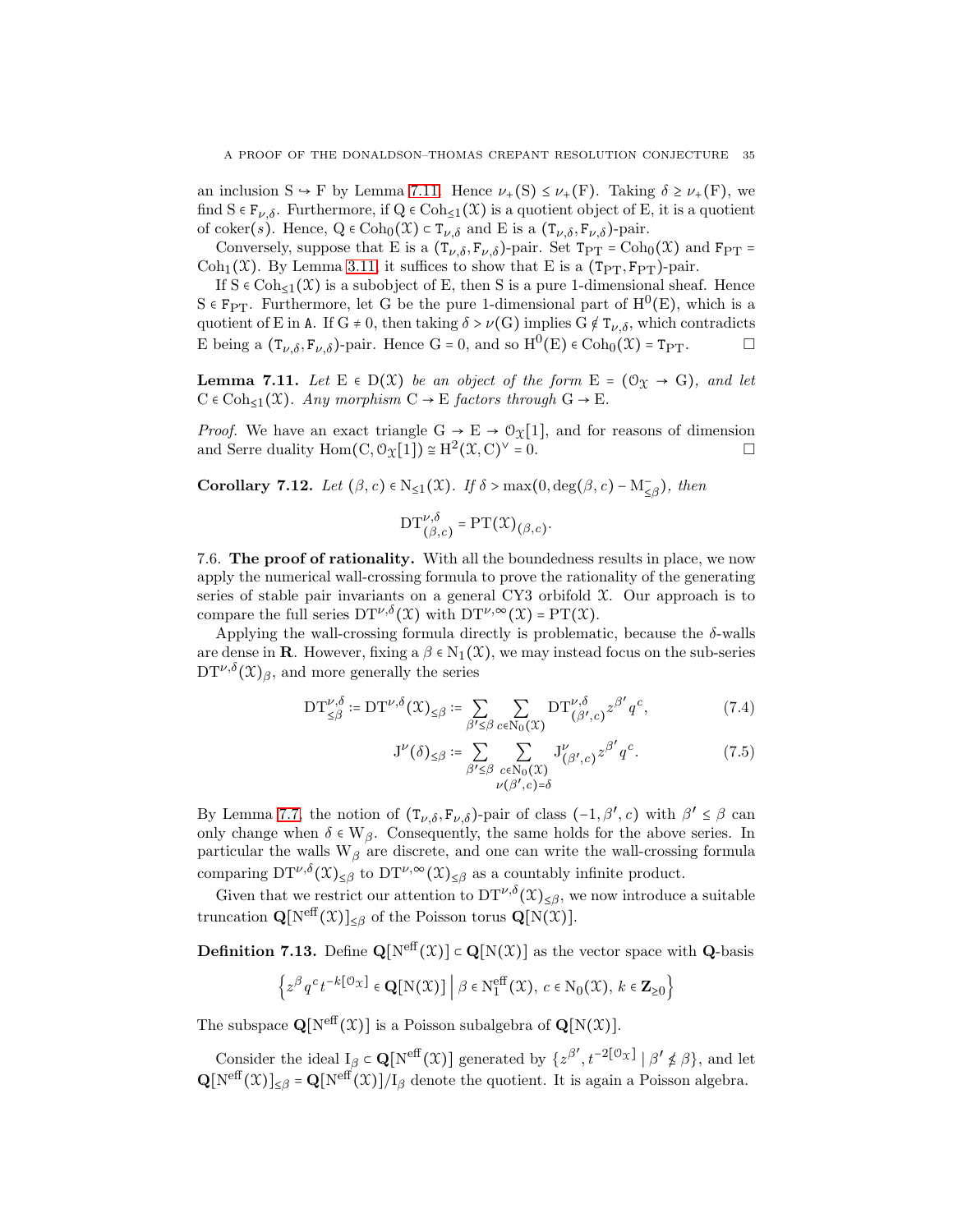an inclusion $S \hookrightarrow F$ by Lemma 7.11. Hence $\nu_+(S) \le \nu_+(F)$. Taking $\delta \ge \nu_+(F)$, we find $S \in \mathtt{F}_{\nu,\delta}$. Furthermore, if $Q \in \mathrm{Coh}_{\le 1}(\mathcal{X})$ is a quotient object of E, it is a quotient of $\mathrm{coker}(s)$. Hence, $Q \in \mathrm{Coh}_0(\mathcal{X}) \subset \mathtt{T}_{\nu,\delta}$ and E is a $(\mathtt{T}_{\nu,\delta}, \mathtt{F}_{\nu,\delta})$-pair.

Conversely, suppose that E is a $(\mathtt{T}_{\nu,\delta}, \mathtt{F}_{\nu,\delta})$-pair. Set $\mathtt{T}_{\mathrm{PT}} = \mathrm{Coh}_0(\mathcal{X})$ and $\mathtt{F}_{\mathrm{PT}} = \mathrm{Coh}_1(\mathcal{X})$. By Lemma 3.11, it suffices to show that E is a $(\mathtt{T}_{\mathrm{PT}}, \mathtt{F}_{\mathrm{PT}})$-pair.

If $S \in \mathrm{Coh}_{\le 1}(\mathcal{X})$ is a subobject of E, then S is a pure 1-dimensional sheaf. Hence $S \in \mathtt{F}_{\mathrm{PT}}$. Furthermore, let G be the pure 1-dimensional part of $\mathrm{H}^0(\mathrm{E})$, which is a quotient of E in $\mathtt{A}$. If $G \ne 0$, then taking $\delta > \nu(G)$ implies $G \notin \mathtt{T}_{\nu,\delta}$, which contradicts E being a $(\mathtt{T}_{\nu,\delta}, \mathtt{F}_{\nu,\delta})$-pair. Hence $G = 0$, and so $\mathrm{H}^0(\mathrm{E}) \in \mathrm{Coh}_0(\mathcal{X}) = \mathtt{T}_{\mathrm{PT}}$. □

**Lemma 7.11.** *Let $E \in D(\mathcal{X})$ be an object of the form $E = (\mathcal{O}_{\mathcal{X}} \to G)$, and let $C \in \mathrm{Coh}_{\le 1}(\mathcal{X})$. Any morphism $C \to E$ factors through $G \to E$.*

*Proof.* We have an exact triangle $G \to E \to \mathcal{O}_{\mathcal{X}}[1]$, and for reasons of dimension and Serre duality $\mathrm{Hom}(C, \mathcal{O}_{\mathcal{X}}[1]) \cong \mathrm{H}^2(\mathcal{X}, C)^\vee = 0$. □

**Corollary 7.12.** *Let $(\beta, c) \in \mathrm{N}_{\le 1}(\mathcal{X})$. If $\delta > \max(0, \deg(\beta, c) - \mathrm{M}^-_{\le\beta})$, then*

$$\mathrm{DT}^{\nu,\delta}_{(\beta,c)} = \mathrm{PT}(\mathcal{X})_{(\beta,c)}.$$

7.6. **The proof of rationality.** With all the boundedness results in place, we now apply the numerical wall-crossing formula to prove the rationality of the generating series of stable pair invariants on a general CY3 orbifold $\mathcal{X}$. Our approach is to compare the full series $\mathrm{DT}^{\nu,\delta}(\mathcal{X})$ with $\mathrm{DT}^{\nu,\infty}(\mathcal{X}) = \mathrm{PT}(\mathcal{X})$.

Applying the wall-crossing formula directly is problematic, because the $\delta$-walls are dense in $\mathbf{R}$. However, fixing a $\beta \in \mathrm{N}_1(\mathcal{X})$, we may instead focus on the sub-series $\mathrm{DT}^{\nu,\delta}(\mathcal{X})_\beta$, and more generally the series

$$\mathrm{DT}^{\nu,\delta}_{\le\beta} := \mathrm{DT}^{\nu,\delta}(\mathcal{X})_{\le\beta} := \sum_{\beta'\le\beta} \sum_{c\in \mathrm{N}_0(\mathcal{X})} \mathrm{DT}^{\nu,\delta}_{(\beta',c)} z^{\beta'} q^c, \tag{7.4}$$

$$\mathrm{J}^{\nu}(\delta)_{\le\beta} := \sum_{\beta'\le\beta} \sum_{\substack{c\in \mathrm{N}_0(\mathcal{X}) \\ \nu(\beta',c)=\delta}} \mathrm{J}^{\nu}_{(\beta',c)} z^{\beta'} q^c. \tag{7.5}$$

By Lemma 7.7, the notion of $(\mathtt{T}_{\nu,\delta}, \mathtt{F}_{\nu,\delta})$-pair of class $(-1, \beta', c)$ with $\beta' \le \beta$ can only change when $\delta \in \mathrm{W}_\beta$. Consequently, the same holds for the above series. In particular the walls $\mathrm{W}_\beta$ are discrete, and one can write the wall-crossing formula comparing $\mathrm{DT}^{\nu,\delta}(\mathcal{X})_{\le\beta}$ to $\mathrm{DT}^{\nu,\infty}(\mathcal{X})_{\le\beta}$ as a countably infinite product.

Given that we restrict our attention to $\mathrm{DT}^{\nu,\delta}(\mathcal{X})_{\le\beta}$, we now introduce a suitable truncation $\mathbf{Q}[\mathrm{N}^{\mathrm{eff}}(\mathcal{X})]_{\le\beta}$ of the Poisson torus $\mathbf{Q}[\mathrm{N}(\mathcal{X})]$.

**Definition 7.13.** Define $\mathbf{Q}[\mathrm{N}^{\mathrm{eff}}(\mathcal{X})] \subset \mathbf{Q}[\mathrm{N}(\mathcal{X})]$ as the vector space with $\mathbf{Q}$-basis

$$\left\{ z^\beta q^c t^{-k[\mathcal{O}_{\mathcal{X}}]} \in \mathbf{Q}[\mathrm{N}(\mathcal{X})] \;\middle|\; \beta \in \mathrm{N}_1^{\mathrm{eff}}(\mathcal{X}),\, c \in \mathrm{N}_0(\mathcal{X}),\, k \in \mathbf{Z}_{\ge 0} \right\}$$

The subspace $\mathbf{Q}[\mathrm{N}^{\mathrm{eff}}(\mathcal{X})]$ is a Poisson subalgebra of $\mathbf{Q}[\mathrm{N}(\mathcal{X})]$.

Consider the ideal $\mathrm{I}_\beta \subset \mathbf{Q}[\mathrm{N}^{\mathrm{eff}}(\mathcal{X})]$ generated by $\{z^{\beta'}, t^{-2[\mathcal{O}_{\mathcal{X}}]} \mid \beta' \not\le \beta\}$, and let $\mathbf{Q}[\mathrm{N}^{\mathrm{eff}}(\mathcal{X})]_{\le\beta} = \mathbf{Q}[\mathrm{N}^{\mathrm{eff}}(\mathcal{X})]/\mathrm{I}_\beta$ denote the quotient. It is again a Poisson algebra.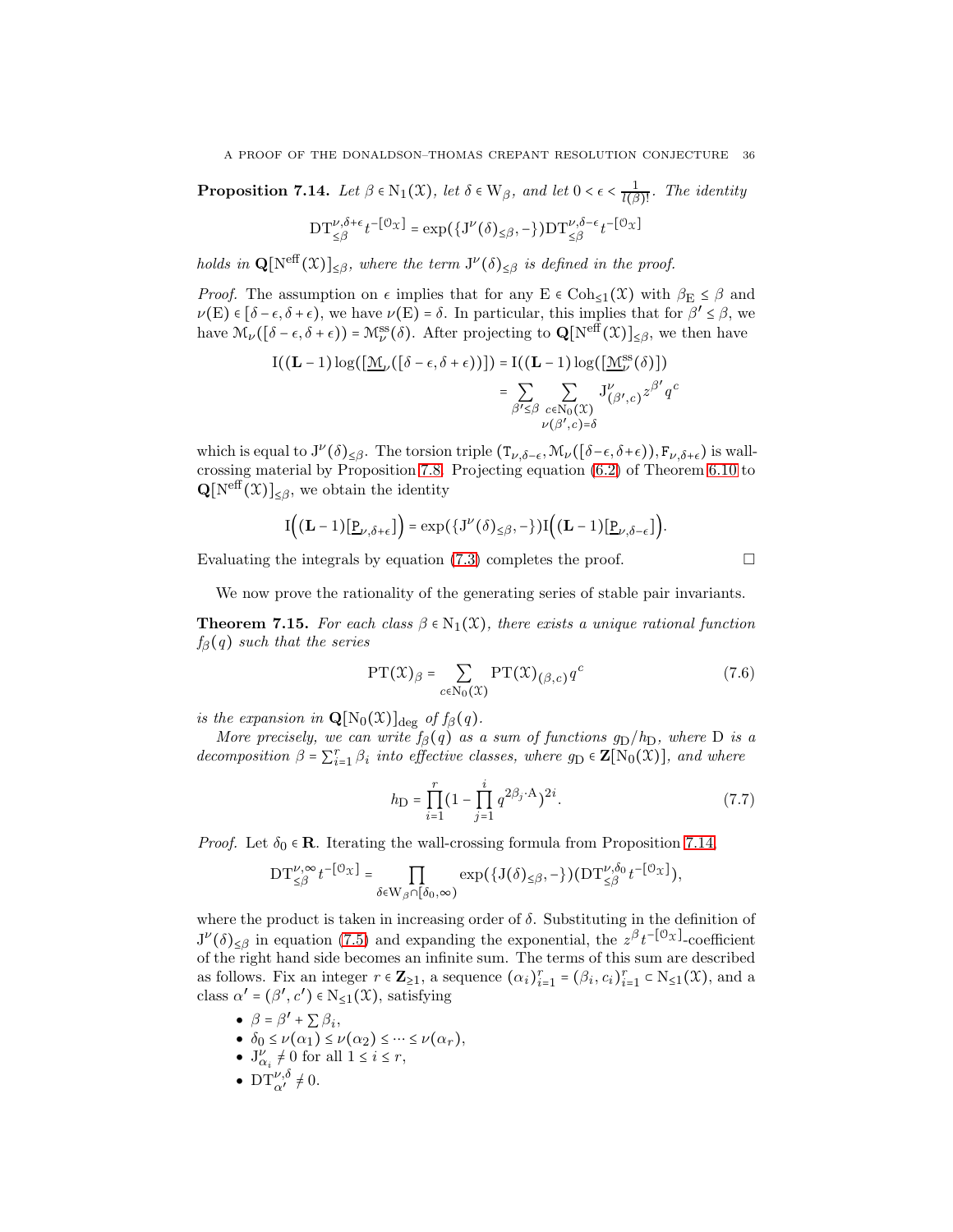**Proposition 7.14.** *Let $\beta \in \mathrm{N}_1(\mathcal{X})$, let $\delta \in \mathrm{W}_\beta$, and let $0 < \epsilon < \frac{1}{l(\beta)!}$. The identity*

$$\mathrm{DT}^{\nu,\delta+\epsilon}_{\leq\beta} t^{-[\mathcal{O}_\mathcal{X}]} = \exp(\{\mathrm{J}^\nu(\delta)_{\leq\beta}, -\})\mathrm{DT}^{\nu,\delta-\epsilon}_{\leq\beta} t^{-[\mathcal{O}_\mathcal{X}]}$$

*holds in $\mathbf{Q}[\mathrm{N}^{\mathrm{eff}}(\mathcal{X})]_{\leq\beta}$, where the term $\mathrm{J}^\nu(\delta)_{\leq\beta}$ is defined in the proof.*

*Proof.* The assumption on $\epsilon$ implies that for any $\mathrm{E} \in \mathrm{Coh}_{\leq 1}(\mathcal{X})$ with $\beta_\mathrm{E} \leq \beta$ and $\nu(\mathrm{E}) \in [\delta - \epsilon, \delta + \epsilon)$, we have $\nu(\mathrm{E}) = \delta$. In particular, this implies that for $\beta' \leq \beta$, we have $\mathcal{M}_\nu([\delta - \epsilon, \delta + \epsilon)) = \mathcal{M}^{\mathrm{ss}}_\nu(\delta)$. After projecting to $\mathbf{Q}[\mathrm{N}^{\mathrm{eff}}(\mathcal{X})]_{\leq\beta}$, we then have

$$\begin{aligned}\mathrm{I}((\mathbf{L}-1)\log([\underline{\mathcal{M}}_\nu([\delta-\epsilon,\delta+\epsilon))]) &= \mathrm{I}((\mathbf{L}-1)\log([\underline{\mathcal{M}}^{\mathrm{ss}}_\nu(\delta)]) \\ &= \sum_{\beta'\leq\beta} \sum_{\substack{c\in\mathrm{N}_0(\mathcal{X}) \\ \nu(\beta',c)=\delta}} \mathrm{J}^\nu_{(\beta',c)} z^{\beta'} q^c\end{aligned}$$

which is equal to $\mathrm{J}^\nu(\delta)_{\leq\beta}$. The torsion triple $(\mathrm{T}_{\nu,\delta-\epsilon}, \mathcal{M}_\nu([\delta-\epsilon,\delta+\epsilon)), \mathrm{F}_{\nu,\delta+\epsilon})$ is wall-crossing material by Proposition 7.8. Projecting equation (6.2) of Theorem 6.10 to $\mathbf{Q}[\mathrm{N}^{\mathrm{eff}}(\mathcal{X})]_{\leq\beta}$, we obtain the identity

$$\mathrm{I}\Big((\mathbf{L}-1)[\underline{\mathrm{P}}_{\nu,\delta+\epsilon}]\Big) = \exp(\{\mathrm{J}^\nu(\delta)_{\leq\beta}, -\})\mathrm{I}\Big((\mathbf{L}-1)[\underline{\mathrm{P}}_{\nu,\delta-\epsilon}]\Big).$$

Evaluating the integrals by equation (7.3) completes the proof. $\square$

We now prove the rationality of the generating series of stable pair invariants.

**Theorem 7.15.** *For each class $\beta \in \mathrm{N}_1(\mathcal{X})$, there exists a unique rational function $f_\beta(q)$ such that the series*

$$\mathrm{PT}(\mathcal{X})_\beta = \sum_{c\in\mathrm{N}_0(\mathcal{X})} \mathrm{PT}(\mathcal{X})_{(\beta,c)} q^c \tag{7.6}$$

*is the expansion in $\mathbf{Q}[\mathrm{N}_0(\mathcal{X})]_{\deg}$ of $f_\beta(q)$.*

*More precisely, we can write $f_\beta(q)$ as a sum of functions $g_\mathrm{D}/h_\mathrm{D}$, where $\mathrm{D}$ is a decomposition $\beta = \sum_{i=1}^r \beta_i$ into effective classes, where $g_\mathrm{D} \in \mathbf{Z}[\mathrm{N}_0(\mathcal{X})]$, and where*

$$h_\mathrm{D} = \prod_{i=1}^r (1 - \prod_{j=1}^i q^{2\beta_j\cdot\mathrm{A}})^{2i}. \tag{7.7}$$

*Proof.* Let $\delta_0 \in \mathbf{R}$. Iterating the wall-crossing formula from Proposition 7.14,

$$\mathrm{DT}^{\nu,\infty}_{\leq\beta} t^{-[\mathcal{O}_\mathcal{X}]} = \prod_{\delta\in\mathrm{W}_\beta\cap[\delta_0,\infty)} \exp(\{\mathrm{J}(\delta)_{\leq\beta}, -\})(\mathrm{DT}^{\nu,\delta_0}_{\leq\beta} t^{-[\mathcal{O}_\mathcal{X}]}),$$

where the product is taken in increasing order of $\delta$. Substituting in the definition of $\mathrm{J}^\nu(\delta)_{\leq\beta}$ in equation (7.5) and expanding the exponential, the $z^\beta t^{-[\mathcal{O}_\mathcal{X}]}$-coefficient of the right hand side becomes an infinite sum. The terms of this sum are described as follows. Fix an integer $r \in \mathbf{Z}_{\geq 1}$, a sequence $(\alpha_i)_{i=1}^r = (\beta_i, c_i)_{i=1}^r \subset \mathrm{N}_{\leq 1}(\mathcal{X})$, and a class $\alpha' = (\beta', c') \in \mathrm{N}_{\leq 1}(\mathcal{X})$, satisfying

- $\beta = \beta' + \sum \beta_i$,
- $\delta_0 \leq \nu(\alpha_1) \leq \nu(\alpha_2) \leq \cdots \leq \nu(\alpha_r)$,
- $\mathrm{J}^\nu_{\alpha_i} \neq 0$ for all $1 \leq i \leq r$,
- $\mathrm{DT}^{\nu,\delta}_{\alpha'} \neq 0$.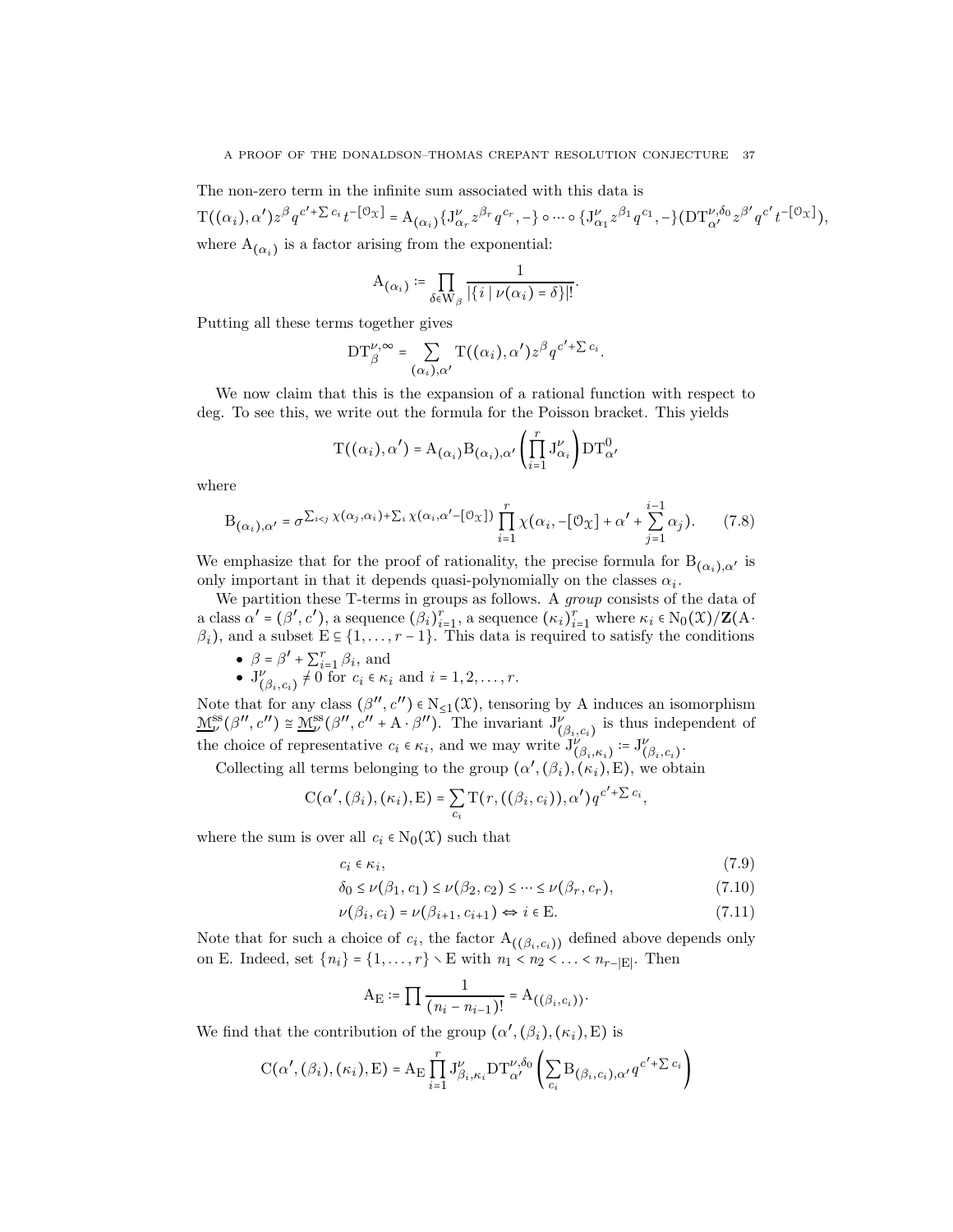The non-zero term in the infinite sum associated with this data is

$$\mathrm{T}((\alpha_i),\alpha')z^{\beta}q^{c'+\sum c_i}t^{-[\mathcal{O}_{\mathcal{X}}]} = \mathrm{A}_{(\alpha_i)}\{\mathrm{J}^{\nu}_{\alpha_r}z^{\beta_r}q^{c_r},-\}\circ\cdots\circ\{\mathrm{J}^{\nu}_{\alpha_1}z^{\beta_1}q^{c_1},-\}(\mathrm{DT}^{\nu,\delta_0}_{\alpha'}z^{\beta'}q^{c'}t^{-[\mathcal{O}_{\mathcal{X}}]}),$$

where $\mathrm{A}_{(\alpha_i)}$ is a factor arising from the exponential:

$$\mathrm{A}_{(\alpha_i)} := \prod_{\delta\in \mathrm{W}_\beta}\frac{1}{|\{i \mid \nu(\alpha_i)=\delta\}|!}.$$

Putting all these terms together gives

$$\mathrm{DT}^{\nu,\infty}_{\beta} = \sum_{(\alpha_i),\alpha'}\mathrm{T}((\alpha_i),\alpha')z^{\beta}q^{c'+\sum c_i}.$$

We now claim that this is the expansion of a rational function with respect to deg. To see this, we write out the formula for the Poisson bracket. This yields

$$\mathrm{T}((\alpha_i),\alpha') = \mathrm{A}_{(\alpha_i)}\mathrm{B}_{(\alpha_i),\alpha'}\left(\prod_{i=1}^{r}\mathrm{J}^{\nu}_{\alpha_i}\right)\mathrm{DT}^{0}_{\alpha'}$$

where

$$\mathrm{B}_{(\alpha_i),\alpha'} = \sigma^{\sum_{i<j}\chi(\alpha_j,\alpha_i)+\sum_i\chi(\alpha_i,\alpha'-[\mathcal{O}_{\mathcal{X}}])}\prod_{i=1}^{r}\chi(\alpha_i,-[\mathcal{O}_{\mathcal{X}}]+\alpha'+\sum_{j=1}^{i-1}\alpha_j). \tag{7.8}$$

We emphasize that for the proof of rationality, the precise formula for $\mathrm{B}_{(\alpha_i),\alpha'}$ is only important in that it depends quasi-polynomially on the classes $\alpha_i$.

We partition these T-terms in groups as follows. A *group* consists of the data of a class $\alpha'=(\beta',c')$, a sequence $(\beta_i)_{i=1}^{r}$, a sequence $(\kappa_i)_{i=1}^{r}$ where $\kappa_i\in \mathrm{N}_0(\mathcal{X})/\mathbf{Z}(\mathrm{A}\cdot\beta_i)$, and a subset $\mathrm{E}\subseteq\{1,\ldots,r-1\}$. This data is required to satisfy the conditions

- $\beta=\beta'+\sum_{i=1}^{r}\beta_i$, and
- $\mathrm{J}^{\nu}_{(\beta_i,c_i)}\neq 0$ for $c_i\in\kappa_i$ and $i=1,2,\ldots,r$.

Note that for any class $(\beta'',c'')\in \mathrm{N}_{\leq 1}(\mathcal{X})$, tensoring by A induces an isomorphism $\underline{\mathfrak{M}}^{\mathrm{ss}}_{\nu}(\beta'',c'')\cong\underline{\mathfrak{M}}^{\mathrm{ss}}_{\nu}(\beta'',c''+\mathrm{A}\cdot\beta'')$. The invariant $\mathrm{J}^{\nu}_{(\beta_i,c_i)}$ is thus independent of the choice of representative $c_i\in\kappa_i$, and we may write $\mathrm{J}^{\nu}_{(\beta_i,\kappa_i)}:=\mathrm{J}^{\nu}_{(\beta_i,c_i)}$.

Collecting all terms belonging to the group $(\alpha',(\beta_i),(\kappa_i),\mathrm{E})$, we obtain

$$\mathrm{C}(\alpha',(\beta_i),(\kappa_i),\mathrm{E}) = \sum_{c_i}\mathrm{T}(r,((\beta_i,c_i)),\alpha')q^{c'+\sum c_i},$$

where the sum is over all $c_i\in \mathrm{N}_0(\mathcal{X})$ such that

$$c_i\in\kappa_i, \tag{7.9}$$

$$\delta_0\leq\nu(\beta_1,c_1)\leq\nu(\beta_2,c_2)\leq\cdots\leq\nu(\beta_r,c_r), \tag{7.10}$$

$$\nu(\beta_i,c_i)=\nu(\beta_{i+1},c_{i+1})\Leftrightarrow i\in \mathrm{E}. \tag{7.11}$$

Note that for such a choice of $c_i$, the factor $\mathrm{A}_{((\beta_i,c_i))}$ defined above depends only on E. Indeed, set $\{n_i\}=\{1,\ldots,r\}\smallsetminus \mathrm{E}$ with $n_1<n_2<\ldots<n_{r-|\mathrm{E}|}$. Then

$$\mathrm{A}_{\mathrm{E}} := \prod\frac{1}{(n_i-n_{i-1})!} = \mathrm{A}_{((\beta_i,c_i))}.$$

We find that the contribution of the group $(\alpha',(\beta_i),(\kappa_i),\mathrm{E})$ is

$$\mathrm{C}(\alpha',(\beta_i),(\kappa_i),\mathrm{E}) = \mathrm{A}_{\mathrm{E}}\prod_{i=1}^{r}\mathrm{J}^{\nu}_{\beta_i,\kappa_i}\mathrm{DT}^{\nu,\delta_0}_{\alpha'}\left(\sum_{c_i}\mathrm{B}_{(\beta_i,c_i),\alpha'}q^{c'+\sum c_i}\right)$$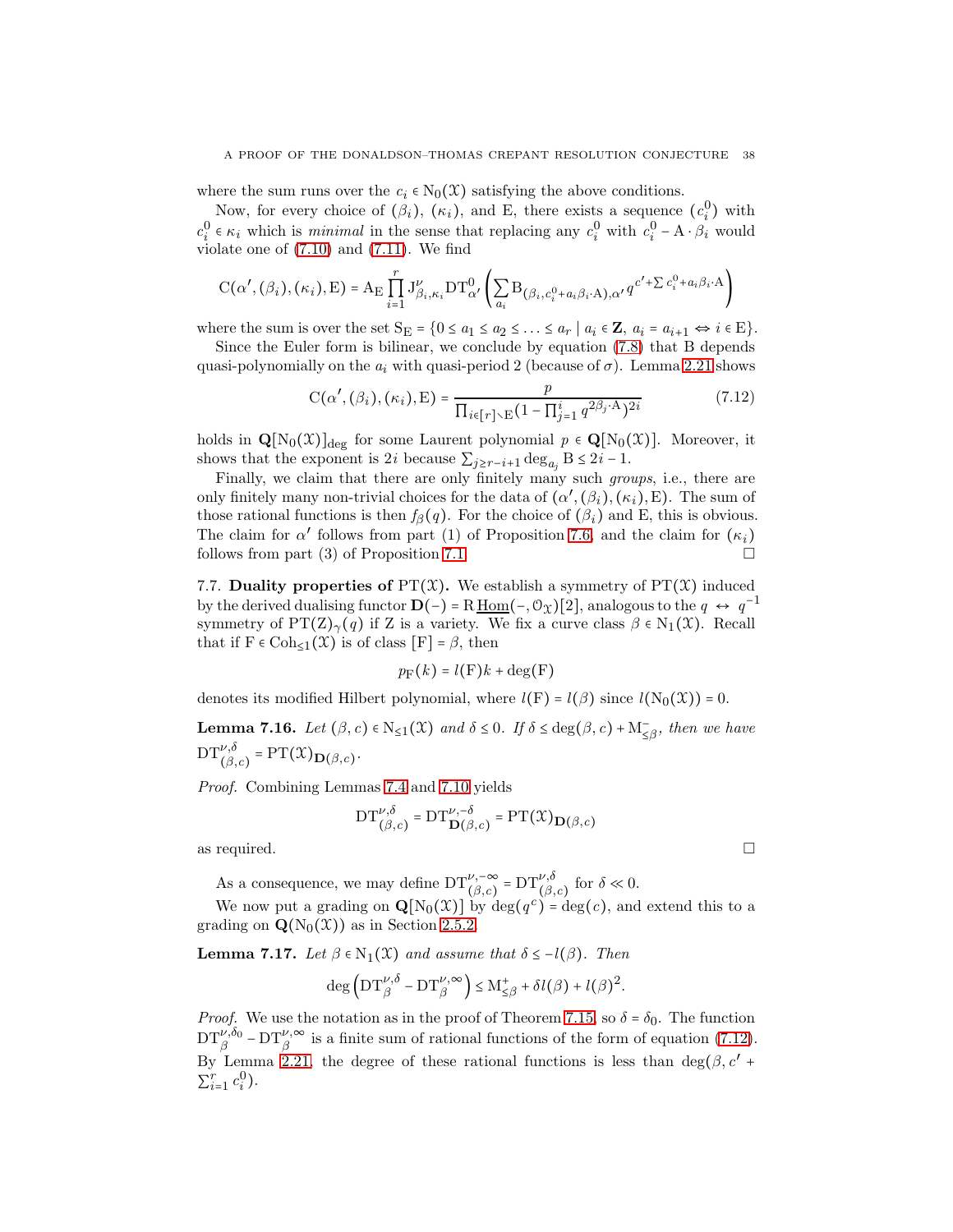where the sum runs over the $c_i \in \mathrm{N}_0(\mathfrak{X})$ satisfying the above conditions.

Now, for every choice of $(\beta_i)$, $(\kappa_i)$, and E, there exists a sequence $(c_i^0)$ with $c_i^0 \in \kappa_i$ which is *minimal* in the sense that replacing any $c_i^0$ with $c_i^0 - \mathrm{A}\cdot\beta_i$ would violate one of (7.10) and (7.11). We find

$$\mathrm{C}(\alpha', (\beta_i), (\kappa_i), \mathrm{E}) = \mathrm{A}_\mathrm{E} \prod_{i=1}^{r} \mathrm{J}^{\nu}_{\beta_i,\kappa_i} \mathrm{DT}^0_{\alpha'} \left( \sum_{a_i} \mathrm{B}_{(\beta_i, c_i^0 + a_i\beta_i\cdot \mathrm{A}),\alpha'} q^{c' + \sum c_i^0 + a_i\beta_i\cdot\mathrm{A}} \right)$$

where the sum is over the set $\mathrm{S}_\mathrm{E} = \{0 \le a_1 \le a_2 \le \ldots \le a_r \mid a_i \in \mathbf{Z},\ a_i = a_{i+1} \Leftrightarrow i \in \mathrm{E}\}$.

Since the Euler form is bilinear, we conclude by equation (7.8) that B depends quasi-polynomially on the $a_i$ with quasi-period 2 (because of $\sigma$). Lemma 2.21 shows

$$\mathrm{C}(\alpha', (\beta_i), (\kappa_i), \mathrm{E}) = \frac{p}{\prod_{i\in[r]\smallsetminus \mathrm{E}} (1 - \prod_{j=1}^{i} q^{2\beta_j\cdot\mathrm{A}})^{2i}} \tag{7.12}$$

holds in $\mathbf{Q}[\mathrm{N}_0(\mathfrak{X})]_{\deg}$ for some Laurent polynomial $p \in \mathbf{Q}[\mathrm{N}_0(\mathfrak{X})]$. Moreover, it shows that the exponent is $2i$ because $\sum_{j\ge r-i+1} \deg_{a_j} \mathrm{B} \le 2i - 1$.

Finally, we claim that there are only finitely many such *groups*, i.e., there are only finitely many non-trivial choices for the data of $(\alpha', (\beta_i), (\kappa_i), \mathrm{E})$. The sum of those rational functions is then $f_\beta(q)$. For the choice of $(\beta_i)$ and E, this is obvious. The claim for $\alpha'$ follows from part (1) of Proposition 7.6, and the claim for $(\kappa_i)$ follows from part (3) of Proposition 7.1. □

### 7.7. Duality properties of $\mathrm{PT}(\mathfrak{X})$.

We establish a symmetry of $\mathrm{PT}(\mathfrak{X})$ induced by the derived dualising functor $\mathbf{D}(-) = \mathrm{R}\,\underline{\mathrm{Hom}}(-, \mathcal{O}_\mathfrak{X})[2]$, analogous to the $q \leftrightarrow q^{-1}$ symmetry of $\mathrm{PT}(\mathrm{Z})_\gamma(q)$ if Z is a variety. We fix a curve class $\beta \in \mathrm{N}_1(\mathfrak{X})$. Recall that if $\mathrm{F} \in \mathrm{Coh}_{\le 1}(\mathfrak{X})$ is of class $[\mathrm{F}] = \beta$, then

$$p_\mathrm{F}(k) = l(\mathrm{F})k + \deg(\mathrm{F})$$

denotes its modified Hilbert polynomial, where $l(\mathrm{F}) = l(\beta)$ since $l(\mathrm{N}_0(\mathfrak{X})) = 0$.

**Lemma 7.16.** *Let $(\beta, c) \in \mathrm{N}_{\le 1}(\mathfrak{X})$ and $\delta \le 0$. If $\delta \le \deg(\beta, c) + \mathrm{M}^-_{\le\beta}$, then we have $\mathrm{DT}^{\nu,\delta}_{(\beta,c)} = \mathrm{PT}(\mathfrak{X})_{\mathbf{D}(\beta,c)}$.*

*Proof.* Combining Lemmas 7.4 and 7.10 yields

$$\mathrm{DT}^{\nu,\delta}_{(\beta,c)} = \mathrm{DT}^{\nu,-\delta}_{\mathbf{D}(\beta,c)} = \mathrm{PT}(\mathfrak{X})_{\mathbf{D}(\beta,c)}$$

as required. □

As a consequence, we may define $\mathrm{DT}^{\nu,-\infty}_{(\beta,c)} = \mathrm{DT}^{\nu,\delta}_{(\beta,c)}$ for $\delta \ll 0$.

We now put a grading on $\mathbf{Q}[\mathrm{N}_0(\mathfrak{X})]$ by $\deg(q^c) = \deg(c)$, and extend this to a grading on $\mathbf{Q}(\mathrm{N}_0(\mathfrak{X}))$ as in Section 2.5.2.

**Lemma 7.17.** *Let $\beta \in \mathrm{N}_1(\mathfrak{X})$ and assume that $\delta \le -l(\beta)$. Then*

$$\deg\left(\mathrm{DT}^{\nu,\delta}_\beta - \mathrm{DT}^{\nu,\infty}_\beta\right) \le \mathrm{M}^+_{\le\beta} + \delta l(\beta) + l(\beta)^2.$$

*Proof.* We use the notation as in the proof of Theorem 7.15, so $\delta = \delta_0$. The function $\mathrm{DT}^{\nu,\delta_0}_\beta - \mathrm{DT}^{\nu,\infty}_\beta$ is a finite sum of rational functions of the form of equation (7.12). By Lemma 2.21, the degree of these rational functions is less than $\deg(\beta, c' + \sum_{i=1}^{r} c_i^0)$.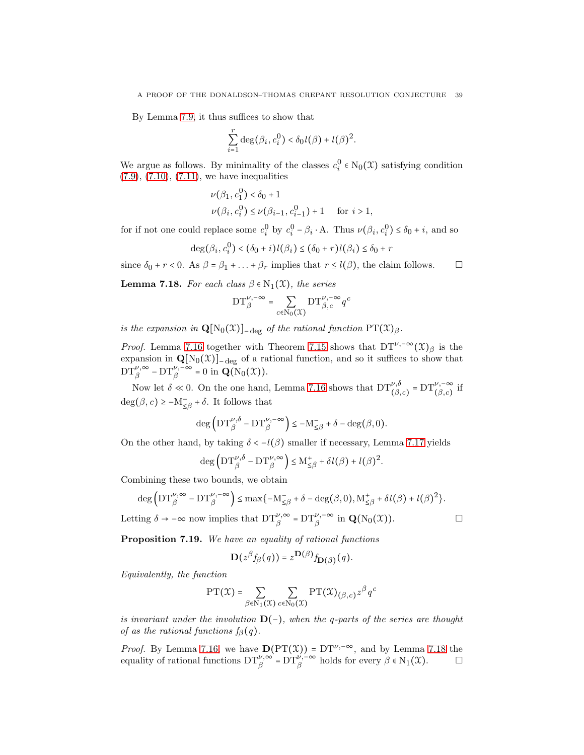By Lemma 7.9, it thus suffices to show that

$$\sum_{i=1}^{r} \deg(\beta_i, c_i^0) < \delta_0 l(\beta) + l(\beta)^2.$$

We argue as follows. By minimality of the classes $c_i^0 \in \mathrm{N}_0(\mathcal{X})$ satisfying condition (7.9), (7.10), (7.11), we have inequalities

$$\begin{aligned} \nu(\beta_1, c_1^0) &< \delta_0 + 1 \\ \nu(\beta_i, c_i^0) &\leq \nu(\beta_{i-1}, c_{i-1}^0) + 1 \quad \text{ for } i > 1, \end{aligned}$$

for if not one could replace some $c_i^0$ by $c_i^0 - \beta_i \cdot \mathrm{A}$. Thus $\nu(\beta_i, c_i^0) \leq \delta_0 + i$, and so

$$\deg(\beta_i, c_i^0) < (\delta_0 + i) l(\beta_i) \leq (\delta_0 + r) l(\beta_i) \leq \delta_0 + r$$

since $\delta_0 + r < 0$. As $\beta = \beta_1 + \ldots + \beta_r$ implies that $r \leq l(\beta)$, the claim follows. $\square$

**Lemma 7.18.** *For each class $\beta \in \mathrm{N}_1(\mathcal{X})$, the series*

$$\mathrm{DT}_\beta^{\nu,-\infty} = \sum_{c \in \mathrm{N}_0(\mathcal{X})} \mathrm{DT}_{\beta,c}^{\nu,-\infty} q^c$$

*is the expansion in $\mathbf{Q}[\mathrm{N}_0(\mathcal{X})]_{-\deg}$ of the rational function $\mathrm{PT}(\mathcal{X})_\beta$.*

*Proof.* Lemma 7.16 together with Theorem 7.15 shows that $\mathrm{DT}^{\nu,-\infty}(\mathcal{X})_\beta$ is the expansion in $\mathbf{Q}[\mathrm{N}_0(\mathcal{X})]_{-\deg}$ of a rational function, and so it suffices to show that $\mathrm{DT}_\beta^{\nu,\infty} - \mathrm{DT}_\beta^{\nu,-\infty} = 0$ in $\mathbf{Q}(\mathrm{N}_0(\mathcal{X}))$.

Now let $\delta \ll 0$. On the one hand, Lemma 7.16 shows that $\mathrm{DT}_{(\beta,c)}^{\nu,\delta} = \mathrm{DT}_{(\beta,c)}^{\nu,-\infty}$ if $\deg(\beta, c) \geq -\mathrm{M}_{\leq\beta}^{-} + \delta$. It follows that

$$\deg\left(\mathrm{DT}_\beta^{\nu,\delta} - \mathrm{DT}_\beta^{\nu,-\infty}\right) \leq -\mathrm{M}_{\leq\beta}^{-} + \delta - \deg(\beta, 0).$$

On the other hand, by taking $\delta < -l(\beta)$ smaller if necessary, Lemma 7.17 yields

$$\deg\left(\mathrm{DT}_\beta^{\nu,\delta} - \mathrm{DT}_\beta^{\nu,\infty}\right) \leq \mathrm{M}_{\leq\beta}^{+} + \delta l(\beta) + l(\beta)^2.$$

Combining these two bounds, we obtain

$$\deg\left(\mathrm{DT}_\beta^{\nu,\infty} - \mathrm{DT}_\beta^{\nu,-\infty}\right) \leq \max\{-\mathrm{M}_{\leq\beta}^{-} + \delta - \deg(\beta, 0), \mathrm{M}_{\leq\beta}^{+} + \delta l(\beta) + l(\beta)^2\}.$$

Letting $\delta \to -\infty$ now implies that $\mathrm{DT}_\beta^{\nu,\infty} = \mathrm{DT}_\beta^{\nu,-\infty}$ in $\mathbf{Q}(\mathrm{N}_0(\mathcal{X}))$. $\square$

**Proposition 7.19.** *We have an equality of rational functions*

$$\mathbf{D}(z^\beta f_\beta(q)) = z^{\mathbf{D}(\beta)} f_{\mathbf{D}(\beta)}(q).$$

*Equivalently, the function*

$$\mathrm{PT}(\mathcal{X}) = \sum_{\beta \in \mathrm{N}_1(\mathcal{X})} \sum_{c \in \mathrm{N}_0(\mathcal{X})} \mathrm{PT}(\mathcal{X})_{(\beta,c)} z^\beta q^c$$

*is invariant under the involution $\mathbf{D}(-)$, when the $q$-parts of the series are thought of as the rational functions $f_\beta(q)$.*

*Proof.* By Lemma 7.16, we have $\mathbf{D}(\mathrm{PT}(\mathcal{X})) = \mathrm{DT}^{\nu,-\infty}$, and by Lemma 7.18 the equality of rational functions $\mathrm{DT}_\beta^{\nu,\infty} = \mathrm{DT}_\beta^{\nu,-\infty}$ holds for every $\beta \in \mathrm{N}_1(\mathcal{X})$. $\square$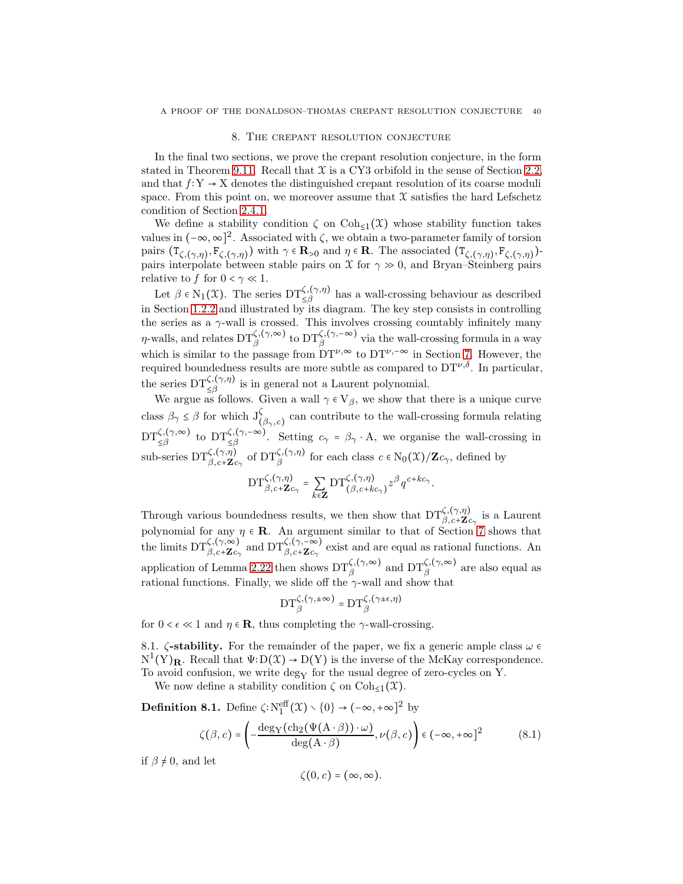## 8. The crepant resolution conjecture

In the final two sections, we prove the crepant resolution conjecture, in the form stated in Theorem 9.11. Recall that $\mathcal{X}$ is a CY3 orbifold in the sense of Section 2.2, and that $f\colon \mathrm{Y} \to \mathrm{X}$ denotes the distinguished crepant resolution of its coarse moduli space. From this point on, we moreover assume that $\mathcal{X}$ satisfies the hard Lefschetz condition of Section 2.4.1.

We define a stability condition $\zeta$ on $\mathrm{Coh}_{\leq 1}(\mathcal{X})$ whose stability function takes values in $(-\infty, \infty]^2$. Associated with $\zeta$, we obtain a two-parameter family of torsion pairs $(\mathtt{T}_{\zeta,(\gamma,\eta)}, \mathtt{F}_{\zeta,(\gamma,\eta)})$ with $\gamma \in \mathbf{R}_{>0}$ and $\eta \in \mathbf{R}$. The associated $(\mathtt{T}_{\zeta,(\gamma,\eta)}, \mathtt{F}_{\zeta,(\gamma,\eta)})$-pairs interpolate between stable pairs on $\mathcal{X}$ for $\gamma \gg 0$, and Bryan–Steinberg pairs relative to $f$ for $0 < \gamma \ll 1$.

Let $\beta \in \mathrm{N}_1(\mathcal{X})$. The series $\mathrm{DT}^{\zeta,(\gamma,\eta)}_{\leq\beta}$ has a wall-crossing behaviour as described in Section 1.2.2 and illustrated by its diagram. The key step consists in controlling the series as a $\gamma$-wall is crossed. This involves crossing countably infinitely many $\eta$-walls, and relates $\mathrm{DT}^{\zeta,(\gamma,\infty)}_{\beta}$ to $\mathrm{DT}^{\zeta,(\gamma,-\infty)}_{\beta}$ via the wall-crossing formula in a way which is similar to the passage from $\mathrm{DT}^{\nu,\infty}$ to $\mathrm{DT}^{\nu,-\infty}$ in Section 7. However, the required boundedness results are more subtle as compared to $\mathrm{DT}^{\nu,\delta}$. In particular, the series $\mathrm{DT}^{\zeta,(\gamma,\eta)}_{\leq\beta}$ is in general not a Laurent polynomial.

We argue as follows. Given a wall $\gamma \in \mathrm{V}_\beta$, we show that there is a unique curve class $\beta_\gamma \leq \beta$ for which $\mathrm{J}^{\zeta}_{(\beta_\gamma,c)}$ can contribute to the wall-crossing formula relating $\mathrm{DT}^{\zeta,(\gamma,\infty)}_{\leq\beta}$ to $\mathrm{DT}^{\zeta,(\gamma,-\infty)}_{\leq\beta}$. Setting $c_\gamma = \beta_\gamma \cdot \mathrm{A}$, we organise the wall-crossing in sub-series $\mathrm{DT}^{\zeta,(\gamma,\eta)}_{\beta,c+\mathbf{Z}c_\gamma}$ of $\mathrm{DT}^{\zeta,(\gamma,\eta)}_{\beta}$ for each class $c \in \mathrm{N}_0(\mathcal{X})/\mathbf{Z}c_\gamma$, defined by

$$\mathrm{DT}^{\zeta,(\gamma,\eta)}_{\beta,c+\mathbf{Z}c_\gamma} = \sum_{k\in\mathbf{Z}} \mathrm{DT}^{\zeta,(\gamma,\eta)}_{(\beta,c+kc_\gamma)} z^\beta q^{c+kc_\gamma}.$$

Through various boundedness results, we then show that $\mathrm{DT}^{\zeta,(\gamma,\eta)}_{\beta,c+\mathbf{Z}c_\gamma}$ is a Laurent polynomial for any $\eta \in \mathbf{R}$. An argument similar to that of Section 7 shows that the limits $\mathrm{DT}^{\zeta,(\gamma,\infty)}_{\beta,c+\mathbf{Z}c_\gamma}$ and $\mathrm{DT}^{\zeta,(\gamma,-\infty)}_{\beta,c+\mathbf{Z}c_\gamma}$ exist and are equal as rational functions. An application of Lemma 2.22 then shows $\mathrm{DT}^{\zeta,(\gamma,\infty)}_{\beta}$ and $\mathrm{DT}^{\zeta,(\gamma,\infty)}_{\beta}$ are also equal as rational functions. Finally, we slide off the $\gamma$-wall and show that

$$\mathrm{DT}^{\zeta,(\gamma,\pm\infty)}_{\beta} = \mathrm{DT}^{\zeta,(\gamma\pm\epsilon,\eta)}_{\beta}$$

for $0 < \epsilon \ll 1$ and $\eta \in \mathbf{R}$, thus completing the $\gamma$-wall-crossing.

### 8.1. $\zeta$-stability.

For the remainder of the paper, we fix a generic ample class $\omega \in \mathrm{N}^1(\mathrm{Y})_{\mathbf{R}}$. Recall that $\Psi\colon \mathrm{D}(\mathcal{X}) \to \mathrm{D}(\mathrm{Y})$ is the inverse of the McKay correspondence. To avoid confusion, we write $\deg_{\mathrm{Y}}$ for the usual degree of zero-cycles on $\mathrm{Y}$.

We now define a stability condition $\zeta$ on $\mathrm{Coh}_{\leq 1}(\mathcal{X})$.

**Definition 8.1.** Define $\zeta\colon \mathrm{N}^{\mathrm{eff}}_1(\mathcal{X}) \smallsetminus \{0\} \to (-\infty, +\infty]^2$ by

$$\zeta(\beta, c) = \left( -\frac{\deg_{\mathrm{Y}}(\mathrm{ch}_2(\Psi(\mathrm{A}\cdot\beta)) \cdot \omega)}{\deg(\mathrm{A}\cdot\beta)}, \nu(\beta, c) \right) \in (-\infty, +\infty]^2 \tag{8.1}$$

if $\beta \neq 0$, and let

$$\zeta(0, c) = (\infty, \infty).$$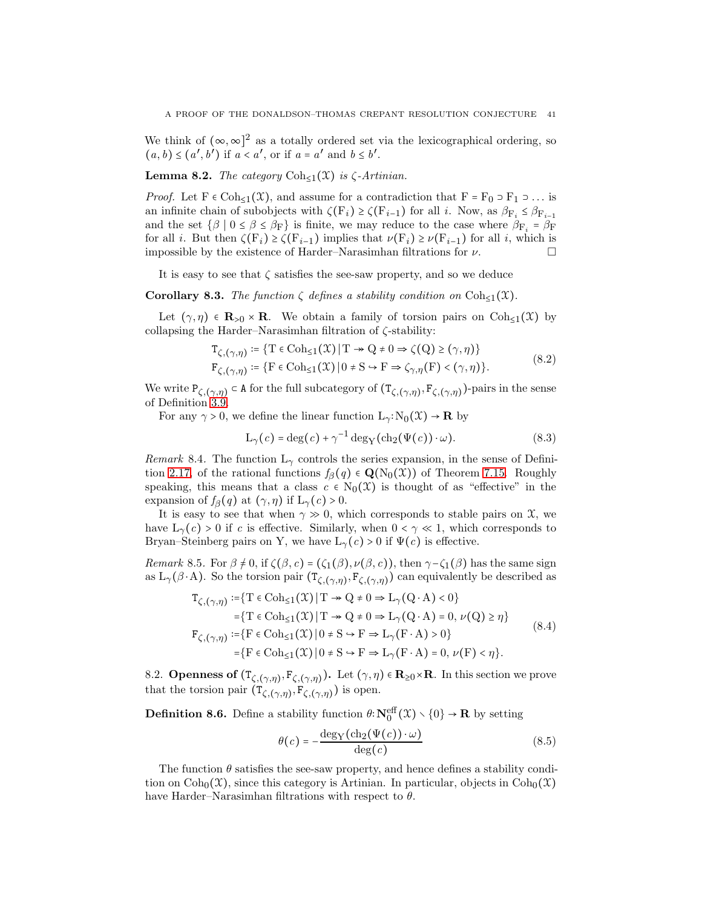We think of $(\infty,\infty]^2$ as a totally ordered set via the lexicographical ordering, so $(a,b) \le (a',b')$ if $a < a'$, or if $a = a'$ and $b \le b'$.

**Lemma 8.2.** *The category $\mathrm{Coh}_{\le 1}(\mathcal{X})$ is $\zeta$-Artinian.*

*Proof.* Let $\mathrm{F} \in \mathrm{Coh}_{\le 1}(\mathcal{X})$, and assume for a contradiction that $\mathrm{F} = \mathrm{F}_0 \supset \mathrm{F}_1 \supset \dots$ is an infinite chain of subobjects with $\zeta(\mathrm{F}_i) \ge \zeta(\mathrm{F}_{i-1})$ for all $i$. Now, as $\beta_{\mathrm{F}_i} \le \beta_{\mathrm{F}_{i-1}}$ and the set $\{\beta \mid 0 \le \beta \le \beta_{\mathrm{F}}\}$ is finite, we may reduce to the case where $\beta_{\mathrm{F}_i} = \beta_{\mathrm{F}}$ for all $i$. But then $\zeta(\mathrm{F}_i) \ge \zeta(\mathrm{F}_{i-1})$ implies that $\nu(\mathrm{F}_i) \ge \nu(\mathrm{F}_{i-1})$ for all $i$, which is impossible by the existence of Harder–Narasimhan filtrations for $\nu$. □

It is easy to see that $\zeta$ satisfies the see-saw property, and so we deduce

**Corollary 8.3.** *The function $\zeta$ defines a stability condition on $\mathrm{Coh}_{\le 1}(\mathcal{X})$.*

Let $(\gamma,\eta) \in \mathbf{R}_{>0} \times \mathbf{R}$. We obtain a family of torsion pairs on $\mathrm{Coh}_{\le 1}(\mathcal{X})$ by collapsing the Harder–Narasimhan filtration of $\zeta$-stability:

$$
\begin{aligned}
\mathtt{T}_{\zeta,(\gamma,\eta)} &:= \{\mathrm{T} \in \mathrm{Coh}_{\le 1}(\mathcal{X}) \,|\, \mathrm{T} \twoheadrightarrow \mathrm{Q} \ne 0 \Rightarrow \zeta(\mathrm{Q}) \ge (\gamma,\eta)\} \\
\mathtt{F}_{\zeta,(\gamma,\eta)} &:= \{\mathrm{F} \in \mathrm{Coh}_{\le 1}(\mathcal{X}) \,|\, 0 \ne \mathrm{S} \hookrightarrow \mathrm{F} \Rightarrow \zeta_{\gamma,\eta}(\mathrm{F}) < (\gamma,\eta)\}.
\end{aligned}
\tag{8.2}
$$

We write $\mathtt{P}_{\zeta,(\gamma,\eta)} \subset \mathtt{A}$ for the full subcategory of $(\mathtt{T}_{\zeta,(\gamma,\eta)},\mathtt{F}_{\zeta,(\gamma,\eta)})$-pairs in the sense of Definition 3.9.

For any $\gamma > 0$, we define the linear function $\mathrm{L}_\gamma\colon \mathrm{N}_0(\mathcal{X}) \to \mathbf{R}$ by

$$
\mathrm{L}_\gamma(c) = \deg(c) + \gamma^{-1}\deg_{\mathrm{Y}}(\mathrm{ch}_2(\Psi(c))\cdot\omega). \tag{8.3}
$$

*Remark* 8.4. The function $\mathrm{L}_\gamma$ controls the series expansion, in the sense of Definition 2.17, of the rational functions $f_\beta(q) \in \mathbf{Q}(\mathrm{N}_0(\mathcal{X}))$ of Theorem 7.15. Roughly speaking, this means that a class $c \in \mathrm{N}_0(\mathcal{X})$ is thought of as "effective" in the expansion of $f_\beta(q)$ at $(\gamma,\eta)$ if $\mathrm{L}_\gamma(c) > 0$.

It is easy to see that when $\gamma \gg 0$, which corresponds to stable pairs on $\mathcal{X}$, we have $\mathrm{L}_\gamma(c) > 0$ if $c$ is effective. Similarly, when $0 < \gamma \ll 1$, which corresponds to Bryan–Steinberg pairs on Y, we have $\mathrm{L}_\gamma(c) > 0$ if $\Psi(c)$ is effective.

*Remark* 8.5. For $\beta \ne 0$, if $\zeta(\beta,c) = (\zeta_1(\beta),\nu(\beta,c))$, then $\gamma - \zeta_1(\beta)$ has the same sign as $\mathrm{L}_\gamma(\beta\cdot\mathrm{A})$. So the torsion pair $(\mathtt{T}_{\zeta,(\gamma,\eta)},\mathtt{F}_{\zeta,(\gamma,\eta)})$ can equivalently be described as

$$
\begin{aligned}
\mathtt{T}_{\zeta,(\gamma,\eta)} :=& \{\mathrm{T} \in \mathrm{Coh}_{\le 1}(\mathcal{X}) \,|\, \mathrm{T} \twoheadrightarrow \mathrm{Q} \ne 0 \Rightarrow \mathrm{L}_\gamma(\mathrm{Q}\cdot\mathrm{A}) < 0\} \\
=& \{\mathrm{T} \in \mathrm{Coh}_{\le 1}(\mathcal{X}) \,|\, \mathrm{T} \twoheadrightarrow \mathrm{Q} \ne 0 \Rightarrow \mathrm{L}_\gamma(\mathrm{Q}\cdot\mathrm{A}) = 0,\, \nu(\mathrm{Q}) \ge \eta\} \\
\mathtt{F}_{\zeta,(\gamma,\eta)} :=& \{\mathrm{F} \in \mathrm{Coh}_{\le 1}(\mathcal{X}) \,|\, 0 \ne \mathrm{S} \hookrightarrow \mathrm{F} \Rightarrow \mathrm{L}_\gamma(\mathrm{F}\cdot\mathrm{A}) > 0\} \\
=& \{\mathrm{F} \in \mathrm{Coh}_{\le 1}(\mathcal{X}) \,|\, 0 \ne \mathrm{S} \hookrightarrow \mathrm{F} \Rightarrow \mathrm{L}_\gamma(\mathrm{F}\cdot\mathrm{A}) = 0,\, \nu(\mathrm{F}) < \eta\}.
\end{aligned}
\tag{8.4}
$$

## 8.2. Openness of $(\mathtt{T}_{\zeta,(\gamma,\eta)},\mathtt{F}_{\zeta,(\gamma,\eta)})$.

Let $(\gamma,\eta) \in \mathbf{R}_{\ge 0}\times\mathbf{R}$. In this section we prove that the torsion pair $(\mathtt{T}_{\zeta,(\gamma,\eta)},\mathtt{F}_{\zeta,(\gamma,\eta)})$ is open.

**Definition 8.6.** Define a stability function $\theta\colon \mathbf{N}_0^{\mathrm{eff}}(\mathcal{X}) \smallsetminus \{0\} \to \mathbf{R}$ by setting

$$
\theta(c) = -\frac{\deg_{\mathrm{Y}}(\mathrm{ch}_2(\Psi(c))\cdot\omega)}{\deg(c)} \tag{8.5}
$$

The function $\theta$ satisfies the see-saw property, and hence defines a stability condition on $\mathrm{Coh}_0(\mathcal{X})$, since this category is Artinian. In particular, objects in $\mathrm{Coh}_0(\mathcal{X})$ have Harder–Narasimhan filtrations with respect to $\theta$.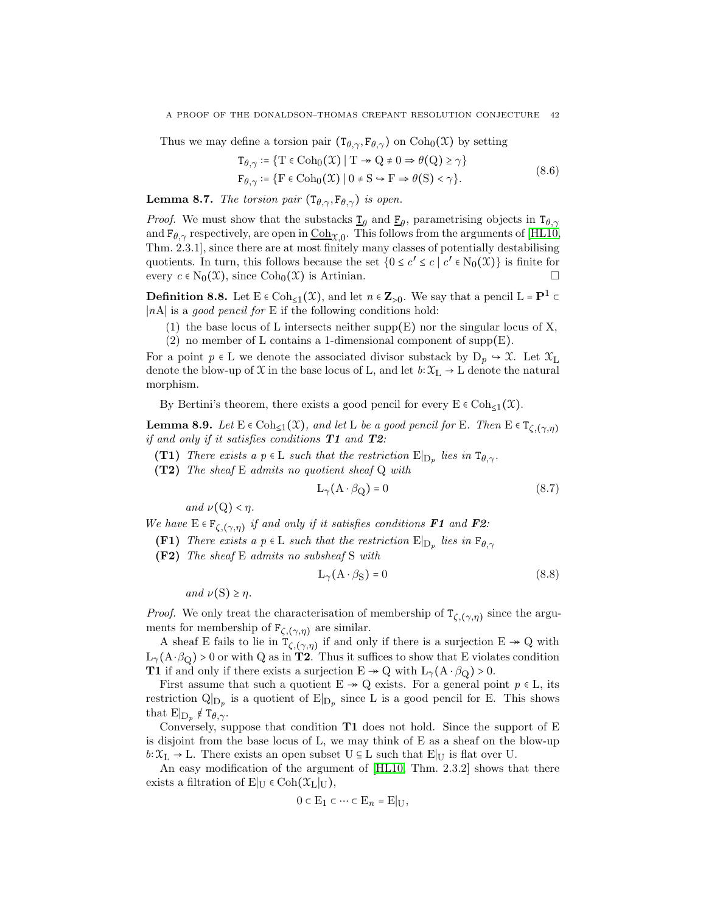Thus we may define a torsion pair $(\mathtt{T}_{\theta,\gamma}, \mathtt{F}_{\theta,\gamma})$ on $\mathrm{Coh}_0(\mathcal{X})$ by setting

$$
\begin{aligned}
\mathtt{T}_{\theta,\gamma} &:= \{\mathrm{T} \in \mathrm{Coh}_0(\mathcal{X}) \mid \mathrm{T} \twoheadrightarrow \mathrm{Q} \neq 0 \Rightarrow \theta(\mathrm{Q}) \geq \gamma\} \\
\mathtt{F}_{\theta,\gamma} &:= \{\mathrm{F} \in \mathrm{Coh}_0(\mathcal{X}) \mid 0 \neq \mathrm{S} \hookrightarrow \mathrm{F} \Rightarrow \theta(\mathrm{S}) < \gamma\}.
\end{aligned}
\tag{8.6}
$$

**Lemma 8.7.** *The torsion pair $(\mathtt{T}_{\theta,\gamma}, \mathtt{F}_{\theta,\gamma})$ is open.*

*Proof.* We must show that the substacks $\underline{\mathtt{T}}_\theta$ and $\underline{\mathtt{F}}_\theta$, parametrising objects in $\mathtt{T}_{\theta,\gamma}$ and $\mathtt{F}_{\theta,\gamma}$ respectively, are open in $\underline{\mathrm{Coh}}_{\mathcal{X},0}$. This follows from the arguments of [HL10, Thm. 2.3.1], since there are at most finitely many classes of potentially destabilising quotients. In turn, this follows because the set $\{0 \leq c' \leq c \mid c' \in \mathrm{N}_0(\mathcal{X})\}$ is finite for every $c \in \mathrm{N}_0(\mathcal{X})$, since $\mathrm{Coh}_0(\mathcal{X})$ is Artinian. □

**Definition 8.8.** Let $\mathrm{E} \in \mathrm{Coh}_{\leq 1}(\mathcal{X})$, and let $n \in \mathbf{Z}_{>0}$. We say that a pencil $\mathrm{L} = \mathbf{P}^1 \subset |n\mathrm{A}|$ is a *good pencil for* E if the following conditions hold:

(1) the base locus of L intersects neither $\mathrm{supp}(\mathrm{E})$ nor the singular locus of X,
(2) no member of L contains a 1-dimensional component of $\mathrm{supp}(\mathrm{E})$.

For a point $p \in \mathrm{L}$ we denote the associated divisor substack by $\mathrm{D}_p \hookrightarrow \mathcal{X}$. Let $\mathcal{X}_\mathrm{L}$ denote the blow-up of $\mathcal{X}$ in the base locus of L, and let $b\colon \mathcal{X}_\mathrm{L} \to \mathrm{L}$ denote the natural morphism.

By Bertini's theorem, there exists a good pencil for every $\mathrm{E} \in \mathrm{Coh}_{\leq 1}(\mathcal{X})$.

**Lemma 8.9.** *Let $\mathrm{E} \in \mathrm{Coh}_{\leq 1}(\mathcal{X})$, and let L be a good pencil for E. Then $\mathrm{E} \in \mathtt{T}_{\zeta,(\gamma,\eta)}$ if and only if it satisfies conditions **T1** and **T2**:*

**(T1)** *There exists a $p \in \mathrm{L}$ such that the restriction $\mathrm{E}|_{\mathrm{D}_p}$ lies in $\mathtt{T}_{\theta,\gamma}$.*

**(T2)** *The sheaf E admits no quotient sheaf Q with*

$$
\mathrm{L}_\gamma(\mathrm{A} \cdot \beta_\mathrm{Q}) = 0 \tag{8.7}
$$

*and $\nu(\mathrm{Q}) < \eta$.*

*We have $\mathrm{E} \in \mathtt{F}_{\zeta,(\gamma,\eta)}$ if and only if it satisfies conditions **F1** and **F2**:*

**(F1)** *There exists a $p \in \mathrm{L}$ such that the restriction $\mathrm{E}|_{\mathrm{D}_p}$ lies in $\mathtt{F}_{\theta,\gamma}$*

**(F2)** *The sheaf E admits no subsheaf S with*

$$
\mathrm{L}_\gamma(\mathrm{A} \cdot \beta_\mathrm{S}) = 0 \tag{8.8}
$$

*and $\nu(\mathrm{S}) \geq \eta$.*

*Proof.* We only treat the characterisation of membership of $\mathtt{T}_{\zeta,(\gamma,\eta)}$ since the arguments for membership of $\mathtt{F}_{\zeta,(\gamma,\eta)}$ are similar.

A sheaf E fails to lie in $\mathtt{T}_{\zeta,(\gamma,\eta)}$ if and only if there is a surjection $\mathrm{E} \twoheadrightarrow \mathrm{Q}$ with $\mathrm{L}_\gamma(\mathrm{A} \cdot \beta_\mathrm{Q}) > 0$ or with Q as in **T2**. Thus it suffices to show that E violates condition **T1** if and only if there exists a surjection $\mathrm{E} \twoheadrightarrow \mathrm{Q}$ with $\mathrm{L}_\gamma(\mathrm{A} \cdot \beta_\mathrm{Q}) > 0$.

First assume that such a quotient $\mathrm{E} \twoheadrightarrow \mathrm{Q}$ exists. For a general point $p \in \mathrm{L}$, its restriction $\mathrm{Q}|_{\mathrm{D}_p}$ is a quotient of $\mathrm{E}|_{\mathrm{D}_p}$ since L is a good pencil for E. This shows that $\mathrm{E}|_{\mathrm{D}_p} \notin \mathtt{T}_{\theta,\gamma}$.

Conversely, suppose that condition **T1** does not hold. Since the support of E is disjoint from the base locus of L, we may think of E as a sheaf on the blow-up $b\colon \mathcal{X}_\mathrm{L} \to \mathrm{L}$. There exists an open subset $\mathrm{U} \subseteq \mathrm{L}$ such that $\mathrm{E}|_\mathrm{U}$ is flat over U.

An easy modification of the argument of [HL10, Thm. 2.3.2] shows that there exists a filtration of $\mathrm{E}|_\mathrm{U} \in \mathrm{Coh}(\mathcal{X}_\mathrm{L}|_\mathrm{U})$,

$$
0 \subset \mathrm{E}_1 \subset \cdots \subset \mathrm{E}_n = \mathrm{E}|_\mathrm{U},
$$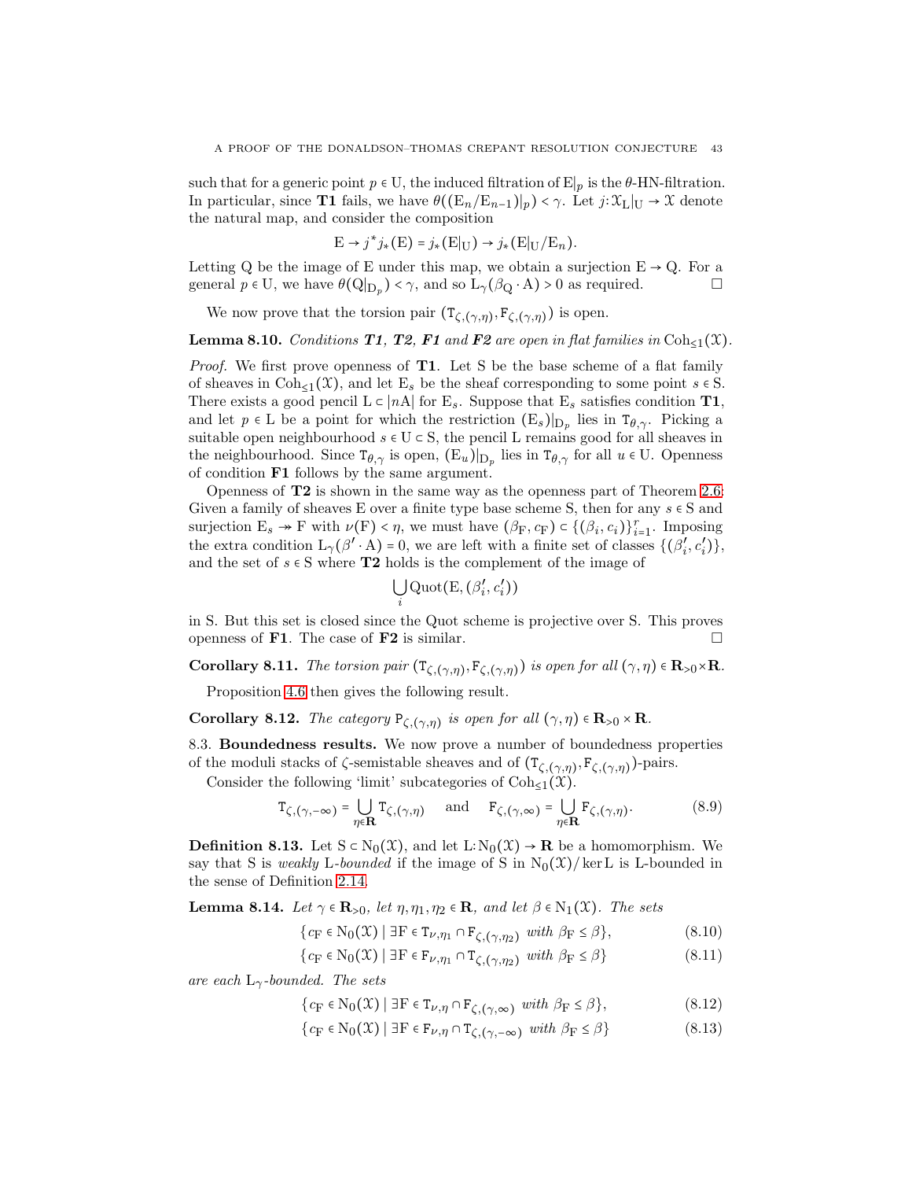such that for a generic point $p \in \mathrm{U}$, the induced filtration of $\mathrm{E}|_p$ is the $\theta$-HN-filtration. In particular, since **T1** fails, we have $\theta((\mathrm{E}_n/\mathrm{E}_{n-1})|_p) < \gamma$. Let $j\colon \mathcal{X}_{\mathrm{L}}|_{\mathrm{U}} \to \mathcal{X}$ denote the natural map, and consider the composition

$$\mathrm{E} \to j^* j_*(\mathrm{E}) = j_*(\mathrm{E}|_{\mathrm{U}}) \to j_*(\mathrm{E}|_{\mathrm{U}}/\mathrm{E}_n).$$

Letting Q be the image of E under this map, we obtain a surjection $\mathrm{E} \to \mathrm{Q}$. For a general $p \in \mathrm{U}$, we have $\theta(\mathrm{Q}|_{\mathrm{D}_p}) < \gamma$, and so $\mathrm{L}_\gamma(\beta_{\mathrm{Q}} \cdot \mathrm{A}) > 0$ as required. □

We now prove that the torsion pair $(\mathtt{T}_{\zeta,(\gamma,\eta)}, \mathtt{F}_{\zeta,(\gamma,\eta)})$ is open.

**Lemma 8.10.** *Conditions **T1**, **T2**, **F1** and **F2** are open in flat families in* $\mathrm{Coh}_{\leq 1}(\mathcal{X})$.

*Proof.* We first prove openness of **T1**. Let S be the base scheme of a flat family of sheaves in $\mathrm{Coh}_{\leq 1}(\mathcal{X})$, and let $\mathrm{E}_s$ be the sheaf corresponding to some point $s \in \mathrm{S}$. There exists a good pencil $\mathrm{L} \subset |n\mathrm{A}|$ for $\mathrm{E}_s$. Suppose that $\mathrm{E}_s$ satisfies condition **T1**, and let $p \in \mathrm{L}$ be a point for which the restriction $(\mathrm{E}_s)|_{\mathrm{D}_p}$ lies in $\mathtt{T}_{\theta,\gamma}$. Picking a suitable open neighbourhood $s \in \mathrm{U} \subset \mathrm{S}$, the pencil L remains good for all sheaves in the neighbourhood. Since $\mathtt{T}_{\theta,\gamma}$ is open, $(\mathrm{E}_u)|_{\mathrm{D}_p}$ lies in $\mathtt{T}_{\theta,\gamma}$ for all $u \in \mathrm{U}$. Openness of condition **F1** follows by the same argument.

Openness of **T2** is shown in the same way as the openness part of Theorem 2.6: Given a family of sheaves E over a finite type base scheme S, then for any $s \in \mathrm{S}$ and surjection $\mathrm{E}_s \twoheadrightarrow \mathrm{F}$ with $\nu(\mathrm{F}) < \eta$, we must have $(\beta_{\mathrm{F}}, c_{\mathrm{F}}) \subset \{(\beta_i, c_i)\}_{i=1}^r$. Imposing the extra condition $\mathrm{L}_\gamma(\beta' \cdot \mathrm{A}) = 0$, we are left with a finite set of classes $\{(\beta_i', c_i')\}$, and the set of $s \in \mathrm{S}$ where **T2** holds is the complement of the image of

$$\bigcup_i \mathrm{Quot}(\mathrm{E}, (\beta_i', c_i'))$$

in S. But this set is closed since the Quot scheme is projective over S. This proves openness of **F1**. The case of **F2** is similar. □

**Corollary 8.11.** *The torsion pair* $(\mathtt{T}_{\zeta,(\gamma,\eta)}, \mathtt{F}_{\zeta,(\gamma,\eta)})$ *is open for all* $(\gamma,\eta) \in \mathbf{R}_{>0} \times \mathbf{R}$.

Proposition 4.6 then gives the following result.

**Corollary 8.12.** *The category* $\mathtt{P}_{\zeta,(\gamma,\eta)}$ *is open for all* $(\gamma,\eta) \in \mathbf{R}_{>0} \times \mathbf{R}$.

8.3. **Boundedness results.** We now prove a number of boundedness properties of the moduli stacks of $\zeta$-semistable sheaves and of $(\mathtt{T}_{\zeta,(\gamma,\eta)}, \mathtt{F}_{\zeta,(\gamma,\eta)})$-pairs.

Consider the following 'limit' subcategories of $\mathrm{Coh}_{\leq 1}(\mathcal{X})$.

$$\mathtt{T}_{\zeta,(\gamma,-\infty)} = \bigcup_{\eta \in \mathbf{R}} \mathtt{T}_{\zeta,(\gamma,\eta)} \quad \text{and} \quad \mathtt{F}_{\zeta,(\gamma,\infty)} = \bigcup_{\eta \in \mathbf{R}} \mathtt{F}_{\zeta,(\gamma,\eta)}. \tag{8.9}$$

**Definition 8.13.** Let $\mathrm{S} \subset \mathrm{N}_0(\mathcal{X})$, and let $\mathrm{L}\colon \mathrm{N}_0(\mathcal{X}) \to \mathbf{R}$ be a homomorphism. We say that S is *weakly* L*-bounded* if the image of S in $\mathrm{N}_0(\mathcal{X})/\ker \mathrm{L}$ is L-bounded in the sense of Definition 2.14.

**Lemma 8.14.** *Let $\gamma \in \mathbf{R}_{>0}$, let $\eta, \eta_1, \eta_2 \in \mathbf{R}$, and let $\beta \in \mathrm{N}_1(\mathcal{X})$. The sets*

$$\{c_{\mathrm{F}} \in \mathrm{N}_0(\mathcal{X}) \mid \exists \mathrm{F} \in \mathtt{T}_{\nu,\eta_1} \cap \mathtt{F}_{\zeta,(\gamma,\eta_2)} \text{ with } \beta_{\mathrm{F}} \leq \beta\}, \tag{8.10}$$

$$\{c_{\mathrm{F}} \in \mathrm{N}_0(\mathcal{X}) \mid \exists \mathrm{F} \in \mathtt{F}_{\nu,\eta_1} \cap \mathtt{T}_{\zeta,(\gamma,\eta_2)} \text{ with } \beta_{\mathrm{F}} \leq \beta\} \tag{8.11}$$

*are each* $\mathrm{L}_\gamma$*-bounded. The sets*

$$\{c_{\mathrm{F}} \in \mathrm{N}_0(\mathcal{X}) \mid \exists \mathrm{F} \in \mathtt{T}_{\nu,\eta} \cap \mathtt{F}_{\zeta,(\gamma,\infty)} \text{ with } \beta_{\mathrm{F}} \leq \beta\}, \tag{8.12}$$

$$\{c_{\mathrm{F}} \in \mathrm{N}_0(\mathcal{X}) \mid \exists \mathrm{F} \in \mathtt{F}_{\nu,\eta} \cap \mathtt{T}_{\zeta,(\gamma,-\infty)} \text{ with } \beta_{\mathrm{F}} \leq \beta\} \tag{8.13}$$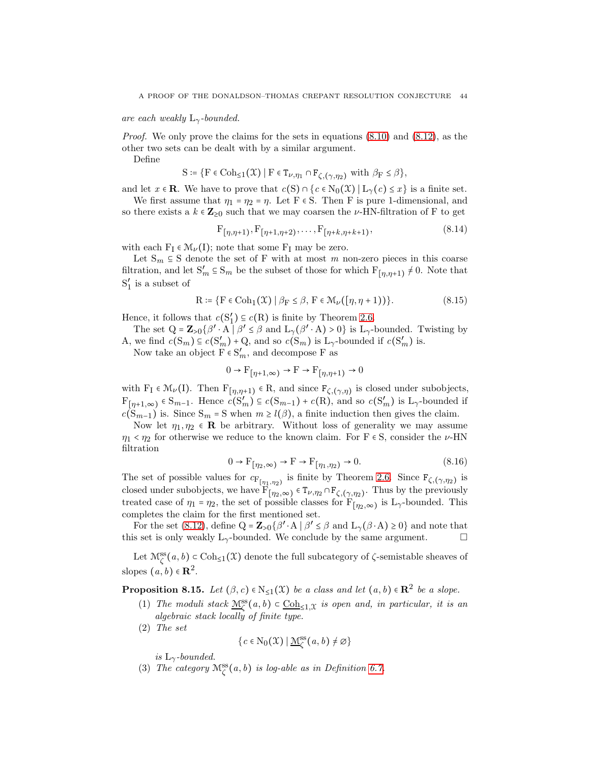*are each weakly* $\mathrm{L}_\gamma$*-bounded.*

*Proof.* We only prove the claims for the sets in equations (8.10) and (8.12), as the other two sets can be dealt with by a similar argument.

Define

$$\mathrm{S} \coloneqq \{\mathrm{F} \in \mathrm{Coh}_{\le 1}(\mathcal{X}) \mid \mathrm{F} \in \mathtt{T}_{\nu,\eta_1} \cap \mathtt{F}_{\zeta,(\gamma,\eta_2)} \text{ with } \beta_{\mathrm{F}} \le \beta\},$$

and let $x \in \mathbf{R}$. We have to prove that $c(\mathrm{S}) \cap \{c \in \mathrm{N}_0(\mathcal{X}) \mid \mathrm{L}_\gamma(c) \le x\}$ is a finite set.

We first assume that $\eta_1 = \eta_2 = \eta$. Let $\mathrm{F} \in \mathrm{S}$. Then F is pure 1-dimensional, and so there exists a $k \in \mathbf{Z}_{\ge 0}$ such that we may coarsen the $\nu$-HN-filtration of F to get

$$\mathrm{F}_{[\eta,\eta+1)}, \mathrm{F}_{[\eta+1,\eta+2)}, \dots, \mathrm{F}_{[\eta+k,\eta+k+1)}, \tag{8.14}$$

with each $\mathrm{F}_{\mathrm{I}} \in \mathcal{M}_\nu(\mathrm{I})$; note that some $\mathrm{F}_{\mathrm{I}}$ may be zero.

Let $\mathrm{S}_m \subseteq \mathrm{S}$ denote the set of F with at most $m$ non-zero pieces in this coarse filtration, and let $\mathrm{S}'_m \subseteq \mathrm{S}_m$ be the subset of those for which $\mathrm{F}_{[\eta,\eta+1)} \ne 0$. Note that $\mathrm{S}'_1$ is a subset of

$$\mathrm{R} \coloneqq \{\mathrm{F} \in \mathrm{Coh}_1(\mathcal{X}) \mid \beta_{\mathrm{F}} \le \beta,\ \mathrm{F} \in \mathcal{M}_\nu([\eta,\eta+1))\}. \tag{8.15}$$

Hence, it follows that $c(\mathrm{S}'_1) \subseteq c(\mathrm{R})$ is finite by Theorem 2.6.

The set $\mathrm{Q} = \mathbf{Z}_{>0}\{\beta' \cdot \mathrm{A} \mid \beta' \le \beta \text{ and } \mathrm{L}_\gamma(\beta' \cdot \mathrm{A}) > 0\}$ is $\mathrm{L}_\gamma$-bounded. Twisting by A, we find $c(\mathrm{S}_m) \subseteq c(\mathrm{S}'_m) + \mathrm{Q}$, and so $c(\mathrm{S}_m)$ is $\mathrm{L}_\gamma$-bounded if $c(\mathrm{S}'_m)$ is.

Now take an object $\mathrm{F} \in \mathrm{S}'_m$, and decompose F as

$$0 \to \mathrm{F}_{[\eta+1,\infty)} \to \mathrm{F} \to \mathrm{F}_{[\eta,\eta+1)} \to 0$$

with $\mathrm{F}_{\mathrm{I}} \in \mathcal{M}_\nu(\mathrm{I})$. Then $\mathrm{F}_{[\eta,\eta+1)} \in \mathrm{R}$, and since $\mathtt{F}_{\zeta,(\gamma,\eta)}$ is closed under subobjects, $\mathrm{F}_{[\eta+1,\infty)} \in \mathrm{S}_{m-1}$. Hence $c(\mathrm{S}'_m) \subseteq c(\mathrm{S}_{m-1}) + c(\mathrm{R})$, and so $c(\mathrm{S}'_m)$ is $\mathrm{L}_\gamma$-bounded if $c(\mathrm{S}_{m-1})$ is. Since $\mathrm{S}_m = \mathrm{S}$ when $m \ge l(\beta)$, a finite induction then gives the claim.

Now let $\eta_1, \eta_2 \in \mathbf{R}$ be arbitrary. Without loss of generality we may assume $\eta_1 < \eta_2$ for otherwise we reduce to the known claim. For $\mathrm{F} \in \mathrm{S}$, consider the $\nu$-HN filtration

$$0 \to \mathrm{F}_{[\eta_2,\infty)} \to \mathrm{F} \to \mathrm{F}_{[\eta_1,\eta_2)} \to 0. \tag{8.16}$$

The set of possible values for $c_{\mathrm{F}_{[\eta_1,\eta_2)}}$ is finite by Theorem 2.6. Since $\mathtt{F}_{\zeta,(\gamma,\eta_2)}$ is closed under subobjects, we have $\mathrm{F}_{[\eta_2,\infty)} \in \mathtt{T}_{\nu,\eta_2} \cap \mathtt{F}_{\zeta,(\gamma,\eta_2)}$. Thus by the previously treated case of $\eta_1 = \eta_2$, the set of possible classes for $\mathrm{F}_{[\eta_2,\infty)}$ is $\mathrm{L}_\gamma$-bounded. This completes the claim for the first mentioned set.

For the set (8.12), define $\mathrm{Q} = \mathbf{Z}_{>0}\{\beta' \cdot \mathrm{A} \mid \beta' \le \beta \text{ and } \mathrm{L}_\gamma(\beta \cdot \mathrm{A}) \ge 0\}$ and note that this set is only weakly $\mathrm{L}_\gamma$-bounded. We conclude by the same argument. $\square$

Let $\mathcal{M}^{\mathrm{ss}}_\zeta(a,b) \subset \mathrm{Coh}_{\le 1}(\mathcal{X})$ denote the full subcategory of $\zeta$-semistable sheaves of slopes $(a,b) \in \mathbf{R}^2$.

**Proposition 8.15.** *Let* $(\beta, c) \in \mathrm{N}_{\le 1}(\mathcal{X})$ *be a class and let* $(a,b) \in \mathbf{R}^2$ *be a slope.*

1. *The moduli stack* $\underline{\mathcal{M}}^{\mathrm{ss}}_\zeta(a,b) \subset \underline{\mathrm{Coh}}_{\le 1,\mathcal{X}}$ *is open and, in particular, it is an algebraic stack locally of finite type.*
2. *The set*
$$\{c \in \mathrm{N}_0(\mathcal{X}) \mid \underline{\mathcal{M}}^{\mathrm{ss}}_\zeta(a,b) \ne \varnothing\}$$
*is* $\mathrm{L}_\gamma$*-bounded.*
3. *The category* $\mathcal{M}^{\mathrm{ss}}_\zeta(a,b)$ *is log-able as in Definition 6.7.*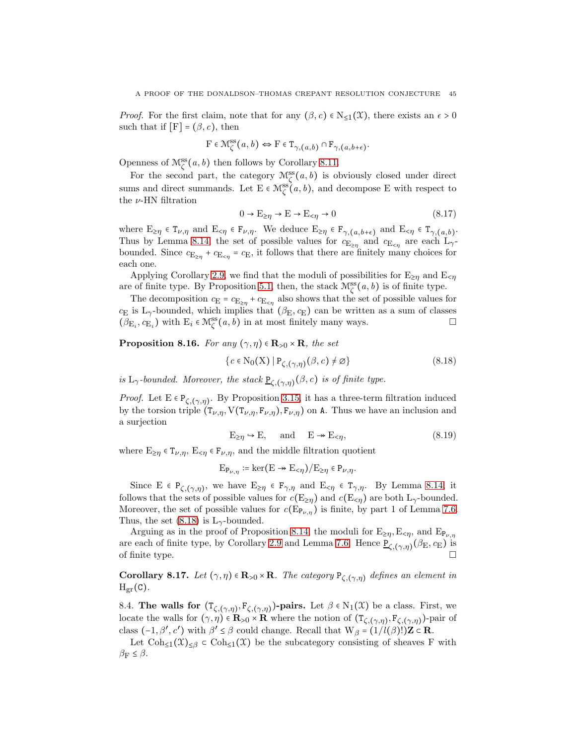*Proof.* For the first claim, note that for any $(\beta, c) \in \mathrm{N}_{\leq 1}(\mathcal{X})$, there exists an $\epsilon > 0$ such that if $[\mathrm{F}] = (\beta, c)$, then

$$\mathrm{F} \in \mathcal{M}^{\mathrm{ss}}_{\zeta}(a,b) \Leftrightarrow \mathrm{F} \in \mathtt{T}_{\gamma,(a,b)} \cap \mathtt{F}_{\gamma,(a,b+\epsilon)}.$$

Openness of $\mathcal{M}^{\mathrm{ss}}_{\zeta}(a,b)$ then follows by Corollary 8.11.

For the second part, the category $\mathcal{M}^{\mathrm{ss}}_{\zeta}(a,b)$ is obviously closed under direct sums and direct summands. Let $\mathrm{E} \in \mathcal{M}^{\mathrm{ss}}_{\zeta}(a,b)$, and decompose E with respect to the $\nu$-HN filtration

$$0 \to \mathrm{E}_{\geq \eta} \to \mathrm{E} \to \mathrm{E}_{<\eta} \to 0 \tag{8.17}$$

where $\mathrm{E}_{\geq\eta} \in \mathtt{T}_{\nu,\eta}$ and $\mathrm{E}_{<\eta} \in \mathtt{F}_{\nu,\eta}$. We deduce $\mathrm{E}_{\geq\eta} \in \mathtt{F}_{\gamma,(a,b+\epsilon)}$ and $\mathrm{E}_{<\eta} \in \mathtt{T}_{\gamma,(a,b)}$. Thus by Lemma 8.14 the set of possible values for $c_{\mathrm{E}_{\geq\eta}}$ and $c_{\mathrm{E}_{<\eta}}$ are each $\mathrm{L}_\gamma$-bounded. Since $c_{\mathrm{E}_{\geq\eta}} + c_{\mathrm{E}_{<\eta}} = c_{\mathrm{E}}$, it follows that there are finitely many choices for each one.

Applying Corollary 2.9, we find that the moduli of possibilities for $\mathrm{E}_{\geq\eta}$ and $\mathrm{E}_{<\eta}$ are of finite type. By Proposition 5.1, then, the stack $\mathcal{M}^{\mathrm{ss}}_{\zeta}(a,b)$ is of finite type.

The decomposition $c_{\mathrm{E}} = c_{\mathrm{E}_{\geq\eta}} + c_{\mathrm{E}_{<\eta}}$ also shows that the set of possible values for $c_{\mathrm{E}}$ is $\mathrm{L}_\gamma$-bounded, which implies that $(\beta_{\mathrm{E}}, c_{\mathrm{E}})$ can be written as a sum of classes $(\beta_{\mathrm{E}_i}, c_{\mathrm{E}_i})$ with $\mathrm{E}_i \in \mathcal{M}^{\mathrm{ss}}_{\zeta}(a,b)$ in at most finitely many ways. □

**Proposition 8.16.** *For any $(\gamma,\eta) \in \mathbf{R}_{>0} \times \mathbf{R}$, the set*

$$\{c \in \mathrm{N}_0(\mathrm{X}) \mid \mathtt{P}_{\zeta,(\gamma,\eta)}(\beta, c) \neq \varnothing\} \tag{8.18}$$

*is $\mathrm{L}_\gamma$-bounded. Moreover, the stack $\underline{\mathtt{P}}_{\zeta,(\gamma,\eta)}(\beta,c)$ is of finite type.*

*Proof.* Let $\mathrm{E} \in \mathtt{P}_{\zeta,(\gamma,\eta)}$. By Proposition 3.15, it has a three-term filtration induced by the torsion triple $(\mathtt{T}_{\nu,\eta}, \mathrm{V}(\mathtt{T}_{\nu,\eta}, \mathtt{F}_{\nu,\eta}), \mathtt{F}_{\nu,\eta})$ on $\mathtt{A}$. Thus we have an inclusion and a surjection

$$\mathrm{E}_{\geq\eta} \hookrightarrow \mathrm{E}, \quad \text{and} \quad \mathrm{E} \twoheadrightarrow \mathrm{E}_{<\eta}, \tag{8.19}$$

where $\mathrm{E}_{\geq\eta} \in \mathtt{T}_{\nu,\eta}$, $\mathrm{E}_{<\eta} \in \mathtt{F}_{\nu,\eta}$, and the middle filtration quotient

$$\mathrm{E}_{\mathtt{P}_{\nu,\eta}} := \ker(\mathrm{E} \twoheadrightarrow \mathrm{E}_{<\eta})/\mathrm{E}_{\geq\eta} \in \mathtt{P}_{\nu,\eta}.$$

Since $\mathrm{E} \in \mathtt{P}_{\zeta,(\gamma,\eta)}$, we have $\mathrm{E}_{\geq\eta} \in \mathtt{F}_{\gamma,\eta}$ and $\mathrm{E}_{<\eta} \in \mathtt{T}_{\gamma,\eta}$. By Lemma 8.14, it follows that the sets of possible values for $c(\mathrm{E}_{\geq\eta})$ and $c(\mathrm{E}_{<\eta})$ are both $\mathrm{L}_\gamma$-bounded. Moreover, the set of possible values for $c(\mathrm{E}_{\mathtt{P}_{\nu,\eta}})$ is finite, by part 1 of Lemma 7.6. Thus, the set (8.18) is $\mathrm{L}_\gamma$-bounded.

Arguing as in the proof of Proposition 8.14, the moduli for $\mathrm{E}_{\geq\eta}, \mathrm{E}_{<\eta}$, and $\mathrm{E}_{\mathtt{P}_{\nu,\eta}}$ are each of finite type, by Corollary 2.9 and Lemma 7.6. Hence $\underline{\mathtt{P}}_{\zeta,(\gamma,\eta)}(\beta_{\mathrm{E}}, c_{\mathrm{E}})$ is of finite type. □

**Corollary 8.17.** *Let $(\gamma,\eta) \in \mathbf{R}_{>0} \times \mathbf{R}$. The category $\mathtt{P}_{\zeta,(\gamma,\eta)}$ defines an element in $\mathrm{H}_{\mathrm{gr}}(\mathtt{C})$.*

8.4. **The walls for $(\mathtt{T}_{\zeta,(\gamma,\eta)}, \mathtt{F}_{\zeta,(\gamma,\eta)})$-pairs.** Let $\beta \in \mathrm{N}_1(\mathcal{X})$ be a class. First, we locate the walls for $(\gamma,\eta) \in \mathbf{R}_{>0} \times \mathbf{R}$ where the notion of $(\mathtt{T}_{\zeta,(\gamma,\eta)}, \mathtt{F}_{\zeta,(\gamma,\eta)})$-pair of class $(-1, \beta', c')$ with $\beta' \leq \beta$ could change. Recall that $\mathrm{W}_\beta = (1/l(\beta)!)\mathbf{Z} \subset \mathbf{R}$.

Let $\mathrm{Coh}_{\leq 1}(\mathcal{X})_{\leq\beta} \subset \mathrm{Coh}_{\leq 1}(\mathcal{X})$ be the subcategory consisting of sheaves F with $\beta_{\mathrm{F}} \leq \beta$.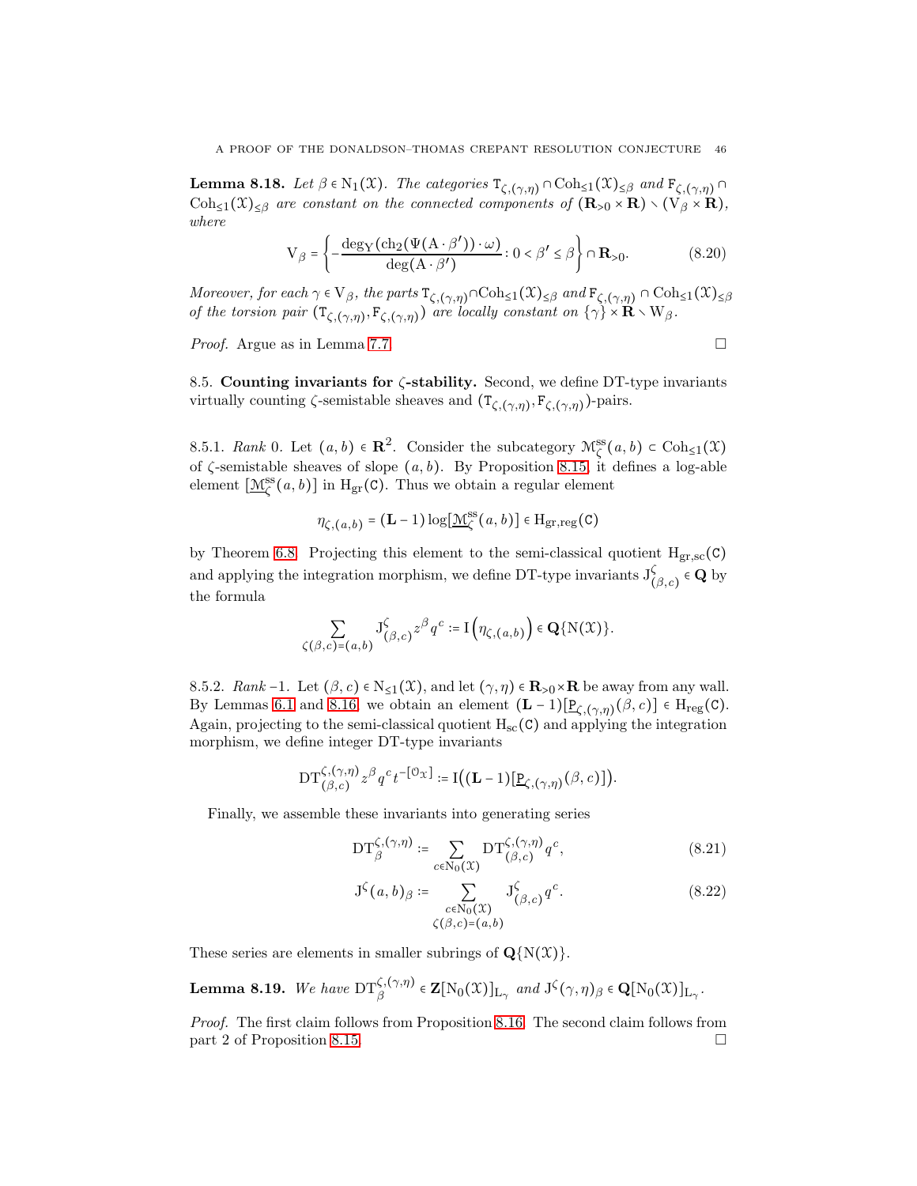**Lemma 8.18.** *Let $\beta \in \mathrm{N}_1(\mathcal{X})$. The categories $\mathtt{T}_{\zeta,(\gamma,\eta)} \cap \mathrm{Coh}_{\leq 1}(\mathcal{X})_{\leq\beta}$ and $\mathtt{F}_{\zeta,(\gamma,\eta)} \cap \mathrm{Coh}_{\leq 1}(\mathcal{X})_{\leq\beta}$ are constant on the connected components of $(\mathbf{R}_{>0} \times \mathbf{R}) \smallsetminus (\mathrm{V}_\beta \times \mathbf{R})$, where*

$$\mathrm{V}_\beta = \left\{ -\frac{\deg_{\mathrm{Y}}(\mathrm{ch}_2(\Psi(\mathrm{A}\cdot\beta'))\cdot\omega)}{\deg(\mathrm{A}\cdot\beta')} : 0 < \beta' \leq \beta \right\} \cap \mathbf{R}_{>0}. \tag{8.20}$$

*Moreover, for each $\gamma \in \mathrm{V}_\beta$, the parts $\mathtt{T}_{\zeta,(\gamma,\eta)} \cap \mathrm{Coh}_{\leq 1}(\mathcal{X})_{\leq\beta}$ and $\mathtt{F}_{\zeta,(\gamma,\eta)} \cap \mathrm{Coh}_{\leq 1}(\mathcal{X})_{\leq\beta}$ of the torsion pair $(\mathtt{T}_{\zeta,(\gamma,\eta)}, \mathtt{F}_{\zeta,(\gamma,\eta)})$ are locally constant on $\{\gamma\} \times \mathbf{R} \smallsetminus \mathrm{W}_\beta$.*

*Proof.* Argue as in Lemma 7.7. □

8.5. **Counting invariants for $\zeta$-stability.** Second, we define DT-type invariants virtually counting $\zeta$-semistable sheaves and $(\mathtt{T}_{\zeta,(\gamma,\eta)}, \mathtt{F}_{\zeta,(\gamma,\eta)})$-pairs.

8.5.1. *Rank* 0. Let $(a, b) \in \mathbf{R}^2$. Consider the subcategory $\mathcal{M}^{\mathrm{ss}}_\zeta(a, b) \subset \mathrm{Coh}_{\leq 1}(\mathcal{X})$ of $\zeta$-semistable sheaves of slope $(a, b)$. By Proposition 8.15, it defines a log-able element $[\underline{\mathcal{M}}^{\mathrm{ss}}_\zeta(a, b)]$ in $\mathrm{H}_{\mathrm{gr}}(\mathtt{C})$. Thus we obtain a regular element

$$\eta_{\zeta,(a,b)} = (\mathbf{L} - 1)\log[\underline{\mathcal{M}}^{\mathrm{ss}}_\zeta(a, b)] \in \mathrm{H}_{\mathrm{gr,reg}}(\mathtt{C})$$

by Theorem 6.8. Projecting this element to the semi-classical quotient $\mathrm{H}_{\mathrm{gr,sc}}(\mathtt{C})$ and applying the integration morphism, we define DT-type invariants $\mathrm{J}^\zeta_{(\beta,c)} \in \mathbf{Q}$ by the formula

$$\sum_{\zeta(\beta,c)=(a,b)} \mathrm{J}^\zeta_{(\beta,c)} z^\beta q^c := \mathrm{I}\left(\eta_{\zeta,(a,b)}\right) \in \mathbf{Q}\{\mathrm{N}(\mathcal{X})\}.$$

8.5.2. *Rank* $-1$. Let $(\beta, c) \in \mathrm{N}_{\leq 1}(\mathcal{X})$, and let $(\gamma, \eta) \in \mathbf{R}_{>0}\times\mathbf{R}$ be away from any wall. By Lemmas 6.1 and 8.16, we obtain an element $(\mathbf{L} - 1)[\underline{\mathrm{P}}_{\zeta,(\gamma,\eta)}(\beta, c)] \in \mathrm{H}_{\mathrm{reg}}(\mathtt{C})$. Again, projecting to the semi-classical quotient $\mathrm{H}_{\mathrm{sc}}(\mathtt{C})$ and applying the integration morphism, we define integer DT-type invariants

$$\mathrm{DT}^{\zeta,(\gamma,\eta)}_{(\beta,c)} z^\beta q^c t^{-[\mathcal{O}_{\mathcal{X}}]} := \mathrm{I}\big((\mathbf{L} - 1)[\underline{\mathrm{P}}_{\zeta,(\gamma,\eta)}(\beta, c)]\big).$$

Finally, we assemble these invariants into generating series

$$\mathrm{DT}^{\zeta,(\gamma,\eta)}_\beta := \sum_{c\in\mathrm{N}_0(\mathcal{X})} \mathrm{DT}^{\zeta,(\gamma,\eta)}_{(\beta,c)} q^c, \tag{8.21}$$

$$\mathrm{J}^\zeta(a, b)_\beta := \sum_{\substack{c\in\mathrm{N}_0(\mathcal{X}) \\ \zeta(\beta,c)=(a,b)}} \mathrm{J}^\zeta_{(\beta,c)} q^c. \tag{8.22}$$

These series are elements in smaller subrings of $\mathbf{Q}\{\mathrm{N}(\mathcal{X})\}$.

**Lemma 8.19.** *We have $\mathrm{DT}^{\zeta,(\gamma,\eta)}_\beta \in \mathbf{Z}[\mathrm{N}_0(\mathcal{X})]_{\mathrm{L}_\gamma}$ and $\mathrm{J}^\zeta(\gamma, \eta)_\beta \in \mathbf{Q}[\mathrm{N}_0(\mathcal{X})]_{\mathrm{L}_\gamma}$.*

*Proof.* The first claim follows from Proposition 8.16. The second claim follows from part 2 of Proposition 8.15. □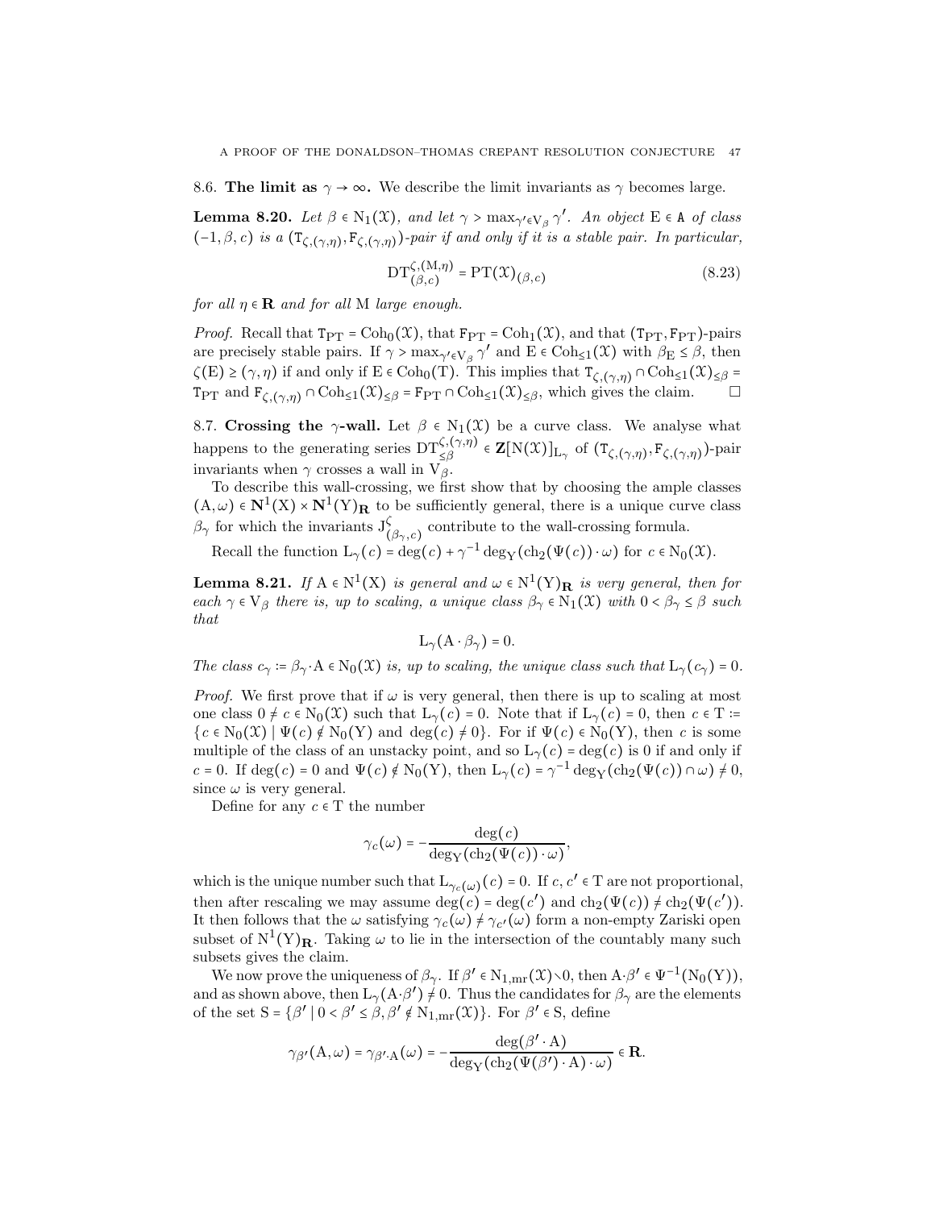## 8.6. The limit as $\gamma \to \infty$.

We describe the limit invariants as $\gamma$ becomes large.

**Lemma 8.20.** *Let $\beta \in \mathrm{N}_1(\mathcal{X})$, and let $\gamma > \max_{\gamma' \in \mathrm{V}_\beta} \gamma'$. An object $\mathrm{E} \in \mathtt{A}$ of class $(-1, \beta, c)$ is a $(\mathtt{T}_{\zeta,(\gamma,\eta)}, \mathtt{F}_{\zeta,(\gamma,\eta)})$-pair if and only if it is a stable pair. In particular,*

$$\mathrm{DT}^{\zeta,(\mathrm{M},\eta)}_{(\beta,c)} = \mathrm{PT}(\mathcal{X})_{(\beta,c)} \tag{8.23}$$

*for all $\eta \in \mathbf{R}$ and for all* M *large enough.*

*Proof.* Recall that $\mathtt{T}_{\mathrm{PT}} = \mathrm{Coh}_0(\mathcal{X})$, that $\mathtt{F}_{\mathrm{PT}} = \mathrm{Coh}_1(\mathcal{X})$, and that $(\mathtt{T}_{\mathrm{PT}}, \mathtt{F}_{\mathrm{PT}})$-pairs are precisely stable pairs. If $\gamma > \max_{\gamma' \in \mathrm{V}_\beta} \gamma'$ and $\mathrm{E} \in \mathrm{Coh}_{\le 1}(\mathcal{X})$ with $\beta_{\mathrm{E}} \le \beta$, then $\zeta(\mathrm{E}) \ge (\gamma, \eta)$ if and only if $\mathrm{E} \in \mathrm{Coh}_0(\mathrm{T})$. This implies that $\mathtt{T}_{\zeta,(\gamma,\eta)} \cap \mathrm{Coh}_{\le 1}(\mathcal{X})_{\le \beta} = \mathtt{T}_{\mathrm{PT}}$ and $\mathtt{F}_{\zeta,(\gamma,\eta)} \cap \mathrm{Coh}_{\le 1}(\mathcal{X})_{\le \beta} = \mathtt{F}_{\mathrm{PT}} \cap \mathrm{Coh}_{\le 1}(\mathcal{X})_{\le \beta}$, which gives the claim. $\square$

## 8.7. Crossing the $\gamma$-wall.

Let $\beta \in \mathrm{N}_1(\mathcal{X})$ be a curve class. We analyse what happens to the generating series $\mathrm{DT}^{\zeta,(\gamma,\eta)}_{\le \beta} \in \mathbf{Z}[\mathrm{N}(\mathcal{X})]_{\mathrm{L}_\gamma}$ of $(\mathtt{T}_{\zeta,(\gamma,\eta)}, \mathtt{F}_{\zeta,(\gamma,\eta)})$-pair invariants when $\gamma$ crosses a wall in $\mathrm{V}_\beta$.

To describe this wall-crossing, we first show that by choosing the ample classes $(\mathrm{A}, \omega) \in \mathbf{N}^1(\mathrm{X}) \times \mathbf{N}^1(\mathrm{Y})_{\mathbf{R}}$ to be sufficiently general, there is a unique curve class $\beta_\gamma$ for which the invariants $\mathrm{J}^\zeta_{(\beta_\gamma, c)}$ contribute to the wall-crossing formula.

Recall the function $\mathrm{L}_\gamma(c) = \deg(c) + \gamma^{-1} \deg_{\mathrm{Y}}(\mathrm{ch}_2(\Psi(c)) \cdot \omega)$ for $c \in \mathrm{N}_0(\mathcal{X})$.

**Lemma 8.21.** *If $\mathrm{A} \in \mathrm{N}^1(\mathrm{X})$ is general and $\omega \in \mathrm{N}^1(\mathrm{Y})_{\mathbf{R}}$ is very general, then for each $\gamma \in \mathrm{V}_\beta$ there is, up to scaling, a unique class $\beta_\gamma \in \mathrm{N}_1(\mathcal{X})$ with $0 < \beta_\gamma \le \beta$ such that*

$$\mathrm{L}_\gamma(\mathrm{A} \cdot \beta_\gamma) = 0.$$

*The class $c_\gamma := \beta_\gamma \cdot \mathrm{A} \in \mathrm{N}_0(\mathcal{X})$ is, up to scaling, the unique class such that $\mathrm{L}_\gamma(c_\gamma) = 0$.*

*Proof.* We first prove that if $\omega$ is very general, then there is up to scaling at most one class $0 \ne c \in \mathrm{N}_0(\mathcal{X})$ such that $\mathrm{L}_\gamma(c) = 0$. Note that if $\mathrm{L}_\gamma(c) = 0$, then $c \in \mathrm{T} := \{c \in \mathrm{N}_0(\mathcal{X}) \mid \Psi(c) \notin \mathrm{N}_0(\mathrm{Y}) \text{ and } \deg(c) \ne 0\}$. For if $\Psi(c) \in \mathrm{N}_0(\mathrm{Y})$, then $c$ is some multiple of the class of an unstacky point, and so $\mathrm{L}_\gamma(c) = \deg(c)$ is 0 if and only if $c = 0$. If $\deg(c) = 0$ and $\Psi(c) \notin \mathrm{N}_0(\mathrm{Y})$, then $\mathrm{L}_\gamma(c) = \gamma^{-1} \deg_{\mathrm{Y}}(\mathrm{ch}_2(\Psi(c)) \cap \omega) \ne 0$, since $\omega$ is very general.

Define for any $c \in \mathrm{T}$ the number

$$\gamma_c(\omega) = -\frac{\deg(c)}{\deg_{\mathrm{Y}}(\mathrm{ch}_2(\Psi(c)) \cdot \omega)},$$

which is the unique number such that $\mathrm{L}_{\gamma_c(\omega)}(c) = 0$. If $c, c' \in \mathrm{T}$ are not proportional, then after rescaling we may assume $\deg(c) = \deg(c')$ and $\mathrm{ch}_2(\Psi(c)) \ne \mathrm{ch}_2(\Psi(c'))$. It then follows that the $\omega$ satisfying $\gamma_c(\omega) \ne \gamma_{c'}(\omega)$ form a non-empty Zariski open subset of $\mathrm{N}^1(\mathrm{Y})_{\mathbf{R}}$. Taking $\omega$ to lie in the intersection of the countably many such subsets gives the claim.

We now prove the uniqueness of $\beta_\gamma$. If $\beta' \in \mathrm{N}_{1,\mathrm{mr}}(\mathcal{X}) \smallsetminus 0$, then $\mathrm{A} \cdot \beta' \in \Psi^{-1}(\mathrm{N}_0(\mathrm{Y}))$, and as shown above, then $\mathrm{L}_\gamma(\mathrm{A} \cdot \beta') \ne 0$. Thus the candidates for $\beta_\gamma$ are the elements of the set $\mathrm{S} = \{\beta' \mid 0 < \beta' \le \beta, \beta' \notin \mathrm{N}_{1,\mathrm{mr}}(\mathcal{X})\}$. For $\beta' \in \mathrm{S}$, define

$$\gamma_{\beta'}(\mathrm{A}, \omega) = \gamma_{\beta' \cdot \mathrm{A}}(\omega) = -\frac{\deg(\beta' \cdot \mathrm{A})}{\deg_{\mathrm{Y}}(\mathrm{ch}_2(\Psi(\beta') \cdot \mathrm{A}) \cdot \omega)} \in \mathbf{R}.$$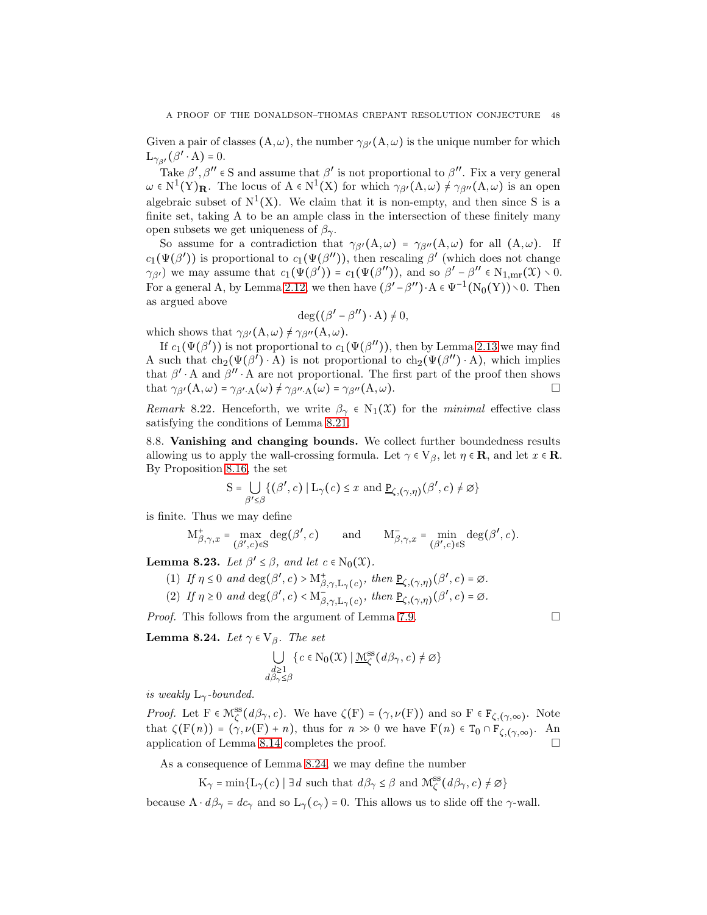Given a pair of classes $(\mathrm{A}, \omega)$, the number $\gamma_{\beta'}(\mathrm{A}, \omega)$ is the unique number for which $\mathrm{L}_{\gamma_{\beta'}}(\beta' \cdot \mathrm{A}) = 0$.

Take $\beta', \beta'' \in \mathrm{S}$ and assume that $\beta'$ is not proportional to $\beta''$. Fix a very general $\omega \in \mathrm{N}^1(\mathrm{Y})_{\mathbf{R}}$. The locus of $\mathrm{A} \in \mathrm{N}^1(\mathrm{X})$ for which $\gamma_{\beta'}(\mathrm{A}, \omega) \neq \gamma_{\beta''}(\mathrm{A}, \omega)$ is an open algebraic subset of $\mathrm{N}^1(\mathrm{X})$. We claim that it is non-empty, and then since S is a finite set, taking A to be an ample class in the intersection of these finitely many open subsets we get uniqueness of $\beta_\gamma$.

So assume for a contradiction that $\gamma_{\beta'}(\mathrm{A}, \omega) = \gamma_{\beta''}(\mathrm{A}, \omega)$ for all $(\mathrm{A}, \omega)$. If $c_1(\Psi(\beta'))$ is proportional to $c_1(\Psi(\beta''))$, then rescaling $\beta'$ (which does not change $\gamma_{\beta'}$) we may assume that $c_1(\Psi(\beta')) = c_1(\Psi(\beta''))$, and so $\beta' - \beta'' \in \mathrm{N}_{1,\mathrm{mr}}(\mathcal{X}) \smallsetminus 0$. For a general A, by Lemma 2.12, we then have $(\beta' - \beta'') \cdot \mathrm{A} \in \Psi^{-1}(\mathrm{N}_0(\mathrm{Y})) \smallsetminus 0$. Then as argued above

$$\deg((\beta' - \beta'') \cdot \mathrm{A}) \neq 0,$$

which shows that $\gamma_{\beta'}(\mathrm{A}, \omega) \neq \gamma_{\beta''}(\mathrm{A}, \omega)$.

If $c_1(\Psi(\beta'))$ is not proportional to $c_1(\Psi(\beta''))$, then by Lemma 2.13 we may find A such that $\mathrm{ch}_2(\Psi(\beta') \cdot \mathrm{A})$ is not proportional to $\mathrm{ch}_2(\Psi(\beta'') \cdot \mathrm{A})$, which implies that $\beta' \cdot \mathrm{A}$ and $\beta'' \cdot \mathrm{A}$ are not proportional. The first part of the proof then shows that $\gamma_{\beta'}(\mathrm{A}, \omega) = \gamma_{\beta' \cdot \mathrm{A}}(\omega) \neq \gamma_{\beta'' \cdot \mathrm{A}}(\omega) = \gamma_{\beta''}(\mathrm{A}, \omega)$. $\square$

*Remark* 8.22. Henceforth, we write $\beta_\gamma \in \mathrm{N}_1(\mathcal{X})$ for the *minimal* effective class satisfying the conditions of Lemma 8.21.

8.8. **Vanishing and changing bounds.** We collect further boundedness results allowing us to apply the wall-crossing formula. Let $\gamma \in \mathrm{V}_\beta$, let $\eta \in \mathbf{R}$, and let $x \in \mathbf{R}$. By Proposition 8.16, the set

$$\mathrm{S} = \bigcup_{\beta' \leq \beta} \{(\beta', c) \mid \mathrm{L}_\gamma(c) \leq x \text{ and } \underline{\mathtt{P}}_{\zeta,(\gamma,\eta)}(\beta', c) \neq \varnothing\}$$

is finite. Thus we may define

$$\mathrm{M}^+_{\beta,\gamma,x} = \max_{(\beta',c) \in \mathrm{S}} \deg(\beta', c) \qquad \text{and} \qquad \mathrm{M}^-_{\beta,\gamma,x} = \min_{(\beta',c) \in \mathrm{S}} \deg(\beta', c).$$

**Lemma 8.23.** *Let $\beta' \leq \beta$, and let $c \in \mathrm{N}_0(\mathcal{X})$.*

1. *If $\eta \leq 0$ and $\deg(\beta', c) > \mathrm{M}^+_{\beta,\gamma,\mathrm{L}_\gamma(c)}$, then $\underline{\mathtt{P}}_{\zeta,(\gamma,\eta)}(\beta', c) = \varnothing$.*
2. *If $\eta \geq 0$ and $\deg(\beta', c) < \mathrm{M}^-_{\beta,\gamma,\mathrm{L}_\gamma(c)}$, then $\underline{\mathtt{P}}_{\zeta,(\gamma,\eta)}(\beta', c) = \varnothing$.*

*Proof.* This follows from the argument of Lemma 7.9. $\square$

**Lemma 8.24.** *Let $\gamma \in \mathrm{V}_\beta$. The set*

$$\bigcup_{\substack{d \geq 1 \\ d\beta_\gamma \leq \beta}} \{c \in \mathrm{N}_0(\mathcal{X}) \mid \underline{\mathcal{M}}^{\mathrm{ss}}_\zeta(d\beta_\gamma, c) \neq \varnothing\}$$

*is weakly $\mathrm{L}_\gamma$-bounded.*

*Proof.* Let $\mathrm{F} \in \mathcal{M}^{\mathrm{ss}}_\zeta(d\beta_\gamma, c)$. We have $\zeta(\mathrm{F}) = (\gamma, \nu(\mathrm{F}))$ and so $\mathrm{F} \in \mathtt{F}_{\zeta,(\gamma,\infty)}$. Note that $\zeta(\mathrm{F}(n)) = (\gamma, \nu(\mathrm{F}) + n)$, thus for $n \gg 0$ we have $\mathrm{F}(n) \in \mathtt{T}_0 \cap \mathtt{F}_{\zeta,(\gamma,\infty)}$. An application of Lemma 8.14 completes the proof. $\square$

As a consequence of Lemma 8.24, we may define the number

$$\mathrm{K}_\gamma = \min\{\mathrm{L}_\gamma(c) \mid \exists\, d \text{ such that } d\beta_\gamma \leq \beta \text{ and } \mathcal{M}^{\mathrm{ss}}_\zeta(d\beta_\gamma, c) \neq \varnothing\}$$

because $\mathrm{A} \cdot d\beta_\gamma = dc_\gamma$ and so $\mathrm{L}_\gamma(c_\gamma) = 0$. This allows us to slide off the $\gamma$-wall.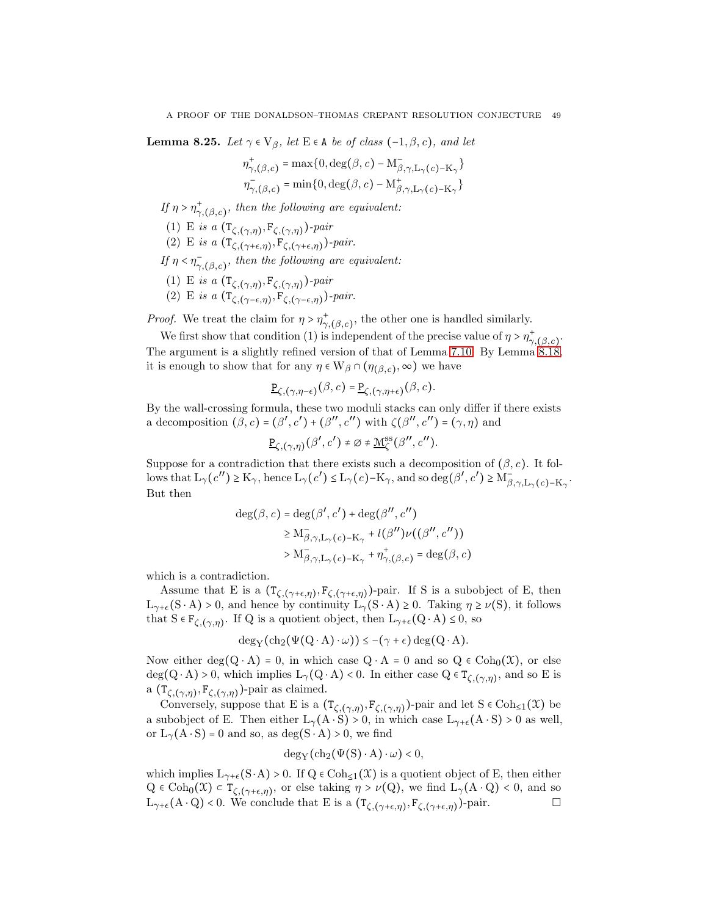**Lemma 8.25.** *Let $\gamma \in \mathrm{V}_\beta$, let $\mathrm{E} \in \mathtt{A}$ be of class $(-1, \beta, c)$, and let*

$$\eta^+_{\gamma,(\beta,c)} = \max\{0, \deg(\beta, c) - \mathrm{M}^-_{\beta,\gamma,\mathrm{L}_\gamma(c)-\mathrm{K}_\gamma}\}$$
$$\eta^-_{\gamma,(\beta,c)} = \min\{0, \deg(\beta, c) - \mathrm{M}^+_{\beta,\gamma,\mathrm{L}_\gamma(c)-\mathrm{K}_\gamma}\}$$

*If $\eta > \eta^+_{\gamma,(\beta,c)}$, then the following are equivalent:*

1. *$\mathrm{E}$ is a $(\mathtt{T}_{\zeta,(\gamma,\eta)}, \mathtt{F}_{\zeta,(\gamma,\eta)})$-pair*
2. *$\mathrm{E}$ is a $(\mathtt{T}_{\zeta,(\gamma+\epsilon,\eta)}, \mathtt{F}_{\zeta,(\gamma+\epsilon,\eta)})$-pair.*

*If $\eta < \eta^-_{\gamma,(\beta,c)}$, then the following are equivalent:*

1. *$\mathrm{E}$ is a $(\mathtt{T}_{\zeta,(\gamma,\eta)}, \mathtt{F}_{\zeta,(\gamma,\eta)})$-pair*
2. *$\mathrm{E}$ is a $(\mathtt{T}_{\zeta,(\gamma-\epsilon,\eta)}, \mathtt{F}_{\zeta,(\gamma-\epsilon,\eta)})$-pair.*

*Proof.* We treat the claim for $\eta > \eta^+_{\gamma,(\beta,c)}$, the other one is handled similarly.

We first show that condition (1) is independent of the precise value of $\eta > \eta^+_{\gamma,(\beta,c)}$. The argument is a slightly refined version of that of Lemma 7.10. By Lemma 8.18, it is enough to show that for any $\eta \in \mathrm{W}_\beta \cap (\eta_{(\beta,c)}, \infty)$ we have

$$\underline{\mathtt{P}}_{\zeta,(\gamma,\eta-\epsilon)}(\beta, c) = \underline{\mathtt{P}}_{\zeta,(\gamma,\eta+\epsilon)}(\beta, c).$$

By the wall-crossing formula, these two moduli stacks can only differ if there exists a decomposition $(\beta, c) = (\beta', c') + (\beta'', c'')$ with $\zeta(\beta'', c'') = (\gamma, \eta)$ and

$$\underline{\mathtt{P}}_{\zeta,(\gamma,\eta)}(\beta', c') \neq \varnothing \neq \underline{\mathfrak{M}}^{\mathrm{ss}}_\zeta(\beta'', c'').$$

Suppose for a contradiction that there exists such a decomposition of $(\beta, c)$. It follows that $\mathrm{L}_\gamma(c'') \geq \mathrm{K}_\gamma$, hence $\mathrm{L}_\gamma(c') \leq \mathrm{L}_\gamma(c) - \mathrm{K}_\gamma$, and so $\deg(\beta', c') \geq \mathrm{M}^-_{\beta,\gamma,\mathrm{L}_\gamma(c)-\mathrm{K}_\gamma}$. But then

$$\begin{aligned}
\deg(\beta, c) &= \deg(\beta', c') + \deg(\beta'', c'') \\
&\geq \mathrm{M}^-_{\beta,\gamma,\mathrm{L}_\gamma(c)-\mathrm{K}_\gamma} + l(\beta'')\nu((\beta'', c'')) \\
&> \mathrm{M}^-_{\beta,\gamma,\mathrm{L}_\gamma(c)-\mathrm{K}_\gamma} + \eta^+_{\gamma,(\beta,c)} = \deg(\beta, c)
\end{aligned}$$

which is a contradiction.

Assume that $\mathrm{E}$ is a $(\mathtt{T}_{\zeta,(\gamma+\epsilon,\eta)}, \mathtt{F}_{\zeta,(\gamma+\epsilon,\eta)})$-pair. If $\mathrm{S}$ is a subobject of $\mathrm{E}$, then $\mathrm{L}_{\gamma+\epsilon}(\mathrm{S} \cdot \mathrm{A}) > 0$, and hence by continuity $\mathrm{L}_\gamma(\mathrm{S} \cdot \mathrm{A}) \geq 0$. Taking $\eta \geq \nu(\mathrm{S})$, it follows that $\mathrm{S} \in \mathtt{F}_{\zeta,(\gamma,\eta)}$. If $\mathrm{Q}$ is a quotient object, then $\mathrm{L}_{\gamma+\epsilon}(\mathrm{Q} \cdot \mathrm{A}) \leq 0$, so

$$\deg_{\mathrm{Y}}(\mathrm{ch}_2(\Psi(\mathrm{Q} \cdot \mathrm{A}) \cdot \omega)) \leq -(\gamma + \epsilon)\deg(\mathrm{Q} \cdot \mathrm{A}).$$

Now either $\deg(\mathrm{Q} \cdot \mathrm{A}) = 0$, in which case $\mathrm{Q} \cdot \mathrm{A} = 0$ and so $\mathrm{Q} \in \mathrm{Coh}_0(\mathfrak{X})$, or else $\deg(\mathrm{Q} \cdot \mathrm{A}) > 0$, which implies $\mathrm{L}_\gamma(\mathrm{Q} \cdot \mathrm{A}) < 0$. In either case $\mathrm{Q} \in \mathtt{T}_{\zeta,(\gamma,\eta)}$, and so $\mathrm{E}$ is a $(\mathtt{T}_{\zeta,(\gamma,\eta)}, \mathtt{F}_{\zeta,(\gamma,\eta)})$-pair as claimed.

Conversely, suppose that $\mathrm{E}$ is a $(\mathtt{T}_{\zeta,(\gamma,\eta)}, \mathtt{F}_{\zeta,(\gamma,\eta)})$-pair and let $\mathrm{S} \in \mathrm{Coh}_{\leq 1}(\mathfrak{X})$ be a subobject of $\mathrm{E}$. Then either $\mathrm{L}_\gamma(\mathrm{A} \cdot \mathrm{S}) > 0$, in which case $\mathrm{L}_{\gamma+\epsilon}(\mathrm{A} \cdot \mathrm{S}) > 0$ as well, or $\mathrm{L}_\gamma(\mathrm{A} \cdot \mathrm{S}) = 0$ and so, as $\deg(\mathrm{S} \cdot \mathrm{A}) > 0$, we find

$$\deg_{\mathrm{Y}}(\mathrm{ch}_2(\Psi(\mathrm{S}) \cdot \mathrm{A}) \cdot \omega) < 0,$$

which implies $\mathrm{L}_{\gamma+\epsilon}(\mathrm{S} \cdot \mathrm{A}) > 0$. If $\mathrm{Q} \in \mathrm{Coh}_{\leq 1}(\mathfrak{X})$ is a quotient object of $\mathrm{E}$, then either $\mathrm{Q} \in \mathrm{Coh}_0(\mathfrak{X}) \subset \mathtt{T}_{\zeta,(\gamma+\epsilon,\eta)}$, or else taking $\eta > \nu(\mathrm{Q})$, we find $\mathrm{L}_\gamma(\mathrm{A} \cdot \mathrm{Q}) < 0$, and so $\mathrm{L}_{\gamma+\epsilon}(\mathrm{A} \cdot \mathrm{Q}) < 0$. We conclude that $\mathrm{E}$ is a $(\mathtt{T}_{\zeta,(\gamma+\epsilon,\eta)}, \mathtt{F}_{\zeta,(\gamma+\epsilon,\eta)})$-pair. □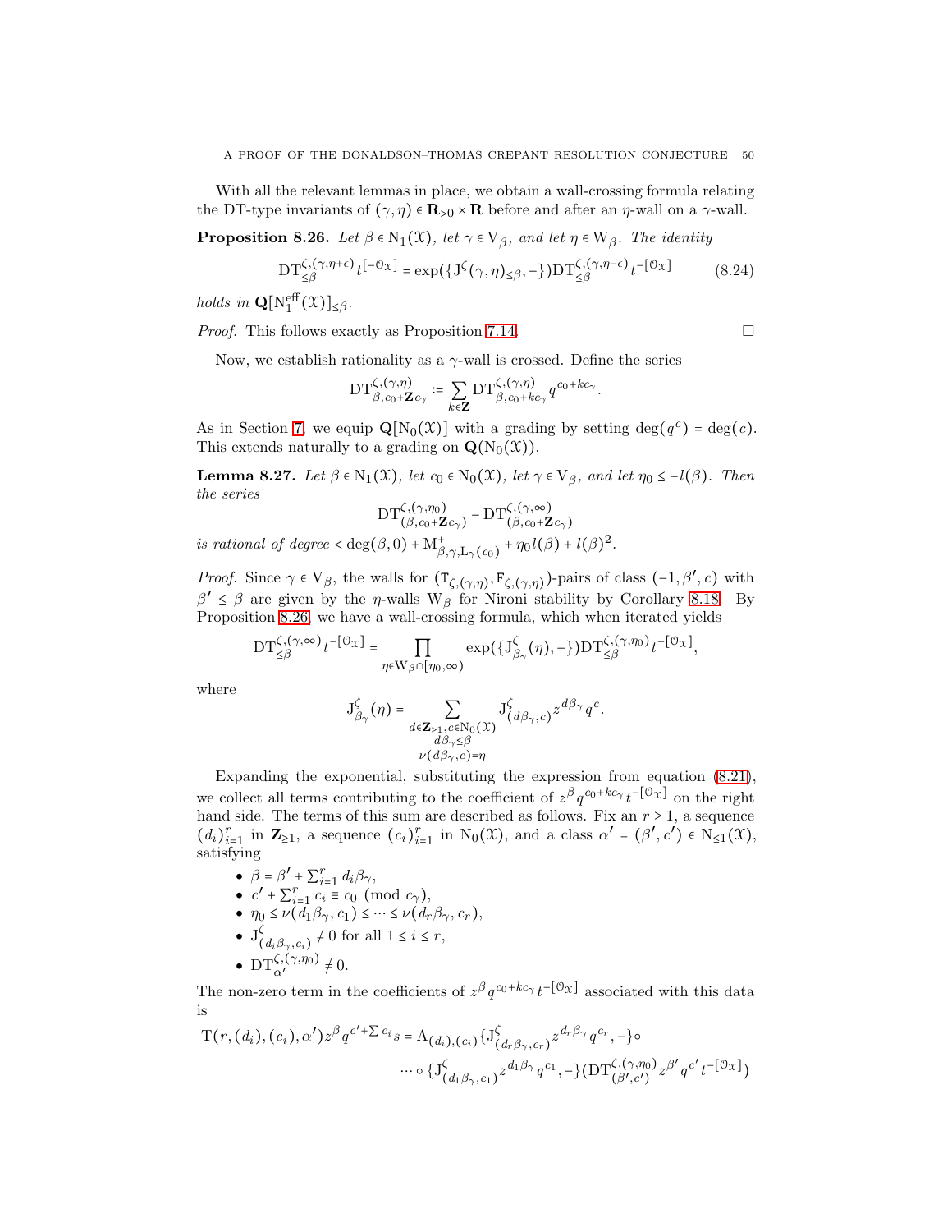With all the relevant lemmas in place, we obtain a wall-crossing formula relating the DT-type invariants of $(\gamma,\eta) \in \mathbf{R}_{>0} \times \mathbf{R}$ before and after an $\eta$-wall on a $\gamma$-wall.

**Proposition 8.26.** *Let $\beta \in \mathrm{N}_1(\mathcal{X})$, let $\gamma \in \mathrm{V}_\beta$, and let $\eta \in \mathrm{W}_\beta$. The identity*

$$\mathrm{DT}^{\zeta,(\gamma,\eta+\epsilon)}_{\le\beta} t^{[-\mathcal{O}_\mathcal{X}]} = \exp(\{\mathrm{J}^\zeta(\gamma,\eta)_{\le\beta}, -\})\mathrm{DT}^{\zeta,(\gamma,\eta-\epsilon)}_{\le\beta} t^{-[\mathcal{O}_\mathcal{X}]} \tag{8.24}$$

*holds in $\mathbf{Q}[\mathrm{N}^{\mathrm{eff}}_1(\mathcal{X})]_{\le\beta}$.*

*Proof.* This follows exactly as Proposition 7.14. □

Now, we establish rationality as a $\gamma$-wall is crossed. Define the series

$$\mathrm{DT}^{\zeta,(\gamma,\eta)}_{\beta,c_0+\mathbf{Z}c_\gamma} := \sum_{k\in\mathbf{Z}} \mathrm{DT}^{\zeta,(\gamma,\eta)}_{\beta,c_0+kc_\gamma} q^{c_0+kc_\gamma}.$$

As in Section 7, we equip $\mathbf{Q}[\mathrm{N}_0(\mathcal{X})]$ with a grading by setting $\deg(q^c) = \deg(c)$. This extends naturally to a grading on $\mathbf{Q}(\mathrm{N}_0(\mathcal{X}))$.

**Lemma 8.27.** *Let $\beta \in \mathrm{N}_1(\mathcal{X})$, let $c_0 \in \mathrm{N}_0(\mathcal{X})$, let $\gamma \in \mathrm{V}_\beta$, and let $\eta_0 \le -l(\beta)$. Then the series*

$$\mathrm{DT}^{\zeta,(\gamma,\eta_0)}_{(\beta,c_0+\mathbf{Z}c_\gamma)} - \mathrm{DT}^{\zeta,(\gamma,\infty)}_{(\beta,c_0+\mathbf{Z}c_\gamma)}$$

*is rational of degree $< \deg(\beta,0) + \mathrm{M}^+_{\beta,\gamma,\mathrm{L}_\gamma(c_0)} + \eta_0 l(\beta) + l(\beta)^2$.*

*Proof.* Since $\gamma \in \mathrm{V}_\beta$, the walls for $(\mathtt{T}_{\zeta,(\gamma,\eta)}, \mathtt{F}_{\zeta,(\gamma,\eta)})$-pairs of class $(-1,\beta',c)$ with $\beta' \le \beta$ are given by the $\eta$-walls $\mathrm{W}_\beta$ for Nironi stability by Corollary 8.18. By Proposition 8.26, we have a wall-crossing formula, which when iterated yields

$$\mathrm{DT}^{\zeta,(\gamma,\infty)}_{\le\beta} t^{-[\mathcal{O}_\mathcal{X}]} = \prod_{\eta\in\mathrm{W}_\beta\cap[\eta_0,\infty)} \exp(\{\mathrm{J}^\zeta_{\beta_\gamma}(\eta), -\})\mathrm{DT}^{\zeta,(\gamma,\eta_0)}_{\le\beta} t^{-[\mathcal{O}_\mathcal{X}]},$$

where

$$\mathrm{J}^\zeta_{\beta_\gamma}(\eta) = \sum_{\substack{d\in\mathbf{Z}_{\ge1}, c\in\mathrm{N}_0(\mathcal{X}) \\ d\beta_\gamma \le \beta \\ \nu(d\beta_\gamma,c)=\eta}} \mathrm{J}^\zeta_{(d\beta_\gamma,c)} z^{d\beta_\gamma} q^c.$$

Expanding the exponential, substituting the expression from equation (8.21), we collect all terms contributing to the coefficient of $z^\beta q^{c_0+kc_\gamma} t^{-[\mathcal{O}_\mathcal{X}]}$ on the right hand side. The terms of this sum are described as follows. Fix an $r \ge 1$, a sequence $(d_i)_{i=1}^r$ in $\mathbf{Z}_{\ge1}$, a sequence $(c_i)_{i=1}^r$ in $\mathrm{N}_0(\mathcal{X})$, and a class $\alpha' = (\beta',c') \in \mathrm{N}_{\le1}(\mathcal{X})$, satisfying

- $\beta = \beta' + \sum_{i=1}^r d_i\beta_\gamma$,
- $c' + \sum_{i=1}^r c_i \equiv c_0 \pmod{c_\gamma}$,
- $\eta_0 \le \nu(d_1\beta_\gamma, c_1) \le \cdots \le \nu(d_r\beta_\gamma, c_r)$,
- $\mathrm{J}^\zeta_{(d_i\beta_\gamma,c_i)} \ne 0$ for all $1 \le i \le r$,
- $\mathrm{DT}^{\zeta,(\gamma,\eta_0)}_{\alpha'} \ne 0$.

The non-zero term in the coefficients of $z^\beta q^{c_0+kc_\gamma} t^{-[\mathcal{O}_\mathcal{X}]}$ associated with this data is

$$\begin{aligned}\mathrm{T}(r,(d_i),(c_i),\alpha') z^\beta q^{c'+\sum c_i} s = \mathrm{A}_{(d_i),(c_i)}\{\mathrm{J}^\zeta_{(d_r\beta_\gamma,c_r)} z^{d_r\beta_\gamma} q^{c_r}, -\}\circ \\ \cdots \circ \{\mathrm{J}^\zeta_{(d_1\beta_\gamma,c_1)} z^{d_1\beta_\gamma} q^{c_1}, -\}(\mathrm{DT}^{\zeta,(\gamma,\eta_0)}_{(\beta',c')} z^{\beta'} q^{c'} t^{-[\mathcal{O}_\mathcal{X}]})\end{aligned}$$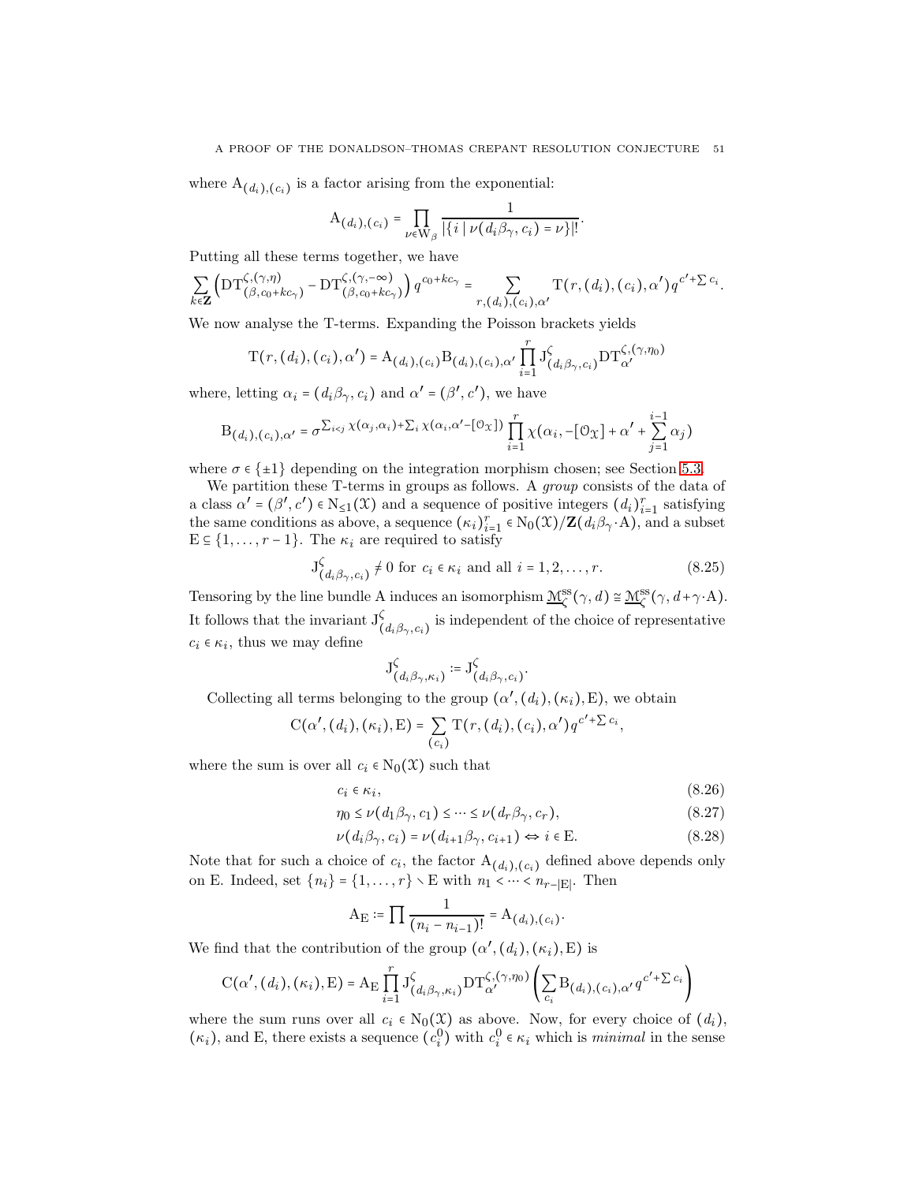where $\mathrm{A}_{(d_i),(c_i)}$ is a factor arising from the exponential:

$$\mathrm{A}_{(d_i),(c_i)} = \prod_{\nu \in \mathrm{W}_\beta} \frac{1}{|\{i \mid \nu(d_i\beta_\gamma, c_i) = \nu\}|!}.$$

Putting all these terms together, we have

$$\sum_{k\in\mathbf{Z}} \left( \mathrm{DT}^{\zeta,(\gamma,\eta)}_{(\beta,c_0+kc_\gamma)} - \mathrm{DT}^{\zeta,(\gamma,-\infty)}_{(\beta,c_0+kc_\gamma)} \right) q^{c_0+kc_\gamma} = \sum_{r,(d_i),(c_i),\alpha'} \mathrm{T}(r,(d_i),(c_i),\alpha') q^{c'+\sum c_i}.$$

We now analyse the T-terms. Expanding the Poisson brackets yields

$$\mathrm{T}(r,(d_i),(c_i),\alpha') = \mathrm{A}_{(d_i),(c_i)} \mathrm{B}_{(d_i),(c_i),\alpha'} \prod_{i=1}^r \mathrm{J}^\zeta_{(d_i\beta_\gamma,c_i)} \mathrm{DT}^{\zeta,(\gamma,\eta_0)}_{\alpha'}$$

where, letting $\alpha_i = (d_i\beta_\gamma, c_i)$ and $\alpha' = (\beta', c')$, we have

$$\mathrm{B}_{(d_i),(c_i),\alpha'} = \sigma^{\sum_{i<j}\chi(\alpha_j,\alpha_i)+\sum_i \chi(\alpha_i,\alpha'-[\mathcal{O}_\mathcal{X}])} \prod_{i=1}^r \chi(\alpha_i, -[\mathcal{O}_\mathcal{X}] + \alpha' + \sum_{j=1}^{i-1}\alpha_j)$$

where $\sigma \in \{\pm 1\}$ depending on the integration morphism chosen; see Section 5.3.

We partition these T-terms in groups as follows. A *group* consists of the data of a class $\alpha' = (\beta', c') \in \mathrm{N}_{\le 1}(\mathcal{X})$ and a sequence of positive integers $(d_i)_{i=1}^r$ satisfying the same conditions as above, a sequence $(\kappa_i)_{i=1}^r \in \mathrm{N}_0(\mathcal{X})/\mathbf{Z}(d_i\beta_\gamma\cdot\mathrm{A})$, and a subset $\mathrm{E} \subseteq \{1,\dots,r-1\}$. The $\kappa_i$ are required to satisfy

$$\mathrm{J}^\zeta_{(d_i\beta_\gamma,c_i)} \neq 0 \text{ for } c_i \in \kappa_i \text{ and all } i = 1,2,\dots,r. \tag{8.25}$$

Tensoring by the line bundle A induces an isomorphism $\underline{\mathcal{M}}^{\mathrm{ss}}_\zeta(\gamma,d) \cong \underline{\mathcal{M}}^{\mathrm{ss}}_\zeta(\gamma, d+\gamma\cdot\mathrm{A})$. It follows that the invariant $\mathrm{J}^\zeta_{(d_i\beta_\gamma,c_i)}$ is independent of the choice of representative $c_i \in \kappa_i$, thus we may define

$$\mathrm{J}^\zeta_{(d_i\beta_\gamma,\kappa_i)} := \mathrm{J}^\zeta_{(d_i\beta_\gamma,c_i)}.$$

Collecting all terms belonging to the group $(\alpha',(d_i),(\kappa_i),\mathrm{E})$, we obtain

$$\mathrm{C}(\alpha',(d_i),(\kappa_i),\mathrm{E}) = \sum_{(c_i)} \mathrm{T}(r,(d_i),(c_i),\alpha') q^{c'+\sum c_i},$$

where the sum is over all $c_i \in \mathrm{N}_0(\mathcal{X})$ such that

$$c_i \in \kappa_i, \tag{8.26}$$

$$\eta_0 \le \nu(d_1\beta_\gamma, c_1) \le \cdots \le \nu(d_r\beta_\gamma, c_r), \tag{8.27}$$

$$\nu(d_i\beta_\gamma, c_i) = \nu(d_{i+1}\beta_\gamma, c_{i+1}) \Leftrightarrow i \in \mathrm{E}. \tag{8.28}$$

Note that for such a choice of $c_i$, the factor $\mathrm{A}_{(d_i),(c_i)}$ defined above depends only on E. Indeed, set $\{n_i\} = \{1,\dots,r\} \smallsetminus \mathrm{E}$ with $n_1 < \cdots < n_{r-|\mathrm{E}|}$. Then

$$\mathrm{A}_\mathrm{E} := \prod \frac{1}{(n_i - n_{i-1})!} = \mathrm{A}_{(d_i),(c_i)}.$$

We find that the contribution of the group $(\alpha',(d_i),(\kappa_i),\mathrm{E})$ is

$$\mathrm{C}(\alpha',(d_i),(\kappa_i),\mathrm{E}) = \mathrm{A}_\mathrm{E} \prod_{i=1}^r \mathrm{J}^\zeta_{(d_i\beta_\gamma,\kappa_i)} \mathrm{DT}^{\zeta,(\gamma,\eta_0)}_{\alpha'} \left( \sum_{c_i} \mathrm{B}_{(d_i),(c_i),\alpha'} q^{c'+\sum c_i} \right)$$

where the sum runs over all $c_i \in \mathrm{N}_0(\mathcal{X})$ as above. Now, for every choice of $(d_i)$, $(\kappa_i)$, and E, there exists a sequence $(c_i^0)$ with $c_i^0 \in \kappa_i$ which is *minimal* in the sense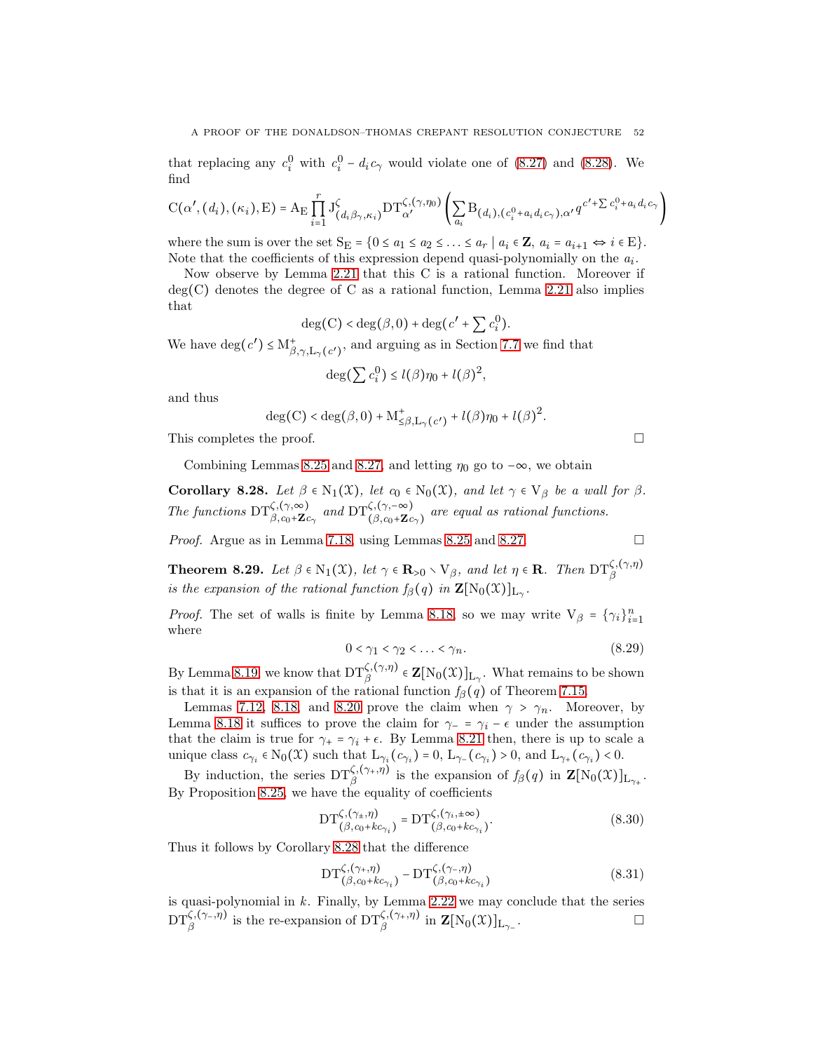that replacing any $c_i^0$ with $c_i^0 - d_i c_\gamma$ would violate one of (8.27) and (8.28). We find

$$\mathrm{C}(\alpha', (d_i), (\kappa_i), \mathrm{E}) = \mathrm{A}_\mathrm{E} \prod_{i=1}^{r} \mathrm{J}^{\zeta}_{(d_i \beta_\gamma, \kappa_i)} \mathrm{DT}^{\zeta,(\gamma,\eta_0)}_{\alpha'} \left( \sum_{a_i} \mathrm{B}_{(d_i),(c_i^0 + a_i d_i c_\gamma), \alpha'} q^{c' + \sum c_i^0 + a_i d_i c_\gamma} \right)$$

where the sum is over the set $\mathrm{S_E} = \{0 \le a_1 \le a_2 \le \ldots \le a_r \mid a_i \in \mathbf{Z},\ a_i = a_{i+1} \Leftrightarrow i \in \mathrm{E}\}$. Note that the coefficients of this expression depend quasi-polynomially on the $a_i$.

Now observe by Lemma 2.21 that this C is a rational function. Moreover if $\deg(\mathrm{C})$ denotes the degree of C as a rational function, Lemma 2.21 also implies that

$$\deg(\mathrm{C}) < \deg(\beta, 0) + \deg(c' + \sum c_i^0).$$

We have $\deg(c') \le \mathrm{M}^{+}_{\beta,\gamma,\mathrm{L}_\gamma(c')}$, and arguing as in Section 7.7 we find that

$$\deg(\sum c_i^0) \le l(\beta)\eta_0 + l(\beta)^2,$$

and thus

$$\deg(\mathrm{C}) < \deg(\beta, 0) + \mathrm{M}^{+}_{\le \beta, \mathrm{L}_\gamma(c')} + l(\beta)\eta_0 + l(\beta)^2.$$

This completes the proof. □

Combining Lemmas 8.25 and 8.27, and letting $\eta_0$ go to $-\infty$, we obtain

**Corollary 8.28.** *Let $\beta \in \mathrm{N}_1(\mathfrak{X})$, let $c_0 \in \mathrm{N}_0(\mathfrak{X})$, and let $\gamma \in \mathrm{V}_\beta$ be a wall for $\beta$. The functions $\mathrm{DT}^{\zeta,(\gamma,\infty)}_{\beta, c_0 + \mathbf{Z} c_\gamma}$ and $\mathrm{DT}^{\zeta,(\gamma,-\infty)}_{(\beta, c_0 + \mathbf{Z} c_\gamma)}$ are equal as rational functions.*

*Proof.* Argue as in Lemma 7.18, using Lemmas 8.25 and 8.27. □

**Theorem 8.29.** *Let $\beta \in \mathrm{N}_1(\mathfrak{X})$, let $\gamma \in \mathbf{R}_{>0} \smallsetminus \mathrm{V}_\beta$, and let $\eta \in \mathbf{R}$. Then $\mathrm{DT}^{\zeta,(\gamma,\eta)}_\beta$ is the expansion of the rational function $f_\beta(q)$ in $\mathbf{Z}[\mathrm{N}_0(\mathfrak{X})]_{\mathrm{L}_\gamma}$.*

*Proof.* The set of walls is finite by Lemma 8.18, so we may write $\mathrm{V}_\beta = \{\gamma_i\}_{i=1}^n$ where

$$0 < \gamma_1 < \gamma_2 < \ldots < \gamma_n. \tag{8.29}$$

By Lemma 8.19 we know that $\mathrm{DT}^{\zeta,(\gamma,\eta)}_\beta \in \mathbf{Z}[\mathrm{N}_0(\mathfrak{X})]_{\mathrm{L}_\gamma}$. What remains to be shown is that it is an expansion of the rational function $f_\beta(q)$ of Theorem 7.15.

Lemmas 7.12, 8.18, and 8.20 prove the claim when $\gamma > \gamma_n$. Moreover, by Lemma 8.18 it suffices to prove the claim for $\gamma_- = \gamma_i - \epsilon$ under the assumption that the claim is true for $\gamma_+ = \gamma_i + \epsilon$. By Lemma 8.21 then, there is up to scale a unique class $c_{\gamma_i} \in \mathrm{N}_0(\mathfrak{X})$ such that $\mathrm{L}_{\gamma_i}(c_{\gamma_i}) = 0$, $\mathrm{L}_{\gamma_-}(c_{\gamma_i}) > 0$, and $\mathrm{L}_{\gamma_+}(c_{\gamma_i}) < 0$.

By induction, the series $\mathrm{DT}^{\zeta,(\gamma_+,\eta)}_\beta$ is the expansion of $f_\beta(q)$ in $\mathbf{Z}[\mathrm{N}_0(\mathfrak{X})]_{\mathrm{L}_{\gamma_+}}$. By Proposition 8.25, we have the equality of coefficients

$$\mathrm{DT}^{\zeta,(\gamma_\pm,\eta)}_{(\beta, c_0 + k c_{\gamma_i})} = \mathrm{DT}^{\zeta,(\gamma_i,\pm\infty)}_{(\beta, c_0 + k c_{\gamma_i})}. \tag{8.30}$$

Thus it follows by Corollary 8.28 that the difference

$$\mathrm{DT}^{\zeta,(\gamma_+,\eta)}_{(\beta, c_0 + k c_{\gamma_i})} - \mathrm{DT}^{\zeta,(\gamma_-,\eta)}_{(\beta, c_0 + k c_{\gamma_i})} \tag{8.31}$$

is quasi-polynomial in $k$. Finally, by Lemma 2.22 we may conclude that the series $\mathrm{DT}^{\zeta,(\gamma_-,\eta)}_\beta$ is the re-expansion of $\mathrm{DT}^{\zeta,(\gamma_+,\eta)}_\beta$ in $\mathbf{Z}[\mathrm{N}_0(\mathfrak{X})]_{\mathrm{L}_{\gamma_-}}$. □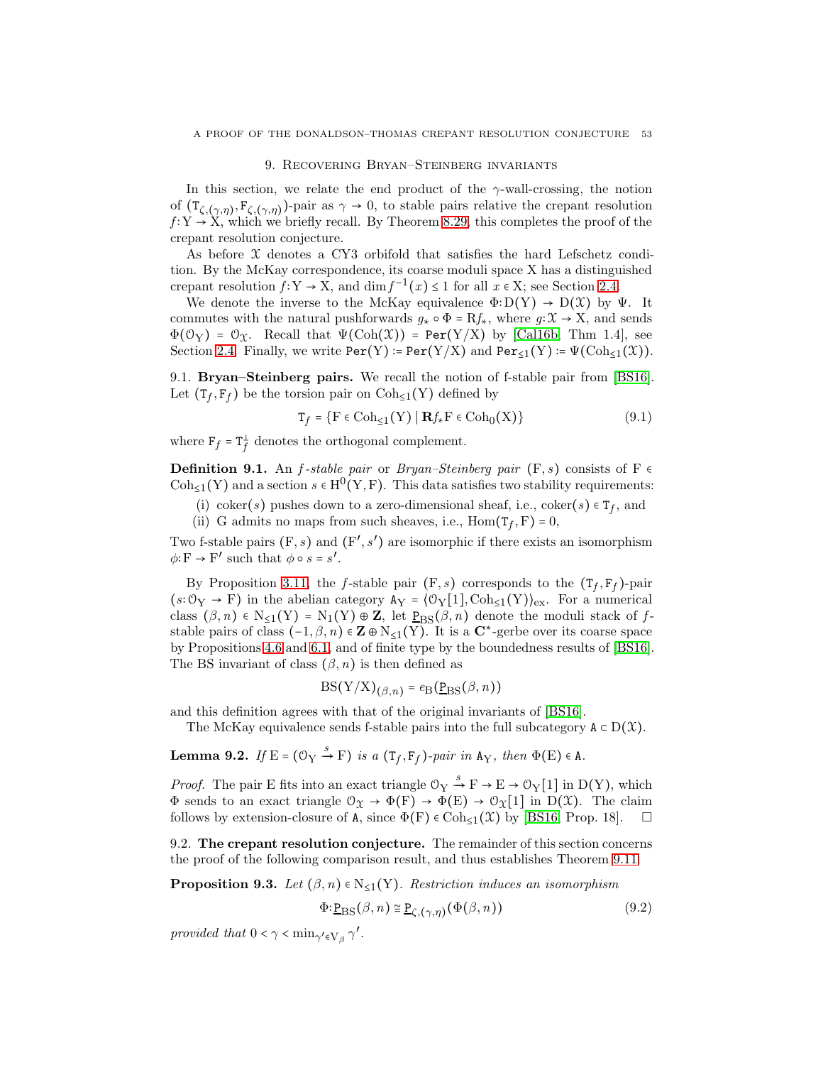## 9. Recovering Bryan–Steinberg invariants

In this section, we relate the end product of the $\gamma$-wall-crossing, the notion of $(\mathtt{T}_{\zeta,(\gamma,\eta)}, \mathtt{F}_{\zeta,(\gamma,\eta)})$-pair as $\gamma \to 0$, to stable pairs relative the crepant resolution $f\colon \mathrm{Y} \to \mathrm{X}$, which we briefly recall. By Theorem 8.29, this completes the proof of the crepant resolution conjecture.

As before $\mathcal{X}$ denotes a CY3 orbifold that satisfies the hard Lefschetz condition. By the McKay correspondence, its coarse moduli space X has a distinguished crepant resolution $f\colon \mathrm{Y} \to \mathrm{X}$, and $\dim f^{-1}(x) \le 1$ for all $x \in \mathrm{X}$; see Section 2.4.

We denote the inverse to the McKay equivalence $\Phi\colon \mathrm{D}(\mathrm{Y}) \to \mathrm{D}(\mathcal{X})$ by $\Psi$. It commutes with the natural pushforwards $g_* \circ \Phi = \mathrm{R}f_*$, where $g\colon \mathcal{X} \to \mathrm{X}$, and sends $\Phi(\mathcal{O}_\mathrm{Y}) = \mathcal{O}_\mathcal{X}$. Recall that $\Psi(\mathrm{Coh}(\mathcal{X})) = \mathtt{Per}(\mathrm{Y}/\mathrm{X})$ by [Cal16b, Thm 1.4], see Section 2.4. Finally, we write $\mathtt{Per}(\mathrm{Y}) \coloneqq \mathtt{Per}(\mathrm{Y}/\mathrm{X})$ and $\mathtt{Per}_{\le 1}(\mathrm{Y}) \coloneqq \Psi(\mathrm{Coh}_{\le 1}(\mathcal{X}))$.

9.1. **Bryan–Steinberg pairs.** We recall the notion of f-stable pair from [BS16]. Let $(\mathtt{T}_f, \mathtt{F}_f)$ be the torsion pair on $\mathrm{Coh}_{\le 1}(\mathrm{Y})$ defined by

$$\mathtt{T}_f = \{\mathrm{F} \in \mathrm{Coh}_{\le 1}(\mathrm{Y}) \mid \mathbf{R}f_*\mathrm{F} \in \mathrm{Coh}_0(\mathrm{X})\} \tag{9.1}$$

where $\mathtt{F}_f = \mathtt{T}_f^\perp$ denotes the orthogonal complement.

**Definition 9.1.** An *$f$-stable pair* or *Bryan–Steinberg pair* $(\mathrm{F}, s)$ consists of $\mathrm{F} \in \mathrm{Coh}_{\le 1}(\mathrm{Y})$ and a section $s \in \mathrm{H}^0(\mathrm{Y}, \mathrm{F})$. This data satisfies two stability requirements:

(i) $\mathrm{coker}(s)$ pushes down to a zero-dimensional sheaf, i.e., $\mathrm{coker}(s) \in \mathtt{T}_f$, and
(ii) G admits no maps from such sheaves, i.e., $\mathrm{Hom}(\mathtt{T}_f, \mathrm{F}) = 0$,

Two f-stable pairs $(\mathrm{F}, s)$ and $(\mathrm{F}', s')$ are isomorphic if there exists an isomorphism $\phi\colon \mathrm{F} \to \mathrm{F}'$ such that $\phi \circ s = s'$.

By Proposition 3.11, the $f$-stable pair $(\mathrm{F}, s)$ corresponds to the $(\mathtt{T}_f, \mathtt{F}_f)$-pair $(s\colon \mathcal{O}_\mathrm{Y} \to \mathrm{F})$ in the abelian category $\mathtt{A}_\mathrm{Y} = \langle \mathcal{O}_\mathrm{Y}[1], \mathrm{Coh}_{\le 1}(\mathrm{Y})\rangle_{\mathrm{ex}}$. For a numerical class $(\beta, n) \in \mathrm{N}_{\le 1}(\mathrm{Y}) = \mathrm{N}_1(\mathrm{Y}) \oplus \mathbf{Z}$, let $\underline{\mathrm{P}}_{\mathrm{BS}}(\beta, n)$ denote the moduli stack of $f$-stable pairs of class $(-1, \beta, n) \in \mathbf{Z} \oplus \mathrm{N}_{\le 1}(\mathrm{Y})$. It is a $\mathbf{C}^*$-gerbe over its coarse space by Propositions 4.6 and 6.1, and of finite type by the boundedness results of [BS16]. The BS invariant of class $(\beta, n)$ is then defined as

$$\mathrm{BS}(\mathrm{Y}/\mathrm{X})_{(\beta,n)} = e_\mathrm{B}(\underline{\mathrm{P}}_{\mathrm{BS}}(\beta, n))$$

and this definition agrees with that of the original invariants of [BS16].

The McKay equivalence sends f-stable pairs into the full subcategory $\mathtt{A} \subset \mathrm{D}(\mathcal{X})$.

**Lemma 9.2.** *If $\mathrm{E} = (\mathcal{O}_\mathrm{Y} \xrightarrow{s} \mathrm{F})$ is a $(\mathtt{T}_f, \mathtt{F}_f)$-pair in $\mathtt{A}_\mathrm{Y}$, then $\Phi(\mathrm{E}) \in \mathtt{A}$.*

*Proof.* The pair E fits into an exact triangle $\mathcal{O}_\mathrm{Y} \xrightarrow{s} \mathrm{F} \to \mathrm{E} \to \mathcal{O}_\mathrm{Y}[1]$ in $\mathrm{D}(\mathrm{Y})$, which $\Phi$ sends to an exact triangle $\mathcal{O}_\mathcal{X} \to \Phi(\mathrm{F}) \to \Phi(\mathrm{E}) \to \mathcal{O}_\mathcal{X}[1]$ in $\mathrm{D}(\mathcal{X})$. The claim follows by extension-closure of $\mathtt{A}$, since $\Phi(\mathrm{F}) \in \mathrm{Coh}_{\le 1}(\mathcal{X})$ by [BS16, Prop. 18]. $\square$

9.2. **The crepant resolution conjecture.** The remainder of this section concerns the proof of the following comparison result, and thus establishes Theorem 9.11.

**Proposition 9.3.** *Let $(\beta, n) \in \mathrm{N}_{\le 1}(\mathrm{Y})$. Restriction induces an isomorphism*

$$\Phi\colon \underline{\mathrm{P}}_{\mathrm{BS}}(\beta, n) \cong \underline{\mathrm{P}}_{\zeta,(\gamma,\eta)}(\Phi(\beta, n)) \tag{9.2}$$

*provided that $0 < \gamma < \min_{\gamma' \in \mathrm{V}_\beta} \gamma'$.*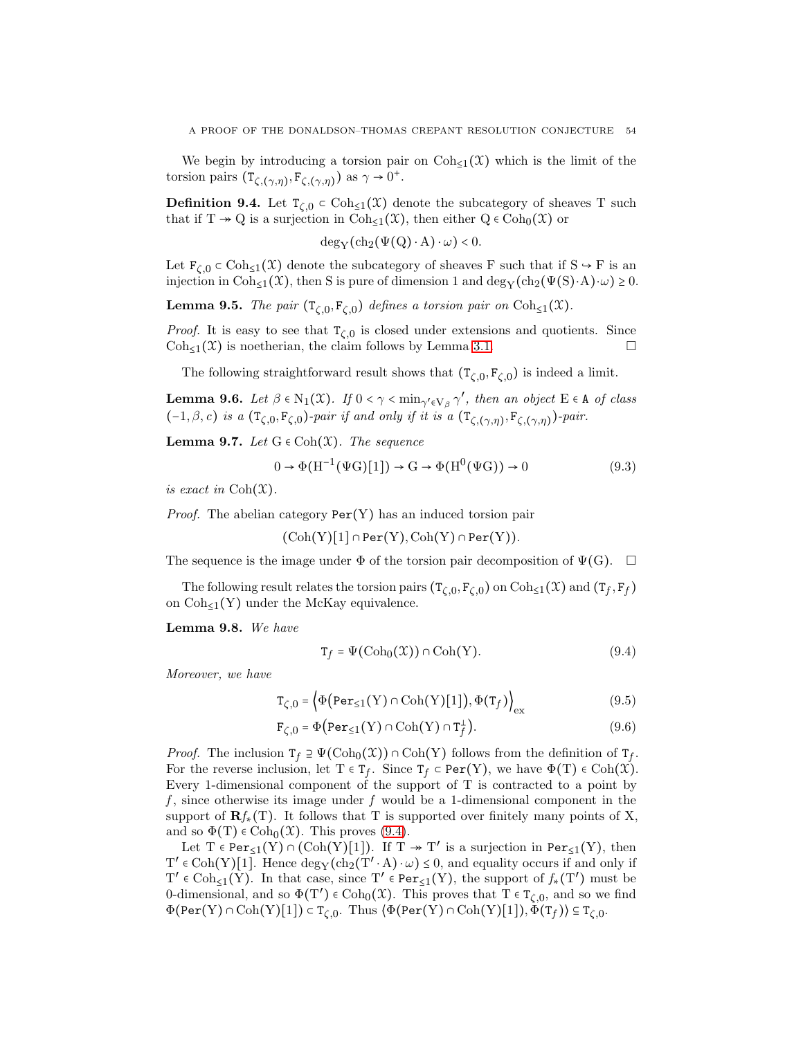We begin by introducing a torsion pair on $\mathrm{Coh}_{\leq 1}(\mathfrak{X})$ which is the limit of the torsion pairs $(\mathtt{T}_{\zeta,(\gamma,\eta)}, \mathtt{F}_{\zeta,(\gamma,\eta)})$ as $\gamma \to 0^+$.

**Definition 9.4.** Let $\mathtt{T}_{\zeta,0} \subset \mathrm{Coh}_{\leq 1}(\mathfrak{X})$ denote the subcategory of sheaves T such that if $\mathrm{T} \twoheadrightarrow \mathrm{Q}$ is a surjection in $\mathrm{Coh}_{\leq 1}(\mathfrak{X})$, then either $\mathrm{Q} \in \mathrm{Coh}_0(\mathfrak{X})$ or

$$\deg_{\mathrm{Y}}(\mathrm{ch}_2(\Psi(\mathrm{Q}) \cdot \mathrm{A}) \cdot \omega) < 0.$$

Let $\mathtt{F}_{\zeta,0} \subset \mathrm{Coh}_{\leq 1}(\mathfrak{X})$ denote the subcategory of sheaves F such that if $\mathrm{S} \hookrightarrow \mathrm{F}$ is an injection in $\mathrm{Coh}_{\leq 1}(\mathfrak{X})$, then S is pure of dimension 1 and $\deg_{\mathrm{Y}}(\mathrm{ch}_2(\Psi(\mathrm{S}) \cdot \mathrm{A}) \cdot \omega) \geq 0$.

**Lemma 9.5.** *The pair $(\mathtt{T}_{\zeta,0}, \mathtt{F}_{\zeta,0})$ defines a torsion pair on $\mathrm{Coh}_{\leq 1}(\mathfrak{X})$.*

*Proof.* It is easy to see that $\mathtt{T}_{\zeta,0}$ is closed under extensions and quotients. Since $\mathrm{Coh}_{\leq 1}(\mathfrak{X})$ is noetherian, the claim follows by Lemma 3.1. □

The following straightforward result shows that $(\mathtt{T}_{\zeta,0}, \mathtt{F}_{\zeta,0})$ is indeed a limit.

**Lemma 9.6.** *Let $\beta \in \mathrm{N}_1(\mathfrak{X})$. If $0 < \gamma < \min_{\gamma' \in \mathrm{V}_\beta} \gamma'$, then an object $\mathrm{E} \in \mathtt{A}$ of class $(-1, \beta, c)$ is a $(\mathtt{T}_{\zeta,0}, \mathtt{F}_{\zeta,0})$-pair if and only if it is a $(\mathtt{T}_{\zeta,(\gamma,\eta)}, \mathtt{F}_{\zeta,(\gamma,\eta)})$-pair.*

**Lemma 9.7.** *Let $\mathrm{G} \in \mathrm{Coh}(\mathfrak{X})$. The sequence*

$$0 \to \Phi(\mathrm{H}^{-1}(\Psi \mathrm{G})[1]) \to \mathrm{G} \to \Phi(\mathrm{H}^0(\Psi \mathrm{G})) \to 0 \tag{9.3}$$

*is exact in $\mathrm{Coh}(\mathfrak{X})$.*

*Proof.* The abelian category $\mathtt{Per}(\mathrm{Y})$ has an induced torsion pair

$$(\mathrm{Coh}(\mathrm{Y})[1] \cap \mathtt{Per}(\mathrm{Y}), \mathrm{Coh}(\mathrm{Y}) \cap \mathtt{Per}(\mathrm{Y})).$$

The sequence is the image under $\Phi$ of the torsion pair decomposition of $\Psi(\mathrm{G})$. □

The following result relates the torsion pairs $(\mathtt{T}_{\zeta,0}, \mathtt{F}_{\zeta,0})$ on $\mathrm{Coh}_{\leq 1}(\mathfrak{X})$ and $(\mathtt{T}_f, \mathtt{F}_f)$ on $\mathrm{Coh}_{\leq 1}(\mathrm{Y})$ under the McKay equivalence.

**Lemma 9.8.** *We have*

$$\mathtt{T}_f = \Psi(\mathrm{Coh}_0(\mathfrak{X})) \cap \mathrm{Coh}(\mathrm{Y}). \tag{9.4}$$

*Moreover, we have*

$$\mathtt{T}_{\zeta,0} = \Big\langle \Phi\big(\mathtt{Per}_{\leq 1}(\mathrm{Y}) \cap \mathrm{Coh}(\mathrm{Y})[1]\big), \Phi(\mathtt{T}_f) \Big\rangle_{\mathrm{ex}} \tag{9.5}$$

$$\mathtt{F}_{\zeta,0} = \Phi\big(\mathtt{Per}_{\leq 1}(\mathrm{Y}) \cap \mathrm{Coh}(\mathrm{Y}) \cap \mathtt{T}_f^{\perp}\big). \tag{9.6}$$

*Proof.* The inclusion $\mathtt{T}_f \supseteq \Psi(\mathrm{Coh}_0(\mathfrak{X})) \cap \mathrm{Coh}(\mathrm{Y})$ follows from the definition of $\mathtt{T}_f$. For the reverse inclusion, let $\mathrm{T} \in \mathtt{T}_f$. Since $\mathtt{T}_f \subset \mathtt{Per}(\mathrm{Y})$, we have $\Phi(\mathrm{T}) \in \mathrm{Coh}(\mathfrak{X})$. Every 1-dimensional component of the support of T is contracted to a point by $f$, since otherwise its image under $f$ would be a 1-dimensional component in the support of $\mathbf{R}f_*(\mathrm{T})$. It follows that T is supported over finitely many points of X, and so $\Phi(\mathrm{T}) \in \mathrm{Coh}_0(\mathfrak{X})$. This proves (9.4).

Let $\mathrm{T} \in \mathtt{Per}_{\leq 1}(\mathrm{Y}) \cap (\mathrm{Coh}(\mathrm{Y})[1])$. If $\mathrm{T} \twoheadrightarrow \mathrm{T}'$ is a surjection in $\mathtt{Per}_{\leq 1}(\mathrm{Y})$, then $\mathrm{T}' \in \mathrm{Coh}(\mathrm{Y})[1]$. Hence $\deg_{\mathrm{Y}}(\mathrm{ch}_2(\mathrm{T}' \cdot \mathrm{A}) \cdot \omega) \leq 0$, and equality occurs if and only if $\mathrm{T}' \in \mathrm{Coh}_{\leq 1}(\mathrm{Y})$. In that case, since $\mathrm{T}' \in \mathtt{Per}_{\leq 1}(\mathrm{Y})$, the support of $f_*(\mathrm{T}')$ must be 0-dimensional, and so $\Phi(\mathrm{T}') \in \mathrm{Coh}_0(\mathfrak{X})$. This proves that $\mathrm{T} \in \mathtt{T}_{\zeta,0}$, and so we find $\Phi(\mathtt{Per}(\mathrm{Y}) \cap \mathrm{Coh}(\mathrm{Y})[1]) \subset \mathtt{T}_{\zeta,0}$. Thus $\langle \Phi(\mathtt{Per}(\mathrm{Y}) \cap \mathrm{Coh}(\mathrm{Y})[1]), \Phi(\mathtt{T}_f) \rangle \subseteq \mathtt{T}_{\zeta,0}$.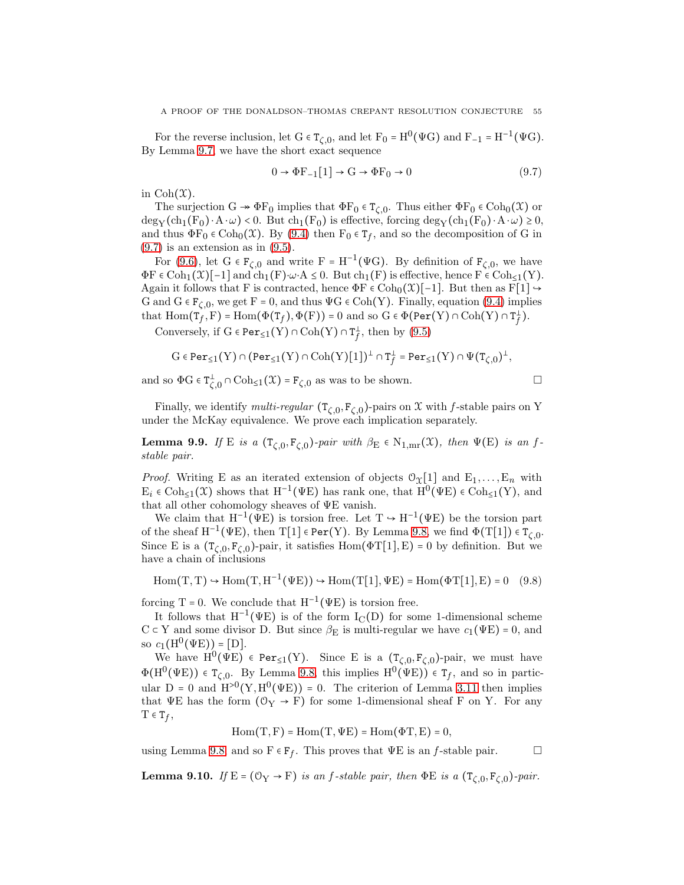For the reverse inclusion, let $\mathrm{G} \in \mathtt{T}_{\zeta,0}$, and let $\mathrm{F}_0 = \mathrm{H}^0(\Psi\mathrm{G})$ and $\mathrm{F}_{-1} = \mathrm{H}^{-1}(\Psi\mathrm{G})$. By Lemma 9.7, we have the short exact sequence

$$0 \to \Phi\mathrm{F}_{-1}[1] \to \mathrm{G} \to \Phi\mathrm{F}_0 \to 0 \tag{9.7}$$

in $\mathrm{Coh}(\mathcal{X})$.

The surjection $\mathrm{G} \twoheadrightarrow \Phi\mathrm{F}_0$ implies that $\Phi\mathrm{F}_0 \in \mathtt{T}_{\zeta,0}$. Thus either $\Phi\mathrm{F}_0 \in \mathrm{Coh}_0(\mathcal{X})$ or $\deg_{\mathrm{Y}}(\mathrm{ch}_1(\mathrm{F}_0)\cdot \mathrm{A}\cdot\omega) < 0$. But $\mathrm{ch}_1(\mathrm{F}_0)$ is effective, forcing $\deg_{\mathrm{Y}}(\mathrm{ch}_1(\mathrm{F}_0)\cdot\mathrm{A}\cdot\omega) \geq 0$, and thus $\Phi\mathrm{F}_0 \in \mathrm{Coh}_0(\mathcal{X})$. By (9.4) then $\mathrm{F}_0 \in \mathtt{T}_f$, and so the decomposition of G in (9.7) is an extension as in (9.5).

For (9.6), let $\mathrm{G} \in \mathtt{F}_{\zeta,0}$ and write $\mathrm{F} = \mathrm{H}^{-1}(\Psi\mathrm{G})$. By definition of $\mathtt{F}_{\zeta,0}$, we have $\Phi\mathrm{F} \in \mathrm{Coh}_1(\mathcal{X})[-1]$ and $\mathrm{ch}_1(\mathrm{F})\cdot\omega\cdot\mathrm{A} \leq 0$. But $\mathrm{ch}_1(\mathrm{F})$ is effective, hence $\mathrm{F} \in \mathrm{Coh}_{\leq 1}(\mathrm{Y})$. Again it follows that F is contracted, hence $\Phi\mathrm{F} \in \mathrm{Coh}_0(\mathcal{X})[-1]$. But then as $\mathrm{F}[1] \hookrightarrow \mathrm{G}$ and $\mathrm{G} \in \mathtt{F}_{\zeta,0}$, we get $\mathrm{F} = 0$, and thus $\Psi\mathrm{G} \in \mathrm{Coh}(\mathrm{Y})$. Finally, equation (9.4) implies that $\mathrm{Hom}(\mathtt{T}_f, \mathrm{F}) = \mathrm{Hom}(\Phi(\mathtt{T}_f), \Phi(\mathrm{F})) = 0$ and so $\mathrm{G} \in \Phi(\mathtt{Per}(\mathrm{Y}) \cap \mathrm{Coh}(\mathrm{Y}) \cap \mathtt{T}_f^{\perp})$.

Conversely, if $\mathrm{G} \in \mathtt{Per}_{\leq 1}(\mathrm{Y}) \cap \mathrm{Coh}(\mathrm{Y}) \cap \mathtt{T}_f^{\perp}$, then by (9.5)

$$\mathrm{G} \in \mathtt{Per}_{\leq 1}(\mathrm{Y}) \cap (\mathtt{Per}_{\leq 1}(\mathrm{Y}) \cap \mathrm{Coh}(\mathrm{Y})[1])^{\perp} \cap \mathtt{T}_f^{\perp} = \mathtt{Per}_{\leq 1}(\mathrm{Y}) \cap \Psi(\mathtt{T}_{\zeta,0})^{\perp},$$

and so $\Phi\mathrm{G} \in \mathtt{T}_{\zeta,0}^{\perp} \cap \mathrm{Coh}_{\leq 1}(\mathcal{X}) = \mathtt{F}_{\zeta,0}$ as was to be shown. □

Finally, we identify *multi-regular* $(\mathtt{T}_{\zeta,0}, \mathtt{F}_{\zeta,0})$-pairs on $\mathcal{X}$ with $f$-stable pairs on Y under the McKay equivalence. We prove each implication separately.

**Lemma 9.9.** *If* E *is a* $(\mathtt{T}_{\zeta,0}, \mathtt{F}_{\zeta,0})$*-pair with* $\beta_{\mathrm{E}} \in \mathrm{N}_{1,\mathrm{mr}}(\mathcal{X})$*, then* $\Psi(\mathrm{E})$ *is an* $f$*-stable pair.*

*Proof.* Writing E as an iterated extension of objects $\mathcal{O}_{\mathcal{X}}[1]$ and $\mathrm{E}_1, \ldots, \mathrm{E}_n$ with $\mathrm{E}_i \in \mathrm{Coh}_{\leq 1}(\mathcal{X})$ shows that $\mathrm{H}^{-1}(\Psi\mathrm{E})$ has rank one, that $\mathrm{H}^0(\Psi\mathrm{E}) \in \mathrm{Coh}_{\leq 1}(\mathrm{Y})$, and that all other cohomology sheaves of $\Psi\mathrm{E}$ vanish.

We claim that $\mathrm{H}^{-1}(\Psi\mathrm{E})$ is torsion free. Let $\mathrm{T} \hookrightarrow \mathrm{H}^{-1}(\Psi\mathrm{E})$ be the torsion part of the sheaf $\mathrm{H}^{-1}(\Psi\mathrm{E})$, then $\mathrm{T}[1] \in \mathtt{Per}(\mathrm{Y})$. By Lemma 9.8, we find $\Phi(\mathrm{T}[1]) \in \mathtt{T}_{\zeta,0}$. Since E is a $(\mathtt{T}_{\zeta,0}, \mathtt{F}_{\zeta,0})$-pair, it satisfies $\mathrm{Hom}(\Phi\mathrm{T}[1], \mathrm{E}) = 0$ by definition. But we have a chain of inclusions

$$\mathrm{Hom}(\mathrm{T}, \mathrm{T}) \hookrightarrow \mathrm{Hom}(\mathrm{T}, \mathrm{H}^{-1}(\Psi\mathrm{E})) \hookrightarrow \mathrm{Hom}(\mathrm{T}[1], \Psi\mathrm{E}) = \mathrm{Hom}(\Phi\mathrm{T}[1], \mathrm{E}) = 0 \tag{9.8}$$

forcing $\mathrm{T} = 0$. We conclude that $\mathrm{H}^{-1}(\Psi\mathrm{E})$ is torsion free.

It follows that $\mathrm{H}^{-1}(\Psi\mathrm{E})$ is of the form $\mathrm{I}_{\mathrm{C}}(\mathrm{D})$ for some 1-dimensional scheme $\mathrm{C} \subset \mathrm{Y}$ and some divisor D. But since $\beta_{\mathrm{E}}$ is multi-regular we have $c_1(\Psi\mathrm{E}) = 0$, and so $c_1(\mathrm{H}^0(\Psi\mathrm{E})) = [\mathrm{D}]$.

We have $\mathrm{H}^0(\Psi\mathrm{E}) \in \mathtt{Per}_{\leq 1}(\mathrm{Y})$. Since E is a $(\mathtt{T}_{\zeta,0}, \mathtt{F}_{\zeta,0})$-pair, we must have $\Phi(\mathrm{H}^0(\Psi\mathrm{E})) \in \mathtt{T}_{\zeta,0}$. By Lemma 9.8, this implies $\mathrm{H}^0(\Psi\mathrm{E})) \in \mathtt{T}_f$, and so in particular $\mathrm{D} = 0$ and $\mathrm{H}^{>0}(\mathrm{Y}, \mathrm{H}^0(\Psi\mathrm{E})) = 0$. The criterion of Lemma 3.11 then implies that $\Psi\mathrm{E}$ has the form $(\mathcal{O}_{\mathrm{Y}} \to \mathrm{F})$ for some 1-dimensional sheaf F on Y. For any $\mathrm{T} \in \mathtt{T}_f$,

$$\mathrm{Hom}(\mathrm{T}, \mathrm{F}) = \mathrm{Hom}(\mathrm{T}, \Psi\mathrm{E}) = \mathrm{Hom}(\Phi\mathrm{T}, \mathrm{E}) = 0,$$

using Lemma 9.8, and so $\mathrm{F} \in \mathtt{F}_f$. This proves that $\Psi\mathrm{E}$ is an $f$-stable pair. □

**Lemma 9.10.** *If* $\mathrm{E} = (\mathcal{O}_{\mathrm{Y}} \to \mathrm{F})$ *is an* $f$*-stable pair, then* $\Phi\mathrm{E}$ *is a* $(\mathtt{T}_{\zeta,0}, \mathtt{F}_{\zeta,0})$*-pair.*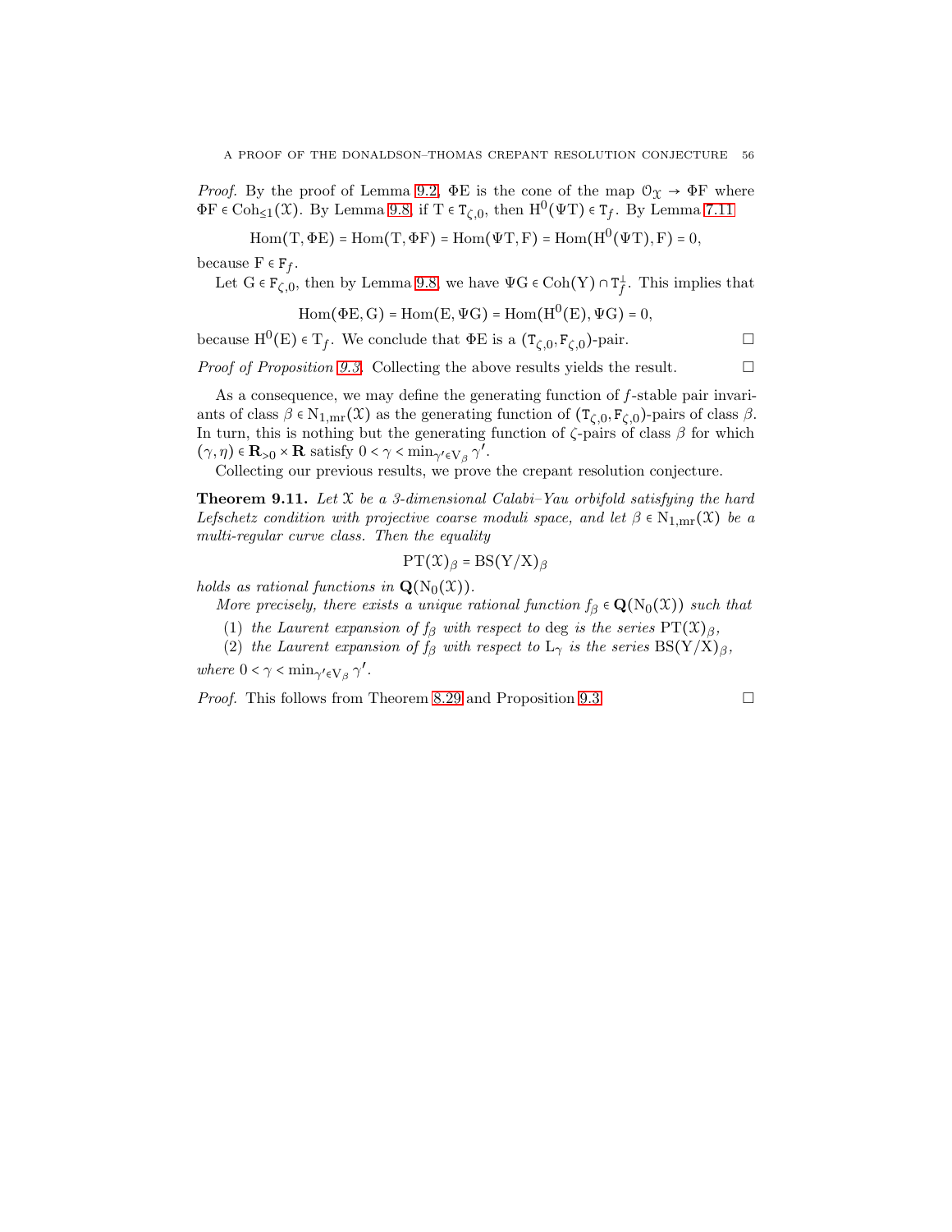*Proof.* By the proof of Lemma 9.2, $\Phi\mathrm{E}$ is the cone of the map $\mathcal{O}_{\mathcal{X}} \to \Phi\mathrm{F}$ where $\Phi\mathrm{F} \in \mathrm{Coh}_{\le 1}(\mathcal{X})$. By Lemma 9.8, if $\mathrm{T} \in \mathtt{T}_{\zeta,0}$, then $\mathrm{H}^0(\Psi\mathrm{T}) \in \mathtt{T}_f$. By Lemma 7.11

$$\mathrm{Hom}(\mathrm{T}, \Phi\mathrm{E}) = \mathrm{Hom}(\mathrm{T}, \Phi\mathrm{F}) = \mathrm{Hom}(\Psi\mathrm{T}, \mathrm{F}) = \mathrm{Hom}(\mathrm{H}^0(\Psi\mathrm{T}), \mathrm{F}) = 0,$$

because $\mathrm{F} \in \mathtt{F}_f$.

Let $\mathrm{G} \in \mathtt{F}_{\zeta,0}$, then by Lemma 9.8, we have $\Psi\mathrm{G} \in \mathrm{Coh}(\mathrm{Y}) \cap \mathtt{T}_f^{\perp}$. This implies that

$$\mathrm{Hom}(\Phi\mathrm{E}, \mathrm{G}) = \mathrm{Hom}(\mathrm{E}, \Psi\mathrm{G}) = \mathrm{Hom}(\mathrm{H}^0(\mathrm{E}), \Psi\mathrm{G}) = 0,$$

because $\mathrm{H}^0(\mathrm{E}) \in \mathrm{T}_f$. We conclude that $\Phi\mathrm{E}$ is a $(\mathtt{T}_{\zeta,0}, \mathtt{F}_{\zeta,0})$-pair. □

*Proof of Proposition 9.3.* Collecting the above results yields the result. □

As a consequence, we may define the generating function of $f$-stable pair invariants of class $\beta \in \mathrm{N}_{1,\mathrm{mr}}(\mathcal{X})$ as the generating function of $(\mathtt{T}_{\zeta,0}, \mathtt{F}_{\zeta,0})$-pairs of class $\beta$. In turn, this is nothing but the generating function of $\zeta$-pairs of class $\beta$ for which $(\gamma, \eta) \in \mathbf{R}_{>0} \times \mathbf{R}$ satisfy $0 < \gamma < \min_{\gamma' \in \mathrm{V}_\beta} \gamma'$.

Collecting our previous results, we prove the crepant resolution conjecture.

**Theorem 9.11.** *Let $\mathcal{X}$ be a 3-dimensional Calabi–Yau orbifold satisfying the hard Lefschetz condition with projective coarse moduli space, and let $\beta \in \mathrm{N}_{1,\mathrm{mr}}(\mathcal{X})$ be a multi-regular curve class. Then the equality*

$$\mathrm{PT}(\mathcal{X})_\beta = \mathrm{BS}(\mathrm{Y}/\mathrm{X})_\beta$$

*holds as rational functions in $\mathbf{Q}(\mathrm{N}_0(\mathcal{X}))$.*

*More precisely, there exists a unique rational function $f_\beta \in \mathbf{Q}(\mathrm{N}_0(\mathcal{X}))$ such that*

1. *the Laurent expansion of $f_\beta$ with respect to* $\deg$ *is the series $\mathrm{PT}(\mathcal{X})_\beta$,*
2. *the Laurent expansion of $f_\beta$ with respect to $\mathrm{L}_\gamma$ is the series $\mathrm{BS}(\mathrm{Y}/\mathrm{X})_\beta$,*

*where $0 < \gamma < \min_{\gamma' \in \mathrm{V}_\beta} \gamma'$.*

*Proof.* This follows from Theorem 8.29 and Proposition 9.3. □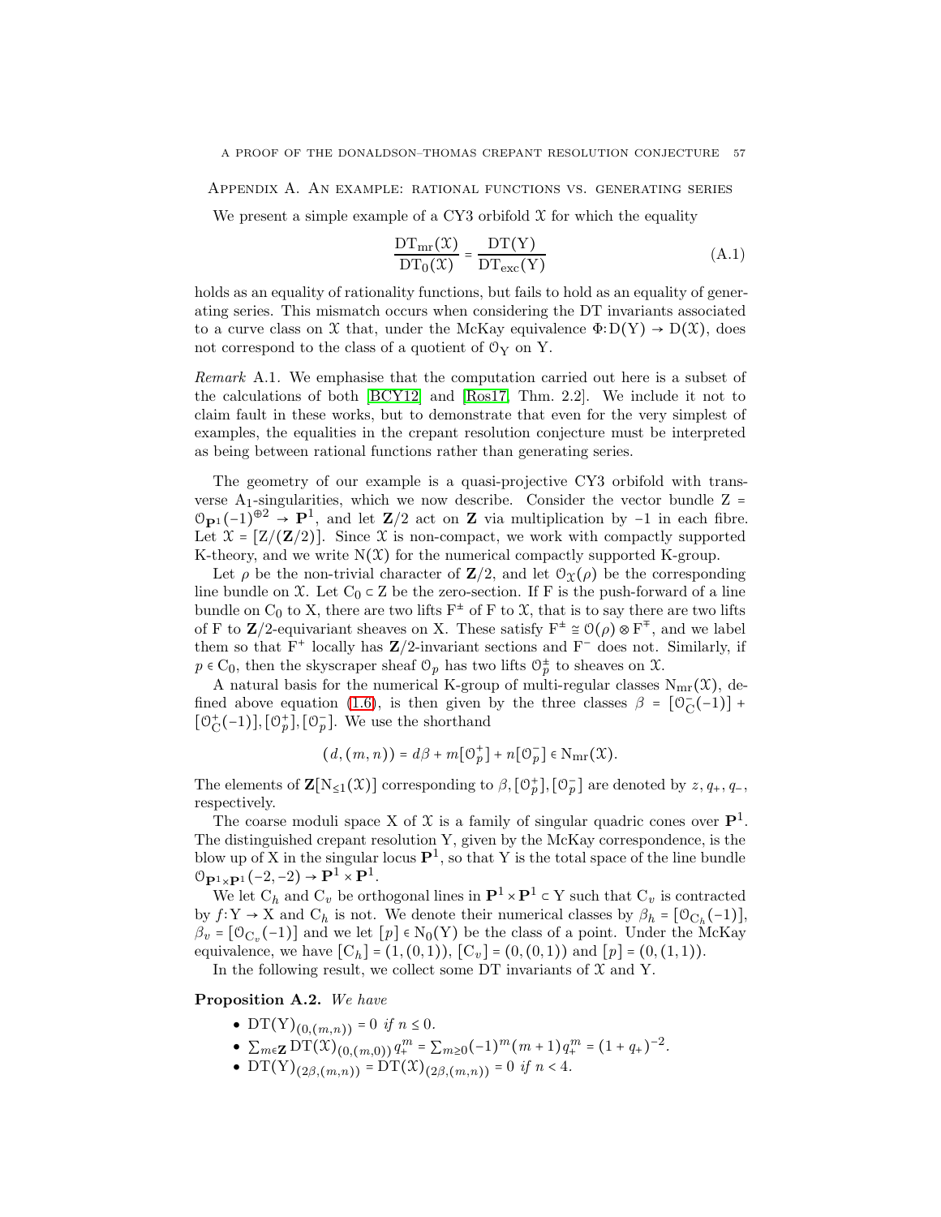## Appendix A. An example: rational functions vs. generating series

We present a simple example of a CY3 orbifold $\mathcal{X}$ for which the equality

$$\frac{\mathrm{DT}_{\mathrm{mr}}(\mathcal{X})}{\mathrm{DT}_0(\mathcal{X})} = \frac{\mathrm{DT}(\mathrm{Y})}{\mathrm{DT}_{\mathrm{exc}}(\mathrm{Y})} \tag{A.1}$$

holds as an equality of rationality functions, but fails to hold as an equality of generating series. This mismatch occurs when considering the DT invariants associated to a curve class on $\mathcal{X}$ that, under the McKay equivalence $\Phi\colon \mathrm{D}(\mathrm{Y}) \to \mathrm{D}(\mathcal{X})$, does not correspond to the class of a quotient of $\mathcal{O}_\mathrm{Y}$ on Y.

*Remark* A.1. We emphasise that the computation carried out here is a subset of the calculations of both [BCY12] and [Ros17, Thm. 2.2]. We include it not to claim fault in these works, but to demonstrate that even for the very simplest of examples, the equalities in the crepant resolution conjecture must be interpreted as being between rational functions rather than generating series.

The geometry of our example is a quasi-projective CY3 orbifold with transverse $A_1$-singularities, which we now describe. Consider the vector bundle $\mathrm{Z} = \mathcal{O}_{\mathbf{P}^1}(-1)^{\oplus 2} \to \mathbf{P}^1$, and let $\mathbf{Z}/2$ act on $\mathbf{Z}$ via multiplication by $-1$ in each fibre. Let $\mathcal{X} = [\mathrm{Z}/(\mathbf{Z}/2)]$. Since $\mathcal{X}$ is non-compact, we work with compactly supported K-theory, and we write $\mathrm{N}(\mathcal{X})$ for the numerical compactly supported K-group.

Let $\rho$ be the non-trivial character of $\mathbf{Z}/2$, and let $\mathcal{O}_\mathcal{X}(\rho)$ be the corresponding line bundle on $\mathcal{X}$. Let $\mathrm{C}_0 \subset \mathrm{Z}$ be the zero-section. If F is the push-forward of a line bundle on $\mathrm{C}_0$ to X, there are two lifts $\mathrm{F}^\pm$ of F to $\mathcal{X}$, that is to say there are two lifts of F to $\mathbf{Z}/2$-equivariant sheaves on X. These satisfy $\mathrm{F}^\pm \cong \mathcal{O}(\rho) \otimes \mathrm{F}^\mp$, and we label them so that $\mathrm{F}^+$ locally has $\mathbf{Z}/2$-invariant sections and $\mathrm{F}^-$ does not. Similarly, if $p \in \mathrm{C}_0$, then the skyscraper sheaf $\mathcal{O}_p$ has two lifts $\mathcal{O}_p^\pm$ to sheaves on $\mathcal{X}$.

A natural basis for the numerical K-group of multi-regular classes $\mathrm{N}_{\mathrm{mr}}(\mathcal{X})$, defined above equation (1.6), is then given by the three classes $\beta = [\mathcal{O}_\mathrm{C}^-(-1)] + [\mathcal{O}_\mathrm{C}^+(-1)], [\mathcal{O}_p^+], [\mathcal{O}_p^-]$. We use the shorthand

$$(d, (m, n)) = d\beta + m[\mathcal{O}_p^+] + n[\mathcal{O}_p^-] \in \mathrm{N}_{\mathrm{mr}}(\mathcal{X}).$$

The elements of $\mathbf{Z}[\mathrm{N}_{\leq 1}(\mathcal{X})]$ corresponding to $\beta, [\mathcal{O}_p^+], [\mathcal{O}_p^-]$ are denoted by $z, q_+, q_-$, respectively.

The coarse moduli space X of $\mathcal{X}$ is a family of singular quadric cones over $\mathbf{P}^1$. The distinguished crepant resolution Y, given by the McKay correspondence, is the blow up of X in the singular locus $\mathbf{P}^1$, so that Y is the total space of the line bundle $\mathcal{O}_{\mathbf{P}^1 \times \mathbf{P}^1}(-2, -2) \to \mathbf{P}^1 \times \mathbf{P}^1$.

We let $\mathrm{C}_h$ and $\mathrm{C}_v$ be orthogonal lines in $\mathbf{P}^1 \times \mathbf{P}^1 \subset \mathrm{Y}$ such that $\mathrm{C}_v$ is contracted by $f\colon \mathrm{Y} \to \mathrm{X}$ and $\mathrm{C}_h$ is not. We denote their numerical classes by $\beta_h = [\mathcal{O}_{\mathrm{C}_h}(-1)]$, $\beta_v = [\mathcal{O}_{\mathrm{C}_v}(-1)]$ and we let $[p] \in \mathrm{N}_0(\mathrm{Y})$ be the class of a point. Under the McKay equivalence, we have $[\mathrm{C}_h] = (1, (0, 1))$, $[\mathrm{C}_v] = (0, (0, 1))$ and $[p] = (0, (1, 1))$.

In the following result, we collect some DT invariants of $\mathcal{X}$ and Y.

**Proposition A.2.** *We have*

- $\mathrm{DT}(\mathrm{Y})_{(0,(m,n))} = 0$ *if* $n \leq 0$.
- $\sum_{m \in \mathbf{Z}} \mathrm{DT}(\mathcal{X})_{(0,(m,0))} q_+^m = \sum_{m \geq 0} (-1)^m (m+1) q_+^m = (1 + q_+)^{-2}$.
- $\mathrm{DT}(\mathrm{Y})_{(2\beta,(m,n))} = \mathrm{DT}(\mathcal{X})_{(2\beta,(m,n))} = 0$ *if* $n < 4$.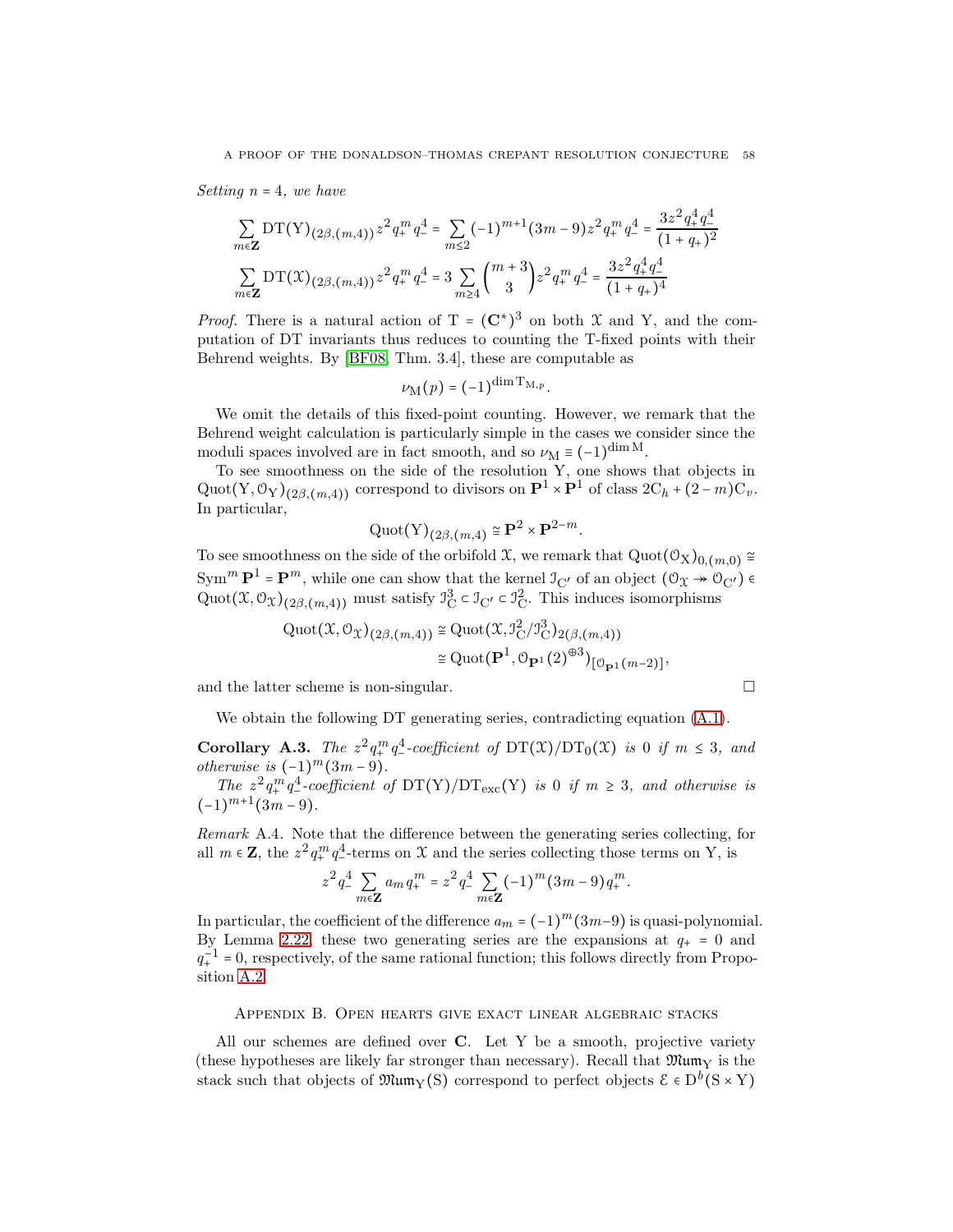*Setting $n = 4$, we have*

$$\sum_{m\in\mathbf{Z}} \mathrm{DT}(\mathrm{Y})_{(2\beta,(m,4))} z^2 q_+^m q_-^4 = \sum_{m\leq 2} (-1)^{m+1}(3m-9) z^2 q_+^m q_-^4 = \frac{3z^2 q_+^4 q_-^4}{(1+q_+)^2}$$

$$\sum_{m\in\mathbf{Z}} \mathrm{DT}(\mathcal{X})_{(2\beta,(m,4))} z^2 q_+^m q_-^4 = 3\sum_{m\geq 4} \binom{m+3}{3} z^2 q_+^m q_-^4 = \frac{3z^2 q_+^4 q_-^4}{(1+q_+)^4}$$

*Proof.* There is a natural action of $\mathrm{T} = (\mathbf{C}^*)^3$ on both $\mathcal{X}$ and $\mathrm{Y}$, and the computation of DT invariants thus reduces to counting the T-fixed points with their Behrend weights. By [BF08, Thm. 3.4], these are computable as

$$\nu_{\mathrm{M}}(p) = (-1)^{\dim \mathrm{T}_{\mathrm{M},p}}.$$

We omit the details of this fixed-point counting. However, we remark that the Behrend weight calculation is particularly simple in the cases we consider since the moduli spaces involved are in fact smooth, and so $\nu_{\mathrm{M}} \equiv (-1)^{\dim \mathrm{M}}$.

To see smoothness on the side of the resolution Y, one shows that objects in $\mathrm{Quot}(\mathrm{Y}, \mathcal{O}_\mathrm{Y})_{(2\beta,(m,4))}$ correspond to divisors on $\mathbf{P}^1 \times \mathbf{P}^1$ of class $2\mathrm{C}_h + (2-m)\mathrm{C}_v$. In particular,

$$\mathrm{Quot}(\mathrm{Y})_{(2\beta,(m,4)} \cong \mathbf{P}^2 \times \mathbf{P}^{2-m}.$$

To see smoothness on the side of the orbifold $\mathcal{X}$, we remark that $\mathrm{Quot}(\mathcal{O}_\mathrm{X})_{0,(m,0)} \cong \mathrm{Sym}^m \mathbf{P}^1 = \mathbf{P}^m$, while one can show that the kernel $\mathcal{I}_{\mathrm{C}'}$ of an object $(\mathcal{O}_\mathcal{X} \twoheadrightarrow \mathcal{O}_{\mathrm{C}'}) \in \mathrm{Quot}(\mathcal{X}, \mathcal{O}_\mathcal{X})_{(2\beta,(m,4))}$ must satisfy $\mathcal{I}_\mathrm{C}^3 \subset \mathcal{I}_{\mathrm{C}'} \subset \mathcal{I}_\mathrm{C}^2$. This induces isomorphisms

$$\begin{aligned}\mathrm{Quot}(\mathcal{X}, \mathcal{O}_\mathcal{X})_{(2\beta,(m,4))} &\cong \mathrm{Quot}(\mathcal{X}, \mathcal{I}_\mathrm{C}^2/\mathcal{I}_\mathrm{C}^3)_{2(\beta,(m,4))} \\ &\cong \mathrm{Quot}(\mathbf{P}^1, \mathcal{O}_{\mathbf{P}^1}(2)^{\oplus 3})_{[\mathcal{O}_{\mathbf{P}^1}(m-2)]},\end{aligned}$$

and the latter scheme is non-singular. $\square$

We obtain the following DT generating series, contradicting equation (A.1).

**Corollary A.3.** *The $z^2 q_+^m q_-^4$-coefficient of $\mathrm{DT}(\mathcal{X})/\mathrm{DT}_0(\mathcal{X})$ is 0 if $m \leq 3$, and otherwise is $(-1)^m(3m-9)$.*

*The $z^2 q_+^m q_-^4$-coefficient of $\mathrm{DT}(\mathrm{Y})/\mathrm{DT}_{\mathrm{exc}}(\mathrm{Y})$ is 0 if $m \geq 3$, and otherwise is $(-1)^{m+1}(3m-9)$.*

*Remark* A.4. Note that the difference between the generating series collecting, for all $m \in \mathbf{Z}$, the $z^2 q_+^m q_-^4$-terms on $\mathcal{X}$ and the series collecting those terms on Y, is

$$z^2 q_-^4 \sum_{m\in\mathbf{Z}} a_m q_+^m = z^2 q_-^4 \sum_{m\in\mathbf{Z}} (-1)^m (3m-9) q_+^m.$$

In particular, the coefficient of the difference $a_m = (-1)^m(3m-9)$ is quasi-polynomial. By Lemma 2.22, these two generating series are the expansions at $q_+ = 0$ and $q_+^{-1} = 0$, respectively, of the same rational function; this follows directly from Proposition A.2.

## Appendix B. Open hearts give exact linear algebraic stacks

All our schemes are defined over $\mathbf{C}$. Let Y be a smooth, projective variety (these hypotheses are likely far stronger than necessary). Recall that $\mathfrak{Mum}_\mathrm{Y}$ is the stack such that objects of $\mathfrak{Mum}_\mathrm{Y}(\mathrm{S})$ correspond to perfect objects $\mathcal{E} \in \mathrm{D}^b(\mathrm{S} \times \mathrm{Y})$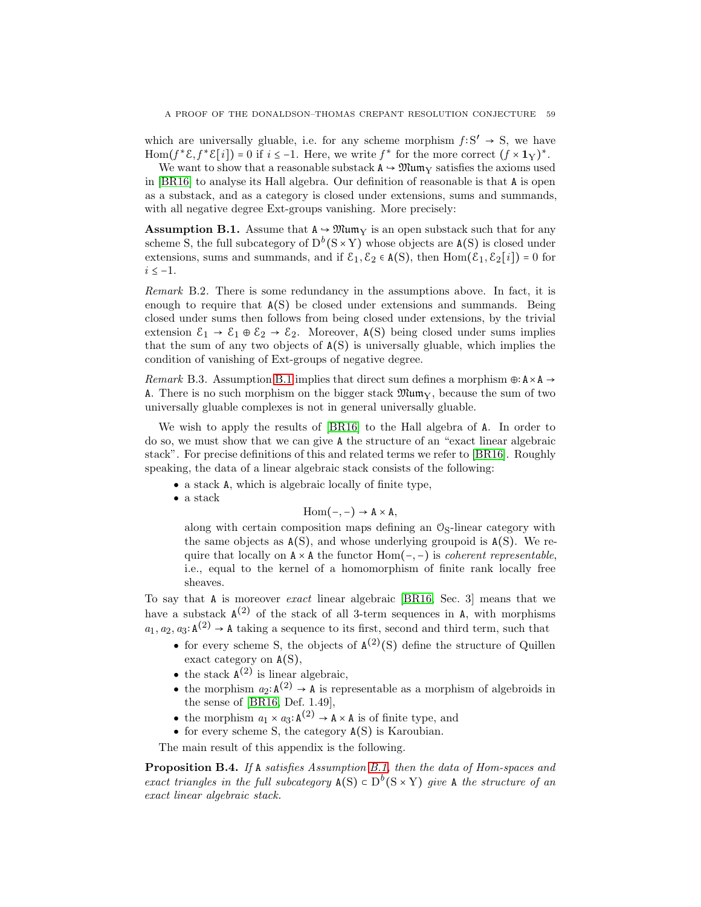which are universally gluable, i.e. for any scheme morphism $f\colon S' \to S$, we have $\operatorname{Hom}(f^*\mathcal{E}, f^*\mathcal{E}[i]) = 0$ if $i \leq -1$. Here, we write $f^*$ for the more correct $(f \times \mathbf{1}_Y)^*$.

We want to show that a reasonable substack $\mathtt{A} \hookrightarrow \mathfrak{Mum}_Y$ satisfies the axioms used in [BR16] to analyse its Hall algebra. Our definition of reasonable is that $\mathtt{A}$ is open as a substack, and as a category is closed under extensions, sums and summands, with all negative degree Ext-groups vanishing. More precisely:

**Assumption B.1.** Assume that $\mathtt{A} \hookrightarrow \mathfrak{Mum}_Y$ is an open substack such that for any scheme S, the full subcategory of $D^b(S \times Y)$ whose objects are $\mathtt{A}(S)$ is closed under extensions, sums and summands, and if $\mathcal{E}_1, \mathcal{E}_2 \in \mathtt{A}(S)$, then $\operatorname{Hom}(\mathcal{E}_1, \mathcal{E}_2[i]) = 0$ for $i \leq -1$.

*Remark* B.2. There is some redundancy in the assumptions above. In fact, it is enough to require that $\mathtt{A}(S)$ be closed under extensions and summands. Being closed under sums then follows from being closed under extensions, by the trivial extension $\mathcal{E}_1 \to \mathcal{E}_1 \oplus \mathcal{E}_2 \to \mathcal{E}_2$. Moreover, $\mathtt{A}(S)$ being closed under sums implies that the sum of any two objects of $\mathtt{A}(S)$ is universally gluable, which implies the condition of vanishing of Ext-groups of negative degree.

*Remark* B.3. Assumption B.1 implies that direct sum defines a morphism $\oplus\colon \mathtt{A} \times \mathtt{A} \to \mathtt{A}$. There is no such morphism on the bigger stack $\mathfrak{Mum}_Y$, because the sum of two universally gluable complexes is not in general universally gluable.

We wish to apply the results of [BR16] to the Hall algebra of $\mathtt{A}$. In order to do so, we must show that we can give $\mathtt{A}$ the structure of an "exact linear algebraic stack". For precise definitions of this and related terms we refer to [BR16]. Roughly speaking, the data of a linear algebraic stack consists of the following:

- a stack $\mathtt{A}$, which is algebraic locally of finite type,
- a stack
$$\operatorname{Hom}(-,-) \to \mathtt{A} \times \mathtt{A},$$
along with certain composition maps defining an $\mathcal{O}_S$-linear category with the same objects as $\mathtt{A}(S)$, and whose underlying groupoid is $\mathtt{A}(S)$. We require that locally on $\mathtt{A} \times \mathtt{A}$ the functor $\operatorname{Hom}(-,-)$ is *coherent representable*, i.e., equal to the kernel of a homomorphism of finite rank locally free sheaves.

To say that $\mathtt{A}$ is moreover *exact* linear algebraic [BR16, Sec. 3] means that we have a substack $\mathtt{A}^{(2)}$ of the stack of all 3-term sequences in $\mathtt{A}$, with morphisms $a_1, a_2, a_3\colon \mathtt{A}^{(2)} \to \mathtt{A}$ taking a sequence to its first, second and third term, such that

- for every scheme S, the objects of $\mathtt{A}^{(2)}(S)$ define the structure of Quillen exact category on $\mathtt{A}(S)$,
- the stack $\mathtt{A}^{(2)}$ is linear algebraic,
- the morphism $a_2\colon \mathtt{A}^{(2)} \to \mathtt{A}$ is representable as a morphism of algebroids in the sense of [BR16, Def. 1.49],
- the morphism $a_1 \times a_3\colon \mathtt{A}^{(2)} \to \mathtt{A} \times \mathtt{A}$ is of finite type, and
- for every scheme S, the category $\mathtt{A}(S)$ is Karoubian.

The main result of this appendix is the following.

**Proposition B.4.** *If* $\mathtt{A}$ *satisfies Assumption B.1, then the data of Hom-spaces and exact triangles in the full subcategory* $\mathtt{A}(S) \subset D^b(S \times Y)$ *give* $\mathtt{A}$ *the structure of an exact linear algebraic stack.*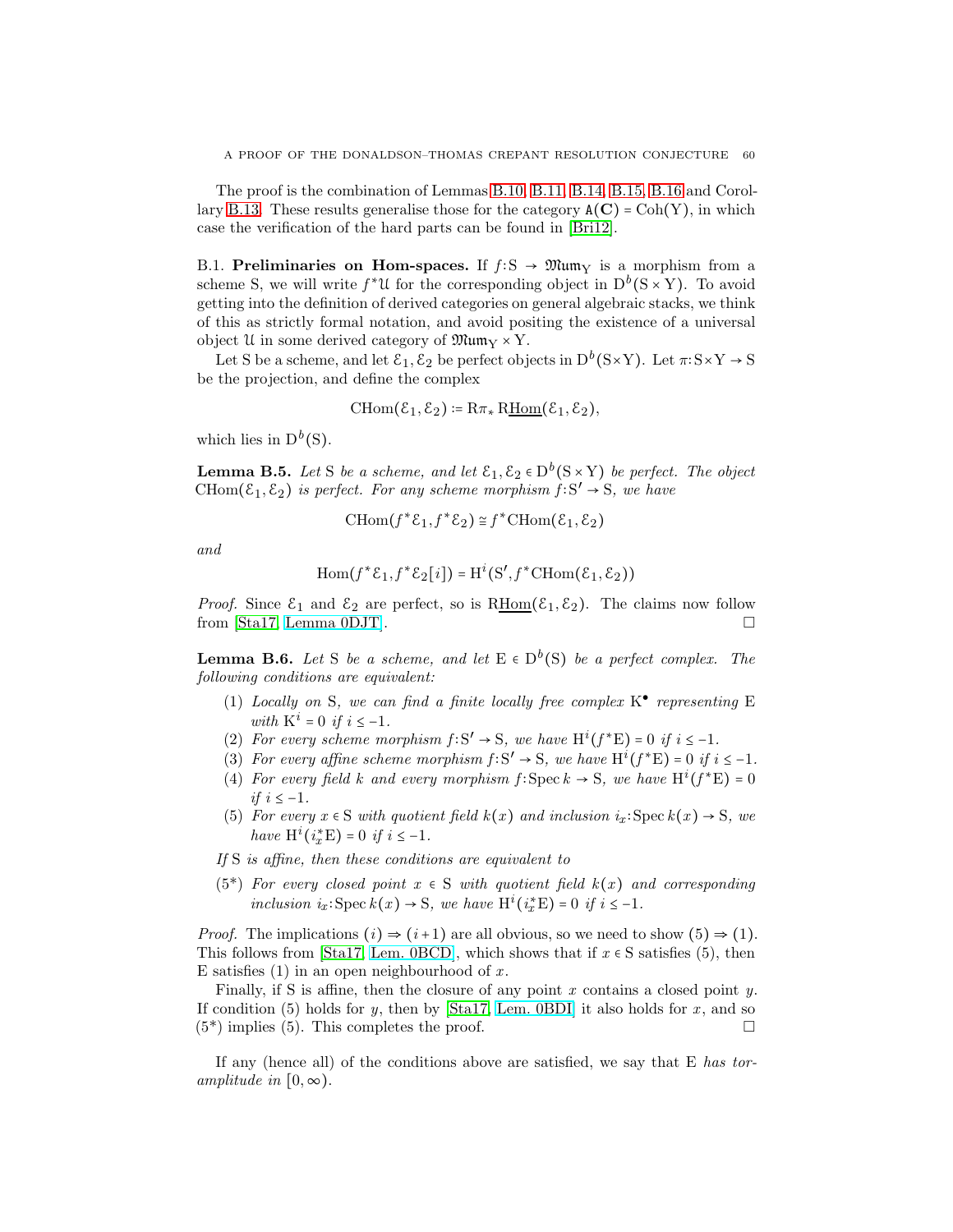The proof is the combination of Lemmas B.10, B.11, B.14, B.15, B.16 and Corollary B.13. These results generalise those for the category $\mathtt{A}(\mathbf{C}) = \mathrm{Coh}(\mathrm{Y})$, in which case the verification of the hard parts can be found in [Bri12].

B.1. **Preliminaries on Hom-spaces.** If $f\colon \mathrm{S} \to \mathfrak{Mum}_{\mathrm{Y}}$ is a morphism from a scheme S, we will write $f^*\mathcal{U}$ for the corresponding object in $\mathrm{D}^b(\mathrm{S}\times\mathrm{Y})$. To avoid getting into the definition of derived categories on general algebraic stacks, we think of this as strictly formal notation, and avoid positing the existence of a universal object $\mathcal{U}$ in some derived category of $\mathfrak{Mum}_{\mathrm{Y}} \times \mathrm{Y}$.

Let S be a scheme, and let $\mathcal{E}_1, \mathcal{E}_2$ be perfect objects in $\mathrm{D}^b(\mathrm{S}\times\mathrm{Y})$. Let $\pi\colon \mathrm{S}\times\mathrm{Y} \to \mathrm{S}$ be the projection, and define the complex

$$\mathrm{CHom}(\mathcal{E}_1, \mathcal{E}_2) \coloneqq \mathrm{R}\pi_*\, \mathrm{R}\underline{\mathrm{Hom}}(\mathcal{E}_1, \mathcal{E}_2),$$

which lies in $\mathrm{D}^b(\mathrm{S})$.

**Lemma B.5.** *Let* S *be a scheme, and let* $\mathcal{E}_1, \mathcal{E}_2 \in \mathrm{D}^b(\mathrm{S}\times\mathrm{Y})$ *be perfect. The object* $\mathrm{CHom}(\mathcal{E}_1, \mathcal{E}_2)$ *is perfect. For any scheme morphism* $f\colon \mathrm{S}' \to \mathrm{S}$*, we have*

$$\mathrm{CHom}(f^*\mathcal{E}_1, f^*\mathcal{E}_2) \cong f^*\mathrm{CHom}(\mathcal{E}_1, \mathcal{E}_2)$$

*and*

$$\mathrm{Hom}(f^*\mathcal{E}_1, f^*\mathcal{E}_2[i]) = \mathrm{H}^i(\mathrm{S}', f^*\mathrm{CHom}(\mathcal{E}_1, \mathcal{E}_2))$$

*Proof.* Since $\mathcal{E}_1$ and $\mathcal{E}_2$ are perfect, so is $\mathrm{R}\underline{\mathrm{Hom}}(\mathcal{E}_1, \mathcal{E}_2)$. The claims now follow from [Sta17, Lemma 0DJT]. □

**Lemma B.6.** *Let* S *be a scheme, and let* $\mathrm{E} \in \mathrm{D}^b(\mathrm{S})$ *be a perfect complex. The following conditions are equivalent:*

1. *Locally on* S*, we can find a finite locally free complex* $\mathrm{K}^\bullet$ *representing* E *with* $\mathrm{K}^i = 0$ *if* $i \leq -1$.
2. *For every scheme morphism* $f\colon \mathrm{S}' \to \mathrm{S}$*, we have* $\mathrm{H}^i(f^*\mathrm{E}) = 0$ *if* $i \leq -1$.
3. *For every affine scheme morphism* $f\colon \mathrm{S}' \to \mathrm{S}$*, we have* $\mathrm{H}^i(f^*\mathrm{E}) = 0$ *if* $i \leq -1$.
4. *For every field* $k$ *and every morphism* $f\colon \mathrm{Spec}\, k \to \mathrm{S}$*, we have* $\mathrm{H}^i(f^*\mathrm{E}) = 0$ *if* $i \leq -1$.
5. *For every* $x \in \mathrm{S}$ *with quotient field* $k(x)$ *and inclusion* $i_x\colon \mathrm{Spec}\, k(x) \to \mathrm{S}$*, we have* $\mathrm{H}^i(i_x^*\mathrm{E}) = 0$ *if* $i \leq -1$.

*If* S *is affine, then these conditions are equivalent to*

(5\*) *For every closed point* $x \in \mathrm{S}$ *with quotient field* $k(x)$ *and corresponding inclusion* $i_x\colon \mathrm{Spec}\, k(x) \to \mathrm{S}$*, we have* $\mathrm{H}^i(i_x^*\mathrm{E}) = 0$ *if* $i \leq -1$.

*Proof.* The implications $(i) \Rightarrow (i+1)$ are all obvious, so we need to show $(5) \Rightarrow (1)$. This follows from [Sta17, Lem. 0BCD], which shows that if $x \in \mathrm{S}$ satisfies (5), then E satisfies (1) in an open neighbourhood of $x$.

Finally, if S is affine, then the closure of any point $x$ contains a closed point $y$. If condition (5) holds for $y$, then by [Sta17, Lem. 0BDI] it also holds for $x$, and so (5\*) implies (5). This completes the proof. □

If any (hence all) of the conditions above are satisfied, we say that E *has tor-amplitude in* $[0, \infty)$.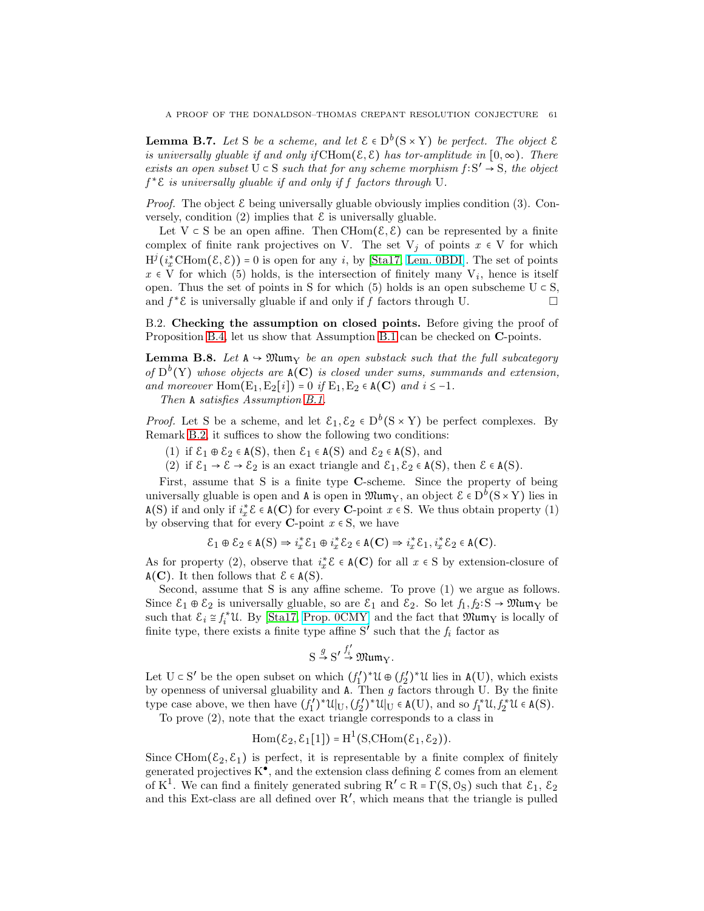**Lemma B.7.** *Let* $\mathrm{S}$ *be a scheme, and let* $\mathcal{E} \in \mathrm{D}^b(\mathrm{S} \times \mathrm{Y})$ *be perfect. The object* $\mathcal{E}$ *is universally gluable if and only if* $\mathrm{CHom}(\mathcal{E}, \mathcal{E})$ *has tor-amplitude in* $[0, \infty)$*. There exists an open subset* $\mathrm{U} \subset \mathrm{S}$ *such that for any scheme morphism* $f: \mathrm{S}' \to \mathrm{S}$*, the object* $f^*\mathcal{E}$ *is universally gluable if and only if* $f$ *factors through* $\mathrm{U}$.

*Proof.* The object $\mathcal{E}$ being universally gluable obviously implies condition (3). Conversely, condition (2) implies that $\mathcal{E}$ is universally gluable.

Let $\mathrm{V} \subset \mathrm{S}$ be an open affine. Then $\mathrm{CHom}(\mathcal{E}, \mathcal{E})$ can be represented by a finite complex of finite rank projectives on $\mathrm{V}$. The set $\mathrm{V}_j$ of points $x \in \mathrm{V}$ for which $\mathrm{H}^j(i_x^* \mathrm{CHom}(\mathcal{E}, \mathcal{E})) = 0$ is open for any $i$, by [Sta17, Lem. 0BDI]. The set of points $x \in \mathrm{V}$ for which (5) holds, is the intersection of finitely many $\mathrm{V}_i$, hence is itself open. Thus the set of points in $\mathrm{S}$ for which (5) holds is an open subscheme $\mathrm{U} \subset \mathrm{S}$, and $f^*\mathcal{E}$ is universally gluable if and only if $f$ factors through $\mathrm{U}$. □

B.2. **Checking the assumption on closed points.** Before giving the proof of Proposition B.4, let us show that Assumption B.1 can be checked on $\mathbf{C}$-points.

**Lemma B.8.** *Let* $\mathtt{A} \hookrightarrow \mathfrak{Mum}_{\mathrm{Y}}$ *be an open substack such that the full subcategory of* $\mathrm{D}^b(\mathrm{Y})$ *whose objects are* $\mathtt{A}(\mathbf{C})$ *is closed under sums, summands and extension, and moreover* $\mathrm{Hom}(\mathrm{E}_1, \mathrm{E}_2[i]) = 0$ *if* $\mathrm{E}_1, \mathrm{E}_2 \in \mathtt{A}(\mathbf{C})$ *and* $i \leq -1$.

*Then* $\mathtt{A}$ *satisfies Assumption B.1.*

*Proof.* Let $\mathrm{S}$ be a scheme, and let $\mathcal{E}_1, \mathcal{E}_2 \in \mathrm{D}^b(\mathrm{S} \times \mathrm{Y})$ be perfect complexes. By Remark B.2, it suffices to show the following two conditions:

(1) if $\mathcal{E}_1 \oplus \mathcal{E}_2 \in \mathtt{A}(\mathrm{S})$, then $\mathcal{E}_1 \in \mathtt{A}(\mathrm{S})$ and $\mathcal{E}_2 \in \mathtt{A}(\mathrm{S})$, and

(2) if $\mathcal{E}_1 \to \mathcal{E} \to \mathcal{E}_2$ is an exact triangle and $\mathcal{E}_1, \mathcal{E}_2 \in \mathtt{A}(\mathrm{S})$, then $\mathcal{E} \in \mathtt{A}(\mathrm{S})$.

First, assume that $\mathrm{S}$ is a finite type $\mathbf{C}$-scheme. Since the property of being universally gluable is open and $\mathtt{A}$ is open in $\mathfrak{Mum}_{\mathrm{Y}}$, an object $\mathcal{E} \in \mathrm{D}^b(\mathrm{S} \times \mathrm{Y})$ lies in $\mathtt{A}(\mathrm{S})$ if and only if $i_x^*\mathcal{E} \in \mathtt{A}(\mathbf{C})$ for every $\mathbf{C}$-point $x \in \mathrm{S}$. We thus obtain property (1) by observing that for every $\mathbf{C}$-point $x \in \mathrm{S}$, we have

$$\mathcal{E}_1 \oplus \mathcal{E}_2 \in \mathtt{A}(\mathrm{S}) \Rightarrow i_x^*\mathcal{E}_1 \oplus i_x^*\mathcal{E}_2 \in \mathtt{A}(\mathbf{C}) \Rightarrow i_x^*\mathcal{E}_1, i_x^*\mathcal{E}_2 \in \mathtt{A}(\mathbf{C}).$$

As for property (2), observe that $i_x^*\mathcal{E} \in \mathtt{A}(\mathbf{C})$ for all $x \in \mathrm{S}$ by extension-closure of $\mathtt{A}(\mathbf{C})$. It then follows that $\mathcal{E} \in \mathtt{A}(\mathrm{S})$.

Second, assume that $\mathrm{S}$ is any affine scheme. To prove (1) we argue as follows. Since $\mathcal{E}_1 \oplus \mathcal{E}_2$ is universally gluable, so are $\mathcal{E}_1$ and $\mathcal{E}_2$. So let $f_1, f_2 : \mathrm{S} \to \mathfrak{Mum}_{\mathrm{Y}}$ be such that $\mathcal{E}_i \cong f_i^*\mathcal{U}$. By [Sta17, Prop. 0CMY] and the fact that $\mathfrak{Mum}_{\mathrm{Y}}$ is locally of finite type, there exists a finite type affine $\mathrm{S}'$ such that the $f_i$ factor as

$$\mathrm{S} \xrightarrow{g} \mathrm{S}' \xrightarrow{f_i'} \mathfrak{Mum}_{\mathrm{Y}}.$$

Let $\mathrm{U} \subset \mathrm{S}'$ be the open subset on which $(f_1')^*\mathcal{U} \oplus (f_2')^*\mathcal{U}$ lies in $\mathtt{A}(\mathrm{U})$, which exists by openness of universal gluability and $\mathtt{A}$. Then $g$ factors through $\mathrm{U}$. By the finite type case above, we then have $(f_1')^*\mathcal{U}|_{\mathrm{U}}, (f_2')^*\mathcal{U}|_{\mathrm{U}} \in \mathtt{A}(\mathrm{U})$, and so $f_1^*\mathcal{U}, f_2^*\mathcal{U} \in \mathtt{A}(\mathrm{S})$.

To prove (2), note that the exact triangle corresponds to a class in

$$\mathrm{Hom}(\mathcal{E}_2, \mathcal{E}_1[1]) = \mathrm{H}^1(\mathrm{S}, \mathrm{CHom}(\mathcal{E}_1, \mathcal{E}_2)).$$

Since $\mathrm{CHom}(\mathcal{E}_2, \mathcal{E}_1)$ is perfect, it is representable by a finite complex of finitely generated projectives $\mathrm{K}^\bullet$, and the extension class defining $\mathcal{E}$ comes from an element of $\mathrm{K}^1$. We can find a finitely generated subring $\mathrm{R}' \subset \mathrm{R} = \Gamma(\mathrm{S}, \mathcal{O}_{\mathrm{S}})$ such that $\mathcal{E}_1$, $\mathcal{E}_2$ and this Ext-class are all defined over $\mathrm{R}'$, which means that the triangle is pulled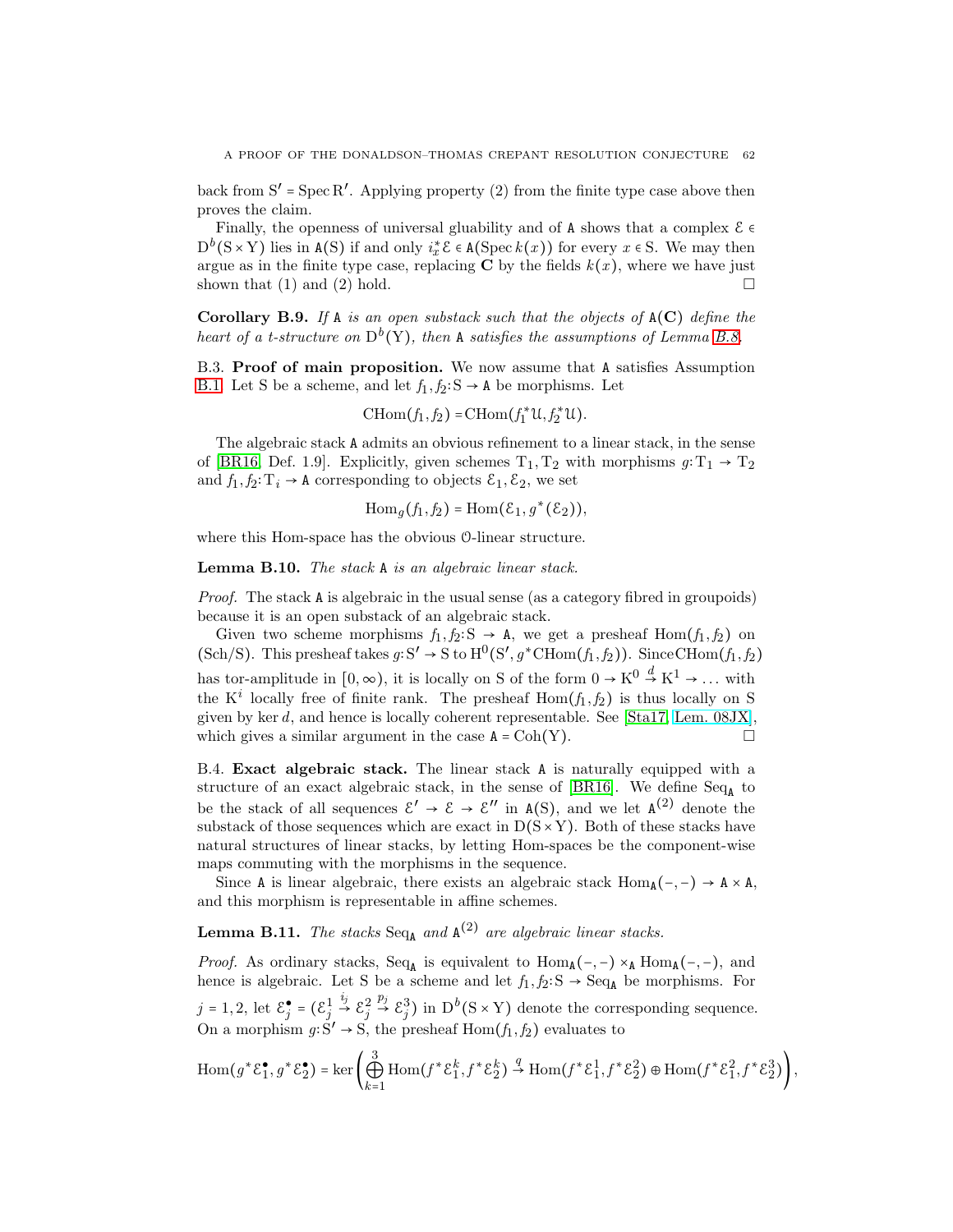back from $S' = \operatorname{Spec} R'$. Applying property (2) from the finite type case above then proves the claim.

Finally, the openness of universal gluability and of $\mathtt{A}$ shows that a complex $\mathcal{E} \in D^b(S \times Y)$ lies in $\mathtt{A}(S)$ if and only if $i_x^* \mathcal{E} \in \mathtt{A}(\operatorname{Spec} k(x))$ for every $x \in S$. We may then argue as in the finite type case, replacing $\mathbf{C}$ by the fields $k(x)$, where we have just shown that (1) and (2) hold. □

**Corollary B.9.** *If $\mathtt{A}$ is an open substack such that the objects of $\mathtt{A}(\mathbf{C})$ define the heart of a t-structure on $D^b(Y)$, then $\mathtt{A}$ satisfies the assumptions of Lemma B.8.*

### B.3. Proof of main proposition.

We now assume that $\mathtt{A}$ satisfies Assumption B.1. Let S be a scheme, and let $f_1, f_2 \colon S \to \mathtt{A}$ be morphisms. Let

$$\operatorname{CHom}(f_1, f_2) = \operatorname{CHom}(f_1^* \mathcal{U}, f_2^* \mathcal{U}).$$

The algebraic stack $\mathtt{A}$ admits an obvious refinement to a linear stack, in the sense of [BR16, Def. 1.9]. Explicitly, given schemes $T_1, T_2$ with morphisms $g \colon T_1 \to T_2$ and $f_1, f_2 \colon T_i \to \mathtt{A}$ corresponding to objects $\mathcal{E}_1, \mathcal{E}_2$, we set

$$\operatorname{Hom}_g(f_1, f_2) = \operatorname{Hom}(\mathcal{E}_1, g^*(\mathcal{E}_2)),$$

where this Hom-space has the obvious $\mathcal{O}$-linear structure.

**Lemma B.10.** *The stack $\mathtt{A}$ is an algebraic linear stack.*

*Proof.* The stack $\mathtt{A}$ is algebraic in the usual sense (as a category fibred in groupoids) because it is an open substack of an algebraic stack.

Given two scheme morphisms $f_1, f_2 \colon S \to \mathtt{A}$, we get a presheaf $\operatorname{Hom}(f_1, f_2)$ on $(\mathrm{Sch}/S)$. This presheaf takes $g \colon S' \to S$ to $H^0(S', g^* \operatorname{CHom}(f_1, f_2))$. Since $\operatorname{CHom}(f_1, f_2)$ has tor-amplitude in $[0, \infty)$, it is locally on S of the form $0 \to K^0 \xrightarrow{d} K^1 \to \ldots$ with the $K^i$ locally free of finite rank. The presheaf $\operatorname{Hom}(f_1, f_2)$ is thus locally on S given by $\ker d$, and hence is locally coherent representable. See [Sta17, Lem. 08JX], which gives a similar argument in the case $\mathtt{A} = \operatorname{Coh}(Y)$. □

### B.4. Exact algebraic stack.

The linear stack $\mathtt{A}$ is naturally equipped with a structure of an exact algebraic stack, in the sense of [BR16]. We define $\mathrm{Seq}_{\mathtt{A}}$ to be the stack of all sequences $\mathcal{E}' \to \mathcal{E} \to \mathcal{E}''$ in $\mathtt{A}(S)$, and we let $\mathtt{A}^{(2)}$ denote the substack of those sequences which are exact in $D(S \times Y)$. Both of these stacks have natural structures of linear stacks, by letting Hom-spaces be the component-wise maps commuting with the morphisms in the sequence.

Since $\mathtt{A}$ is linear algebraic, there exists an algebraic stack $\operatorname{Hom}_{\mathtt{A}}(-,-) \to \mathtt{A} \times \mathtt{A}$, and this morphism is representable in affine schemes.

**Lemma B.11.** *The stacks $\mathrm{Seq}_{\mathtt{A}}$ and $\mathtt{A}^{(2)}$ are algebraic linear stacks.*

*Proof.* As ordinary stacks, $\mathrm{Seq}_{\mathtt{A}}$ is equivalent to $\operatorname{Hom}_{\mathtt{A}}(-,-) \times_{\mathtt{A}} \operatorname{Hom}_{\mathtt{A}}(-,-)$, and hence is algebraic. Let S be a scheme and let $f_1, f_2 \colon S \to \mathrm{Seq}_{\mathtt{A}}$ be morphisms. For $j = 1, 2$, let $\mathcal{E}_j^\bullet = (\mathcal{E}_j^1 \xrightarrow{i_j} \mathcal{E}_j^2 \xrightarrow{p_j} \mathcal{E}_j^3)$ in $D^b(S \times Y)$ denote the corresponding sequence. On a morphism $g \colon S' \to S$, the presheaf $\operatorname{Hom}(f_1, f_2)$ evaluates to

$$\operatorname{Hom}(g^* \mathcal{E}_1^\bullet, g^* \mathcal{E}_2^\bullet) = \ker\left( \bigoplus_{k=1}^{3} \operatorname{Hom}(f^* \mathcal{E}_1^k, f^* \mathcal{E}_2^k) \xrightarrow{q} \operatorname{Hom}(f^* \mathcal{E}_1^1, f^* \mathcal{E}_2^2) \oplus \operatorname{Hom}(f^* \mathcal{E}_1^2, f^* \mathcal{E}_2^3) \right),$$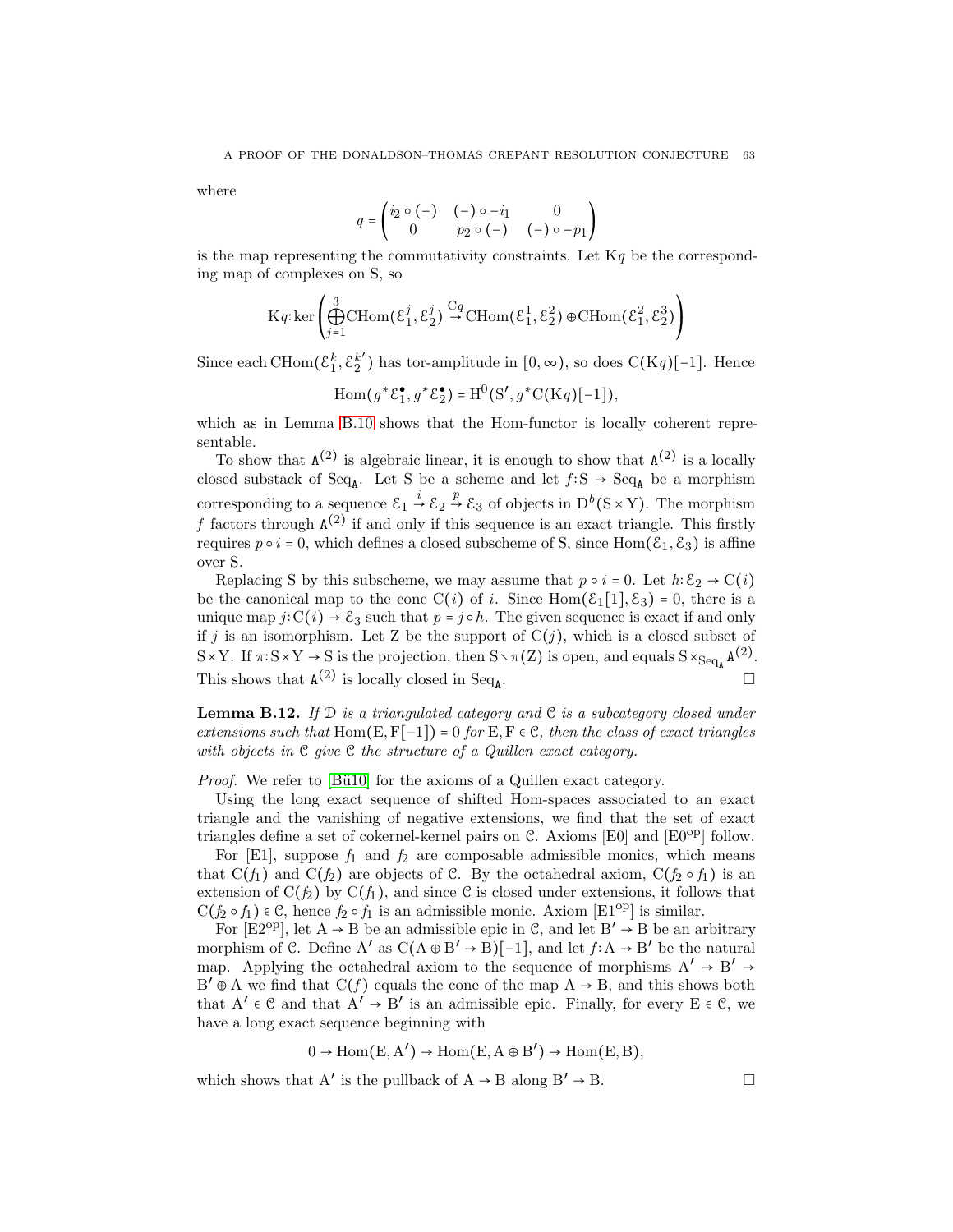where

$$q = \begin{pmatrix} i_2 \circ (-) & (-) \circ -i_1 & 0 \\ 0 & p_2 \circ (-) & (-) \circ -p_1 \end{pmatrix}$$

is the map representing the commutativity constraints. Let $\mathrm{K}q$ be the corresponding map of complexes on S, so

$$\mathrm{K}q\colon \ker\left( \bigoplus_{j=1}^{3} \mathrm{CHom}(\mathcal{E}_1^j, \mathcal{E}_2^j) \overset{\mathrm{C}q}{\to} \mathrm{CHom}(\mathcal{E}_1^1, \mathcal{E}_2^2) \oplus \mathrm{CHom}(\mathcal{E}_1^2, \mathcal{E}_2^3) \right)$$

Since each $\mathrm{CHom}(\mathcal{E}_1^k, \mathcal{E}_2^{k'})$ has tor-amplitude in $[0, \infty)$, so does $\mathrm{C}(\mathrm{K}q)[-1]$. Hence

$$\mathrm{Hom}(g^*\mathcal{E}_1^\bullet, g^*\mathcal{E}_2^\bullet) = \mathrm{H}^0(\mathrm{S}', g^*\mathrm{C}(\mathrm{K}q)[-1]),$$

which as in Lemma B.10 shows that the Hom-functor is locally coherent representable.

To show that $\mathtt{A}^{(2)}$ is algebraic linear, it is enough to show that $\mathtt{A}^{(2)}$ is a locally closed substack of $\mathrm{Seq}_\mathtt{A}$. Let S be a scheme and let $f\colon \mathrm{S} \to \mathrm{Seq}_\mathtt{A}$ be a morphism corresponding to a sequence $\mathcal{E}_1 \overset{i}{\to} \mathcal{E}_2 \overset{p}{\to} \mathcal{E}_3$ of objects in $\mathrm{D}^b(\mathrm{S}\times\mathrm{Y})$. The morphism $f$ factors through $\mathtt{A}^{(2)}$ if and only if this sequence is an exact triangle. This firstly requires $p \circ i = 0$, which defines a closed subscheme of S, since $\mathrm{Hom}(\mathcal{E}_1, \mathcal{E}_3)$ is affine over S.

Replacing S by this subscheme, we may assume that $p \circ i = 0$. Let $h\colon \mathcal{E}_2 \to \mathrm{C}(i)$ be the canonical map to the cone $\mathrm{C}(i)$ of $i$. Since $\mathrm{Hom}(\mathcal{E}_1[1], \mathcal{E}_3) = 0$, there is a unique map $j\colon \mathrm{C}(i) \to \mathcal{E}_3$ such that $p = j \circ h$. The given sequence is exact if and only if $j$ is an isomorphism. Let Z be the support of $\mathrm{C}(j)$, which is a closed subset of $\mathrm{S}\times\mathrm{Y}$. If $\pi\colon \mathrm{S}\times\mathrm{Y} \to \mathrm{S}$ is the projection, then $\mathrm{S} \smallsetminus \pi(\mathrm{Z})$ is open, and equals $\mathrm{S} \times_{\mathrm{Seq}_\mathtt{A}} \mathtt{A}^{(2)}$. This shows that $\mathtt{A}^{(2)}$ is locally closed in $\mathrm{Seq}_\mathtt{A}$. □

**Lemma B.12.** *If $\mathcal{D}$ is a triangulated category and $\mathcal{C}$ is a subcategory closed under extensions such that $\mathrm{Hom}(\mathrm{E}, \mathrm{F}[-1]) = 0$ for $\mathrm{E}, \mathrm{F} \in \mathcal{C}$, then the class of exact triangles with objects in $\mathcal{C}$ give $\mathcal{C}$ the structure of a Quillen exact category.*

*Proof.* We refer to [Bü10] for the axioms of a Quillen exact category.

Using the long exact sequence of shifted Hom-spaces associated to an exact triangle and the vanishing of negative extensions, we find that the set of exact triangles define a set of cokernel-kernel pairs on $\mathcal{C}$. Axioms [E0] and [E0$^{\mathrm{op}}$] follow.

For [E1], suppose $f_1$ and $f_2$ are composable admissible monics, which means that $\mathrm{C}(f_1)$ and $\mathrm{C}(f_2)$ are objects of $\mathcal{C}$. By the octahedral axiom, $\mathrm{C}(f_2 \circ f_1)$ is an extension of $\mathrm{C}(f_2)$ by $\mathrm{C}(f_1)$, and since $\mathcal{C}$ is closed under extensions, it follows that $\mathrm{C}(f_2 \circ f_1) \in \mathcal{C}$, hence $f_2 \circ f_1$ is an admissible monic. Axiom [E1$^{\mathrm{op}}$] is similar.

For [E2$^{\mathrm{op}}$], let $\mathrm{A} \to \mathrm{B}$ be an admissible epic in $\mathcal{C}$, and let $\mathrm{B}' \to \mathrm{B}$ be an arbitrary morphism of $\mathcal{C}$. Define $\mathrm{A}'$ as $\mathrm{C}(\mathrm{A} \oplus \mathrm{B}' \to \mathrm{B})[-1]$, and let $f\colon \mathrm{A} \to \mathrm{B}'$ be the natural map. Applying the octahedral axiom to the sequence of morphisms $\mathrm{A}' \to \mathrm{B}' \to \mathrm{B}' \oplus \mathrm{A}$ we find that $\mathrm{C}(f)$ equals the cone of the map $\mathrm{A} \to \mathrm{B}$, and this shows both that $\mathrm{A}' \in \mathcal{C}$ and that $\mathrm{A}' \to \mathrm{B}'$ is an admissible epic. Finally, for every $\mathrm{E} \in \mathcal{C}$, we have a long exact sequence beginning with

$$0 \to \mathrm{Hom}(\mathrm{E}, \mathrm{A}') \to \mathrm{Hom}(\mathrm{E}, \mathrm{A} \oplus \mathrm{B}') \to \mathrm{Hom}(\mathrm{E}, \mathrm{B}),$$

which shows that $\mathrm{A}'$ is the pullback of $\mathrm{A} \to \mathrm{B}$ along $\mathrm{B}' \to \mathrm{B}$. □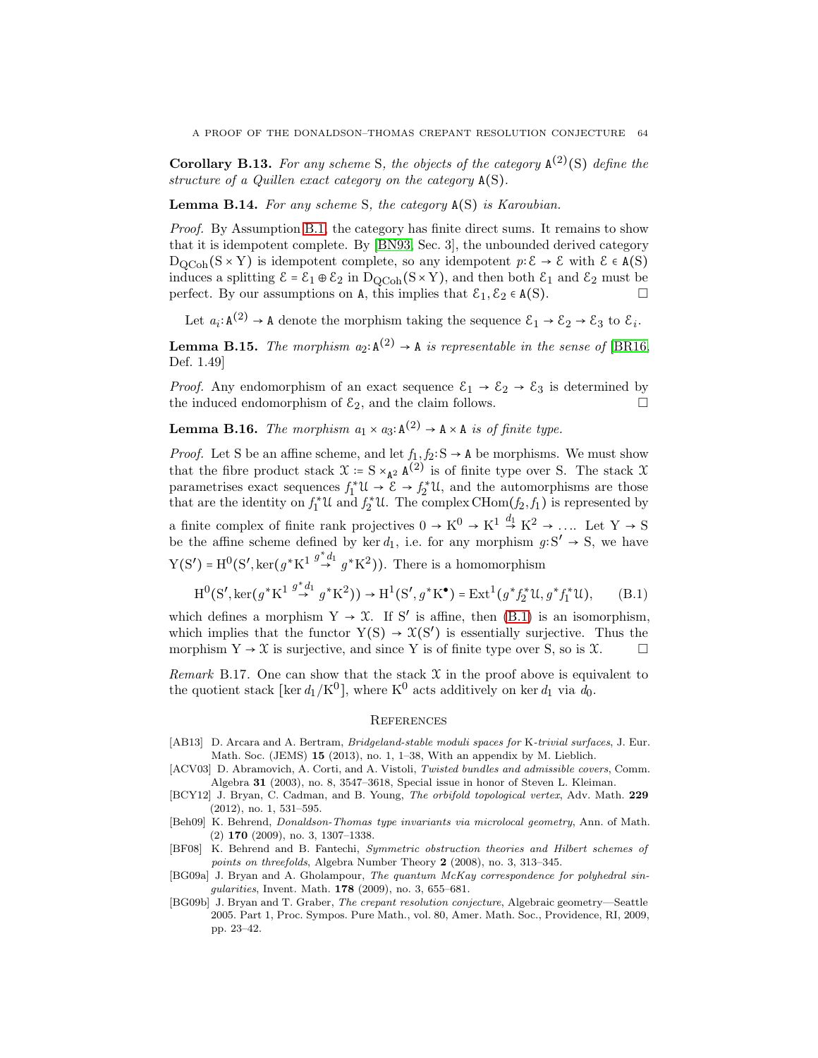**Corollary B.13.** *For any scheme* S*, the objects of the category* $\mathtt{A}^{(2)}(\mathrm{S})$ *define the structure of a Quillen exact category on the category* $\mathtt{A}(\mathrm{S})$*.*

**Lemma B.14.** *For any scheme* S*, the category* $\mathtt{A}(\mathrm{S})$ *is Karoubian.*

*Proof.* By Assumption B.1, the category has finite direct sums. It remains to show that it is idempotent complete. By [BN93, Sec. 3], the unbounded derived category $\mathrm{D}_{\mathrm{QCoh}}(\mathrm{S}\times\mathrm{Y})$ is idempotent complete, so any idempotent $p{:}\,\mathcal{E}\to\mathcal{E}$ with $\mathcal{E}\in\mathtt{A}(\mathrm{S})$ induces a splitting $\mathcal{E}=\mathcal{E}_1\oplus\mathcal{E}_2$ in $\mathrm{D}_{\mathrm{QCoh}}(\mathrm{S}\times\mathrm{Y})$, and then both $\mathcal{E}_1$ and $\mathcal{E}_2$ must be perfect. By our assumptions on $\mathtt{A}$, this implies that $\mathcal{E}_1,\mathcal{E}_2\in\mathtt{A}(\mathrm{S})$. □

Let $a_i{:}\,\mathtt{A}^{(2)}\to\mathtt{A}$ denote the morphism taking the sequence $\mathcal{E}_1\to\mathcal{E}_2\to\mathcal{E}_3$ to $\mathcal{E}_i$.

**Lemma B.15.** *The morphism* $a_2{:}\,\mathtt{A}^{(2)}\to\mathtt{A}$ *is representable in the sense of* [BR16, Def. 1.49]

*Proof.* Any endomorphism of an exact sequence $\mathcal{E}_1\to\mathcal{E}_2\to\mathcal{E}_3$ is determined by the induced endomorphism of $\mathcal{E}_2$, and the claim follows. □

**Lemma B.16.** *The morphism* $a_1\times a_3{:}\,\mathtt{A}^{(2)}\to\mathtt{A}\times\mathtt{A}$ *is of finite type.*

*Proof.* Let S be an affine scheme, and let $f_1,f_2{:}\,\mathrm{S}\to\mathtt{A}$ be morphisms. We must show that the fibre product stack $\mathcal{X}\coloneqq\mathrm{S}\times_{\mathtt{A}^2}\mathtt{A}^{(2)}$ is of finite type over S. The stack $\mathcal{X}$ parametrises exact sequences $f_1^*\mathcal{U}\to\mathcal{E}\to f_2^*\mathcal{U}$, and the automorphisms are those that are the identity on $f_1^*\mathcal{U}$ and $f_2^*\mathcal{U}$. The complex $\mathrm{CHom}(f_2,f_1)$ is represented by a finite complex of finite rank projectives $0\to\mathrm{K}^0\to\mathrm{K}^1\overset{d_1}{\to}\mathrm{K}^2\to\ldots$. Let $\mathrm{Y}\to\mathrm{S}$ be the affine scheme defined by $\ker d_1$, i.e. for any morphism $g{:}\,\mathrm{S}'\to\mathrm{S}$, we have $\mathrm{Y}(\mathrm{S}')=\mathrm{H}^0(\mathrm{S}',\ker(g^*\mathrm{K}^1\overset{g^*d_1}{\to}g^*\mathrm{K}^2))$. There is a homomorphism

$$\mathrm{H}^0(\mathrm{S}',\ker(g^*\mathrm{K}^1\overset{g^*d_1}{\to}g^*\mathrm{K}^2))\to\mathrm{H}^1(\mathrm{S}',g^*\mathrm{K}^\bullet)=\mathrm{Ext}^1(g^*f_2^*\mathcal{U},g^*f_1^*\mathcal{U}),\tag{B.1}$$

which defines a morphism $\mathrm{Y}\to\mathcal{X}$. If $\mathrm{S}'$ is affine, then (B.1) is an isomorphism, which implies that the functor $\mathrm{Y}(\mathrm{S})\to\mathcal{X}(\mathrm{S}')$ is essentially surjective. Thus the morphism $\mathrm{Y}\to\mathcal{X}$ is surjective, and since Y is of finite type over S, so is $\mathcal{X}$. □

*Remark* B.17. One can show that the stack $\mathcal{X}$ in the proof above is equivalent to the quotient stack $[\ker d_1/\mathrm{K}^0]$, where $\mathrm{K}^0$ acts additively on $\ker d_1$ via $d_0$.

## References

[AB13] D. Arcara and A. Bertram, *Bridgeland-stable moduli spaces for* K*-trivial surfaces*, J. Eur. Math. Soc. (JEMS) **15** (2013), no. 1, 1–38, With an appendix by M. Lieblich.

[ACV03] D. Abramovich, A. Corti, and A. Vistoli, *Twisted bundles and admissible covers*, Comm. Algebra **31** (2003), no. 8, 3547–3618, Special issue in honor of Steven L. Kleiman.

[BCY12] J. Bryan, C. Cadman, and B. Young, *The orbifold topological vertex*, Adv. Math. **229** (2012), no. 1, 531–595.

[Beh09] K. Behrend, *Donaldson-Thomas type invariants via microlocal geometry*, Ann. of Math. (2) **170** (2009), no. 3, 1307–1338.

[BF08] K. Behrend and B. Fantechi, *Symmetric obstruction theories and Hilbert schemes of points on threefolds*, Algebra Number Theory **2** (2008), no. 3, 313–345.

[BG09a] J. Bryan and A. Gholampour, *The quantum McKay correspondence for polyhedral singularities*, Invent. Math. **178** (2009), no. 3, 655–681.

[BG09b] J. Bryan and T. Graber, *The crepant resolution conjecture*, Algebraic geometry—Seattle 2005. Part 1, Proc. Sympos. Pure Math., vol. 80, Amer. Math. Soc., Providence, RI, 2009, pp. 23–42.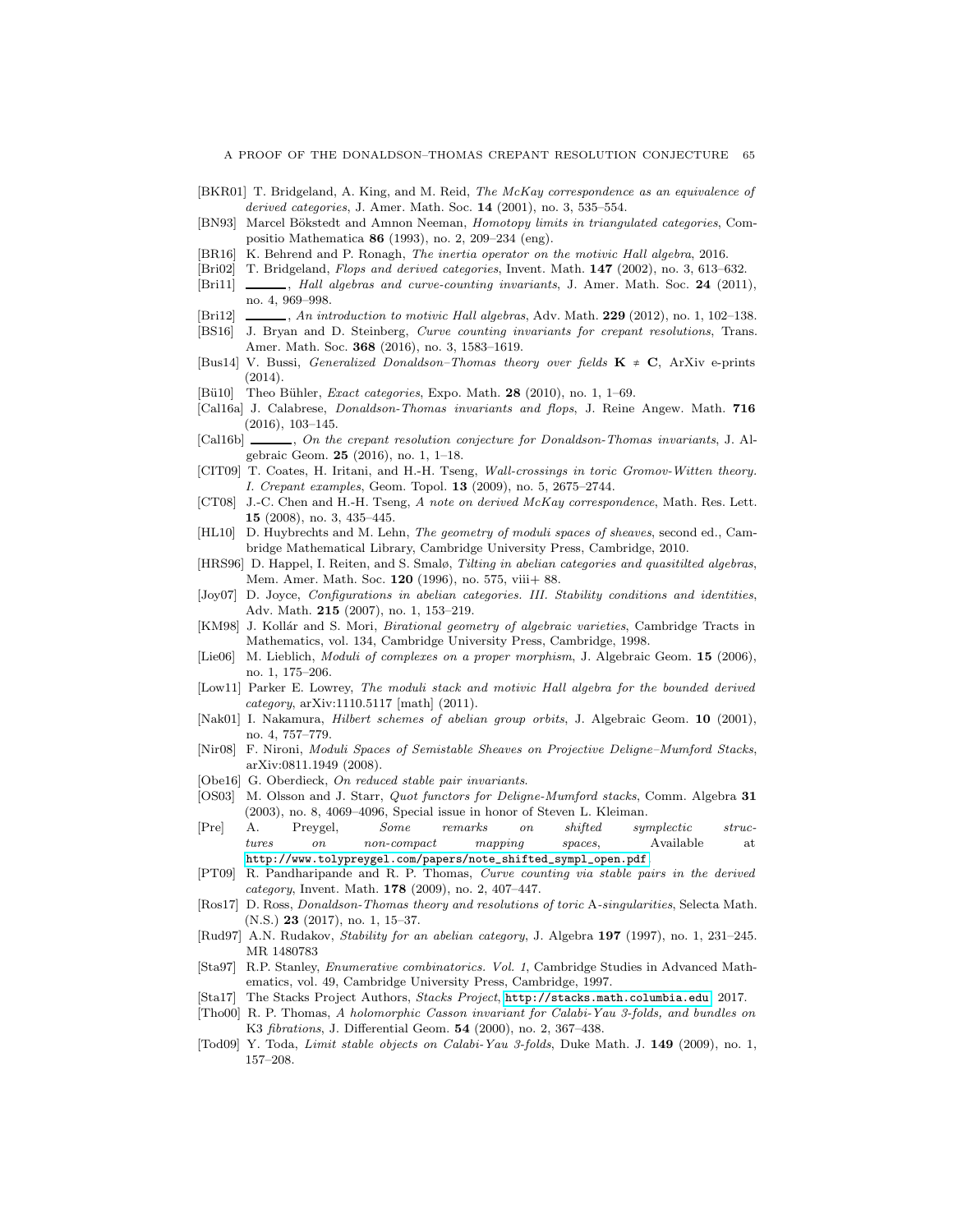- [BKR01] T. Bridgeland, A. King, and M. Reid, *The McKay correspondence as an equivalence of derived categories*, J. Amer. Math. Soc. **14** (2001), no. 3, 535–554.
- [BN93] Marcel Bökstedt and Amnon Neeman, *Homotopy limits in triangulated categories*, Compositio Mathematica **86** (1993), no. 2, 209–234 (eng).
- [BR16] K. Behrend and P. Ronagh, *The inertia operator on the motivic Hall algebra*, 2016.
- [Bri02] T. Bridgeland, *Flops and derived categories*, Invent. Math. **147** (2002), no. 3, 613–632.
- [Bri11] ______, *Hall algebras and curve-counting invariants*, J. Amer. Math. Soc. **24** (2011), no. 4, 969–998.
- [Bri12] ______, *An introduction to motivic Hall algebras*, Adv. Math. **229** (2012), no. 1, 102–138.
- [BS16] J. Bryan and D. Steinberg, *Curve counting invariants for crepant resolutions*, Trans. Amer. Math. Soc. **368** (2016), no. 3, 1583–1619.
- [Bus14] V. Bussi, *Generalized Donaldson–Thomas theory over fields* $\mathbf{K} \neq \mathbf{C}$, ArXiv e-prints (2014).
- [Bü10] Theo Bühler, *Exact categories*, Expo. Math. **28** (2010), no. 1, 1–69.
- [Cal16a] J. Calabrese, *Donaldson-Thomas invariants and flops*, J. Reine Angew. Math. **716** (2016), 103–145.
- [Cal16b] ______, *On the crepant resolution conjecture for Donaldson-Thomas invariants*, J. Algebraic Geom. **25** (2016), no. 1, 1–18.
- [CIT09] T. Coates, H. Iritani, and H.-H. Tseng, *Wall-crossings in toric Gromov-Witten theory. I. Crepant examples*, Geom. Topol. **13** (2009), no. 5, 2675–2744.
- [CT08] J.-C. Chen and H.-H. Tseng, *A note on derived McKay correspondence*, Math. Res. Lett. **15** (2008), no. 3, 435–445.
- [HL10] D. Huybrechts and M. Lehn, *The geometry of moduli spaces of sheaves*, second ed., Cambridge Mathematical Library, Cambridge University Press, Cambridge, 2010.
- [HRS96] D. Happel, I. Reiten, and S. Smalø, *Tilting in abelian categories and quasitilted algebras*, Mem. Amer. Math. Soc. **120** (1996), no. 575, viii+ 88.
- [Joy07] D. Joyce, *Configurations in abelian categories. III. Stability conditions and identities*, Adv. Math. **215** (2007), no. 1, 153–219.
- [KM98] J. Kollár and S. Mori, *Birational geometry of algebraic varieties*, Cambridge Tracts in Mathematics, vol. 134, Cambridge University Press, Cambridge, 1998.
- [Lie06] M. Lieblich, *Moduli of complexes on a proper morphism*, J. Algebraic Geom. **15** (2006), no. 1, 175–206.
- [Low11] Parker E. Lowrey, *The moduli stack and motivic Hall algebra for the bounded derived category*, arXiv:1110.5117 [math] (2011).
- [Nak01] I. Nakamura, *Hilbert schemes of abelian group orbits*, J. Algebraic Geom. **10** (2001), no. 4, 757–779.
- [Nir08] F. Nironi, *Moduli Spaces of Semistable Sheaves on Projective Deligne–Mumford Stacks*, arXiv:0811.1949 (2008).
- [Obe16] G. Oberdieck, *On reduced stable pair invariants*.
- [OS03] M. Olsson and J. Starr, *Quot functors for Deligne-Mumford stacks*, Comm. Algebra **31** (2003), no. 8, 4069–4096, Special issue in honor of Steven L. Kleiman.
- [Pre] A. Preygel, *Some remarks on shifted symplectic structures on non-compact mapping spaces*, Available at http://www.tolypreygel.com/papers/note_shifted_sympl_open.pdf.
- [PT09] R. Pandharipande and R. P. Thomas, *Curve counting via stable pairs in the derived category*, Invent. Math. **178** (2009), no. 2, 407–447.
- [Ros17] D. Ross, *Donaldson-Thomas theory and resolutions of toric* A*-singularities*, Selecta Math. (N.S.) **23** (2017), no. 1, 15–37.
- [Rud97] A.N. Rudakov, *Stability for an abelian category*, J. Algebra **197** (1997), no. 1, 231–245. MR 1480783
- [Sta97] R.P. Stanley, *Enumerative combinatorics. Vol. 1*, Cambridge Studies in Advanced Mathematics, vol. 49, Cambridge University Press, Cambridge, 1997.
- [Sta17] The Stacks Project Authors, *Stacks Project*, http://stacks.math.columbia.edu, 2017.
- [Tho00] R. P. Thomas, *A holomorphic Casson invariant for Calabi-Yau 3-folds, and bundles on K3 fibrations*, J. Differential Geom. **54** (2000), no. 2, 367–438.
- [Tod09] Y. Toda, *Limit stable objects on Calabi-Yau 3-folds*, Duke Math. J. **149** (2009), no. 1, 157–208.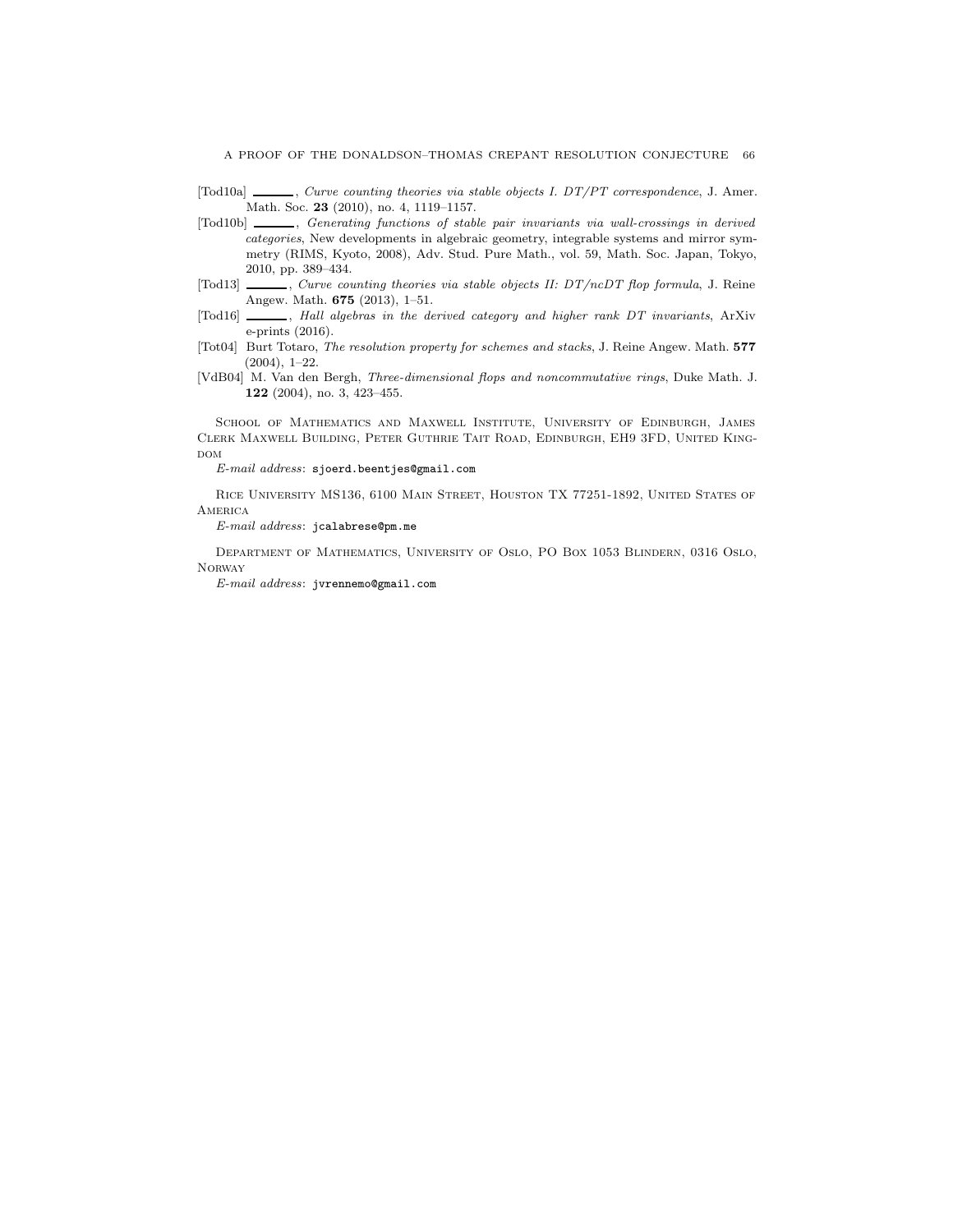- [Tod10a] ______, *Curve counting theories via stable objects I. DT/PT correspondence*, J. Amer. Math. Soc. **23** (2010), no. 4, 1119–1157.
- [Tod10b] ______, *Generating functions of stable pair invariants via wall-crossings in derived categories*, New developments in algebraic geometry, integrable systems and mirror symmetry (RIMS, Kyoto, 2008), Adv. Stud. Pure Math., vol. 59, Math. Soc. Japan, Tokyo, 2010, pp. 389–434.
- [Tod13] ______, *Curve counting theories via stable objects II: DT/ncDT flop formula*, J. Reine Angew. Math. **675** (2013), 1–51.
- [Tod16] ______, *Hall algebras in the derived category and higher rank DT invariants*, ArXiv e-prints (2016).
- [Tot04] Burt Totaro, *The resolution property for schemes and stacks*, J. Reine Angew. Math. **577** (2004), 1–22.
- [VdB04] M. Van den Bergh, *Three-dimensional flops and noncommutative rings*, Duke Math. J. **122** (2004), no. 3, 423–455.

School of Mathematics and Maxwell Institute, University of Edinburgh, James Clerk Maxwell Building, Peter Guthrie Tait Road, Edinburgh, EH9 3FD, United Kingdom

*E-mail address*: sjoerd.beentjes@gmail.com

Rice University MS136, 6100 Main Street, Houston TX 77251-1892, United States of America

*E-mail address*: jcalabrese@pm.me

Department of Mathematics, University of Oslo, PO Box 1053 Blindern, 0316 Oslo, Norway

*E-mail address*: jvrennemo@gmail.com